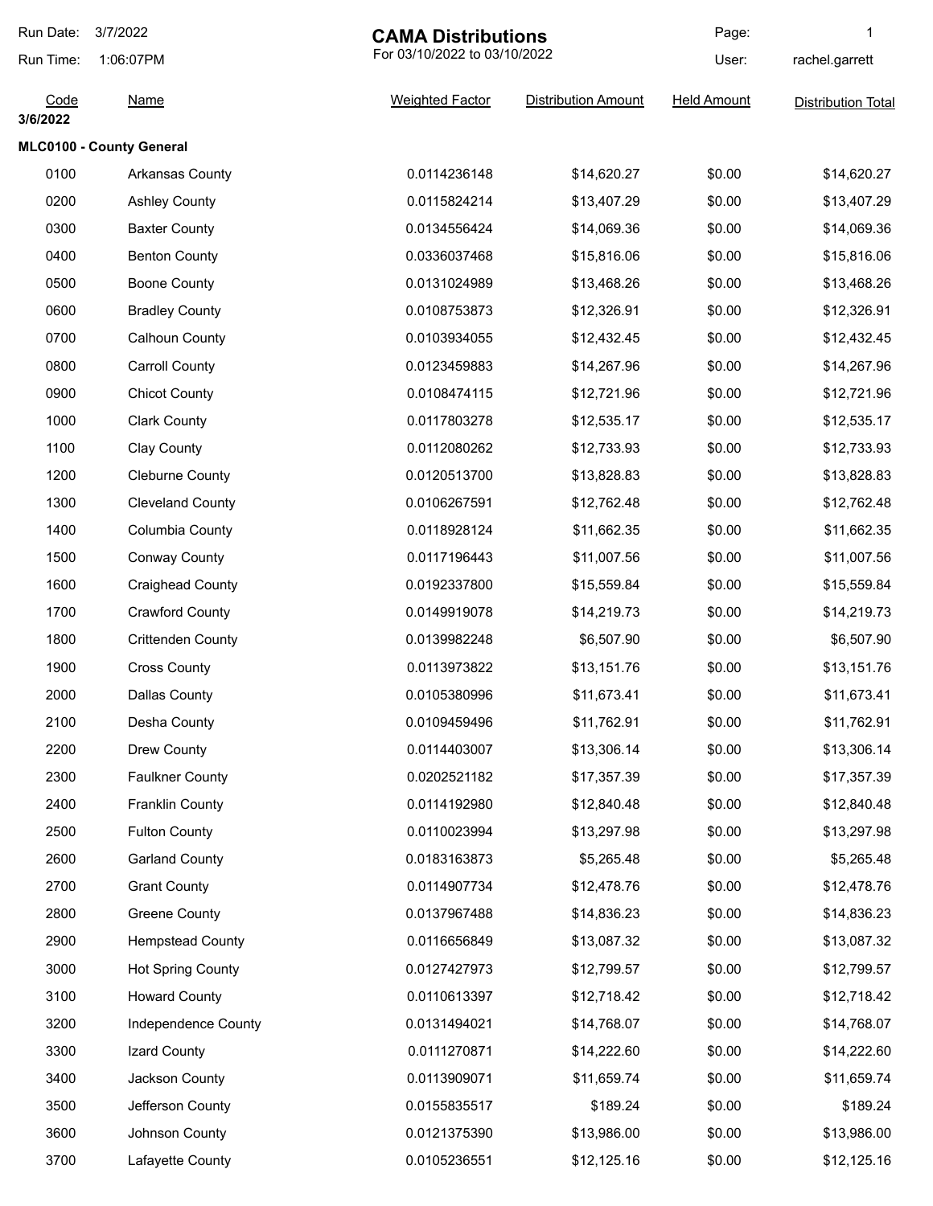# CAMA Distributions

For 03/10/2022 to 03/10/2022

Run Date: 3/7/2022
Run Time: 1:06:07PM
User: rachel.garrett

| Code | Name | Weighted Factor | Distribution Amount | Held Amount | Distribution Total |
|---|---|---|---|---|---|
| **3/6/2022** | | | | | |
| **MLC0100 - County General** | | | | | |
| 0100 | Arkansas County | 0.0114236148 | $14,620.27 | $0.00 | $14,620.27 |
| 0200 | Ashley County | 0.0115824214 | $13,407.29 | $0.00 | $13,407.29 |
| 0300 | Baxter County | 0.0134556424 | $14,069.36 | $0.00 | $14,069.36 |
| 0400 | Benton County | 0.0336037468 | $15,816.06 | $0.00 | $15,816.06 |
| 0500 | Boone County | 0.0131024989 | $13,468.26 | $0.00 | $13,468.26 |
| 0600 | Bradley County | 0.0108753873 | $12,326.91 | $0.00 | $12,326.91 |
| 0700 | Calhoun County | 0.0103934055 | $12,432.45 | $0.00 | $12,432.45 |
| 0800 | Carroll County | 0.0123459883 | $14,267.96 | $0.00 | $14,267.96 |
| 0900 | Chicot County | 0.0108474115 | $12,721.96 | $0.00 | $12,721.96 |
| 1000 | Clark County | 0.0117803278 | $12,535.17 | $0.00 | $12,535.17 |
| 1100 | Clay County | 0.0112080262 | $12,733.93 | $0.00 | $12,733.93 |
| 1200 | Cleburne County | 0.0120513700 | $13,828.83 | $0.00 | $13,828.83 |
| 1300 | Cleveland County | 0.0106267591 | $12,762.48 | $0.00 | $12,762.48 |
| 1400 | Columbia County | 0.0118928124 | $11,662.35 | $0.00 | $11,662.35 |
| 1500 | Conway County | 0.0117196443 | $11,007.56 | $0.00 | $11,007.56 |
| 1600 | Craighead County | 0.0192337800 | $15,559.84 | $0.00 | $15,559.84 |
| 1700 | Crawford County | 0.0149919078 | $14,219.73 | $0.00 | $14,219.73 |
| 1800 | Crittenden County | 0.0139982248 | $6,507.90 | $0.00 | $6,507.90 |
| 1900 | Cross County | 0.0113973822 | $13,151.76 | $0.00 | $13,151.76 |
| 2000 | Dallas County | 0.0105380996 | $11,673.41 | $0.00 | $11,673.41 |
| 2100 | Desha County | 0.0109459496 | $11,762.91 | $0.00 | $11,762.91 |
| 2200 | Drew County | 0.0114403007 | $13,306.14 | $0.00 | $13,306.14 |
| 2300 | Faulkner County | 0.0202521182 | $17,357.39 | $0.00 | $17,357.39 |
| 2400 | Franklin County | 0.0114192980 | $12,840.48 | $0.00 | $12,840.48 |
| 2500 | Fulton County | 0.0110023994 | $13,297.98 | $0.00 | $13,297.98 |
| 2600 | Garland County | 0.0183163873 | $5,265.48 | $0.00 | $5,265.48 |
| 2700 | Grant County | 0.0114907734 | $12,478.76 | $0.00 | $12,478.76 |
| 2800 | Greene County | 0.0137967488 | $14,836.23 | $0.00 | $14,836.23 |
| 2900 | Hempstead County | 0.0116656849 | $13,087.32 | $0.00 | $13,087.32 |
| 3000 | Hot Spring County | 0.0127427973 | $12,799.57 | $0.00 | $12,799.57 |
| 3100 | Howard County | 0.0110613397 | $12,718.42 | $0.00 | $12,718.42 |
| 3200 | Independence County | 0.0131494021 | $14,768.07 | $0.00 | $14,768.07 |
| 3300 | Izard County | 0.0111270871 | $14,222.60 | $0.00 | $14,222.60 |
| 3400 | Jackson County | 0.0113909071 | $11,659.74 | $0.00 | $11,659.74 |
| 3500 | Jefferson County | 0.0155835517 | $189.24 | $0.00 | $189.24 |
| 3600 | Johnson County | 0.0121375390 | $13,986.00 | $0.00 | $13,986.00 |
| 3700 | Lafayette County | 0.0105236551 | $12,125.16 | $0.00 | $12,125.16 |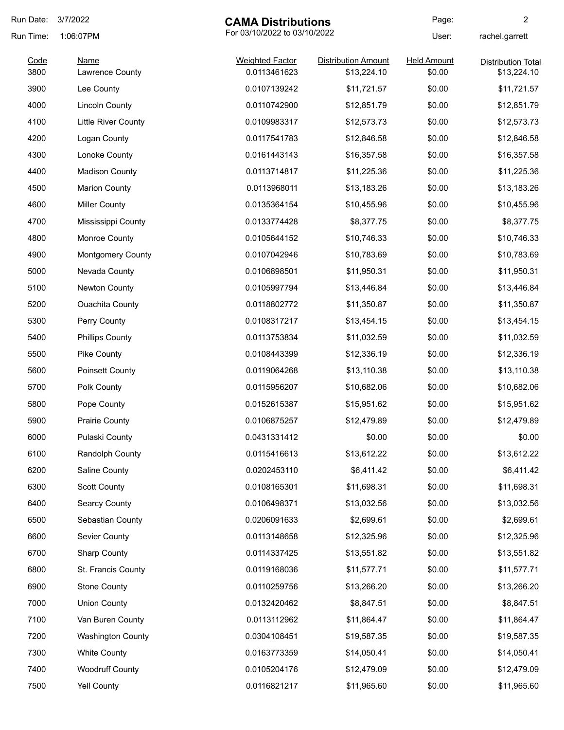# CAMA Distributions

For 03/10/2022 to 03/10/2022

Run Date: 3/7/2022
Run Time: 1:06:07PM
User: rachel.garrett

| Code | Name | Weighted Factor | Distribution Amount | Held Amount | Distribution Total |
|---|---|---|---|---|---|
| 3800 | Lawrence County | 0.0113461623 | $13,224.10 | $0.00 | $13,224.10 |
| 3900 | Lee County | 0.0107139242 | $11,721.57 | $0.00 | $11,721.57 |
| 4000 | Lincoln County | 0.0110742900 | $12,851.79 | $0.00 | $12,851.79 |
| 4100 | Little River County | 0.0109983317 | $12,573.73 | $0.00 | $12,573.73 |
| 4200 | Logan County | 0.0117541783 | $12,846.58 | $0.00 | $12,846.58 |
| 4300 | Lonoke County | 0.0161443143 | $16,357.58 | $0.00 | $16,357.58 |
| 4400 | Madison County | 0.0113714817 | $11,225.36 | $0.00 | $11,225.36 |
| 4500 | Marion County | 0.0113968011 | $13,183.26 | $0.00 | $13,183.26 |
| 4600 | Miller County | 0.0135364154 | $10,455.96 | $0.00 | $10,455.96 |
| 4700 | Mississippi County | 0.0133774428 | $8,377.75 | $0.00 | $8,377.75 |
| 4800 | Monroe County | 0.0105644152 | $10,746.33 | $0.00 | $10,746.33 |
| 4900 | Montgomery County | 0.0107042946 | $10,783.69 | $0.00 | $10,783.69 |
| 5000 | Nevada County | 0.0106898501 | $11,950.31 | $0.00 | $11,950.31 |
| 5100 | Newton County | 0.0105997794 | $13,446.84 | $0.00 | $13,446.84 |
| 5200 | Ouachita County | 0.0118802772 | $11,350.87 | $0.00 | $11,350.87 |
| 5300 | Perry County | 0.0108317217 | $13,454.15 | $0.00 | $13,454.15 |
| 5400 | Phillips County | 0.0113753834 | $11,032.59 | $0.00 | $11,032.59 |
| 5500 | Pike County | 0.0108443399 | $12,336.19 | $0.00 | $12,336.19 |
| 5600 | Poinsett County | 0.0119064268 | $13,110.38 | $0.00 | $13,110.38 |
| 5700 | Polk County | 0.0115956207 | $10,682.06 | $0.00 | $10,682.06 |
| 5800 | Pope County | 0.0152615387 | $15,951.62 | $0.00 | $15,951.62 |
| 5900 | Prairie County | 0.0106875257 | $12,479.89 | $0.00 | $12,479.89 |
| 6000 | Pulaski County | 0.0431331412 | $0.00 | $0.00 | $0.00 |
| 6100 | Randolph County | 0.0115416613 | $13,612.22 | $0.00 | $13,612.22 |
| 6200 | Saline County | 0.0202453110 | $6,411.42 | $0.00 | $6,411.42 |
| 6300 | Scott County | 0.0108165301 | $11,698.31 | $0.00 | $11,698.31 |
| 6400 | Searcy County | 0.0106498371 | $13,032.56 | $0.00 | $13,032.56 |
| 6500 | Sebastian County | 0.0206091633 | $2,699.61 | $0.00 | $2,699.61 |
| 6600 | Sevier County | 0.0113148658 | $12,325.96 | $0.00 | $12,325.96 |
| 6700 | Sharp County | 0.0114337425 | $13,551.82 | $0.00 | $13,551.82 |
| 6800 | St. Francis County | 0.0119168036 | $11,577.71 | $0.00 | $11,577.71 |
| 6900 | Stone County | 0.0110259756 | $13,266.20 | $0.00 | $13,266.20 |
| 7000 | Union County | 0.0132420462 | $8,847.51 | $0.00 | $8,847.51 |
| 7100 | Van Buren County | 0.0113112962 | $11,864.47 | $0.00 | $11,864.47 |
| 7200 | Washington County | 0.0304108451 | $19,587.35 | $0.00 | $19,587.35 |
| 7300 | White County | 0.0163773359 | $14,050.41 | $0.00 | $14,050.41 |
| 7400 | Woodruff County | 0.0105204176 | $12,479.09 | $0.00 | $12,479.09 |
| 7500 | Yell County | 0.0116821217 | $11,965.60 | $0.00 | $11,965.60 |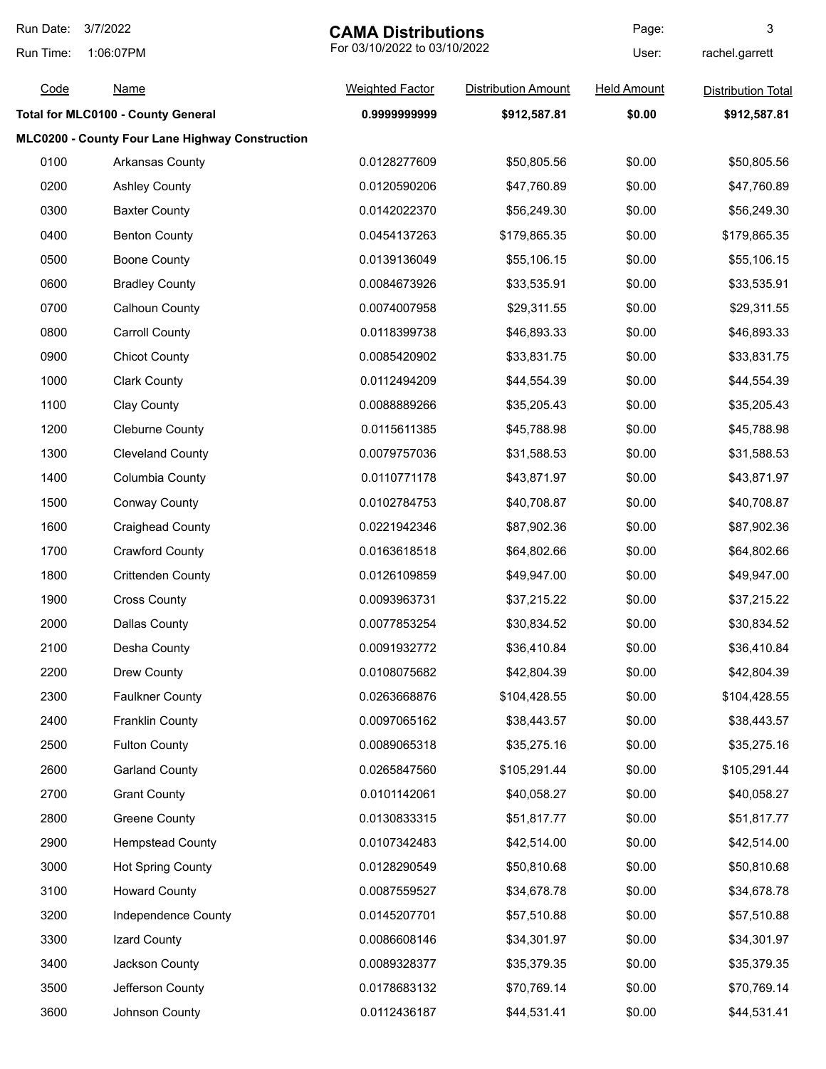# CAMA Distributions

For 03/10/2022 to 03/10/2022

Run Date: 3/7/2022
Run Time: 1:06:07PM
User: rachel.garrett

| Code | Name | Weighted Factor | Distribution Amount | Held Amount | Distribution Total |
|---|---|---|---|---|---|
| **Total for MLC0100 - County General** | | **0.9999999999** | **$912,587.81** | **$0.00** | **$912,587.81** |
| **MLC0200 - County Four Lane Highway Construction** | | | | | |
| 0100 | Arkansas County | 0.0128277609 | $50,805.56 | $0.00 | $50,805.56 |
| 0200 | Ashley County | 0.0120590206 | $47,760.89 | $0.00 | $47,760.89 |
| 0300 | Baxter County | 0.0142022370 | $56,249.30 | $0.00 | $56,249.30 |
| 0400 | Benton County | 0.0454137263 | $179,865.35 | $0.00 | $179,865.35 |
| 0500 | Boone County | 0.0139136049 | $55,106.15 | $0.00 | $55,106.15 |
| 0600 | Bradley County | 0.0084673926 | $33,535.91 | $0.00 | $33,535.91 |
| 0700 | Calhoun County | 0.0074007958 | $29,311.55 | $0.00 | $29,311.55 |
| 0800 | Carroll County | 0.0118399738 | $46,893.33 | $0.00 | $46,893.33 |
| 0900 | Chicot County | 0.0085420902 | $33,831.75 | $0.00 | $33,831.75 |
| 1000 | Clark County | 0.0112494209 | $44,554.39 | $0.00 | $44,554.39 |
| 1100 | Clay County | 0.0088889266 | $35,205.43 | $0.00 | $35,205.43 |
| 1200 | Cleburne County | 0.0115611385 | $45,788.98 | $0.00 | $45,788.98 |
| 1300 | Cleveland County | 0.0079757036 | $31,588.53 | $0.00 | $31,588.53 |
| 1400 | Columbia County | 0.0110771178 | $43,871.97 | $0.00 | $43,871.97 |
| 1500 | Conway County | 0.0102784753 | $40,708.87 | $0.00 | $40,708.87 |
| 1600 | Craighead County | 0.0221942346 | $87,902.36 | $0.00 | $87,902.36 |
| 1700 | Crawford County | 0.0163618518 | $64,802.66 | $0.00 | $64,802.66 |
| 1800 | Crittenden County | 0.0126109859 | $49,947.00 | $0.00 | $49,947.00 |
| 1900 | Cross County | 0.0093963731 | $37,215.22 | $0.00 | $37,215.22 |
| 2000 | Dallas County | 0.0077853254 | $30,834.52 | $0.00 | $30,834.52 |
| 2100 | Desha County | 0.0091932772 | $36,410.84 | $0.00 | $36,410.84 |
| 2200 | Drew County | 0.0108075682 | $42,804.39 | $0.00 | $42,804.39 |
| 2300 | Faulkner County | 0.0263668876 | $104,428.55 | $0.00 | $104,428.55 |
| 2400 | Franklin County | 0.0097065162 | $38,443.57 | $0.00 | $38,443.57 |
| 2500 | Fulton County | 0.0089065318 | $35,275.16 | $0.00 | $35,275.16 |
| 2600 | Garland County | 0.0265847560 | $105,291.44 | $0.00 | $105,291.44 |
| 2700 | Grant County | 0.0101142061 | $40,058.27 | $0.00 | $40,058.27 |
| 2800 | Greene County | 0.0130833315 | $51,817.77 | $0.00 | $51,817.77 |
| 2900 | Hempstead County | 0.0107342483 | $42,514.00 | $0.00 | $42,514.00 |
| 3000 | Hot Spring County | 0.0128290549 | $50,810.68 | $0.00 | $50,810.68 |
| 3100 | Howard County | 0.0087559527 | $34,678.78 | $0.00 | $34,678.78 |
| 3200 | Independence County | 0.0145207701 | $57,510.88 | $0.00 | $57,510.88 |
| 3300 | Izard County | 0.0086608146 | $34,301.97 | $0.00 | $34,301.97 |
| 3400 | Jackson County | 0.0089328377 | $35,379.35 | $0.00 | $35,379.35 |
| 3500 | Jefferson County | 0.0178683132 | $70,769.14 | $0.00 | $70,769.14 |
| 3600 | Johnson County | 0.0112436187 | $44,531.41 | $0.00 | $44,531.41 |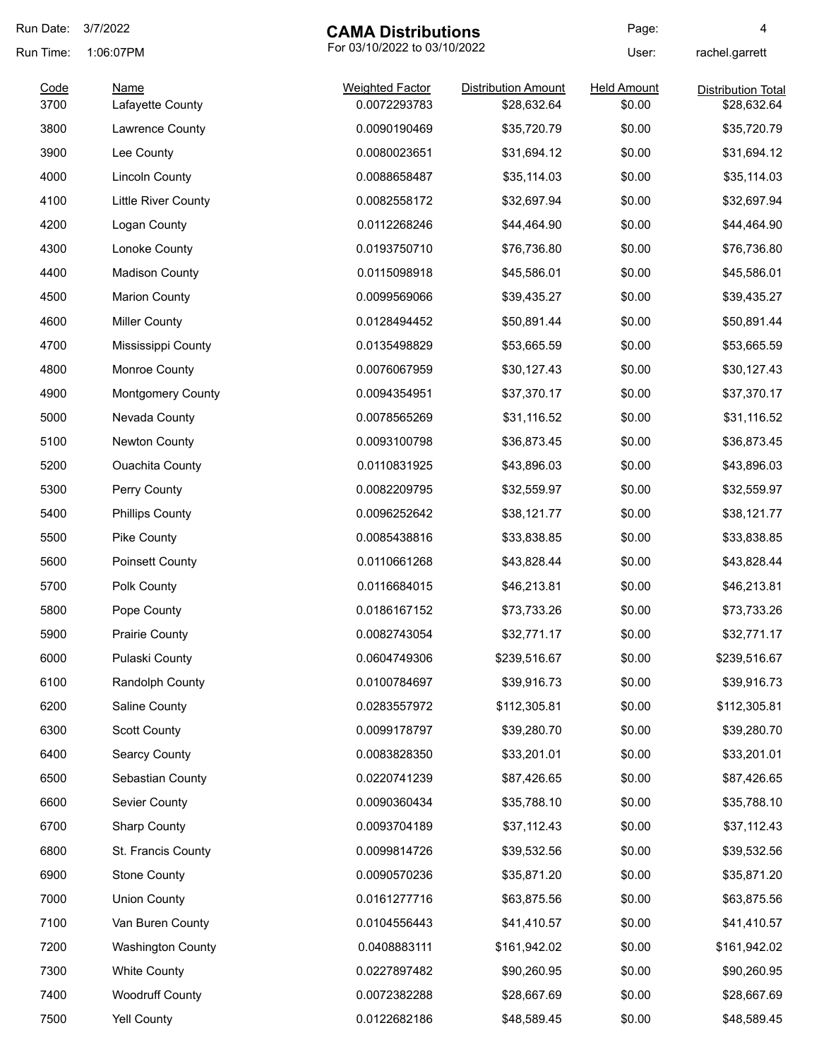# CAMA Distributions

For 03/10/2022 to 03/10/2022

Run Date: 3/7/2022
Run Time: 1:06:07PM
User: rachel.garrett

| Code | Name | Weighted Factor | Distribution Amount | Held Amount | Distribution Total |
|---|---|---|---|---|---|
| 3700 | Lafayette County | 0.0072293783 | $28,632.64 | $0.00 | $28,632.64 |
| 3800 | Lawrence County | 0.0090190469 | $35,720.79 | $0.00 | $35,720.79 |
| 3900 | Lee County | 0.0080023651 | $31,694.12 | $0.00 | $31,694.12 |
| 4000 | Lincoln County | 0.0088658487 | $35,114.03 | $0.00 | $35,114.03 |
| 4100 | Little River County | 0.0082558172 | $32,697.94 | $0.00 | $32,697.94 |
| 4200 | Logan County | 0.0112268246 | $44,464.90 | $0.00 | $44,464.90 |
| 4300 | Lonoke County | 0.0193750710 | $76,736.80 | $0.00 | $76,736.80 |
| 4400 | Madison County | 0.0115098918 | $45,586.01 | $0.00 | $45,586.01 |
| 4500 | Marion County | 0.0099569066 | $39,435.27 | $0.00 | $39,435.27 |
| 4600 | Miller County | 0.0128494452 | $50,891.44 | $0.00 | $50,891.44 |
| 4700 | Mississippi County | 0.0135498829 | $53,665.59 | $0.00 | $53,665.59 |
| 4800 | Monroe County | 0.0076067959 | $30,127.43 | $0.00 | $30,127.43 |
| 4900 | Montgomery County | 0.0094354951 | $37,370.17 | $0.00 | $37,370.17 |
| 5000 | Nevada County | 0.0078565269 | $31,116.52 | $0.00 | $31,116.52 |
| 5100 | Newton County | 0.0093100798 | $36,873.45 | $0.00 | $36,873.45 |
| 5200 | Ouachita County | 0.0110831925 | $43,896.03 | $0.00 | $43,896.03 |
| 5300 | Perry County | 0.0082209795 | $32,559.97 | $0.00 | $32,559.97 |
| 5400 | Phillips County | 0.0096252642 | $38,121.77 | $0.00 | $38,121.77 |
| 5500 | Pike County | 0.0085438816 | $33,838.85 | $0.00 | $33,838.85 |
| 5600 | Poinsett County | 0.0110661268 | $43,828.44 | $0.00 | $43,828.44 |
| 5700 | Polk County | 0.0116684015 | $46,213.81 | $0.00 | $46,213.81 |
| 5800 | Pope County | 0.0186167152 | $73,733.26 | $0.00 | $73,733.26 |
| 5900 | Prairie County | 0.0082743054 | $32,771.17 | $0.00 | $32,771.17 |
| 6000 | Pulaski County | 0.0604749306 | $239,516.67 | $0.00 | $239,516.67 |
| 6100 | Randolph County | 0.0100784697 | $39,916.73 | $0.00 | $39,916.73 |
| 6200 | Saline County | 0.0283557972 | $112,305.81 | $0.00 | $112,305.81 |
| 6300 | Scott County | 0.0099178797 | $39,280.70 | $0.00 | $39,280.70 |
| 6400 | Searcy County | 0.0083828350 | $33,201.01 | $0.00 | $33,201.01 |
| 6500 | Sebastian County | 0.0220741239 | $87,426.65 | $0.00 | $87,426.65 |
| 6600 | Sevier County | 0.0090360434 | $35,788.10 | $0.00 | $35,788.10 |
| 6700 | Sharp County | 0.0093704189 | $37,112.43 | $0.00 | $37,112.43 |
| 6800 | St. Francis County | 0.0099814726 | $39,532.56 | $0.00 | $39,532.56 |
| 6900 | Stone County | 0.0090570236 | $35,871.20 | $0.00 | $35,871.20 |
| 7000 | Union County | 0.0161277716 | $63,875.56 | $0.00 | $63,875.56 |
| 7100 | Van Buren County | 0.0104556443 | $41,410.57 | $0.00 | $41,410.57 |
| 7200 | Washington County | 0.0408883111 | $161,942.02 | $0.00 | $161,942.02 |
| 7300 | White County | 0.0227897482 | $90,260.95 | $0.00 | $90,260.95 |
| 7400 | Woodruff County | 0.0072382288 | $28,667.69 | $0.00 | $28,667.69 |
| 7500 | Yell County | 0.0122682186 | $48,589.45 | $0.00 | $48,589.45 |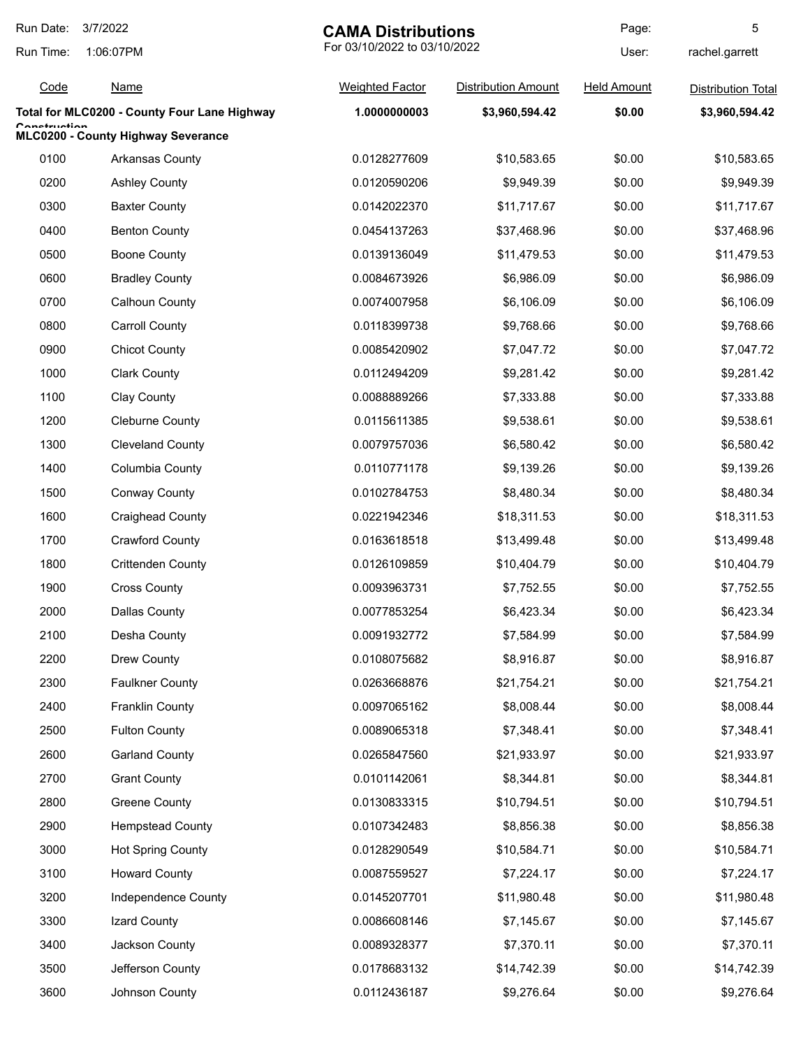# CAMA Distributions

For 03/10/2022 to 03/10/2022

Run Date: 3/7/2022
Run Time: 1:06:07PM
User: rachel.garrett

| Code | Name | Weighted Factor | Distribution Amount | Held Amount | Distribution Total |
|---|---|---|---|---|---|
| **Total for MLC0200 - County Four Lane Highway Construction** | | **1.0000000003** | **$3,960,594.42** | **$0.00** | **$3,960,594.42** |
| **MLC0200 - County Highway Severance** | | | | | |
| 0100 | Arkansas County | 0.0128277609 | $10,583.65 | $0.00 | $10,583.65 |
| 0200 | Ashley County | 0.0120590206 | $9,949.39 | $0.00 | $9,949.39 |
| 0300 | Baxter County | 0.0142022370 | $11,717.67 | $0.00 | $11,717.67 |
| 0400 | Benton County | 0.0454137263 | $37,468.96 | $0.00 | $37,468.96 |
| 0500 | Boone County | 0.0139136049 | $11,479.53 | $0.00 | $11,479.53 |
| 0600 | Bradley County | 0.0084673926 | $6,986.09 | $0.00 | $6,986.09 |
| 0700 | Calhoun County | 0.0074007958 | $6,106.09 | $0.00 | $6,106.09 |
| 0800 | Carroll County | 0.0118399738 | $9,768.66 | $0.00 | $9,768.66 |
| 0900 | Chicot County | 0.0085420902 | $7,047.72 | $0.00 | $7,047.72 |
| 1000 | Clark County | 0.0112494209 | $9,281.42 | $0.00 | $9,281.42 |
| 1100 | Clay County | 0.0088889266 | $7,333.88 | $0.00 | $7,333.88 |
| 1200 | Cleburne County | 0.0115611385 | $9,538.61 | $0.00 | $9,538.61 |
| 1300 | Cleveland County | 0.0079757036 | $6,580.42 | $0.00 | $6,580.42 |
| 1400 | Columbia County | 0.0110771178 | $9,139.26 | $0.00 | $9,139.26 |
| 1500 | Conway County | 0.0102784753 | $8,480.34 | $0.00 | $8,480.34 |
| 1600 | Craighead County | 0.0221942346 | $18,311.53 | $0.00 | $18,311.53 |
| 1700 | Crawford County | 0.0163618518 | $13,499.48 | $0.00 | $13,499.48 |
| 1800 | Crittenden County | 0.0126109859 | $10,404.79 | $0.00 | $10,404.79 |
| 1900 | Cross County | 0.0093963731 | $7,752.55 | $0.00 | $7,752.55 |
| 2000 | Dallas County | 0.0077853254 | $6,423.34 | $0.00 | $6,423.34 |
| 2100 | Desha County | 0.0091932772 | $7,584.99 | $0.00 | $7,584.99 |
| 2200 | Drew County | 0.0108075682 | $8,916.87 | $0.00 | $8,916.87 |
| 2300 | Faulkner County | 0.0263668876 | $21,754.21 | $0.00 | $21,754.21 |
| 2400 | Franklin County | 0.0097065162 | $8,008.44 | $0.00 | $8,008.44 |
| 2500 | Fulton County | 0.0089065318 | $7,348.41 | $0.00 | $7,348.41 |
| 2600 | Garland County | 0.0265847560 | $21,933.97 | $0.00 | $21,933.97 |
| 2700 | Grant County | 0.0101142061 | $8,344.81 | $0.00 | $8,344.81 |
| 2800 | Greene County | 0.0130833315 | $10,794.51 | $0.00 | $10,794.51 |
| 2900 | Hempstead County | 0.0107342483 | $8,856.38 | $0.00 | $8,856.38 |
| 3000 | Hot Spring County | 0.0128290549 | $10,584.71 | $0.00 | $10,584.71 |
| 3100 | Howard County | 0.0087559527 | $7,224.17 | $0.00 | $7,224.17 |
| 3200 | Independence County | 0.0145207701 | $11,980.48 | $0.00 | $11,980.48 |
| 3300 | Izard County | 0.0086608146 | $7,145.67 | $0.00 | $7,145.67 |
| 3400 | Jackson County | 0.0089328377 | $7,370.11 | $0.00 | $7,370.11 |
| 3500 | Jefferson County | 0.0178683132 | $14,742.39 | $0.00 | $14,742.39 |
| 3600 | Johnson County | 0.0112436187 | $9,276.64 | $0.00 | $9,276.64 |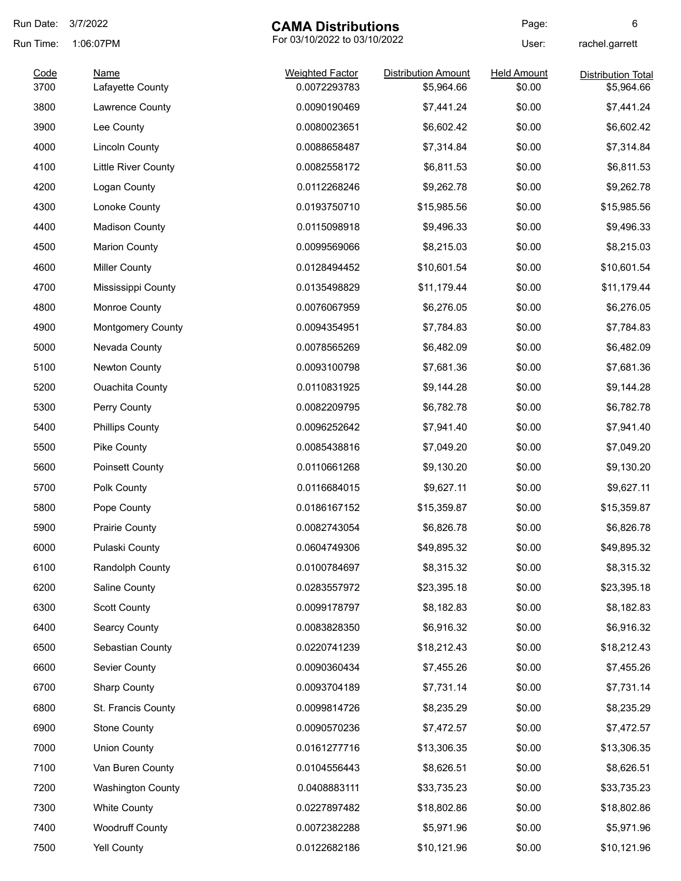Run Date: 3/7/2022

Run Time: 1:06:07PM

# CAMA Distributions

For 03/10/2022 to 03/10/2022

User: rachel.garrett

| Code | Name | Weighted Factor | Distribution Amount | Held Amount | Distribution Total |
|---|---|---|---|---|---|
| 3700 | Lafayette County | 0.0072293783 | $5,964.66 | $0.00 | $5,964.66 |
| 3800 | Lawrence County | 0.0090190469 | $7,441.24 | $0.00 | $7,441.24 |
| 3900 | Lee County | 0.0080023651 | $6,602.42 | $0.00 | $6,602.42 |
| 4000 | Lincoln County | 0.0088658487 | $7,314.84 | $0.00 | $7,314.84 |
| 4100 | Little River County | 0.0082558172 | $6,811.53 | $0.00 | $6,811.53 |
| 4200 | Logan County | 0.0112268246 | $9,262.78 | $0.00 | $9,262.78 |
| 4300 | Lonoke County | 0.0193750710 | $15,985.56 | $0.00 | $15,985.56 |
| 4400 | Madison County | 0.0115098918 | $9,496.33 | $0.00 | $9,496.33 |
| 4500 | Marion County | 0.0099569066 | $8,215.03 | $0.00 | $8,215.03 |
| 4600 | Miller County | 0.0128494452 | $10,601.54 | $0.00 | $10,601.54 |
| 4700 | Mississippi County | 0.0135498829 | $11,179.44 | $0.00 | $11,179.44 |
| 4800 | Monroe County | 0.0076067959 | $6,276.05 | $0.00 | $6,276.05 |
| 4900 | Montgomery County | 0.0094354951 | $7,784.83 | $0.00 | $7,784.83 |
| 5000 | Nevada County | 0.0078565269 | $6,482.09 | $0.00 | $6,482.09 |
| 5100 | Newton County | 0.0093100798 | $7,681.36 | $0.00 | $7,681.36 |
| 5200 | Ouachita County | 0.0110831925 | $9,144.28 | $0.00 | $9,144.28 |
| 5300 | Perry County | 0.0082209795 | $6,782.78 | $0.00 | $6,782.78 |
| 5400 | Phillips County | 0.0096252642 | $7,941.40 | $0.00 | $7,941.40 |
| 5500 | Pike County | 0.0085438816 | $7,049.20 | $0.00 | $7,049.20 |
| 5600 | Poinsett County | 0.0110661268 | $9,130.20 | $0.00 | $9,130.20 |
| 5700 | Polk County | 0.0116684015 | $9,627.11 | $0.00 | $9,627.11 |
| 5800 | Pope County | 0.0186167152 | $15,359.87 | $0.00 | $15,359.87 |
| 5900 | Prairie County | 0.0082743054 | $6,826.78 | $0.00 | $6,826.78 |
| 6000 | Pulaski County | 0.0604749306 | $49,895.32 | $0.00 | $49,895.32 |
| 6100 | Randolph County | 0.0100784697 | $8,315.32 | $0.00 | $8,315.32 |
| 6200 | Saline County | 0.0283557972 | $23,395.18 | $0.00 | $23,395.18 |
| 6300 | Scott County | 0.0099178797 | $8,182.83 | $0.00 | $8,182.83 |
| 6400 | Searcy County | 0.0083828350 | $6,916.32 | $0.00 | $6,916.32 |
| 6500 | Sebastian County | 0.0220741239 | $18,212.43 | $0.00 | $18,212.43 |
| 6600 | Sevier County | 0.0090360434 | $7,455.26 | $0.00 | $7,455.26 |
| 6700 | Sharp County | 0.0093704189 | $7,731.14 | $0.00 | $7,731.14 |
| 6800 | St. Francis County | 0.0099814726 | $8,235.29 | $0.00 | $8,235.29 |
| 6900 | Stone County | 0.0090570236 | $7,472.57 | $0.00 | $7,472.57 |
| 7000 | Union County | 0.0161277716 | $13,306.35 | $0.00 | $13,306.35 |
| 7100 | Van Buren County | 0.0104556443 | $8,626.51 | $0.00 | $8,626.51 |
| 7200 | Washington County | 0.0408883111 | $33,735.23 | $0.00 | $33,735.23 |
| 7300 | White County | 0.0227897482 | $18,802.86 | $0.00 | $18,802.86 |
| 7400 | Woodruff County | 0.0072382288 | $5,971.96 | $0.00 | $5,971.96 |
| 7500 | Yell County | 0.0122682186 | $10,121.96 | $0.00 | $10,121.96 |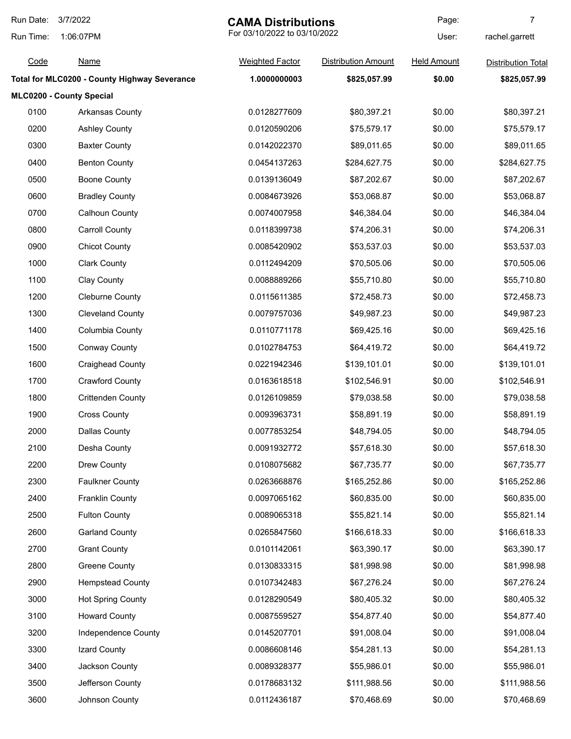# CAMA Distributions

For 03/10/2022 to 03/10/2022

Run Date: 3/7/2022
Run Time: 1:06:07PM
User: rachel.garrett

| Code | Name | Weighted Factor | Distribution Amount | Held Amount | Distribution Total |
|---|---|---|---|---|---|
| **Total for MLC0200 - County Highway Severance** | | **1.0000000003** | **$825,057.99** | **$0.00** | **$825,057.99** |
| **MLC0200 - County Special** | | | | | |
| 0100 | Arkansas County | 0.0128277609 | $80,397.21 | $0.00 | $80,397.21 |
| 0200 | Ashley County | 0.0120590206 | $75,579.17 | $0.00 | $75,579.17 |
| 0300 | Baxter County | 0.0142022370 | $89,011.65 | $0.00 | $89,011.65 |
| 0400 | Benton County | 0.0454137263 | $284,627.75 | $0.00 | $284,627.75 |
| 0500 | Boone County | 0.0139136049 | $87,202.67 | $0.00 | $87,202.67 |
| 0600 | Bradley County | 0.0084673926 | $53,068.87 | $0.00 | $53,068.87 |
| 0700 | Calhoun County | 0.0074007958 | $46,384.04 | $0.00 | $46,384.04 |
| 0800 | Carroll County | 0.0118399738 | $74,206.31 | $0.00 | $74,206.31 |
| 0900 | Chicot County | 0.0085420902 | $53,537.03 | $0.00 | $53,537.03 |
| 1000 | Clark County | 0.0112494209 | $70,505.06 | $0.00 | $70,505.06 |
| 1100 | Clay County | 0.0088889266 | $55,710.80 | $0.00 | $55,710.80 |
| 1200 | Cleburne County | 0.0115611385 | $72,458.73 | $0.00 | $72,458.73 |
| 1300 | Cleveland County | 0.0079757036 | $49,987.23 | $0.00 | $49,987.23 |
| 1400 | Columbia County | 0.0110771178 | $69,425.16 | $0.00 | $69,425.16 |
| 1500 | Conway County | 0.0102784753 | $64,419.72 | $0.00 | $64,419.72 |
| 1600 | Craighead County | 0.0221942346 | $139,101.01 | $0.00 | $139,101.01 |
| 1700 | Crawford County | 0.0163618518 | $102,546.91 | $0.00 | $102,546.91 |
| 1800 | Crittenden County | 0.0126109859 | $79,038.58 | $0.00 | $79,038.58 |
| 1900 | Cross County | 0.0093963731 | $58,891.19 | $0.00 | $58,891.19 |
| 2000 | Dallas County | 0.0077853254 | $48,794.05 | $0.00 | $48,794.05 |
| 2100 | Desha County | 0.0091932772 | $57,618.30 | $0.00 | $57,618.30 |
| 2200 | Drew County | 0.0108075682 | $67,735.77 | $0.00 | $67,735.77 |
| 2300 | Faulkner County | 0.0263668876 | $165,252.86 | $0.00 | $165,252.86 |
| 2400 | Franklin County | 0.0097065162 | $60,835.00 | $0.00 | $60,835.00 |
| 2500 | Fulton County | 0.0089065318 | $55,821.14 | $0.00 | $55,821.14 |
| 2600 | Garland County | 0.0265847560 | $166,618.33 | $0.00 | $166,618.33 |
| 2700 | Grant County | 0.0101142061 | $63,390.17 | $0.00 | $63,390.17 |
| 2800 | Greene County | 0.0130833315 | $81,998.98 | $0.00 | $81,998.98 |
| 2900 | Hempstead County | 0.0107342483 | $67,276.24 | $0.00 | $67,276.24 |
| 3000 | Hot Spring County | 0.0128290549 | $80,405.32 | $0.00 | $80,405.32 |
| 3100 | Howard County | 0.0087559527 | $54,877.40 | $0.00 | $54,877.40 |
| 3200 | Independence County | 0.0145207701 | $91,008.04 | $0.00 | $91,008.04 |
| 3300 | Izard County | 0.0086608146 | $54,281.13 | $0.00 | $54,281.13 |
| 3400 | Jackson County | 0.0089328377 | $55,986.01 | $0.00 | $55,986.01 |
| 3500 | Jefferson County | 0.0178683132 | $111,988.56 | $0.00 | $111,988.56 |
| 3600 | Johnson County | 0.0112436187 | $70,468.69 | $0.00 | $70,468.69 |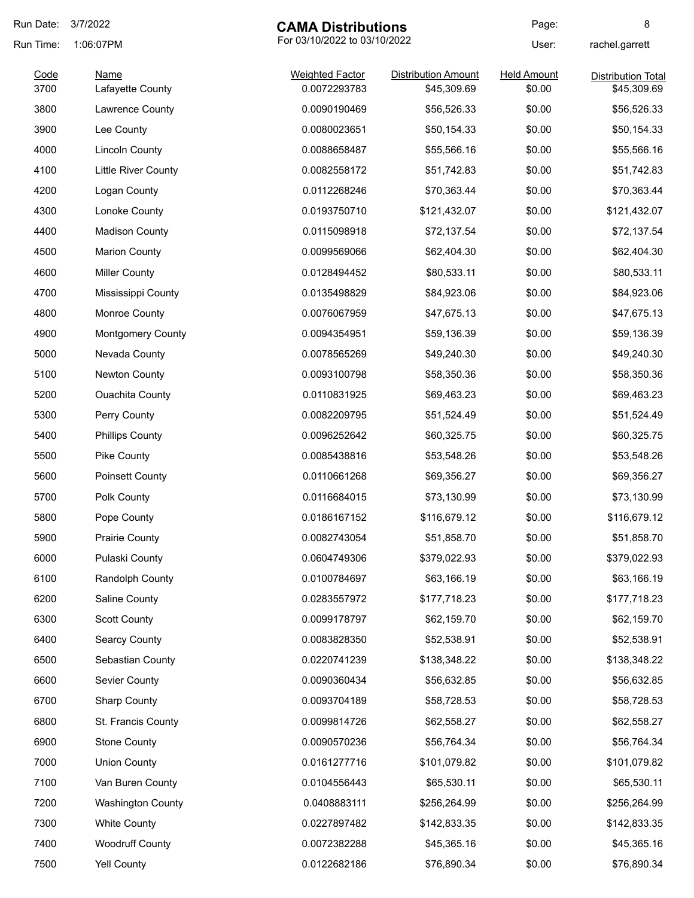Run Date: 3/7/2022
Run Time: 1:06:07PM

# CAMA Distributions

For 03/10/2022 to 03/10/2022

User: rachel.garrett

| Code | Name | Weighted Factor | Distribution Amount | Held Amount | Distribution Total |
|---|---|---|---|---|---|
| 3700 | Lafayette County | 0.0072293783 | $45,309.69 | $0.00 | $45,309.69 |
| 3800 | Lawrence County | 0.0090190469 | $56,526.33 | $0.00 | $56,526.33 |
| 3900 | Lee County | 0.0080023651 | $50,154.33 | $0.00 | $50,154.33 |
| 4000 | Lincoln County | 0.0088658487 | $55,566.16 | $0.00 | $55,566.16 |
| 4100 | Little River County | 0.0082558172 | $51,742.83 | $0.00 | $51,742.83 |
| 4200 | Logan County | 0.0112268246 | $70,363.44 | $0.00 | $70,363.44 |
| 4300 | Lonoke County | 0.0193750710 | $121,432.07 | $0.00 | $121,432.07 |
| 4400 | Madison County | 0.0115098918 | $72,137.54 | $0.00 | $72,137.54 |
| 4500 | Marion County | 0.0099569066 | $62,404.30 | $0.00 | $62,404.30 |
| 4600 | Miller County | 0.0128494452 | $80,533.11 | $0.00 | $80,533.11 |
| 4700 | Mississippi County | 0.0135498829 | $84,923.06 | $0.00 | $84,923.06 |
| 4800 | Monroe County | 0.0076067959 | $47,675.13 | $0.00 | $47,675.13 |
| 4900 | Montgomery County | 0.0094354951 | $59,136.39 | $0.00 | $59,136.39 |
| 5000 | Nevada County | 0.0078565269 | $49,240.30 | $0.00 | $49,240.30 |
| 5100 | Newton County | 0.0093100798 | $58,350.36 | $0.00 | $58,350.36 |
| 5200 | Ouachita County | 0.0110831925 | $69,463.23 | $0.00 | $69,463.23 |
| 5300 | Perry County | 0.0082209795 | $51,524.49 | $0.00 | $51,524.49 |
| 5400 | Phillips County | 0.0096252642 | $60,325.75 | $0.00 | $60,325.75 |
| 5500 | Pike County | 0.0085438816 | $53,548.26 | $0.00 | $53,548.26 |
| 5600 | Poinsett County | 0.0110661268 | $69,356.27 | $0.00 | $69,356.27 |
| 5700 | Polk County | 0.0116684015 | $73,130.99 | $0.00 | $73,130.99 |
| 5800 | Pope County | 0.0186167152 | $116,679.12 | $0.00 | $116,679.12 |
| 5900 | Prairie County | 0.0082743054 | $51,858.70 | $0.00 | $51,858.70 |
| 6000 | Pulaski County | 0.0604749306 | $379,022.93 | $0.00 | $379,022.93 |
| 6100 | Randolph County | 0.0100784697 | $63,166.19 | $0.00 | $63,166.19 |
| 6200 | Saline County | 0.0283557972 | $177,718.23 | $0.00 | $177,718.23 |
| 6300 | Scott County | 0.0099178797 | $62,159.70 | $0.00 | $62,159.70 |
| 6400 | Searcy County | 0.0083828350 | $52,538.91 | $0.00 | $52,538.91 |
| 6500 | Sebastian County | 0.0220741239 | $138,348.22 | $0.00 | $138,348.22 |
| 6600 | Sevier County | 0.0090360434 | $56,632.85 | $0.00 | $56,632.85 |
| 6700 | Sharp County | 0.0093704189 | $58,728.53 | $0.00 | $58,728.53 |
| 6800 | St. Francis County | 0.0099814726 | $62,558.27 | $0.00 | $62,558.27 |
| 6900 | Stone County | 0.0090570236 | $56,764.34 | $0.00 | $56,764.34 |
| 7000 | Union County | 0.0161277716 | $101,079.82 | $0.00 | $101,079.82 |
| 7100 | Van Buren County | 0.0104556443 | $65,530.11 | $0.00 | $65,530.11 |
| 7200 | Washington County | 0.0408883111 | $256,264.99 | $0.00 | $256,264.99 |
| 7300 | White County | 0.0227897482 | $142,833.35 | $0.00 | $142,833.35 |
| 7400 | Woodruff County | 0.0072382288 | $45,365.16 | $0.00 | $45,365.16 |
| 7500 | Yell County | 0.0122682186 | $76,890.34 | $0.00 | $76,890.34 |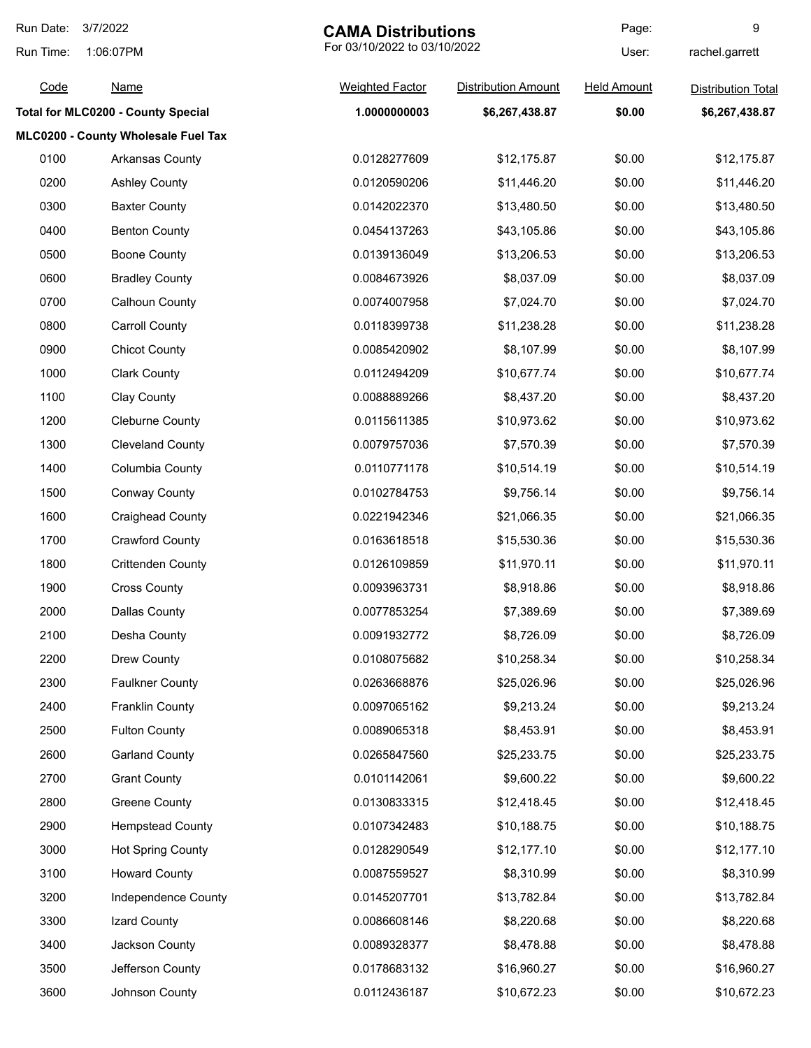| Code | Name | Weighted Factor | Distribution Amount | Held Amount | Distribution Total |
|---|---|---|---|---|---|
| **Total for MLC0200 - County Special** | | **1.0000000003** | **$6,267,438.87** | **$0.00** | **$6,267,438.87** |
| **MLC0200 - County Wholesale Fuel Tax** | | | | | |
| 0100 | Arkansas County | 0.0128277609 | $12,175.87 | $0.00 | $12,175.87 |
| 0200 | Ashley County | 0.0120590206 | $11,446.20 | $0.00 | $11,446.20 |
| 0300 | Baxter County | 0.0142022370 | $13,480.50 | $0.00 | $13,480.50 |
| 0400 | Benton County | 0.0454137263 | $43,105.86 | $0.00 | $43,105.86 |
| 0500 | Boone County | 0.0139136049 | $13,206.53 | $0.00 | $13,206.53 |
| 0600 | Bradley County | 0.0084673926 | $8,037.09 | $0.00 | $8,037.09 |
| 0700 | Calhoun County | 0.0074007958 | $7,024.70 | $0.00 | $7,024.70 |
| 0800 | Carroll County | 0.0118399738 | $11,238.28 | $0.00 | $11,238.28 |
| 0900 | Chicot County | 0.0085420902 | $8,107.99 | $0.00 | $8,107.99 |
| 1000 | Clark County | 0.0112494209 | $10,677.74 | $0.00 | $10,677.74 |
| 1100 | Clay County | 0.0088889266 | $8,437.20 | $0.00 | $8,437.20 |
| 1200 | Cleburne County | 0.0115611385 | $10,973.62 | $0.00 | $10,973.62 |
| 1300 | Cleveland County | 0.0079757036 | $7,570.39 | $0.00 | $7,570.39 |
| 1400 | Columbia County | 0.0110771178 | $10,514.19 | $0.00 | $10,514.19 |
| 1500 | Conway County | 0.0102784753 | $9,756.14 | $0.00 | $9,756.14 |
| 1600 | Craighead County | 0.0221942346 | $21,066.35 | $0.00 | $21,066.35 |
| 1700 | Crawford County | 0.0163618518 | $15,530.36 | $0.00 | $15,530.36 |
| 1800 | Crittenden County | 0.0126109859 | $11,970.11 | $0.00 | $11,970.11 |
| 1900 | Cross County | 0.0093963731 | $8,918.86 | $0.00 | $8,918.86 |
| 2000 | Dallas County | 0.0077853254 | $7,389.69 | $0.00 | $7,389.69 |
| 2100 | Desha County | 0.0091932772 | $8,726.09 | $0.00 | $8,726.09 |
| 2200 | Drew County | 0.0108075682 | $10,258.34 | $0.00 | $10,258.34 |
| 2300 | Faulkner County | 0.0263668876 | $25,026.96 | $0.00 | $25,026.96 |
| 2400 | Franklin County | 0.0097065162 | $9,213.24 | $0.00 | $9,213.24 |
| 2500 | Fulton County | 0.0089065318 | $8,453.91 | $0.00 | $8,453.91 |
| 2600 | Garland County | 0.0265847560 | $25,233.75 | $0.00 | $25,233.75 |
| 2700 | Grant County | 0.0101142061 | $9,600.22 | $0.00 | $9,600.22 |
| 2800 | Greene County | 0.0130833315 | $12,418.45 | $0.00 | $12,418.45 |
| 2900 | Hempstead County | 0.0107342483 | $10,188.75 | $0.00 | $10,188.75 |
| 3000 | Hot Spring County | 0.0128290549 | $12,177.10 | $0.00 | $12,177.10 |
| 3100 | Howard County | 0.0087559527 | $8,310.99 | $0.00 | $8,310.99 |
| 3200 | Independence County | 0.0145207701 | $13,782.84 | $0.00 | $13,782.84 |
| 3300 | Izard County | 0.0086608146 | $8,220.68 | $0.00 | $8,220.68 |
| 3400 | Jackson County | 0.0089328377 | $8,478.88 | $0.00 | $8,478.88 |
| 3500 | Jefferson County | 0.0178683132 | $16,960.27 | $0.00 | $16,960.27 |
| 3600 | Johnson County | 0.0112436187 | $10,672.23 | $0.00 | $10,672.23 |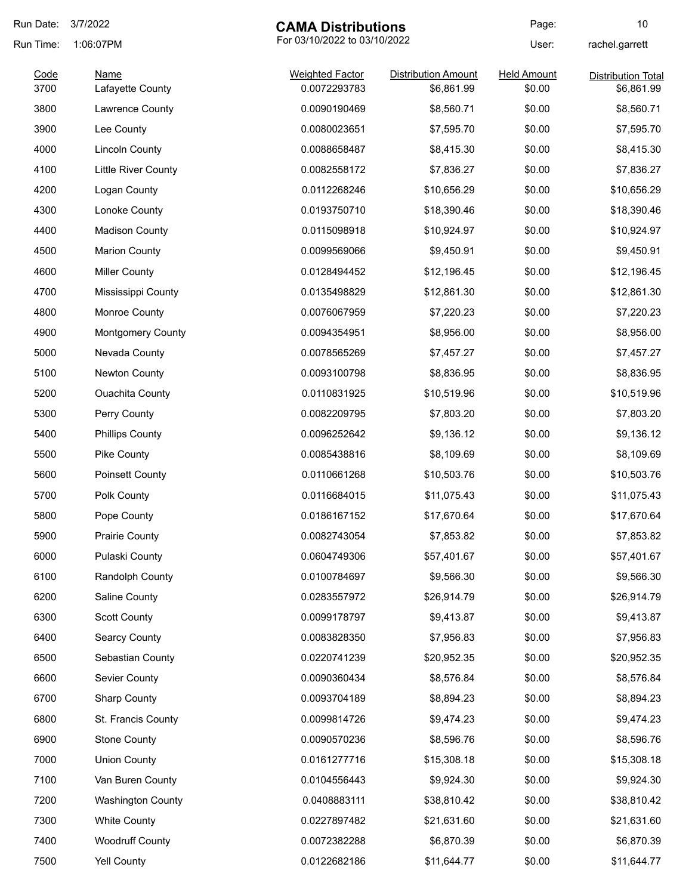Run Date: 3/7/2022

Run Time: 1:06:07PM

# CAMA Distributions

For 03/10/2022 to 03/10/2022

User: rachel.garrett

| Code | Name | Weighted Factor | Distribution Amount | Held Amount | Distribution Total |
|---|---|---|---|---|---|
| 3700 | Lafayette County | 0.0072293783 | $6,861.99 | $0.00 | $6,861.99 |
| 3800 | Lawrence County | 0.0090190469 | $8,560.71 | $0.00 | $8,560.71 |
| 3900 | Lee County | 0.0080023651 | $7,595.70 | $0.00 | $7,595.70 |
| 4000 | Lincoln County | 0.0088658487 | $8,415.30 | $0.00 | $8,415.30 |
| 4100 | Little River County | 0.0082558172 | $7,836.27 | $0.00 | $7,836.27 |
| 4200 | Logan County | 0.0112268246 | $10,656.29 | $0.00 | $10,656.29 |
| 4300 | Lonoke County | 0.0193750710 | $18,390.46 | $0.00 | $18,390.46 |
| 4400 | Madison County | 0.0115098918 | $10,924.97 | $0.00 | $10,924.97 |
| 4500 | Marion County | 0.0099569066 | $9,450.91 | $0.00 | $9,450.91 |
| 4600 | Miller County | 0.0128494452 | $12,196.45 | $0.00 | $12,196.45 |
| 4700 | Mississippi County | 0.0135498829 | $12,861.30 | $0.00 | $12,861.30 |
| 4800 | Monroe County | 0.0076067959 | $7,220.23 | $0.00 | $7,220.23 |
| 4900 | Montgomery County | 0.0094354951 | $8,956.00 | $0.00 | $8,956.00 |
| 5000 | Nevada County | 0.0078565269 | $7,457.27 | $0.00 | $7,457.27 |
| 5100 | Newton County | 0.0093100798 | $8,836.95 | $0.00 | $8,836.95 |
| 5200 | Ouachita County | 0.0110831925 | $10,519.96 | $0.00 | $10,519.96 |
| 5300 | Perry County | 0.0082209795 | $7,803.20 | $0.00 | $7,803.20 |
| 5400 | Phillips County | 0.0096252642 | $9,136.12 | $0.00 | $9,136.12 |
| 5500 | Pike County | 0.0085438816 | $8,109.69 | $0.00 | $8,109.69 |
| 5600 | Poinsett County | 0.0110661268 | $10,503.76 | $0.00 | $10,503.76 |
| 5700 | Polk County | 0.0116684015 | $11,075.43 | $0.00 | $11,075.43 |
| 5800 | Pope County | 0.0186167152 | $17,670.64 | $0.00 | $17,670.64 |
| 5900 | Prairie County | 0.0082743054 | $7,853.82 | $0.00 | $7,853.82 |
| 6000 | Pulaski County | 0.0604749306 | $57,401.67 | $0.00 | $57,401.67 |
| 6100 | Randolph County | 0.0100784697 | $9,566.30 | $0.00 | $9,566.30 |
| 6200 | Saline County | 0.0283557972 | $26,914.79 | $0.00 | $26,914.79 |
| 6300 | Scott County | 0.0099178797 | $9,413.87 | $0.00 | $9,413.87 |
| 6400 | Searcy County | 0.0083828350 | $7,956.83 | $0.00 | $7,956.83 |
| 6500 | Sebastian County | 0.0220741239 | $20,952.35 | $0.00 | $20,952.35 |
| 6600 | Sevier County | 0.0090360434 | $8,576.84 | $0.00 | $8,576.84 |
| 6700 | Sharp County | 0.0093704189 | $8,894.23 | $0.00 | $8,894.23 |
| 6800 | St. Francis County | 0.0099814726 | $9,474.23 | $0.00 | $9,474.23 |
| 6900 | Stone County | 0.0090570236 | $8,596.76 | $0.00 | $8,596.76 |
| 7000 | Union County | 0.0161277716 | $15,308.18 | $0.00 | $15,308.18 |
| 7100 | Van Buren County | 0.0104556443 | $9,924.30 | $0.00 | $9,924.30 |
| 7200 | Washington County | 0.0408883111 | $38,810.42 | $0.00 | $38,810.42 |
| 7300 | White County | 0.0227897482 | $21,631.60 | $0.00 | $21,631.60 |
| 7400 | Woodruff County | 0.0072382288 | $6,870.39 | $0.00 | $6,870.39 |
| 7500 | Yell County | 0.0122682186 | $11,644.77 | $0.00 | $11,644.77 |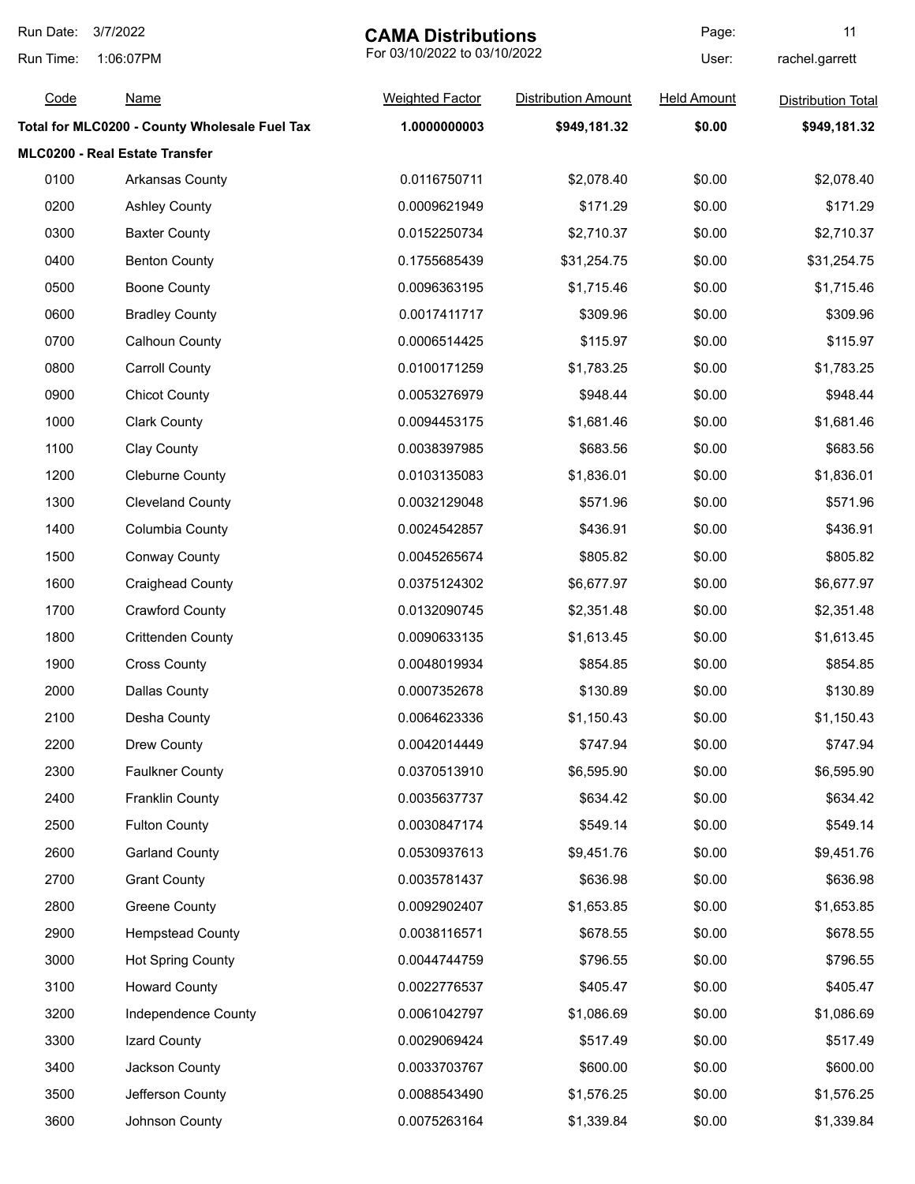| Code | Name | Weighted Factor | Distribution Amount | Held Amount | Distribution Total |
|---|---|---|---|---|---|
| **Total for MLC0200 - County Wholesale Fuel Tax** | | **1.0000000003** | **$949,181.32** | **$0.00** | **$949,181.32** |
| **MLC0200 - Real Estate Transfer** | | | | | |
| 0100 | Arkansas County | 0.0116750711 | $2,078.40 | $0.00 | $2,078.40 |
| 0200 | Ashley County | 0.0009621949 | $171.29 | $0.00 | $171.29 |
| 0300 | Baxter County | 0.0152250734 | $2,710.37 | $0.00 | $2,710.37 |
| 0400 | Benton County | 0.1755685439 | $31,254.75 | $0.00 | $31,254.75 |
| 0500 | Boone County | 0.0096363195 | $1,715.46 | $0.00 | $1,715.46 |
| 0600 | Bradley County | 0.0017411717 | $309.96 | $0.00 | $309.96 |
| 0700 | Calhoun County | 0.0006514425 | $115.97 | $0.00 | $115.97 |
| 0800 | Carroll County | 0.0100171259 | $1,783.25 | $0.00 | $1,783.25 |
| 0900 | Chicot County | 0.0053276979 | $948.44 | $0.00 | $948.44 |
| 1000 | Clark County | 0.0094453175 | $1,681.46 | $0.00 | $1,681.46 |
| 1100 | Clay County | 0.0038397985 | $683.56 | $0.00 | $683.56 |
| 1200 | Cleburne County | 0.0103135083 | $1,836.01 | $0.00 | $1,836.01 |
| 1300 | Cleveland County | 0.0032129048 | $571.96 | $0.00 | $571.96 |
| 1400 | Columbia County | 0.0024542857 | $436.91 | $0.00 | $436.91 |
| 1500 | Conway County | 0.0045265674 | $805.82 | $0.00 | $805.82 |
| 1600 | Craighead County | 0.0375124302 | $6,677.97 | $0.00 | $6,677.97 |
| 1700 | Crawford County | 0.0132090745 | $2,351.48 | $0.00 | $2,351.48 |
| 1800 | Crittenden County | 0.0090633135 | $1,613.45 | $0.00 | $1,613.45 |
| 1900 | Cross County | 0.0048019934 | $854.85 | $0.00 | $854.85 |
| 2000 | Dallas County | 0.0007352678 | $130.89 | $0.00 | $130.89 |
| 2100 | Desha County | 0.0064623336 | $1,150.43 | $0.00 | $1,150.43 |
| 2200 | Drew County | 0.0042014449 | $747.94 | $0.00 | $747.94 |
| 2300 | Faulkner County | 0.0370513910 | $6,595.90 | $0.00 | $6,595.90 |
| 2400 | Franklin County | 0.0035637737 | $634.42 | $0.00 | $634.42 |
| 2500 | Fulton County | 0.0030847174 | $549.14 | $0.00 | $549.14 |
| 2600 | Garland County | 0.0530937613 | $9,451.76 | $0.00 | $9,451.76 |
| 2700 | Grant County | 0.0035781437 | $636.98 | $0.00 | $636.98 |
| 2800 | Greene County | 0.0092902407 | $1,653.85 | $0.00 | $1,653.85 |
| 2900 | Hempstead County | 0.0038116571 | $678.55 | $0.00 | $678.55 |
| 3000 | Hot Spring County | 0.0044744759 | $796.55 | $0.00 | $796.55 |
| 3100 | Howard County | 0.0022776537 | $405.47 | $0.00 | $405.47 |
| 3200 | Independence County | 0.0061042797 | $1,086.69 | $0.00 | $1,086.69 |
| 3300 | Izard County | 0.0029069424 | $517.49 | $0.00 | $517.49 |
| 3400 | Jackson County | 0.0033703767 | $600.00 | $0.00 | $600.00 |
| 3500 | Jefferson County | 0.0088543490 | $1,576.25 | $0.00 | $1,576.25 |
| 3600 | Johnson County | 0.0075263164 | $1,339.84 | $0.00 | $1,339.84 |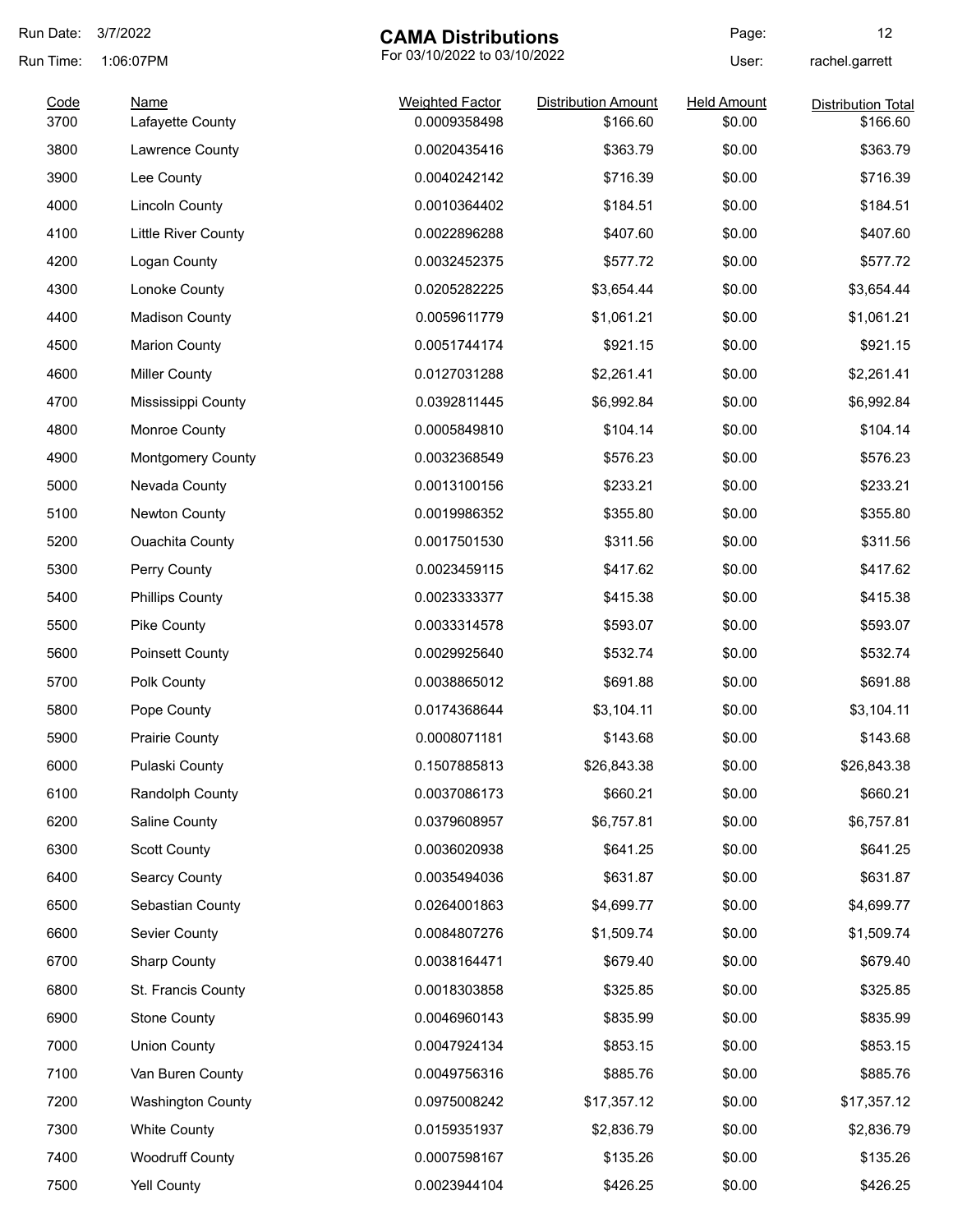Run Date: 3/7/2022

Run Time: 1:06:07PM

# CAMA Distributions

For 03/10/2022 to 03/10/2022

User: rachel.garrett

| Code | Name | Weighted Factor | Distribution Amount | Held Amount | Distribution Total |
|---|---|---|---|---|---|
| 3700 | Lafayette County | 0.0009358498 | $166.60 | $0.00 | $166.60 |
| 3800 | Lawrence County | 0.0020435416 | $363.79 | $0.00 | $363.79 |
| 3900 | Lee County | 0.0040242142 | $716.39 | $0.00 | $716.39 |
| 4000 | Lincoln County | 0.0010364402 | $184.51 | $0.00 | $184.51 |
| 4100 | Little River County | 0.0022896288 | $407.60 | $0.00 | $407.60 |
| 4200 | Logan County | 0.0032452375 | $577.72 | $0.00 | $577.72 |
| 4300 | Lonoke County | 0.0205282225 | $3,654.44 | $0.00 | $3,654.44 |
| 4400 | Madison County | 0.0059611779 | $1,061.21 | $0.00 | $1,061.21 |
| 4500 | Marion County | 0.0051744174 | $921.15 | $0.00 | $921.15 |
| 4600 | Miller County | 0.0127031288 | $2,261.41 | $0.00 | $2,261.41 |
| 4700 | Mississippi County | 0.0392811445 | $6,992.84 | $0.00 | $6,992.84 |
| 4800 | Monroe County | 0.0005849810 | $104.14 | $0.00 | $104.14 |
| 4900 | Montgomery County | 0.0032368549 | $576.23 | $0.00 | $576.23 |
| 5000 | Nevada County | 0.0013100156 | $233.21 | $0.00 | $233.21 |
| 5100 | Newton County | 0.0019986352 | $355.80 | $0.00 | $355.80 |
| 5200 | Ouachita County | 0.0017501530 | $311.56 | $0.00 | $311.56 |
| 5300 | Perry County | 0.0023459115 | $417.62 | $0.00 | $417.62 |
| 5400 | Phillips County | 0.0023333377 | $415.38 | $0.00 | $415.38 |
| 5500 | Pike County | 0.0033314578 | $593.07 | $0.00 | $593.07 |
| 5600 | Poinsett County | 0.0029925640 | $532.74 | $0.00 | $532.74 |
| 5700 | Polk County | 0.0038865012 | $691.88 | $0.00 | $691.88 |
| 5800 | Pope County | 0.0174368644 | $3,104.11 | $0.00 | $3,104.11 |
| 5900 | Prairie County | 0.0008071181 | $143.68 | $0.00 | $143.68 |
| 6000 | Pulaski County | 0.1507885813 | $26,843.38 | $0.00 | $26,843.38 |
| 6100 | Randolph County | 0.0037086173 | $660.21 | $0.00 | $660.21 |
| 6200 | Saline County | 0.0379608957 | $6,757.81 | $0.00 | $6,757.81 |
| 6300 | Scott County | 0.0036020938 | $641.25 | $0.00 | $641.25 |
| 6400 | Searcy County | 0.0035494036 | $631.87 | $0.00 | $631.87 |
| 6500 | Sebastian County | 0.0264001863 | $4,699.77 | $0.00 | $4,699.77 |
| 6600 | Sevier County | 0.0084807276 | $1,509.74 | $0.00 | $1,509.74 |
| 6700 | Sharp County | 0.0038164471 | $679.40 | $0.00 | $679.40 |
| 6800 | St. Francis County | 0.0018303858 | $325.85 | $0.00 | $325.85 |
| 6900 | Stone County | 0.0046960143 | $835.99 | $0.00 | $835.99 |
| 7000 | Union County | 0.0047924134 | $853.15 | $0.00 | $853.15 |
| 7100 | Van Buren County | 0.0049756316 | $885.76 | $0.00 | $885.76 |
| 7200 | Washington County | 0.0975008242 | $17,357.12 | $0.00 | $17,357.12 |
| 7300 | White County | 0.0159351937 | $2,836.79 | $0.00 | $2,836.79 |
| 7400 | Woodruff County | 0.0007598167 | $135.26 | $0.00 | $135.26 |
| 7500 | Yell County | 0.0023944104 | $426.25 | $0.00 | $426.25 |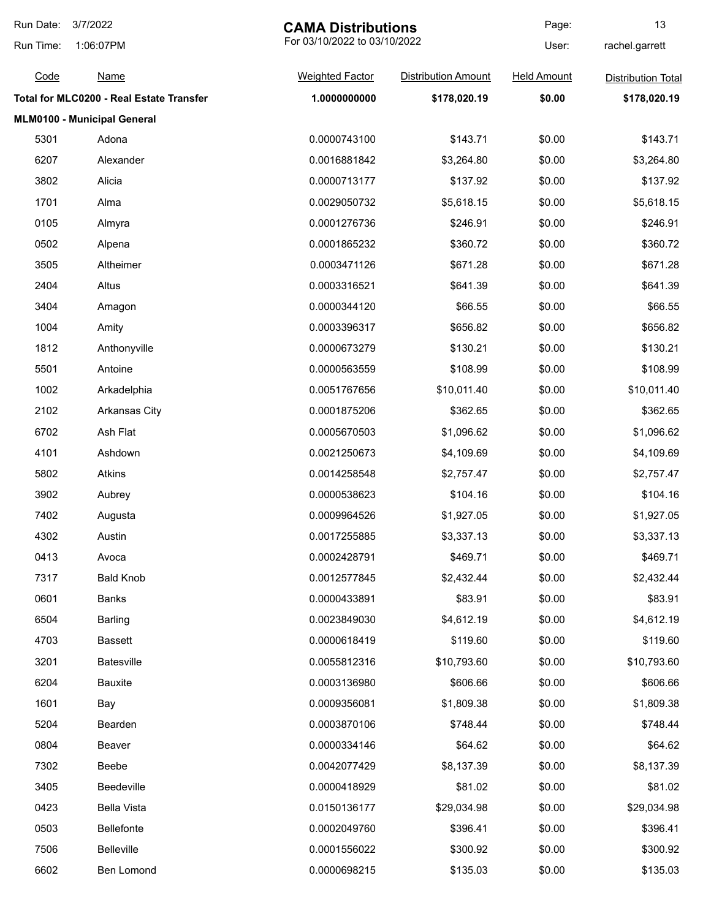# CAMA Distributions

For 03/10/2022 to 03/10/2022

Run Date: 3/7/2022
Run Time: 1:06:07PM
User: rachel.garrett

| Code | Name | Weighted Factor | Distribution Amount | Held Amount | Distribution Total |
|---|---|---|---|---|---|
| **Total for MLC0200 - Real Estate Transfer** | | **1.0000000000** | **$178,020.19** | **$0.00** | **$178,020.19** |
| **MLM0100 - Municipal General** | | | | | |
| 5301 | Adona | 0.0000743100 | $143.71 | $0.00 | $143.71 |
| 6207 | Alexander | 0.0016881842 | $3,264.80 | $0.00 | $3,264.80 |
| 3802 | Alicia | 0.0000713177 | $137.92 | $0.00 | $137.92 |
| 1701 | Alma | 0.0029050732 | $5,618.15 | $0.00 | $5,618.15 |
| 0105 | Almyra | 0.0001276736 | $246.91 | $0.00 | $246.91 |
| 0502 | Alpena | 0.0001865232 | $360.72 | $0.00 | $360.72 |
| 3505 | Altheimer | 0.0003471126 | $671.28 | $0.00 | $671.28 |
| 2404 | Altus | 0.0003316521 | $641.39 | $0.00 | $641.39 |
| 3404 | Amagon | 0.0000344120 | $66.55 | $0.00 | $66.55 |
| 1004 | Amity | 0.0003396317 | $656.82 | $0.00 | $656.82 |
| 1812 | Anthonyville | 0.0000673279 | $130.21 | $0.00 | $130.21 |
| 5501 | Antoine | 0.0000563559 | $108.99 | $0.00 | $108.99 |
| 1002 | Arkadelphia | 0.0051767656 | $10,011.40 | $0.00 | $10,011.40 |
| 2102 | Arkansas City | 0.0001875206 | $362.65 | $0.00 | $362.65 |
| 6702 | Ash Flat | 0.0005670503 | $1,096.62 | $0.00 | $1,096.62 |
| 4101 | Ashdown | 0.0021250673 | $4,109.69 | $0.00 | $4,109.69 |
| 5802 | Atkins | 0.0014258548 | $2,757.47 | $0.00 | $2,757.47 |
| 3902 | Aubrey | 0.0000538623 | $104.16 | $0.00 | $104.16 |
| 7402 | Augusta | 0.0009964526 | $1,927.05 | $0.00 | $1,927.05 |
| 4302 | Austin | 0.0017255885 | $3,337.13 | $0.00 | $3,337.13 |
| 0413 | Avoca | 0.0002428791 | $469.71 | $0.00 | $469.71 |
| 7317 | Bald Knob | 0.0012577845 | $2,432.44 | $0.00 | $2,432.44 |
| 0601 | Banks | 0.0000433891 | $83.91 | $0.00 | $83.91 |
| 6504 | Barling | 0.0023849030 | $4,612.19 | $0.00 | $4,612.19 |
| 4703 | Bassett | 0.0000618419 | $119.60 | $0.00 | $119.60 |
| 3201 | Batesville | 0.0055812316 | $10,793.60 | $0.00 | $10,793.60 |
| 6204 | Bauxite | 0.0003136980 | $606.66 | $0.00 | $606.66 |
| 1601 | Bay | 0.0009356081 | $1,809.38 | $0.00 | $1,809.38 |
| 5204 | Bearden | 0.0003870106 | $748.44 | $0.00 | $748.44 |
| 0804 | Beaver | 0.0000334146 | $64.62 | $0.00 | $64.62 |
| 7302 | Beebe | 0.0042077429 | $8,137.39 | $0.00 | $8,137.39 |
| 3405 | Beedeville | 0.0000418929 | $81.02 | $0.00 | $81.02 |
| 0423 | Bella Vista | 0.0150136177 | $29,034.98 | $0.00 | $29,034.98 |
| 0503 | Bellefonte | 0.0002049760 | $396.41 | $0.00 | $396.41 |
| 7506 | Belleville | 0.0001556022 | $300.92 | $0.00 | $300.92 |
| 6602 | Ben Lomond | 0.0000698215 | $135.03 | $0.00 | $135.03 |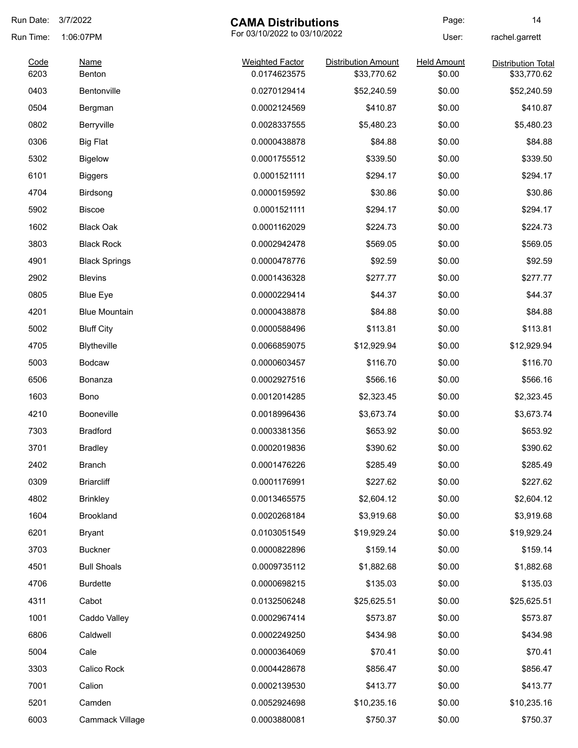Run Date: 3/7/2022

Run Time: 1:06:07PM

# CAMA Distributions

For 03/10/2022 to 03/10/2022

User: rachel.garrett

| Code | Name | Weighted Factor | Distribution Amount | Held Amount | Distribution Total |
|---|---|---|---|---|---|
| 6203 | Benton | 0.0174623575 | $33,770.62 | $0.00 | $33,770.62 |
| 0403 | Bentonville | 0.0270129414 | $52,240.59 | $0.00 | $52,240.59 |
| 0504 | Bergman | 0.0002124569 | $410.87 | $0.00 | $410.87 |
| 0802 | Berryville | 0.0028337555 | $5,480.23 | $0.00 | $5,480.23 |
| 0306 | Big Flat | 0.0000438878 | $84.88 | $0.00 | $84.88 |
| 5302 | Bigelow | 0.0001755512 | $339.50 | $0.00 | $339.50 |
| 6101 | Biggers | 0.0001521111 | $294.17 | $0.00 | $294.17 |
| 4704 | Birdsong | 0.0000159592 | $30.86 | $0.00 | $30.86 |
| 5902 | Biscoe | 0.0001521111 | $294.17 | $0.00 | $294.17 |
| 1602 | Black Oak | 0.0001162029 | $224.73 | $0.00 | $224.73 |
| 3803 | Black Rock | 0.0002942478 | $569.05 | $0.00 | $569.05 |
| 4901 | Black Springs | 0.0000478776 | $92.59 | $0.00 | $92.59 |
| 2902 | Blevins | 0.0001436328 | $277.77 | $0.00 | $277.77 |
| 0805 | Blue Eye | 0.0000229414 | $44.37 | $0.00 | $44.37 |
| 4201 | Blue Mountain | 0.0000438878 | $84.88 | $0.00 | $84.88 |
| 5002 | Bluff City | 0.0000588496 | $113.81 | $0.00 | $113.81 |
| 4705 | Blytheville | 0.0066859075 | $12,929.94 | $0.00 | $12,929.94 |
| 5003 | Bodcaw | 0.0000603457 | $116.70 | $0.00 | $116.70 |
| 6506 | Bonanza | 0.0002927516 | $566.16 | $0.00 | $566.16 |
| 1603 | Bono | 0.0012014285 | $2,323.45 | $0.00 | $2,323.45 |
| 4210 | Booneville | 0.0018996436 | $3,673.74 | $0.00 | $3,673.74 |
| 7303 | Bradford | 0.0003381356 | $653.92 | $0.00 | $653.92 |
| 3701 | Bradley | 0.0002019836 | $390.62 | $0.00 | $390.62 |
| 2402 | Branch | 0.0001476226 | $285.49 | $0.00 | $285.49 |
| 0309 | Briarcliff | 0.0001176991 | $227.62 | $0.00 | $227.62 |
| 4802 | Brinkley | 0.0013465575 | $2,604.12 | $0.00 | $2,604.12 |
| 1604 | Brookland | 0.0020268184 | $3,919.68 | $0.00 | $3,919.68 |
| 6201 | Bryant | 0.0103051549 | $19,929.24 | $0.00 | $19,929.24 |
| 3703 | Buckner | 0.0000822896 | $159.14 | $0.00 | $159.14 |
| 4501 | Bull Shoals | 0.0009735112 | $1,882.68 | $0.00 | $1,882.68 |
| 4706 | Burdette | 0.0000698215 | $135.03 | $0.00 | $135.03 |
| 4311 | Cabot | 0.0132506248 | $25,625.51 | $0.00 | $25,625.51 |
| 1001 | Caddo Valley | 0.0002967414 | $573.87 | $0.00 | $573.87 |
| 6806 | Caldwell | 0.0002249250 | $434.98 | $0.00 | $434.98 |
| 5004 | Cale | 0.0000364069 | $70.41 | $0.00 | $70.41 |
| 3303 | Calico Rock | 0.0004428678 | $856.47 | $0.00 | $856.47 |
| 7001 | Calion | 0.0002139530 | $413.77 | $0.00 | $413.77 |
| 5201 | Camden | 0.0052924698 | $10,235.16 | $0.00 | $10,235.16 |
| 6003 | Cammack Village | 0.0003880081 | $750.37 | $0.00 | $750.37 |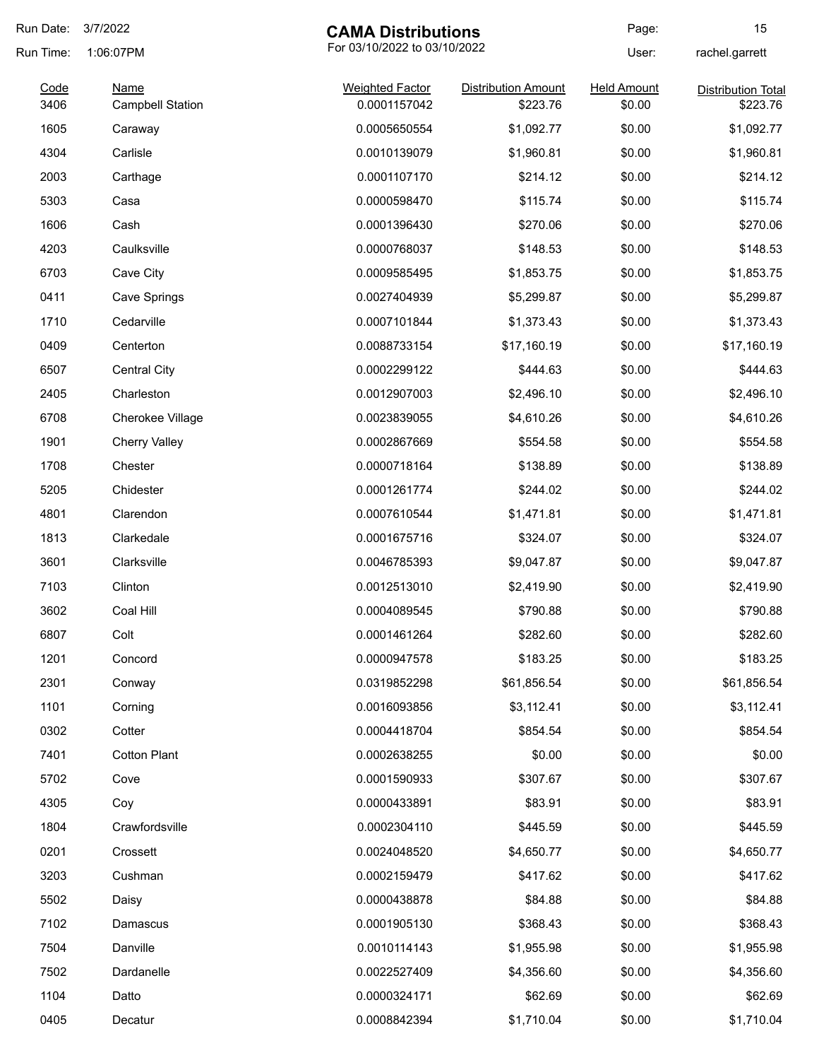# CAMA Distributions

For 03/10/2022 to 03/10/2022

Run Date: 3/7/2022
Run Time: 1:06:07PM
User: rachel.garrett

| Code | Name | Weighted Factor | Distribution Amount | Held Amount | Distribution Total |
|---|---|---|---|---|---|
| 3406 | Campbell Station | 0.0001157042 | $223.76 | $0.00 | $223.76 |
| 1605 | Caraway | 0.0005650554 | $1,092.77 | $0.00 | $1,092.77 |
| 4304 | Carlisle | 0.0010139079 | $1,960.81 | $0.00 | $1,960.81 |
| 2003 | Carthage | 0.0001107170 | $214.12 | $0.00 | $214.12 |
| 5303 | Casa | 0.0000598470 | $115.74 | $0.00 | $115.74 |
| 1606 | Cash | 0.0001396430 | $270.06 | $0.00 | $270.06 |
| 4203 | Caulksville | 0.0000768037 | $148.53 | $0.00 | $148.53 |
| 6703 | Cave City | 0.0009585495 | $1,853.75 | $0.00 | $1,853.75 |
| 0411 | Cave Springs | 0.0027404939 | $5,299.87 | $0.00 | $5,299.87 |
| 1710 | Cedarville | 0.0007101844 | $1,373.43 | $0.00 | $1,373.43 |
| 0409 | Centerton | 0.0088733154 | $17,160.19 | $0.00 | $17,160.19 |
| 6507 | Central City | 0.0002299122 | $444.63 | $0.00 | $444.63 |
| 2405 | Charleston | 0.0012907003 | $2,496.10 | $0.00 | $2,496.10 |
| 6708 | Cherokee Village | 0.0023839055 | $4,610.26 | $0.00 | $4,610.26 |
| 1901 | Cherry Valley | 0.0002867669 | $554.58 | $0.00 | $554.58 |
| 1708 | Chester | 0.0000718164 | $138.89 | $0.00 | $138.89 |
| 5205 | Chidester | 0.0001261774 | $244.02 | $0.00 | $244.02 |
| 4801 | Clarendon | 0.0007610544 | $1,471.81 | $0.00 | $1,471.81 |
| 1813 | Clarkedale | 0.0001675716 | $324.07 | $0.00 | $324.07 |
| 3601 | Clarksville | 0.0046785393 | $9,047.87 | $0.00 | $9,047.87 |
| 7103 | Clinton | 0.0012513010 | $2,419.90 | $0.00 | $2,419.90 |
| 3602 | Coal Hill | 0.0004089545 | $790.88 | $0.00 | $790.88 |
| 6807 | Colt | 0.0001461264 | $282.60 | $0.00 | $282.60 |
| 1201 | Concord | 0.0000947578 | $183.25 | $0.00 | $183.25 |
| 2301 | Conway | 0.0319852298 | $61,856.54 | $0.00 | $61,856.54 |
| 1101 | Corning | 0.0016093856 | $3,112.41 | $0.00 | $3,112.41 |
| 0302 | Cotter | 0.0004418704 | $854.54 | $0.00 | $854.54 |
| 7401 | Cotton Plant | 0.0002638255 | $0.00 | $0.00 | $0.00 |
| 5702 | Cove | 0.0001590933 | $307.67 | $0.00 | $307.67 |
| 4305 | Coy | 0.0000433891 | $83.91 | $0.00 | $83.91 |
| 1804 | Crawfordsville | 0.0002304110 | $445.59 | $0.00 | $445.59 |
| 0201 | Crossett | 0.0024048520 | $4,650.77 | $0.00 | $4,650.77 |
| 3203 | Cushman | 0.0002159479 | $417.62 | $0.00 | $417.62 |
| 5502 | Daisy | 0.0000438878 | $84.88 | $0.00 | $84.88 |
| 7102 | Damascus | 0.0001905130 | $368.43 | $0.00 | $368.43 |
| 7504 | Danville | 0.0010114143 | $1,955.98 | $0.00 | $1,955.98 |
| 7502 | Dardanelle | 0.0022527409 | $4,356.60 | $0.00 | $4,356.60 |
| 1104 | Datto | 0.0000324171 | $62.69 | $0.00 | $62.69 |
| 0405 | Decatur | 0.0008842394 | $1,710.04 | $0.00 | $1,710.04 |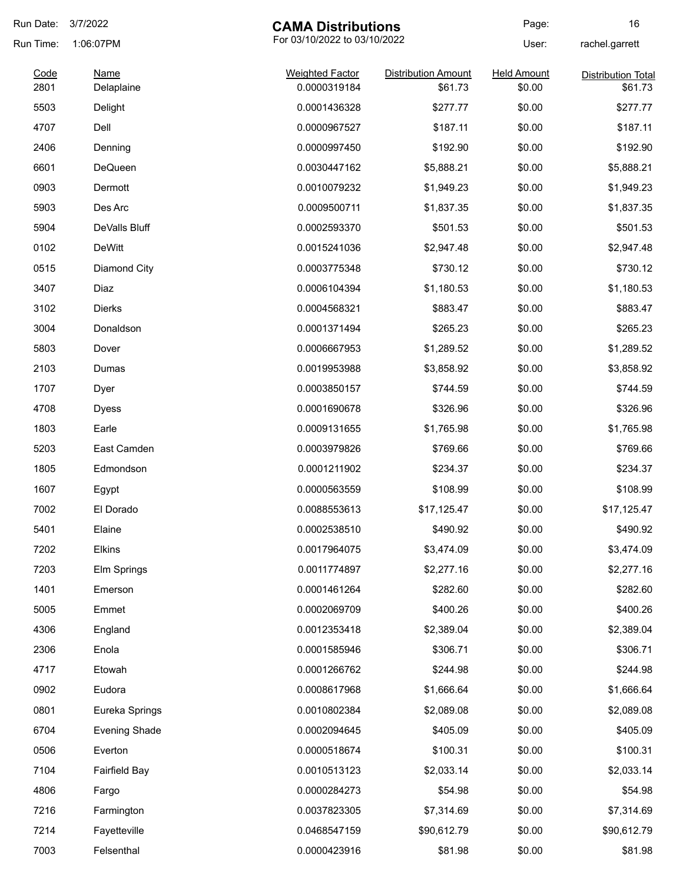# CAMA Distributions

For 03/10/2022 to 03/10/2022

Run Date: 3/7/2022
Run Time: 1:06:07PM
User: rachel.garrett

| Code | Name | Weighted Factor | Distribution Amount | Held Amount | Distribution Total |
|---|---|---|---|---|---|
| 2801 | Delaplaine | 0.0000319184 | $61.73 | $0.00 | $61.73 |
| 5503 | Delight | 0.0001436328 | $277.77 | $0.00 | $277.77 |
| 4707 | Dell | 0.0000967527 | $187.11 | $0.00 | $187.11 |
| 2406 | Denning | 0.0000997450 | $192.90 | $0.00 | $192.90 |
| 6601 | DeQueen | 0.0030447162 | $5,888.21 | $0.00 | $5,888.21 |
| 0903 | Dermott | 0.0010079232 | $1,949.23 | $0.00 | $1,949.23 |
| 5903 | Des Arc | 0.0009500711 | $1,837.35 | $0.00 | $1,837.35 |
| 5904 | DeValls Bluff | 0.0002593370 | $501.53 | $0.00 | $501.53 |
| 0102 | DeWitt | 0.0015241036 | $2,947.48 | $0.00 | $2,947.48 |
| 0515 | Diamond City | 0.0003775348 | $730.12 | $0.00 | $730.12 |
| 3407 | Diaz | 0.0006104394 | $1,180.53 | $0.00 | $1,180.53 |
| 3102 | Dierks | 0.0004568321 | $883.47 | $0.00 | $883.47 |
| 3004 | Donaldson | 0.0001371494 | $265.23 | $0.00 | $265.23 |
| 5803 | Dover | 0.0006667953 | $1,289.52 | $0.00 | $1,289.52 |
| 2103 | Dumas | 0.0019953988 | $3,858.92 | $0.00 | $3,858.92 |
| 1707 | Dyer | 0.0003850157 | $744.59 | $0.00 | $744.59 |
| 4708 | Dyess | 0.0001690678 | $326.96 | $0.00 | $326.96 |
| 1803 | Earle | 0.0009131655 | $1,765.98 | $0.00 | $1,765.98 |
| 5203 | East Camden | 0.0003979826 | $769.66 | $0.00 | $769.66 |
| 1805 | Edmondson | 0.0001211902 | $234.37 | $0.00 | $234.37 |
| 1607 | Egypt | 0.0000563559 | $108.99 | $0.00 | $108.99 |
| 7002 | El Dorado | 0.0088553613 | $17,125.47 | $0.00 | $17,125.47 |
| 5401 | Elaine | 0.0002538510 | $490.92 | $0.00 | $490.92 |
| 7202 | Elkins | 0.0017964075 | $3,474.09 | $0.00 | $3,474.09 |
| 7203 | Elm Springs | 0.0011774897 | $2,277.16 | $0.00 | $2,277.16 |
| 1401 | Emerson | 0.0001461264 | $282.60 | $0.00 | $282.60 |
| 5005 | Emmet | 0.0002069709 | $400.26 | $0.00 | $400.26 |
| 4306 | England | 0.0012353418 | $2,389.04 | $0.00 | $2,389.04 |
| 2306 | Enola | 0.0001585946 | $306.71 | $0.00 | $306.71 |
| 4717 | Etowah | 0.0001266762 | $244.98 | $0.00 | $244.98 |
| 0902 | Eudora | 0.0008617968 | $1,666.64 | $0.00 | $1,666.64 |
| 0801 | Eureka Springs | 0.0010802384 | $2,089.08 | $0.00 | $2,089.08 |
| 6704 | Evening Shade | 0.0002094645 | $405.09 | $0.00 | $405.09 |
| 0506 | Everton | 0.0000518674 | $100.31 | $0.00 | $100.31 |
| 7104 | Fairfield Bay | 0.0010513123 | $2,033.14 | $0.00 | $2,033.14 |
| 4806 | Fargo | 0.0000284273 | $54.98 | $0.00 | $54.98 |
| 7216 | Farmington | 0.0037823305 | $7,314.69 | $0.00 | $7,314.69 |
| 7214 | Fayetteville | 0.0468547159 | $90,612.79 | $0.00 | $90,612.79 |
| 7003 | Felsenthal | 0.0000423916 | $81.98 | $0.00 | $81.98 |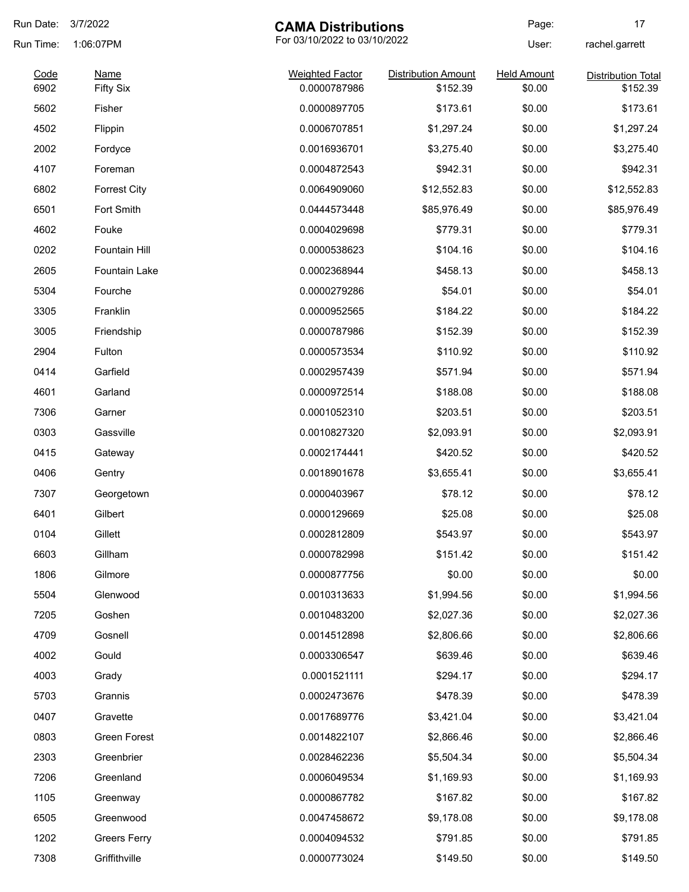# CAMA Distributions

For 03/10/2022 to 03/10/2022

Run Date: 3/7/2022
Run Time: 1:06:07PM
User: rachel.garrett

| Code | Name | Weighted Factor | Distribution Amount | Held Amount | Distribution Total |
|---|---|---|---|---|---|
| 6902 | Fifty Six | 0.0000787986 | $152.39 | $0.00 | $152.39 |
| 5602 | Fisher | 0.0000897705 | $173.61 | $0.00 | $173.61 |
| 4502 | Flippin | 0.0006707851 | $1,297.24 | $0.00 | $1,297.24 |
| 2002 | Fordyce | 0.0016936701 | $3,275.40 | $0.00 | $3,275.40 |
| 4107 | Foreman | 0.0004872543 | $942.31 | $0.00 | $942.31 |
| 6802 | Forrest City | 0.0064909060 | $12,552.83 | $0.00 | $12,552.83 |
| 6501 | Fort Smith | 0.0444573448 | $85,976.49 | $0.00 | $85,976.49 |
| 4602 | Fouke | 0.0004029698 | $779.31 | $0.00 | $779.31 |
| 0202 | Fountain Hill | 0.0000538623 | $104.16 | $0.00 | $104.16 |
| 2605 | Fountain Lake | 0.0002368944 | $458.13 | $0.00 | $458.13 |
| 5304 | Fourche | 0.0000279286 | $54.01 | $0.00 | $54.01 |
| 3305 | Franklin | 0.0000952565 | $184.22 | $0.00 | $184.22 |
| 3005 | Friendship | 0.0000787986 | $152.39 | $0.00 | $152.39 |
| 2904 | Fulton | 0.0000573534 | $110.92 | $0.00 | $110.92 |
| 0414 | Garfield | 0.0002957439 | $571.94 | $0.00 | $571.94 |
| 4601 | Garland | 0.0000972514 | $188.08 | $0.00 | $188.08 |
| 7306 | Garner | 0.0001052310 | $203.51 | $0.00 | $203.51 |
| 0303 | Gassville | 0.0010827320 | $2,093.91 | $0.00 | $2,093.91 |
| 0415 | Gateway | 0.0002174441 | $420.52 | $0.00 | $420.52 |
| 0406 | Gentry | 0.0018901678 | $3,655.41 | $0.00 | $3,655.41 |
| 7307 | Georgetown | 0.0000403967 | $78.12 | $0.00 | $78.12 |
| 6401 | Gilbert | 0.0000129669 | $25.08 | $0.00 | $25.08 |
| 0104 | Gillett | 0.0002812809 | $543.97 | $0.00 | $543.97 |
| 6603 | Gillham | 0.0000782998 | $151.42 | $0.00 | $151.42 |
| 1806 | Gilmore | 0.0000877756 | $0.00 | $0.00 | $0.00 |
| 5504 | Glenwood | 0.0010313633 | $1,994.56 | $0.00 | $1,994.56 |
| 7205 | Goshen | 0.0010483200 | $2,027.36 | $0.00 | $2,027.36 |
| 4709 | Gosnell | 0.0014512898 | $2,806.66 | $0.00 | $2,806.66 |
| 4002 | Gould | 0.0003306547 | $639.46 | $0.00 | $639.46 |
| 4003 | Grady | 0.0001521111 | $294.17 | $0.00 | $294.17 |
| 5703 | Grannis | 0.0002473676 | $478.39 | $0.00 | $478.39 |
| 0407 | Gravette | 0.0017689776 | $3,421.04 | $0.00 | $3,421.04 |
| 0803 | Green Forest | 0.0014822107 | $2,866.46 | $0.00 | $2,866.46 |
| 2303 | Greenbrier | 0.0028462236 | $5,504.34 | $0.00 | $5,504.34 |
| 7206 | Greenland | 0.0006049534 | $1,169.93 | $0.00 | $1,169.93 |
| 1105 | Greenway | 0.0000867782 | $167.82 | $0.00 | $167.82 |
| 6505 | Greenwood | 0.0047458672 | $9,178.08 | $0.00 | $9,178.08 |
| 1202 | Greers Ferry | 0.0004094532 | $791.85 | $0.00 | $791.85 |
| 7308 | Griffithville | 0.0000773024 | $149.50 | $0.00 | $149.50 |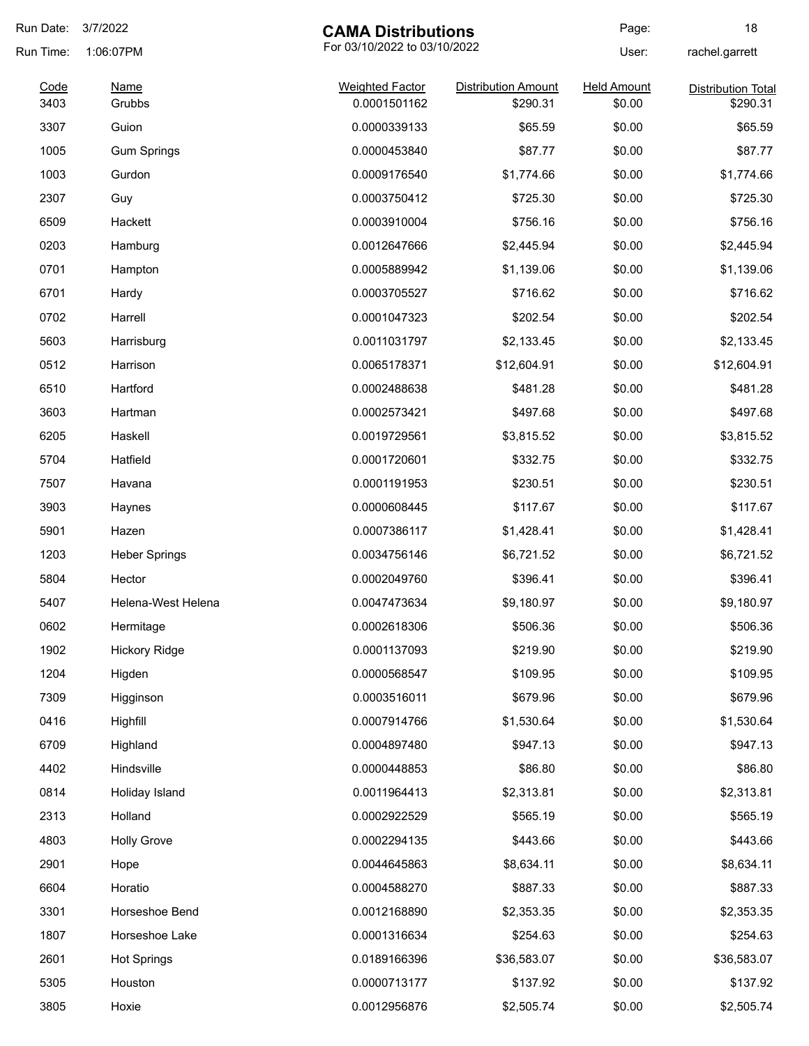# CAMA Distributions

For 03/10/2022 to 03/10/2022

Run Date: 3/7/2022
Run Time: 1:06:07PM
User: rachel.garrett

| Code | Name | Weighted Factor | Distribution Amount | Held Amount | Distribution Total |
|---|---|---|---|---|---|
| 3403 | Grubbs | 0.0001501162 | $290.31 | $0.00 | $290.31 |
| 3307 | Guion | 0.0000339133 | $65.59 | $0.00 | $65.59 |
| 1005 | Gum Springs | 0.0000453840 | $87.77 | $0.00 | $87.77 |
| 1003 | Gurdon | 0.0009176540 | $1,774.66 | $0.00 | $1,774.66 |
| 2307 | Guy | 0.0003750412 | $725.30 | $0.00 | $725.30 |
| 6509 | Hackett | 0.0003910004 | $756.16 | $0.00 | $756.16 |
| 0203 | Hamburg | 0.0012647666 | $2,445.94 | $0.00 | $2,445.94 |
| 0701 | Hampton | 0.0005889942 | $1,139.06 | $0.00 | $1,139.06 |
| 6701 | Hardy | 0.0003705527 | $716.62 | $0.00 | $716.62 |
| 0702 | Harrell | 0.0001047323 | $202.54 | $0.00 | $202.54 |
| 5603 | Harrisburg | 0.0011031797 | $2,133.45 | $0.00 | $2,133.45 |
| 0512 | Harrison | 0.0065178371 | $12,604.91 | $0.00 | $12,604.91 |
| 6510 | Hartford | 0.0002488638 | $481.28 | $0.00 | $481.28 |
| 3603 | Hartman | 0.0002573421 | $497.68 | $0.00 | $497.68 |
| 6205 | Haskell | 0.0019729561 | $3,815.52 | $0.00 | $3,815.52 |
| 5704 | Hatfield | 0.0001720601 | $332.75 | $0.00 | $332.75 |
| 7507 | Havana | 0.0001191953 | $230.51 | $0.00 | $230.51 |
| 3903 | Haynes | 0.0000608445 | $117.67 | $0.00 | $117.67 |
| 5901 | Hazen | 0.0007386117 | $1,428.41 | $0.00 | $1,428.41 |
| 1203 | Heber Springs | 0.0034756146 | $6,721.52 | $0.00 | $6,721.52 |
| 5804 | Hector | 0.0002049760 | $396.41 | $0.00 | $396.41 |
| 5407 | Helena-West Helena | 0.0047473634 | $9,180.97 | $0.00 | $9,180.97 |
| 0602 | Hermitage | 0.0002618306 | $506.36 | $0.00 | $506.36 |
| 1902 | Hickory Ridge | 0.0001137093 | $219.90 | $0.00 | $219.90 |
| 1204 | Higden | 0.0000568547 | $109.95 | $0.00 | $109.95 |
| 7309 | Higginson | 0.0003516011 | $679.96 | $0.00 | $679.96 |
| 0416 | Highfill | 0.0007914766 | $1,530.64 | $0.00 | $1,530.64 |
| 6709 | Highland | 0.0004897480 | $947.13 | $0.00 | $947.13 |
| 4402 | Hindsville | 0.0000448853 | $86.80 | $0.00 | $86.80 |
| 0814 | Holiday Island | 0.0011964413 | $2,313.81 | $0.00 | $2,313.81 |
| 2313 | Holland | 0.0002922529 | $565.19 | $0.00 | $565.19 |
| 4803 | Holly Grove | 0.0002294135 | $443.66 | $0.00 | $443.66 |
| 2901 | Hope | 0.0044645863 | $8,634.11 | $0.00 | $8,634.11 |
| 6604 | Horatio | 0.0004588270 | $887.33 | $0.00 | $887.33 |
| 3301 | Horseshoe Bend | 0.0012168890 | $2,353.35 | $0.00 | $2,353.35 |
| 1807 | Horseshoe Lake | 0.0001316634 | $254.63 | $0.00 | $254.63 |
| 2601 | Hot Springs | 0.0189166396 | $36,583.07 | $0.00 | $36,583.07 |
| 5305 | Houston | 0.0000713177 | $137.92 | $0.00 | $137.92 |
| 3805 | Hoxie | 0.0012956876 | $2,505.74 | $0.00 | $2,505.74 |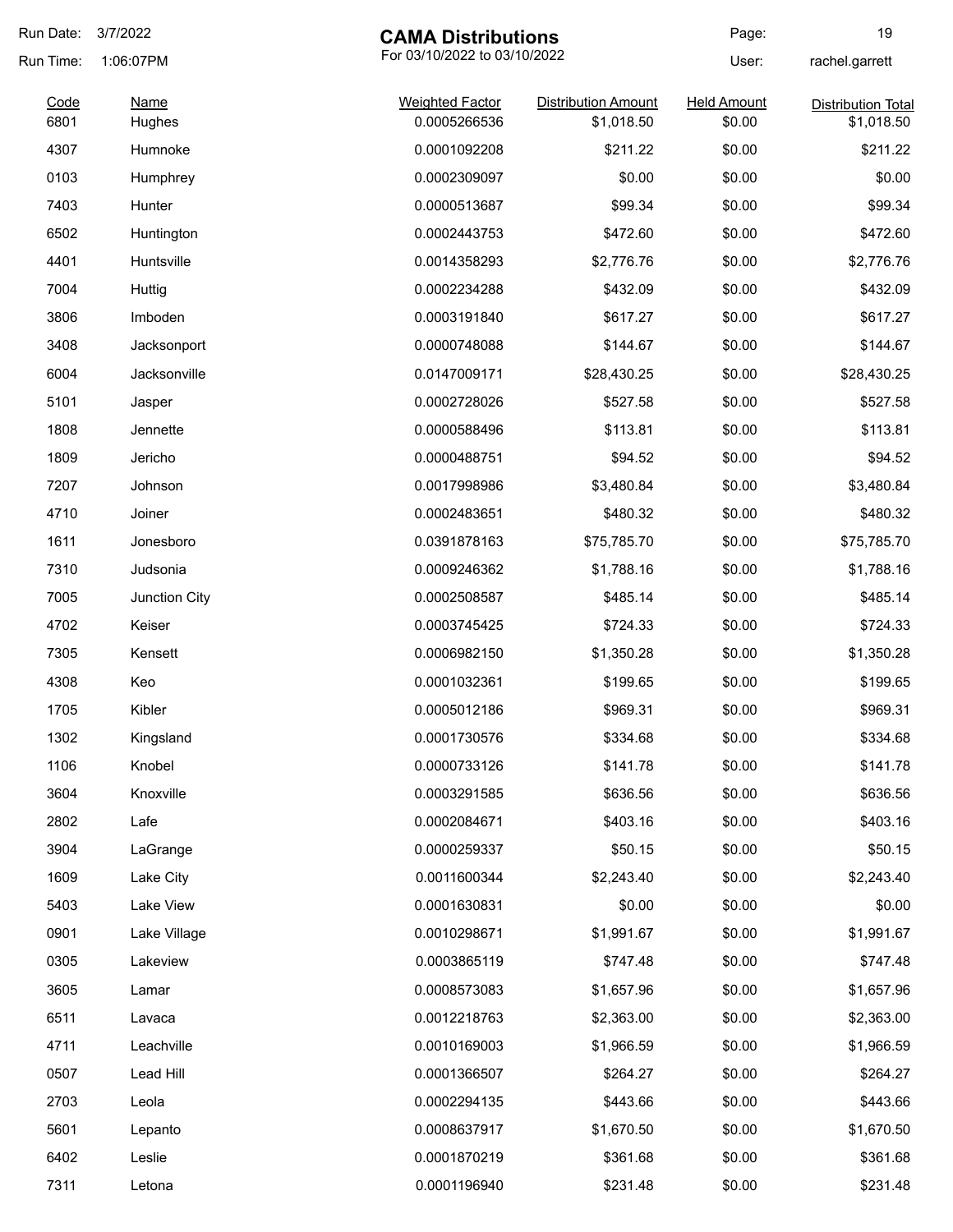# CAMA Distributions

For 03/10/2022 to 03/10/2022

Run Date: 3/7/2022
Run Time: 1:06:07PM
User: rachel.garrett

| Code | Name | Weighted Factor | Distribution Amount | Held Amount | Distribution Total |
|---|---|---|---|---|---|
| 6801 | Hughes | 0.0005266536 | $1,018.50 | $0.00 | $1,018.50 |
| 4307 | Humnoke | 0.0001092208 | $211.22 | $0.00 | $211.22 |
| 0103 | Humphrey | 0.0002309097 | $0.00 | $0.00 | $0.00 |
| 7403 | Hunter | 0.0000513687 | $99.34 | $0.00 | $99.34 |
| 6502 | Huntington | 0.0002443753 | $472.60 | $0.00 | $472.60 |
| 4401 | Huntsville | 0.0014358293 | $2,776.76 | $0.00 | $2,776.76 |
| 7004 | Huttig | 0.0002234288 | $432.09 | $0.00 | $432.09 |
| 3806 | Imboden | 0.0003191840 | $617.27 | $0.00 | $617.27 |
| 3408 | Jacksonport | 0.0000748088 | $144.67 | $0.00 | $144.67 |
| 6004 | Jacksonville | 0.0147009171 | $28,430.25 | $0.00 | $28,430.25 |
| 5101 | Jasper | 0.0002728026 | $527.58 | $0.00 | $527.58 |
| 1808 | Jennette | 0.0000588496 | $113.81 | $0.00 | $113.81 |
| 1809 | Jericho | 0.0000488751 | $94.52 | $0.00 | $94.52 |
| 7207 | Johnson | 0.0017998986 | $3,480.84 | $0.00 | $3,480.84 |
| 4710 | Joiner | 0.0002483651 | $480.32 | $0.00 | $480.32 |
| 1611 | Jonesboro | 0.0391878163 | $75,785.70 | $0.00 | $75,785.70 |
| 7310 | Judsonia | 0.0009246362 | $1,788.16 | $0.00 | $1,788.16 |
| 7005 | Junction City | 0.0002508587 | $485.14 | $0.00 | $485.14 |
| 4702 | Keiser | 0.0003745425 | $724.33 | $0.00 | $724.33 |
| 7305 | Kensett | 0.0006982150 | $1,350.28 | $0.00 | $1,350.28 |
| 4308 | Keo | 0.0001032361 | $199.65 | $0.00 | $199.65 |
| 1705 | Kibler | 0.0005012186 | $969.31 | $0.00 | $969.31 |
| 1302 | Kingsland | 0.0001730576 | $334.68 | $0.00 | $334.68 |
| 1106 | Knobel | 0.0000733126 | $141.78 | $0.00 | $141.78 |
| 3604 | Knoxville | 0.0003291585 | $636.56 | $0.00 | $636.56 |
| 2802 | Lafe | 0.0002084671 | $403.16 | $0.00 | $403.16 |
| 3904 | LaGrange | 0.0000259337 | $50.15 | $0.00 | $50.15 |
| 1609 | Lake City | 0.0011600344 | $2,243.40 | $0.00 | $2,243.40 |
| 5403 | Lake View | 0.0001630831 | $0.00 | $0.00 | $0.00 |
| 0901 | Lake Village | 0.0010298671 | $1,991.67 | $0.00 | $1,991.67 |
| 0305 | Lakeview | 0.0003865119 | $747.48 | $0.00 | $747.48 |
| 3605 | Lamar | 0.0008573083 | $1,657.96 | $0.00 | $1,657.96 |
| 6511 | Lavaca | 0.0012218763 | $2,363.00 | $0.00 | $2,363.00 |
| 4711 | Leachville | 0.0010169003 | $1,966.59 | $0.00 | $1,966.59 |
| 0507 | Lead Hill | 0.0001366507 | $264.27 | $0.00 | $264.27 |
| 2703 | Leola | 0.0002294135 | $443.66 | $0.00 | $443.66 |
| 5601 | Lepanto | 0.0008637917 | $1,670.50 | $0.00 | $1,670.50 |
| 6402 | Leslie | 0.0001870219 | $361.68 | $0.00 | $361.68 |
| 7311 | Letona | 0.0001196940 | $231.48 | $0.00 | $231.48 |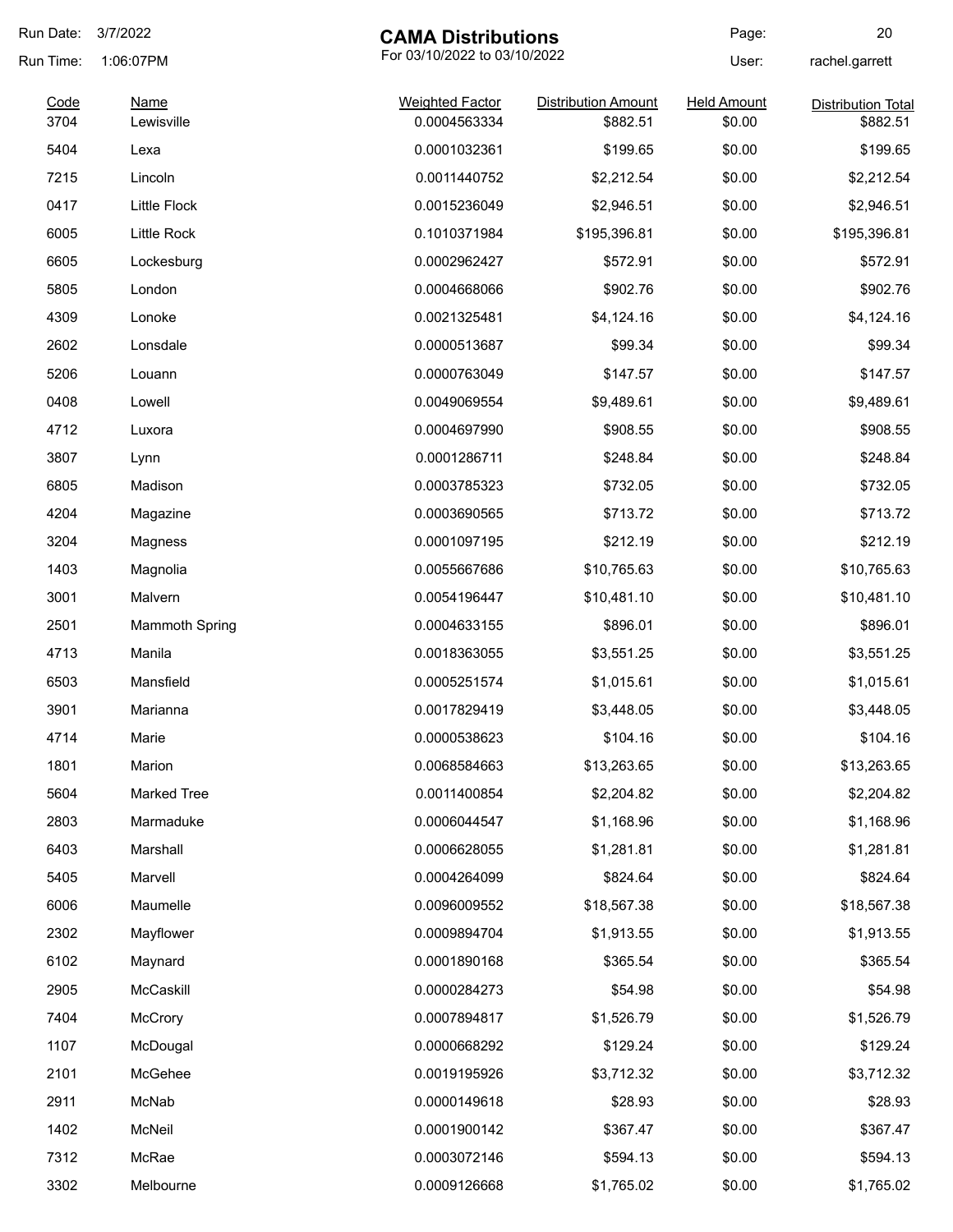# CAMA Distributions

For 03/10/2022 to 03/10/2022

Run Date: 3/7/2022
Run Time: 1:06:07PM
User: rachel.garrett

| Code | Name | Weighted Factor | Distribution Amount | Held Amount | Distribution Total |
|---|---|---|---|---|---|
| 3704 | Lewisville | 0.0004563334 | $882.51 | $0.00 | $882.51 |
| 5404 | Lexa | 0.0001032361 | $199.65 | $0.00 | $199.65 |
| 7215 | Lincoln | 0.0011440752 | $2,212.54 | $0.00 | $2,212.54 |
| 0417 | Little Flock | 0.0015236049 | $2,946.51 | $0.00 | $2,946.51 |
| 6005 | Little Rock | 0.1010371984 | $195,396.81 | $0.00 | $195,396.81 |
| 6605 | Lockesburg | 0.0002962427 | $572.91 | $0.00 | $572.91 |
| 5805 | London | 0.0004668066 | $902.76 | $0.00 | $902.76 |
| 4309 | Lonoke | 0.0021325481 | $4,124.16 | $0.00 | $4,124.16 |
| 2602 | Lonsdale | 0.0000513687 | $99.34 | $0.00 | $99.34 |
| 5206 | Louann | 0.0000763049 | $147.57 | $0.00 | $147.57 |
| 0408 | Lowell | 0.0049069554 | $9,489.61 | $0.00 | $9,489.61 |
| 4712 | Luxora | 0.0004697990 | $908.55 | $0.00 | $908.55 |
| 3807 | Lynn | 0.0001286711 | $248.84 | $0.00 | $248.84 |
| 6805 | Madison | 0.0003785323 | $732.05 | $0.00 | $732.05 |
| 4204 | Magazine | 0.0003690565 | $713.72 | $0.00 | $713.72 |
| 3204 | Magness | 0.0001097195 | $212.19 | $0.00 | $212.19 |
| 1403 | Magnolia | 0.0055667686 | $10,765.63 | $0.00 | $10,765.63 |
| 3001 | Malvern | 0.0054196447 | $10,481.10 | $0.00 | $10,481.10 |
| 2501 | Mammoth Spring | 0.0004633155 | $896.01 | $0.00 | $896.01 |
| 4713 | Manila | 0.0018363055 | $3,551.25 | $0.00 | $3,551.25 |
| 6503 | Mansfield | 0.0005251574 | $1,015.61 | $0.00 | $1,015.61 |
| 3901 | Marianna | 0.0017829419 | $3,448.05 | $0.00 | $3,448.05 |
| 4714 | Marie | 0.0000538623 | $104.16 | $0.00 | $104.16 |
| 1801 | Marion | 0.0068584663 | $13,263.65 | $0.00 | $13,263.65 |
| 5604 | Marked Tree | 0.0011400854 | $2,204.82 | $0.00 | $2,204.82 |
| 2803 | Marmaduke | 0.0006044547 | $1,168.96 | $0.00 | $1,168.96 |
| 6403 | Marshall | 0.0006628055 | $1,281.81 | $0.00 | $1,281.81 |
| 5405 | Marvell | 0.0004264099 | $824.64 | $0.00 | $824.64 |
| 6006 | Maumelle | 0.0096009552 | $18,567.38 | $0.00 | $18,567.38 |
| 2302 | Mayflower | 0.0009894704 | $1,913.55 | $0.00 | $1,913.55 |
| 6102 | Maynard | 0.0001890168 | $365.54 | $0.00 | $365.54 |
| 2905 | McCaskill | 0.0000284273 | $54.98 | $0.00 | $54.98 |
| 7404 | McCrory | 0.0007894817 | $1,526.79 | $0.00 | $1,526.79 |
| 1107 | McDougal | 0.0000668292 | $129.24 | $0.00 | $129.24 |
| 2101 | McGehee | 0.0019195926 | $3,712.32 | $0.00 | $3,712.32 |
| 2911 | McNab | 0.0000149618 | $28.93 | $0.00 | $28.93 |
| 1402 | McNeil | 0.0001900142 | $367.47 | $0.00 | $367.47 |
| 7312 | McRae | 0.0003072146 | $594.13 | $0.00 | $594.13 |
| 3302 | Melbourne | 0.0009126668 | $1,765.02 | $0.00 | $1,765.02 |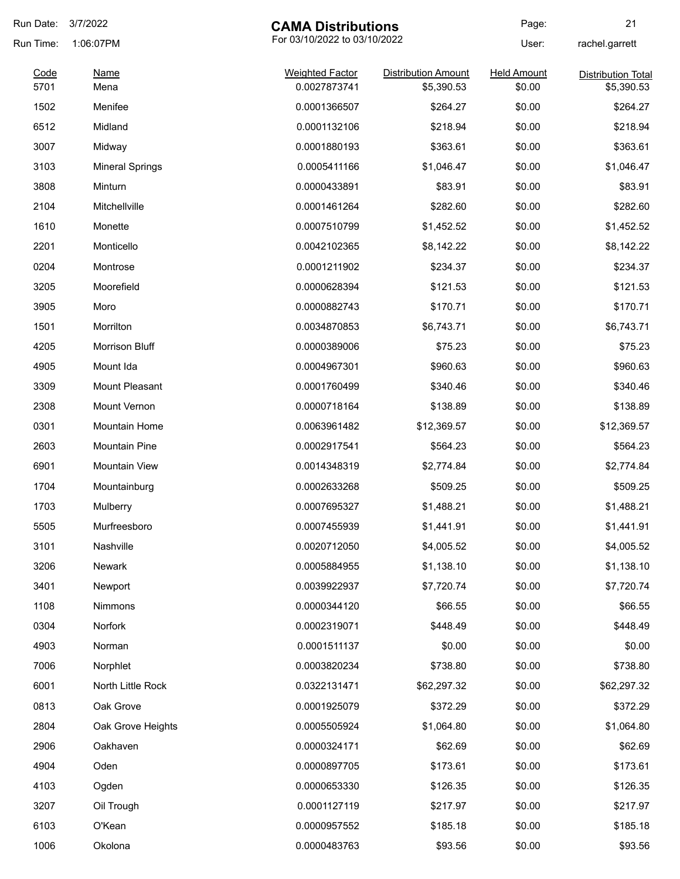# CAMA Distributions

For 03/10/2022 to 03/10/2022

Run Date: 3/7/2022
Run Time: 1:06:07PM
User: rachel.garrett

| Code | Name | Weighted Factor | Distribution Amount | Held Amount | Distribution Total |
|---|---|---|---|---|---|
| 5701 | Mena | 0.0027873741 | $5,390.53 | $0.00 | $5,390.53 |
| 1502 | Menifee | 0.0001366507 | $264.27 | $0.00 | $264.27 |
| 6512 | Midland | 0.0001132106 | $218.94 | $0.00 | $218.94 |
| 3007 | Midway | 0.0001880193 | $363.61 | $0.00 | $363.61 |
| 3103 | Mineral Springs | 0.0005411166 | $1,046.47 | $0.00 | $1,046.47 |
| 3808 | Minturn | 0.0000433891 | $83.91 | $0.00 | $83.91 |
| 2104 | Mitchellville | 0.0001461264 | $282.60 | $0.00 | $282.60 |
| 1610 | Monette | 0.0007510799 | $1,452.52 | $0.00 | $1,452.52 |
| 2201 | Monticello | 0.0042102365 | $8,142.22 | $0.00 | $8,142.22 |
| 0204 | Montrose | 0.0001211902 | $234.37 | $0.00 | $234.37 |
| 3205 | Moorefield | 0.0000628394 | $121.53 | $0.00 | $121.53 |
| 3905 | Moro | 0.0000882743 | $170.71 | $0.00 | $170.71 |
| 1501 | Morrilton | 0.0034870853 | $6,743.71 | $0.00 | $6,743.71 |
| 4205 | Morrison Bluff | 0.0000389006 | $75.23 | $0.00 | $75.23 |
| 4905 | Mount Ida | 0.0004967301 | $960.63 | $0.00 | $960.63 |
| 3309 | Mount Pleasant | 0.0001760499 | $340.46 | $0.00 | $340.46 |
| 2308 | Mount Vernon | 0.0000718164 | $138.89 | $0.00 | $138.89 |
| 0301 | Mountain Home | 0.0063961482 | $12,369.57 | $0.00 | $12,369.57 |
| 2603 | Mountain Pine | 0.0002917541 | $564.23 | $0.00 | $564.23 |
| 6901 | Mountain View | 0.0014348319 | $2,774.84 | $0.00 | $2,774.84 |
| 1704 | Mountainburg | 0.0002633268 | $509.25 | $0.00 | $509.25 |
| 1703 | Mulberry | 0.0007695327 | $1,488.21 | $0.00 | $1,488.21 |
| 5505 | Murfreesboro | 0.0007455939 | $1,441.91 | $0.00 | $1,441.91 |
| 3101 | Nashville | 0.0020712050 | $4,005.52 | $0.00 | $4,005.52 |
| 3206 | Newark | 0.0005884955 | $1,138.10 | $0.00 | $1,138.10 |
| 3401 | Newport | 0.0039922937 | $7,720.74 | $0.00 | $7,720.74 |
| 1108 | Nimmons | 0.0000344120 | $66.55 | $0.00 | $66.55 |
| 0304 | Norfork | 0.0002319071 | $448.49 | $0.00 | $448.49 |
| 4903 | Norman | 0.0001511137 | $0.00 | $0.00 | $0.00 |
| 7006 | Norphlet | 0.0003820234 | $738.80 | $0.00 | $738.80 |
| 6001 | North Little Rock | 0.0322131471 | $62,297.32 | $0.00 | $62,297.32 |
| 0813 | Oak Grove | 0.0001925079 | $372.29 | $0.00 | $372.29 |
| 2804 | Oak Grove Heights | 0.0005505924 | $1,064.80 | $0.00 | $1,064.80 |
| 2906 | Oakhaven | 0.0000324171 | $62.69 | $0.00 | $62.69 |
| 4904 | Oden | 0.0000897705 | $173.61 | $0.00 | $173.61 |
| 4103 | Ogden | 0.0000653330 | $126.35 | $0.00 | $126.35 |
| 3207 | Oil Trough | 0.0001127119 | $217.97 | $0.00 | $217.97 |
| 6103 | O'Kean | 0.0000957552 | $185.18 | $0.00 | $185.18 |
| 1006 | Okolona | 0.0000483763 | $93.56 | $0.00 | $93.56 |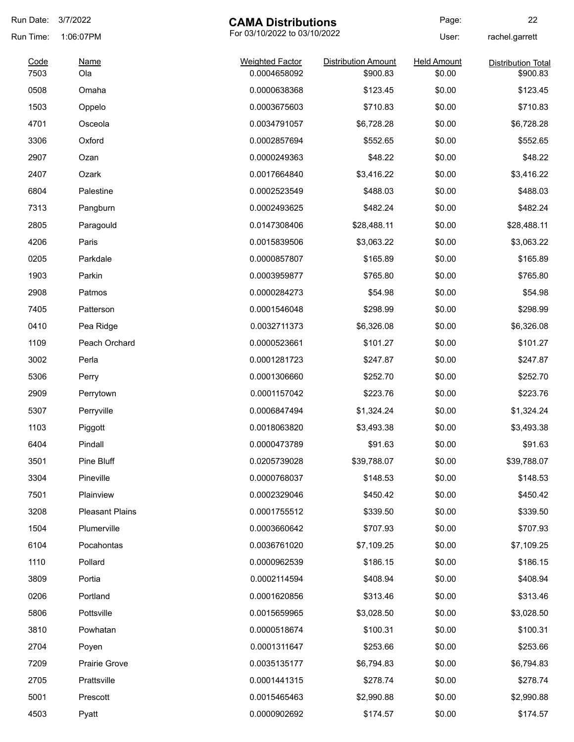# CAMA Distributions

For 03/10/2022 to 03/10/2022

Run Date: 3/7/2022
Run Time: 1:06:07PM
User: rachel.garrett

| Code | Name | Weighted Factor | Distribution Amount | Held Amount | Distribution Total |
|---|---|---|---|---|---|
| 7503 | Ola | 0.0004658092 | $900.83 | $0.00 | $900.83 |
| 0508 | Omaha | 0.0000638368 | $123.45 | $0.00 | $123.45 |
| 1503 | Oppelo | 0.0003675603 | $710.83 | $0.00 | $710.83 |
| 4701 | Osceola | 0.0034791057 | $6,728.28 | $0.00 | $6,728.28 |
| 3306 | Oxford | 0.0002857694 | $552.65 | $0.00 | $552.65 |
| 2907 | Ozan | 0.0000249363 | $48.22 | $0.00 | $48.22 |
| 2407 | Ozark | 0.0017664840 | $3,416.22 | $0.00 | $3,416.22 |
| 6804 | Palestine | 0.0002523549 | $488.03 | $0.00 | $488.03 |
| 7313 | Pangburn | 0.0002493625 | $482.24 | $0.00 | $482.24 |
| 2805 | Paragould | 0.0147308406 | $28,488.11 | $0.00 | $28,488.11 |
| 4206 | Paris | 0.0015839506 | $3,063.22 | $0.00 | $3,063.22 |
| 0205 | Parkdale | 0.0000857807 | $165.89 | $0.00 | $165.89 |
| 1903 | Parkin | 0.0003959877 | $765.80 | $0.00 | $765.80 |
| 2908 | Patmos | 0.0000284273 | $54.98 | $0.00 | $54.98 |
| 7405 | Patterson | 0.0001546048 | $298.99 | $0.00 | $298.99 |
| 0410 | Pea Ridge | 0.0032711373 | $6,326.08 | $0.00 | $6,326.08 |
| 1109 | Peach Orchard | 0.0000523661 | $101.27 | $0.00 | $101.27 |
| 3002 | Perla | 0.0001281723 | $247.87 | $0.00 | $247.87 |
| 5306 | Perry | 0.0001306660 | $252.70 | $0.00 | $252.70 |
| 2909 | Perrytown | 0.0001157042 | $223.76 | $0.00 | $223.76 |
| 5307 | Perryville | 0.0006847494 | $1,324.24 | $0.00 | $1,324.24 |
| 1103 | Piggott | 0.0018063820 | $3,493.38 | $0.00 | $3,493.38 |
| 6404 | Pindall | 0.0000473789 | $91.63 | $0.00 | $91.63 |
| 3501 | Pine Bluff | 0.0205739028 | $39,788.07 | $0.00 | $39,788.07 |
| 3304 | Pineville | 0.0000768037 | $148.53 | $0.00 | $148.53 |
| 7501 | Plainview | 0.0002329046 | $450.42 | $0.00 | $450.42 |
| 3208 | Pleasant Plains | 0.0001755512 | $339.50 | $0.00 | $339.50 |
| 1504 | Plumerville | 0.0003660642 | $707.93 | $0.00 | $707.93 |
| 6104 | Pocahontas | 0.0036761020 | $7,109.25 | $0.00 | $7,109.25 |
| 1110 | Pollard | 0.0000962539 | $186.15 | $0.00 | $186.15 |
| 3809 | Portia | 0.0002114594 | $408.94 | $0.00 | $408.94 |
| 0206 | Portland | 0.0001620856 | $313.46 | $0.00 | $313.46 |
| 5806 | Pottsville | 0.0015659965 | $3,028.50 | $0.00 | $3,028.50 |
| 3810 | Powhatan | 0.0000518674 | $100.31 | $0.00 | $100.31 |
| 2704 | Poyen | 0.0001311647 | $253.66 | $0.00 | $253.66 |
| 7209 | Prairie Grove | 0.0035135177 | $6,794.83 | $0.00 | $6,794.83 |
| 2705 | Prattsville | 0.0001441315 | $278.74 | $0.00 | $278.74 |
| 5001 | Prescott | 0.0015465463 | $2,990.88 | $0.00 | $2,990.88 |
| 4503 | Pyatt | 0.0000902692 | $174.57 | $0.00 | $174.57 |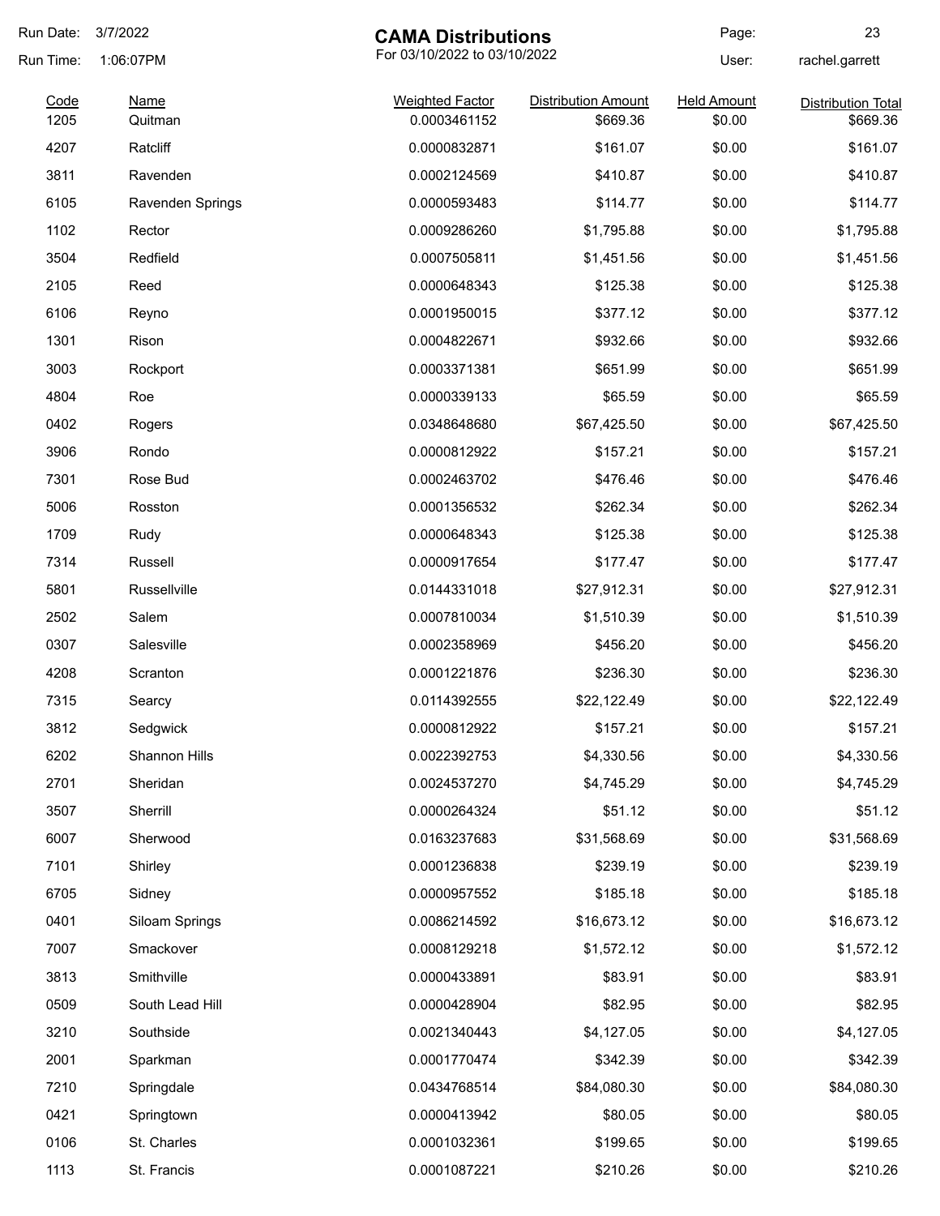Run Date: 3/7/2022
Run Time: 1:06:07PM

# CAMA Distributions

For 03/10/2022 to 03/10/2022

User: rachel.garrett

| Code | Name | Weighted Factor | Distribution Amount | Held Amount | Distribution Total |
|---|---|---|---|---|---|
| 1205 | Quitman | 0.0003461152 | $669.36 | $0.00 | $669.36 |
| 4207 | Ratcliff | 0.0000832871 | $161.07 | $0.00 | $161.07 |
| 3811 | Ravenden | 0.0002124569 | $410.87 | $0.00 | $410.87 |
| 6105 | Ravenden Springs | 0.0000593483 | $114.77 | $0.00 | $114.77 |
| 1102 | Rector | 0.0009286260 | $1,795.88 | $0.00 | $1,795.88 |
| 3504 | Redfield | 0.0007505811 | $1,451.56 | $0.00 | $1,451.56 |
| 2105 | Reed | 0.0000648343 | $125.38 | $0.00 | $125.38 |
| 6106 | Reyno | 0.0001950015 | $377.12 | $0.00 | $377.12 |
| 1301 | Rison | 0.0004822671 | $932.66 | $0.00 | $932.66 |
| 3003 | Rockport | 0.0003371381 | $651.99 | $0.00 | $651.99 |
| 4804 | Roe | 0.0000339133 | $65.59 | $0.00 | $65.59 |
| 0402 | Rogers | 0.0348648680 | $67,425.50 | $0.00 | $67,425.50 |
| 3906 | Rondo | 0.0000812922 | $157.21 | $0.00 | $157.21 |
| 7301 | Rose Bud | 0.0002463702 | $476.46 | $0.00 | $476.46 |
| 5006 | Rosston | 0.0001356532 | $262.34 | $0.00 | $262.34 |
| 1709 | Rudy | 0.0000648343 | $125.38 | $0.00 | $125.38 |
| 7314 | Russell | 0.0000917654 | $177.47 | $0.00 | $177.47 |
| 5801 | Russellville | 0.0144331018 | $27,912.31 | $0.00 | $27,912.31 |
| 2502 | Salem | 0.0007810034 | $1,510.39 | $0.00 | $1,510.39 |
| 0307 | Salesville | 0.0002358969 | $456.20 | $0.00 | $456.20 |
| 4208 | Scranton | 0.0001221876 | $236.30 | $0.00 | $236.30 |
| 7315 | Searcy | 0.0114392555 | $22,122.49 | $0.00 | $22,122.49 |
| 3812 | Sedgwick | 0.0000812922 | $157.21 | $0.00 | $157.21 |
| 6202 | Shannon Hills | 0.0022392753 | $4,330.56 | $0.00 | $4,330.56 |
| 2701 | Sheridan | 0.0024537270 | $4,745.29 | $0.00 | $4,745.29 |
| 3507 | Sherrill | 0.0000264324 | $51.12 | $0.00 | $51.12 |
| 6007 | Sherwood | 0.0163237683 | $31,568.69 | $0.00 | $31,568.69 |
| 7101 | Shirley | 0.0001236838 | $239.19 | $0.00 | $239.19 |
| 6705 | Sidney | 0.0000957552 | $185.18 | $0.00 | $185.18 |
| 0401 | Siloam Springs | 0.0086214592 | $16,673.12 | $0.00 | $16,673.12 |
| 7007 | Smackover | 0.0008129218 | $1,572.12 | $0.00 | $1,572.12 |
| 3813 | Smithville | 0.0000433891 | $83.91 | $0.00 | $83.91 |
| 0509 | South Lead Hill | 0.0000428904 | $82.95 | $0.00 | $82.95 |
| 3210 | Southside | 0.0021340443 | $4,127.05 | $0.00 | $4,127.05 |
| 2001 | Sparkman | 0.0001770474 | $342.39 | $0.00 | $342.39 |
| 7210 | Springdale | 0.0434768514 | $84,080.30 | $0.00 | $84,080.30 |
| 0421 | Springtown | 0.0000413942 | $80.05 | $0.00 | $80.05 |
| 0106 | St. Charles | 0.0001032361 | $199.65 | $0.00 | $199.65 |
| 1113 | St. Francis | 0.0001087221 | $210.26 | $0.00 | $210.26 |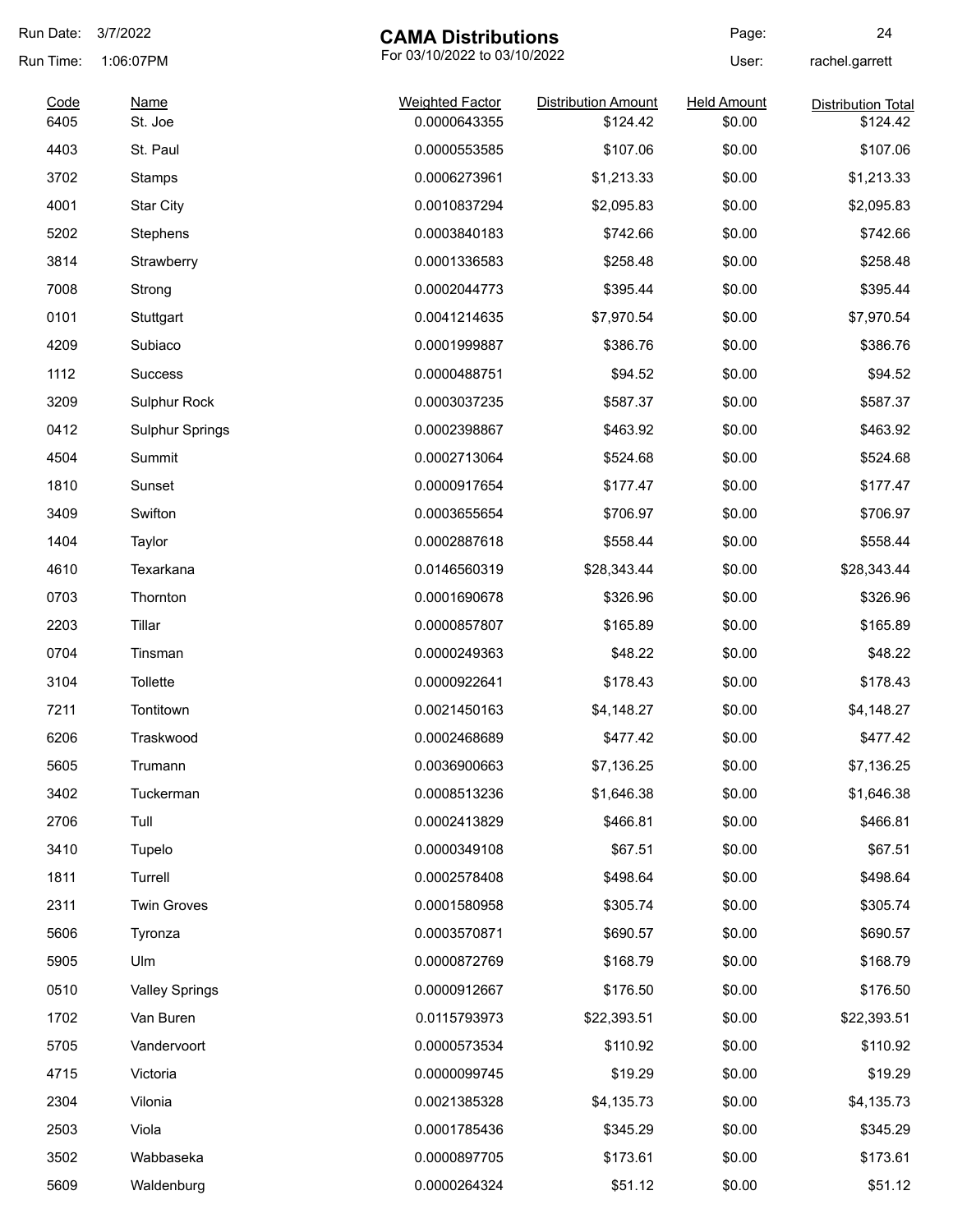# CAMA Distributions

For 03/10/2022 to 03/10/2022

Run Date: 3/7/2022
Run Time: 1:06:07PM
User: rachel.garrett

| Code | Name | Weighted Factor | Distribution Amount | Held Amount | Distribution Total |
|---|---|---|---|---|---|
| 6405 | St. Joe | 0.0000643355 | $124.42 | $0.00 | $124.42 |
| 4403 | St. Paul | 0.0000553585 | $107.06 | $0.00 | $107.06 |
| 3702 | Stamps | 0.0006273961 | $1,213.33 | $0.00 | $1,213.33 |
| 4001 | Star City | 0.0010837294 | $2,095.83 | $0.00 | $2,095.83 |
| 5202 | Stephens | 0.0003840183 | $742.66 | $0.00 | $742.66 |
| 3814 | Strawberry | 0.0001336583 | $258.48 | $0.00 | $258.48 |
| 7008 | Strong | 0.0002044773 | $395.44 | $0.00 | $395.44 |
| 0101 | Stuttgart | 0.0041214635 | $7,970.54 | $0.00 | $7,970.54 |
| 4209 | Subiaco | 0.0001999887 | $386.76 | $0.00 | $386.76 |
| 1112 | Success | 0.0000488751 | $94.52 | $0.00 | $94.52 |
| 3209 | Sulphur Rock | 0.0003037235 | $587.37 | $0.00 | $587.37 |
| 0412 | Sulphur Springs | 0.0002398867 | $463.92 | $0.00 | $463.92 |
| 4504 | Summit | 0.0002713064 | $524.68 | $0.00 | $524.68 |
| 1810 | Sunset | 0.0000917654 | $177.47 | $0.00 | $177.47 |
| 3409 | Swifton | 0.0003655654 | $706.97 | $0.00 | $706.97 |
| 1404 | Taylor | 0.0002887618 | $558.44 | $0.00 | $558.44 |
| 4610 | Texarkana | 0.0146560319 | $28,343.44 | $0.00 | $28,343.44 |
| 0703 | Thornton | 0.0001690678 | $326.96 | $0.00 | $326.96 |
| 2203 | Tillar | 0.0000857807 | $165.89 | $0.00 | $165.89 |
| 0704 | Tinsman | 0.0000249363 | $48.22 | $0.00 | $48.22 |
| 3104 | Tollette | 0.0000922641 | $178.43 | $0.00 | $178.43 |
| 7211 | Tontitown | 0.0021450163 | $4,148.27 | $0.00 | $4,148.27 |
| 6206 | Traskwood | 0.0002468689 | $477.42 | $0.00 | $477.42 |
| 5605 | Trumann | 0.0036900663 | $7,136.25 | $0.00 | $7,136.25 |
| 3402 | Tuckerman | 0.0008513236 | $1,646.38 | $0.00 | $1,646.38 |
| 2706 | Tull | 0.0002413829 | $466.81 | $0.00 | $466.81 |
| 3410 | Tupelo | 0.0000349108 | $67.51 | $0.00 | $67.51 |
| 1811 | Turrell | 0.0002578408 | $498.64 | $0.00 | $498.64 |
| 2311 | Twin Groves | 0.0001580958 | $305.74 | $0.00 | $305.74 |
| 5606 | Tyronza | 0.0003570871 | $690.57 | $0.00 | $690.57 |
| 5905 | Ulm | 0.0000872769 | $168.79 | $0.00 | $168.79 |
| 0510 | Valley Springs | 0.0000912667 | $176.50 | $0.00 | $176.50 |
| 1702 | Van Buren | 0.0115793973 | $22,393.51 | $0.00 | $22,393.51 |
| 5705 | Vandervoort | 0.0000573534 | $110.92 | $0.00 | $110.92 |
| 4715 | Victoria | 0.0000099745 | $19.29 | $0.00 | $19.29 |
| 2304 | Vilonia | 0.0021385328 | $4,135.73 | $0.00 | $4,135.73 |
| 2503 | Viola | 0.0001785436 | $345.29 | $0.00 | $345.29 |
| 3502 | Wabbaseka | 0.0000897705 | $173.61 | $0.00 | $173.61 |
| 5609 | Waldenburg | 0.0000264324 | $51.12 | $0.00 | $51.12 |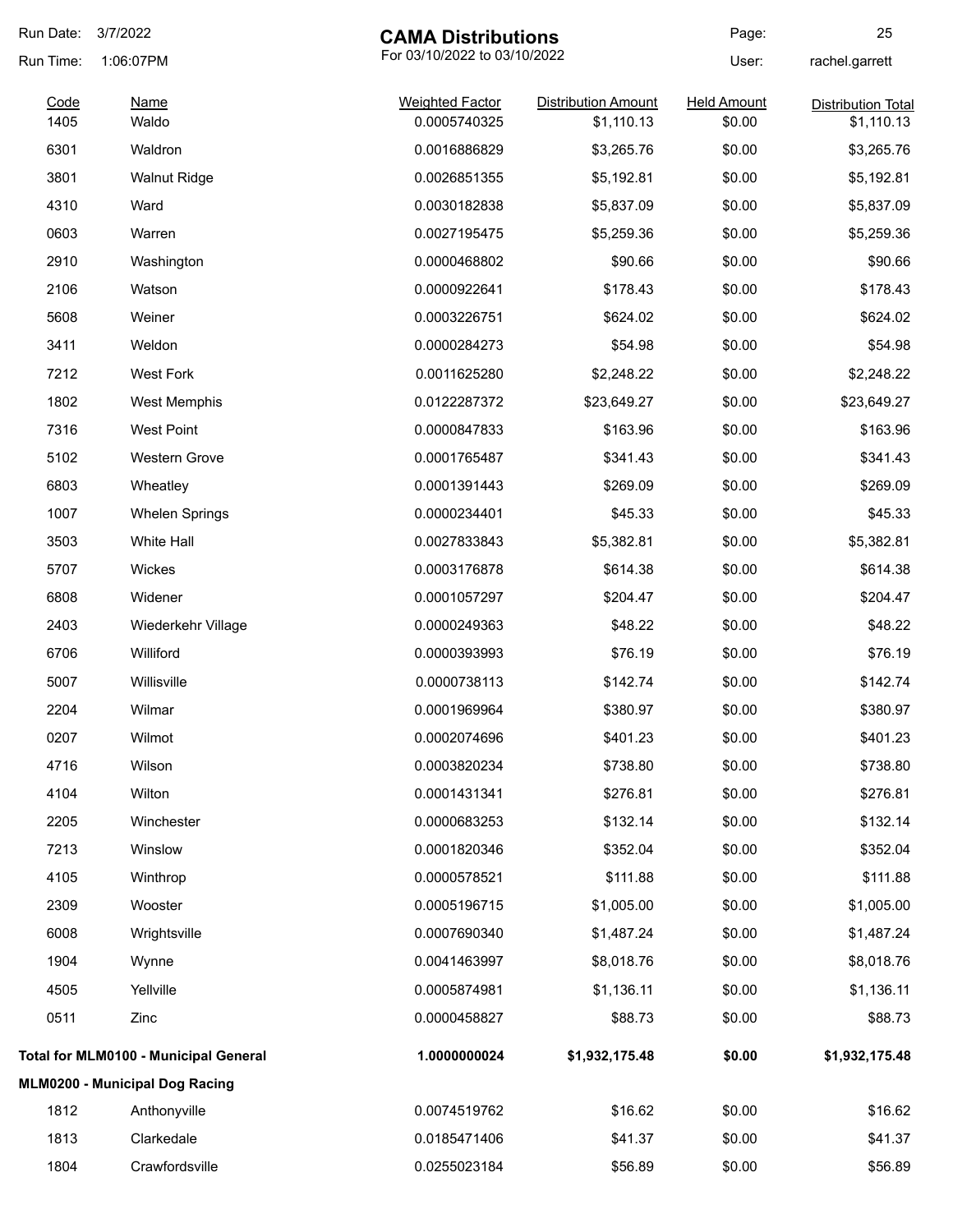# CAMA Distributions

For 03/10/2022 to 03/10/2022

Run Date: 3/7/2022
Run Time: 1:06:07PM
User: rachel.garrett

| Code | Name | Weighted Factor | Distribution Amount | Held Amount | Distribution Total |
|---|---|---|---|---|---|
| 1405 | Waldo | 0.0005740325 | $1,110.13 | $0.00 | $1,110.13 |
| 6301 | Waldron | 0.0016886829 | $3,265.76 | $0.00 | $3,265.76 |
| 3801 | Walnut Ridge | 0.0026851355 | $5,192.81 | $0.00 | $5,192.81 |
| 4310 | Ward | 0.0030182838 | $5,837.09 | $0.00 | $5,837.09 |
| 0603 | Warren | 0.0027195475 | $5,259.36 | $0.00 | $5,259.36 |
| 2910 | Washington | 0.0000468802 | $90.66 | $0.00 | $90.66 |
| 2106 | Watson | 0.0000922641 | $178.43 | $0.00 | $178.43 |
| 5608 | Weiner | 0.0003226751 | $624.02 | $0.00 | $624.02 |
| 3411 | Weldon | 0.0000284273 | $54.98 | $0.00 | $54.98 |
| 7212 | West Fork | 0.0011625280 | $2,248.22 | $0.00 | $2,248.22 |
| 1802 | West Memphis | 0.0122287372 | $23,649.27 | $0.00 | $23,649.27 |
| 7316 | West Point | 0.0000847833 | $163.96 | $0.00 | $163.96 |
| 5102 | Western Grove | 0.0001765487 | $341.43 | $0.00 | $341.43 |
| 6803 | Wheatley | 0.0001391443 | $269.09 | $0.00 | $269.09 |
| 1007 | Whelen Springs | 0.0000234401 | $45.33 | $0.00 | $45.33 |
| 3503 | White Hall | 0.0027833843 | $5,382.81 | $0.00 | $5,382.81 |
| 5707 | Wickes | 0.0003176878 | $614.38 | $0.00 | $614.38 |
| 6808 | Widener | 0.0001057297 | $204.47 | $0.00 | $204.47 |
| 2403 | Wiederkehr Village | 0.0000249363 | $48.22 | $0.00 | $48.22 |
| 6706 | Williford | 0.0000393993 | $76.19 | $0.00 | $76.19 |
| 5007 | Willisville | 0.0000738113 | $142.74 | $0.00 | $142.74 |
| 2204 | Wilmar | 0.0001969964 | $380.97 | $0.00 | $380.97 |
| 0207 | Wilmot | 0.0002074696 | $401.23 | $0.00 | $401.23 |
| 4716 | Wilson | 0.0003820234 | $738.80 | $0.00 | $738.80 |
| 4104 | Wilton | 0.0001431341 | $276.81 | $0.00 | $276.81 |
| 2205 | Winchester | 0.0000683253 | $132.14 | $0.00 | $132.14 |
| 7213 | Winslow | 0.0001820346 | $352.04 | $0.00 | $352.04 |
| 4105 | Winthrop | 0.0000578521 | $111.88 | $0.00 | $111.88 |
| 2309 | Wooster | 0.0005196715 | $1,005.00 | $0.00 | $1,005.00 |
| 6008 | Wrightsville | 0.0007690340 | $1,487.24 | $0.00 | $1,487.24 |
| 1904 | Wynne | 0.0041463997 | $8,018.76 | $0.00 | $8,018.76 |
| 4505 | Yellville | 0.0005874981 | $1,136.11 | $0.00 | $1,136.11 |
| 0511 | Zinc | 0.0000458827 | $88.73 | $0.00 | $88.73 |
| **Total for MLM0100 - Municipal General** | | **1.0000000024** | **$1,932,175.48** | **$0.00** | **$1,932,175.48** |
| **MLM0200 - Municipal Dog Racing** | | | | | |
| 1812 | Anthonyville | 0.0074519762 | $16.62 | $0.00 | $16.62 |
| 1813 | Clarkedale | 0.0185471406 | $41.37 | $0.00 | $41.37 |
| 1804 | Crawfordsville | 0.0255023184 | $56.89 | $0.00 | $56.89 |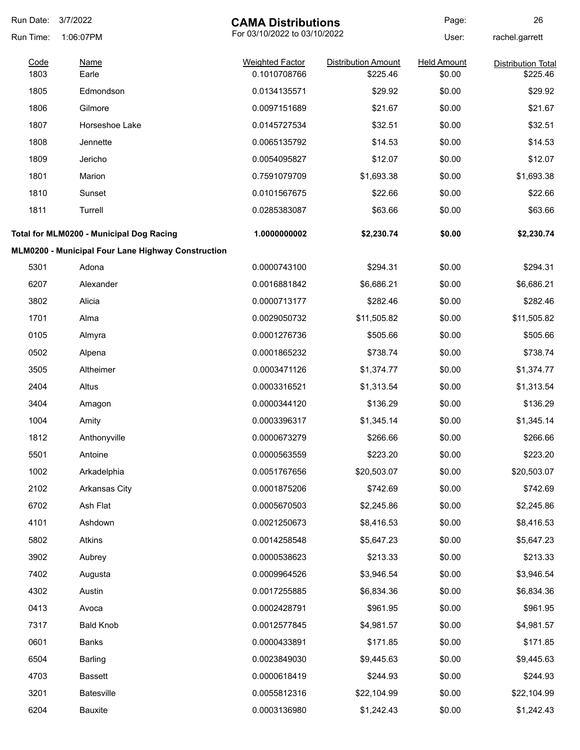# CAMA Distributions

For 03/10/2022 to 03/10/2022

Run Date: 3/7/2022
Run Time: 1:06:07PM
User: rachel.garrett

| Code | Name | Weighted Factor | Distribution Amount | Held Amount | Distribution Total |
|---|---|---|---|---|---|
| 1803 | Earle | 0.1010708766 | $225.46 | $0.00 | $225.46 |
| 1805 | Edmondson | 0.0134135571 | $29.92 | $0.00 | $29.92 |
| 1806 | Gilmore | 0.0097151689 | $21.67 | $0.00 | $21.67 |
| 1807 | Horseshoe Lake | 0.0145727534 | $32.51 | $0.00 | $32.51 |
| 1808 | Jennette | 0.0065135792 | $14.53 | $0.00 | $14.53 |
| 1809 | Jericho | 0.0054095827 | $12.07 | $0.00 | $12.07 |
| 1801 | Marion | 0.7591079709 | $1,693.38 | $0.00 | $1,693.38 |
| 1810 | Sunset | 0.0101567675 | $22.66 | $0.00 | $22.66 |
| 1811 | Turrell | 0.0285383087 | $63.66 | $0.00 | $63.66 |
| **Total for MLM0200 - Municipal Dog Racing** | | **1.0000000002** | **$2,230.74** | **$0.00** | **$2,230.74** |

**MLM0200 - Municipal Four Lane Highway Construction**

| Code | Name | Weighted Factor | Distribution Amount | Held Amount | Distribution Total |
|---|---|---|---|---|---|
| 5301 | Adona | 0.0000743100 | $294.31 | $0.00 | $294.31 |
| 6207 | Alexander | 0.0016881842 | $6,686.21 | $0.00 | $6,686.21 |
| 3802 | Alicia | 0.0000713177 | $282.46 | $0.00 | $282.46 |
| 1701 | Alma | 0.0029050732 | $11,505.82 | $0.00 | $11,505.82 |
| 0105 | Almyra | 0.0001276736 | $505.66 | $0.00 | $505.66 |
| 0502 | Alpena | 0.0001865232 | $738.74 | $0.00 | $738.74 |
| 3505 | Altheimer | 0.0003471126 | $1,374.77 | $0.00 | $1,374.77 |
| 2404 | Altus | 0.0003316521 | $1,313.54 | $0.00 | $1,313.54 |
| 3404 | Amagon | 0.0000344120 | $136.29 | $0.00 | $136.29 |
| 1004 | Amity | 0.0003396317 | $1,345.14 | $0.00 | $1,345.14 |
| 1812 | Anthonyville | 0.0000673279 | $266.66 | $0.00 | $266.66 |
| 5501 | Antoine | 0.0000563559 | $223.20 | $0.00 | $223.20 |
| 1002 | Arkadelphia | 0.0051767656 | $20,503.07 | $0.00 | $20,503.07 |
| 2102 | Arkansas City | 0.0001875206 | $742.69 | $0.00 | $742.69 |
| 6702 | Ash Flat | 0.0005670503 | $2,245.86 | $0.00 | $2,245.86 |
| 4101 | Ashdown | 0.0021250673 | $8,416.53 | $0.00 | $8,416.53 |
| 5802 | Atkins | 0.0014258548 | $5,647.23 | $0.00 | $5,647.23 |
| 3902 | Aubrey | 0.0000538623 | $213.33 | $0.00 | $213.33 |
| 7402 | Augusta | 0.0009964526 | $3,946.54 | $0.00 | $3,946.54 |
| 4302 | Austin | 0.0017255885 | $6,834.36 | $0.00 | $6,834.36 |
| 0413 | Avoca | 0.0002428791 | $961.95 | $0.00 | $961.95 |
| 7317 | Bald Knob | 0.0012577845 | $4,981.57 | $0.00 | $4,981.57 |
| 0601 | Banks | 0.0000433891 | $171.85 | $0.00 | $171.85 |
| 6504 | Barling | 0.0023849030 | $9,445.63 | $0.00 | $9,445.63 |
| 4703 | Bassett | 0.0000618419 | $244.93 | $0.00 | $244.93 |
| 3201 | Batesville | 0.0055812316 | $22,104.99 | $0.00 | $22,104.99 |
| 6204 | Bauxite | 0.0003136980 | $1,242.43 | $0.00 | $1,242.43 |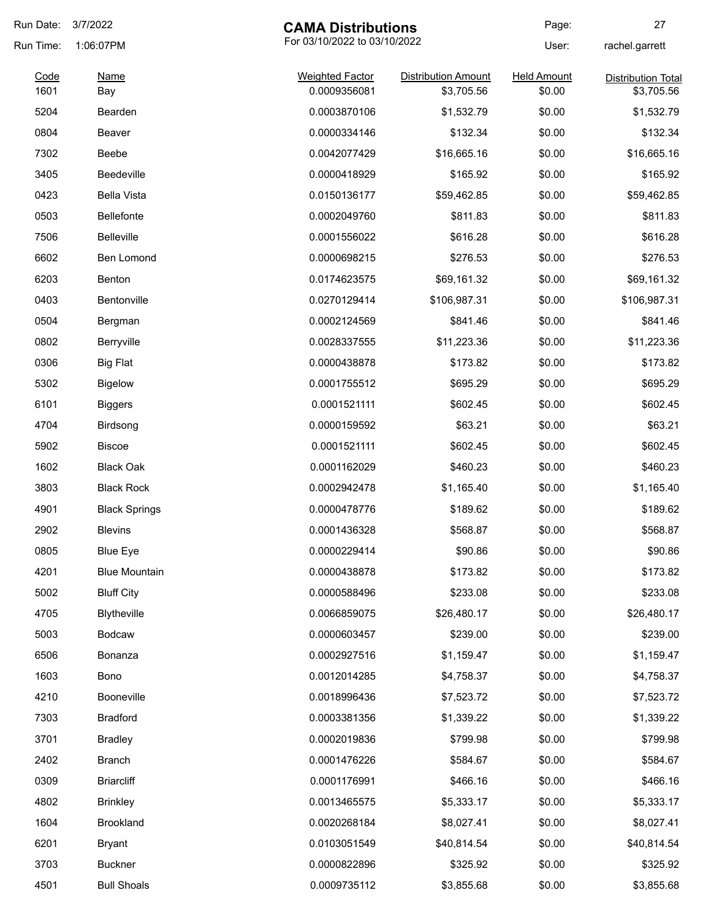| Code | Name | Weighted Factor | Distribution Amount | Held Amount | Distribution Total |
| --- | --- | --- | --- | --- | --- |
| 1601 | Bay | 0.0009356081 | $3,705.56 | $0.00 | $3,705.56 |
| 5204 | Bearden | 0.0003870106 | $1,532.79 | $0.00 | $1,532.79 |
| 0804 | Beaver | 0.0000334146 | $132.34 | $0.00 | $132.34 |
| 7302 | Beebe | 0.0042077429 | $16,665.16 | $0.00 | $16,665.16 |
| 3405 | Beedeville | 0.0000418929 | $165.92 | $0.00 | $165.92 |
| 0423 | Bella Vista | 0.0150136177 | $59,462.85 | $0.00 | $59,462.85 |
| 0503 | Bellefonte | 0.0002049760 | $811.83 | $0.00 | $811.83 |
| 7506 | Belleville | 0.0001556022 | $616.28 | $0.00 | $616.28 |
| 6602 | Ben Lomond | 0.0000698215 | $276.53 | $0.00 | $276.53 |
| 6203 | Benton | 0.0174623575 | $69,161.32 | $0.00 | $69,161.32 |
| 0403 | Bentonville | 0.0270129414 | $106,987.31 | $0.00 | $106,987.31 |
| 0504 | Bergman | 0.0002124569 | $841.46 | $0.00 | $841.46 |
| 0802 | Berryville | 0.0028337555 | $11,223.36 | $0.00 | $11,223.36 |
| 0306 | Big Flat | 0.0000438878 | $173.82 | $0.00 | $173.82 |
| 5302 | Bigelow | 0.0001755512 | $695.29 | $0.00 | $695.29 |
| 6101 | Biggers | 0.0001521111 | $602.45 | $0.00 | $602.45 |
| 4704 | Birdsong | 0.0000159592 | $63.21 | $0.00 | $63.21 |
| 5902 | Biscoe | 0.0001521111 | $602.45 | $0.00 | $602.45 |
| 1602 | Black Oak | 0.0001162029 | $460.23 | $0.00 | $460.23 |
| 3803 | Black Rock | 0.0002942478 | $1,165.40 | $0.00 | $1,165.40 |
| 4901 | Black Springs | 0.0000478776 | $189.62 | $0.00 | $189.62 |
| 2902 | Blevins | 0.0001436328 | $568.87 | $0.00 | $568.87 |
| 0805 | Blue Eye | 0.0000229414 | $90.86 | $0.00 | $90.86 |
| 4201 | Blue Mountain | 0.0000438878 | $173.82 | $0.00 | $173.82 |
| 5002 | Bluff City | 0.0000588496 | $233.08 | $0.00 | $233.08 |
| 4705 | Blytheville | 0.0066859075 | $26,480.17 | $0.00 | $26,480.17 |
| 5003 | Bodcaw | 0.0000603457 | $239.00 | $0.00 | $239.00 |
| 6506 | Bonanza | 0.0002927516 | $1,159.47 | $0.00 | $1,159.47 |
| 1603 | Bono | 0.0012014285 | $4,758.37 | $0.00 | $4,758.37 |
| 4210 | Booneville | 0.0018996436 | $7,523.72 | $0.00 | $7,523.72 |
| 7303 | Bradford | 0.0003381356 | $1,339.22 | $0.00 | $1,339.22 |
| 3701 | Bradley | 0.0002019836 | $799.98 | $0.00 | $799.98 |
| 2402 | Branch | 0.0001476226 | $584.67 | $0.00 | $584.67 |
| 0309 | Briarcliff | 0.0001176991 | $466.16 | $0.00 | $466.16 |
| 4802 | Brinkley | 0.0013465575 | $5,333.17 | $0.00 | $5,333.17 |
| 1604 | Brookland | 0.0020268184 | $8,027.41 | $0.00 | $8,027.41 |
| 6201 | Bryant | 0.0103051549 | $40,814.54 | $0.00 | $40,814.54 |
| 3703 | Buckner | 0.0000822896 | $325.92 | $0.00 | $325.92 |
| 4501 | Bull Shoals | 0.0009735112 | $3,855.68 | $0.00 | $3,855.68 |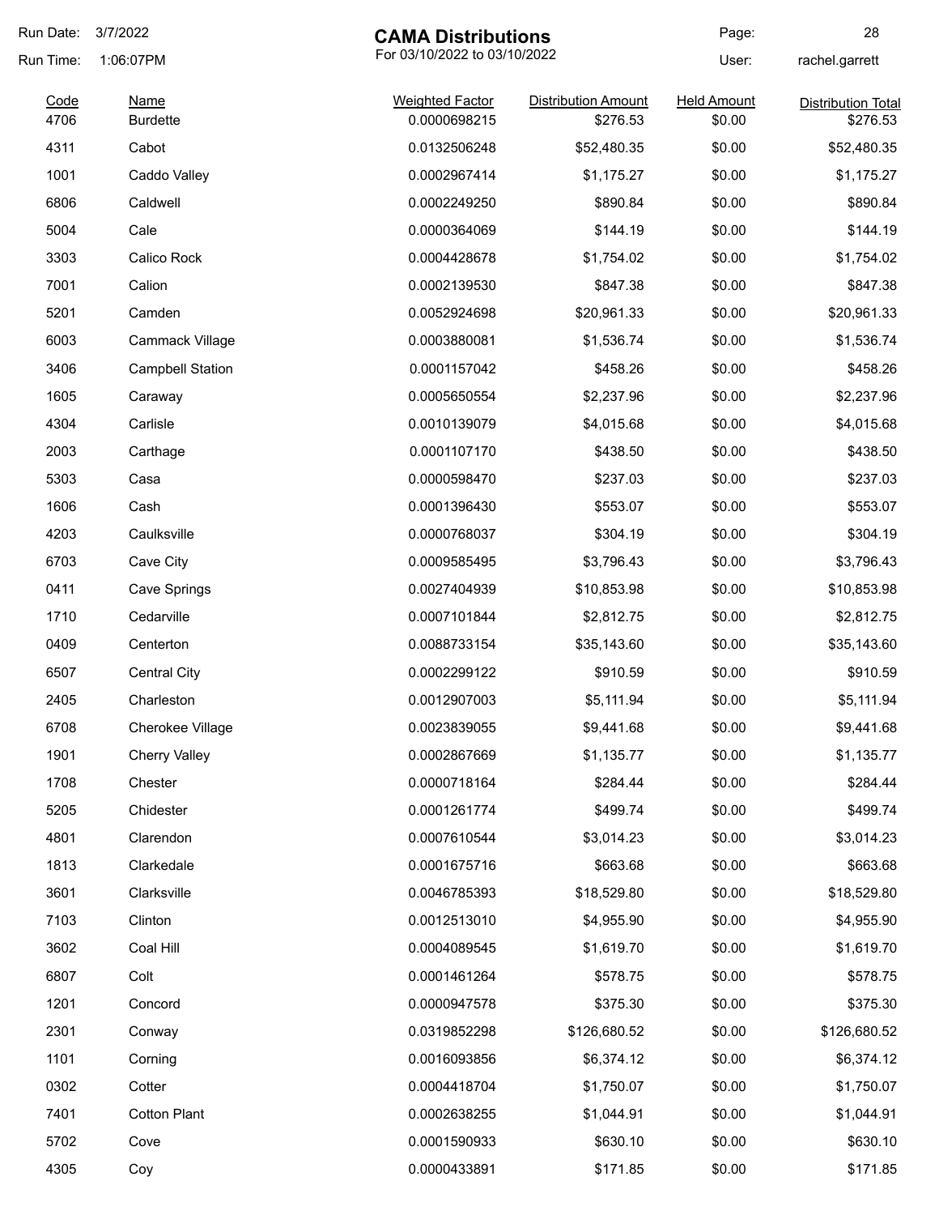# CAMA Distributions

For 03/10/2022 to 03/10/2022

Run Date: 3/7/2022
Run Time: 1:06:07PM
User: rachel.garrett

| Code | Name | Weighted Factor | Distribution Amount | Held Amount | Distribution Total |
|---|---|---|---|---|---|
| 4706 | Burdette | 0.0000698215 | $276.53 | $0.00 | $276.53 |
| 4311 | Cabot | 0.0132506248 | $52,480.35 | $0.00 | $52,480.35 |
| 1001 | Caddo Valley | 0.0002967414 | $1,175.27 | $0.00 | $1,175.27 |
| 6806 | Caldwell | 0.0002249250 | $890.84 | $0.00 | $890.84 |
| 5004 | Cale | 0.0000364069 | $144.19 | $0.00 | $144.19 |
| 3303 | Calico Rock | 0.0004428678 | $1,754.02 | $0.00 | $1,754.02 |
| 7001 | Calion | 0.0002139530 | $847.38 | $0.00 | $847.38 |
| 5201 | Camden | 0.0052924698 | $20,961.33 | $0.00 | $20,961.33 |
| 6003 | Cammack Village | 0.0003880081 | $1,536.74 | $0.00 | $1,536.74 |
| 3406 | Campbell Station | 0.0001157042 | $458.26 | $0.00 | $458.26 |
| 1605 | Caraway | 0.0005650554 | $2,237.96 | $0.00 | $2,237.96 |
| 4304 | Carlisle | 0.0010139079 | $4,015.68 | $0.00 | $4,015.68 |
| 2003 | Carthage | 0.0001107170 | $438.50 | $0.00 | $438.50 |
| 5303 | Casa | 0.0000598470 | $237.03 | $0.00 | $237.03 |
| 1606 | Cash | 0.0001396430 | $553.07 | $0.00 | $553.07 |
| 4203 | Caulksville | 0.0000768037 | $304.19 | $0.00 | $304.19 |
| 6703 | Cave City | 0.0009585495 | $3,796.43 | $0.00 | $3,796.43 |
| 0411 | Cave Springs | 0.0027404939 | $10,853.98 | $0.00 | $10,853.98 |
| 1710 | Cedarville | 0.0007101844 | $2,812.75 | $0.00 | $2,812.75 |
| 0409 | Centerton | 0.0088733154 | $35,143.60 | $0.00 | $35,143.60 |
| 6507 | Central City | 0.0002299122 | $910.59 | $0.00 | $910.59 |
| 2405 | Charleston | 0.0012907003 | $5,111.94 | $0.00 | $5,111.94 |
| 6708 | Cherokee Village | 0.0023839055 | $9,441.68 | $0.00 | $9,441.68 |
| 1901 | Cherry Valley | 0.0002867669 | $1,135.77 | $0.00 | $1,135.77 |
| 1708 | Chester | 0.0000718164 | $284.44 | $0.00 | $284.44 |
| 5205 | Chidester | 0.0001261774 | $499.74 | $0.00 | $499.74 |
| 4801 | Clarendon | 0.0007610544 | $3,014.23 | $0.00 | $3,014.23 |
| 1813 | Clarkedale | 0.0001675716 | $663.68 | $0.00 | $663.68 |
| 3601 | Clarksville | 0.0046785393 | $18,529.80 | $0.00 | $18,529.80 |
| 7103 | Clinton | 0.0012513010 | $4,955.90 | $0.00 | $4,955.90 |
| 3602 | Coal Hill | 0.0004089545 | $1,619.70 | $0.00 | $1,619.70 |
| 6807 | Colt | 0.0001461264 | $578.75 | $0.00 | $578.75 |
| 1201 | Concord | 0.0000947578 | $375.30 | $0.00 | $375.30 |
| 2301 | Conway | 0.0319852298 | $126,680.52 | $0.00 | $126,680.52 |
| 1101 | Corning | 0.0016093856 | $6,374.12 | $0.00 | $6,374.12 |
| 0302 | Cotter | 0.0004418704 | $1,750.07 | $0.00 | $1,750.07 |
| 7401 | Cotton Plant | 0.0002638255 | $1,044.91 | $0.00 | $1,044.91 |
| 5702 | Cove | 0.0001590933 | $630.10 | $0.00 | $630.10 |
| 4305 | Coy | 0.0000433891 | $171.85 | $0.00 | $171.85 |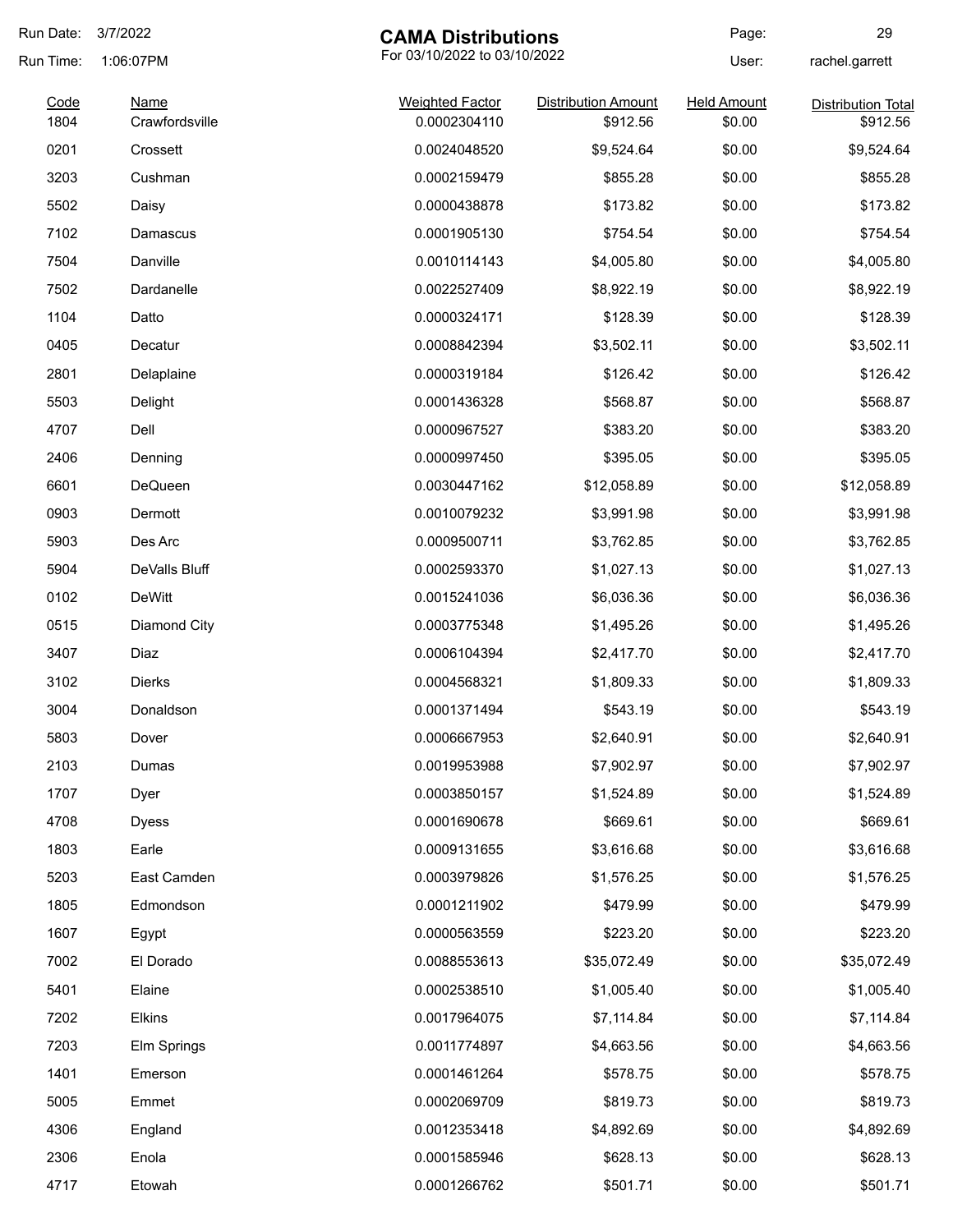Run Date: 3/7/2022

Run Time: 1:06:07PM

# CAMA Distributions

For 03/10/2022 to 03/10/2022

User: rachel.garrett

| Code | Name | Weighted Factor | Distribution Amount | Held Amount | Distribution Total |
|---|---|---|---|---|---|
| 1804 | Crawfordsville | 0.0002304110 | $912.56 | $0.00 | $912.56 |
| 0201 | Crossett | 0.0024048520 | $9,524.64 | $0.00 | $9,524.64 |
| 3203 | Cushman | 0.0002159479 | $855.28 | $0.00 | $855.28 |
| 5502 | Daisy | 0.0000438878 | $173.82 | $0.00 | $173.82 |
| 7102 | Damascus | 0.0001905130 | $754.54 | $0.00 | $754.54 |
| 7504 | Danville | 0.0010114143 | $4,005.80 | $0.00 | $4,005.80 |
| 7502 | Dardanelle | 0.0022527409 | $8,922.19 | $0.00 | $8,922.19 |
| 1104 | Datto | 0.0000324171 | $128.39 | $0.00 | $128.39 |
| 0405 | Decatur | 0.0008842394 | $3,502.11 | $0.00 | $3,502.11 |
| 2801 | Delaplaine | 0.0000319184 | $126.42 | $0.00 | $126.42 |
| 5503 | Delight | 0.0001436328 | $568.87 | $0.00 | $568.87 |
| 4707 | Dell | 0.0000967527 | $383.20 | $0.00 | $383.20 |
| 2406 | Denning | 0.0000997450 | $395.05 | $0.00 | $395.05 |
| 6601 | DeQueen | 0.0030447162 | $12,058.89 | $0.00 | $12,058.89 |
| 0903 | Dermott | 0.0010079232 | $3,991.98 | $0.00 | $3,991.98 |
| 5903 | Des Arc | 0.0009500711 | $3,762.85 | $0.00 | $3,762.85 |
| 5904 | DeValls Bluff | 0.0002593370 | $1,027.13 | $0.00 | $1,027.13 |
| 0102 | DeWitt | 0.0015241036 | $6,036.36 | $0.00 | $6,036.36 |
| 0515 | Diamond City | 0.0003775348 | $1,495.26 | $0.00 | $1,495.26 |
| 3407 | Diaz | 0.0006104394 | $2,417.70 | $0.00 | $2,417.70 |
| 3102 | Dierks | 0.0004568321 | $1,809.33 | $0.00 | $1,809.33 |
| 3004 | Donaldson | 0.0001371494 | $543.19 | $0.00 | $543.19 |
| 5803 | Dover | 0.0006667953 | $2,640.91 | $0.00 | $2,640.91 |
| 2103 | Dumas | 0.0019953988 | $7,902.97 | $0.00 | $7,902.97 |
| 1707 | Dyer | 0.0003850157 | $1,524.89 | $0.00 | $1,524.89 |
| 4708 | Dyess | 0.0001690678 | $669.61 | $0.00 | $669.61 |
| 1803 | Earle | 0.0009131655 | $3,616.68 | $0.00 | $3,616.68 |
| 5203 | East Camden | 0.0003979826 | $1,576.25 | $0.00 | $1,576.25 |
| 1805 | Edmondson | 0.0001211902 | $479.99 | $0.00 | $479.99 |
| 1607 | Egypt | 0.0000563559 | $223.20 | $0.00 | $223.20 |
| 7002 | El Dorado | 0.0088553613 | $35,072.49 | $0.00 | $35,072.49 |
| 5401 | Elaine | 0.0002538510 | $1,005.40 | $0.00 | $1,005.40 |
| 7202 | Elkins | 0.0017964075 | $7,114.84 | $0.00 | $7,114.84 |
| 7203 | Elm Springs | 0.0011774897 | $4,663.56 | $0.00 | $4,663.56 |
| 1401 | Emerson | 0.0001461264 | $578.75 | $0.00 | $578.75 |
| 5005 | Emmet | 0.0002069709 | $819.73 | $0.00 | $819.73 |
| 4306 | England | 0.0012353418 | $4,892.69 | $0.00 | $4,892.69 |
| 2306 | Enola | 0.0001585946 | $628.13 | $0.00 | $628.13 |
| 4717 | Etowah | 0.0001266762 | $501.71 | $0.00 | $501.71 |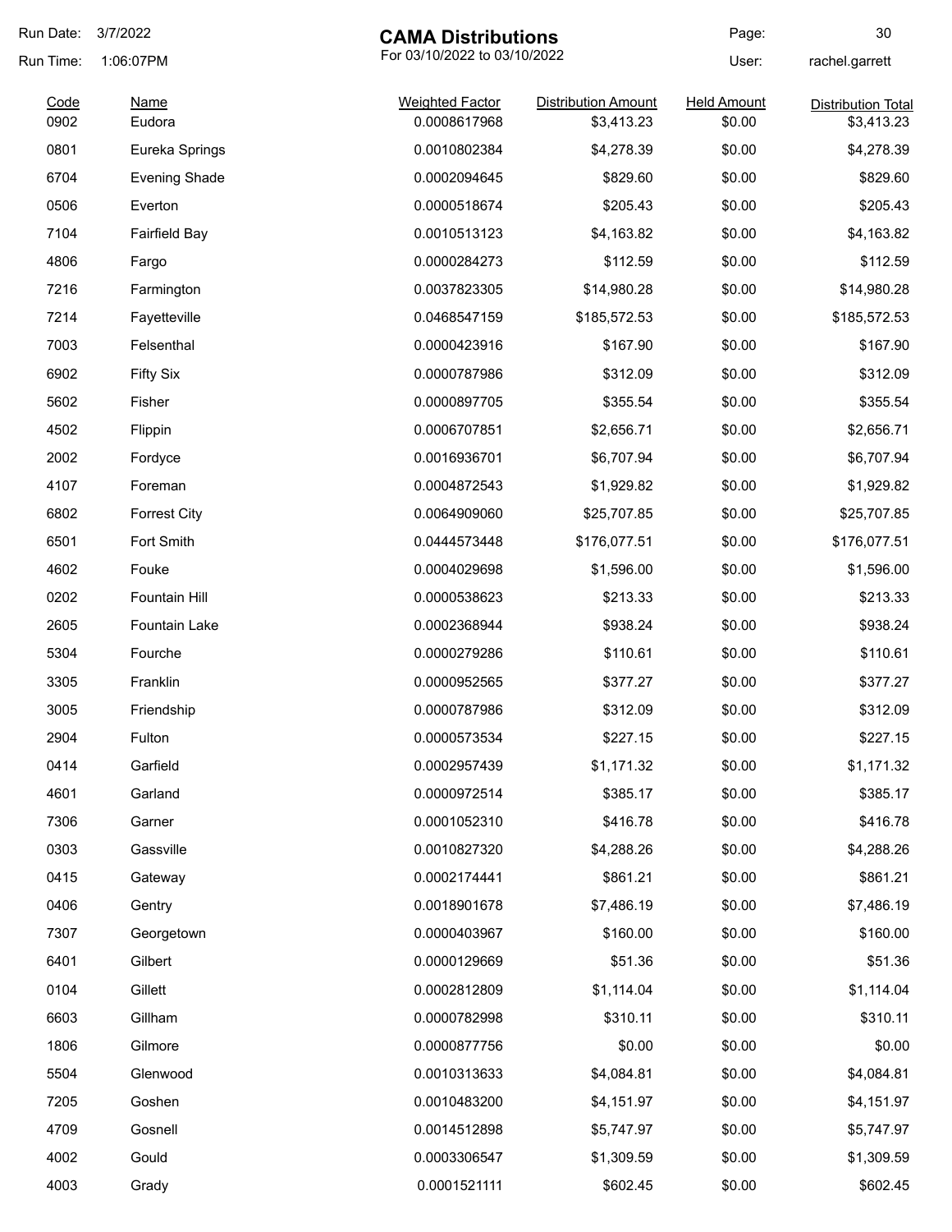# CAMA Distributions

For 03/10/2022 to 03/10/2022

Run Date: 3/7/2022
Run Time: 1:06:07PM
User: rachel.garrett

| Code | Name | Weighted Factor | Distribution Amount | Held Amount | Distribution Total |
|---|---|---|---|---|---|
| 0902 | Eudora | 0.0008617968 | $3,413.23 | $0.00 | $3,413.23 |
| 0801 | Eureka Springs | 0.0010802384 | $4,278.39 | $0.00 | $4,278.39 |
| 6704 | Evening Shade | 0.0002094645 | $829.60 | $0.00 | $829.60 |
| 0506 | Everton | 0.0000518674 | $205.43 | $0.00 | $205.43 |
| 7104 | Fairfield Bay | 0.0010513123 | $4,163.82 | $0.00 | $4,163.82 |
| 4806 | Fargo | 0.0000284273 | $112.59 | $0.00 | $112.59 |
| 7216 | Farmington | 0.0037823305 | $14,980.28 | $0.00 | $14,980.28 |
| 7214 | Fayetteville | 0.0468547159 | $185,572.53 | $0.00 | $185,572.53 |
| 7003 | Felsenthal | 0.0000423916 | $167.90 | $0.00 | $167.90 |
| 6902 | Fifty Six | 0.0000787986 | $312.09 | $0.00 | $312.09 |
| 5602 | Fisher | 0.0000897705 | $355.54 | $0.00 | $355.54 |
| 4502 | Flippin | 0.0006707851 | $2,656.71 | $0.00 | $2,656.71 |
| 2002 | Fordyce | 0.0016936701 | $6,707.94 | $0.00 | $6,707.94 |
| 4107 | Foreman | 0.0004872543 | $1,929.82 | $0.00 | $1,929.82 |
| 6802 | Forrest City | 0.0064909060 | $25,707.85 | $0.00 | $25,707.85 |
| 6501 | Fort Smith | 0.0444573448 | $176,077.51 | $0.00 | $176,077.51 |
| 4602 | Fouke | 0.0004029698 | $1,596.00 | $0.00 | $1,596.00 |
| 0202 | Fountain Hill | 0.0000538623 | $213.33 | $0.00 | $213.33 |
| 2605 | Fountain Lake | 0.0002368944 | $938.24 | $0.00 | $938.24 |
| 5304 | Fourche | 0.0000279286 | $110.61 | $0.00 | $110.61 |
| 3305 | Franklin | 0.0000952565 | $377.27 | $0.00 | $377.27 |
| 3005 | Friendship | 0.0000787986 | $312.09 | $0.00 | $312.09 |
| 2904 | Fulton | 0.0000573534 | $227.15 | $0.00 | $227.15 |
| 0414 | Garfield | 0.0002957439 | $1,171.32 | $0.00 | $1,171.32 |
| 4601 | Garland | 0.0000972514 | $385.17 | $0.00 | $385.17 |
| 7306 | Garner | 0.0001052310 | $416.78 | $0.00 | $416.78 |
| 0303 | Gassville | 0.0010827320 | $4,288.26 | $0.00 | $4,288.26 |
| 0415 | Gateway | 0.0002174441 | $861.21 | $0.00 | $861.21 |
| 0406 | Gentry | 0.0018901678 | $7,486.19 | $0.00 | $7,486.19 |
| 7307 | Georgetown | 0.0000403967 | $160.00 | $0.00 | $160.00 |
| 6401 | Gilbert | 0.0000129669 | $51.36 | $0.00 | $51.36 |
| 0104 | Gillett | 0.0002812809 | $1,114.04 | $0.00 | $1,114.04 |
| 6603 | Gillham | 0.0000782998 | $310.11 | $0.00 | $310.11 |
| 1806 | Gilmore | 0.0000877756 | $0.00 | $0.00 | $0.00 |
| 5504 | Glenwood | 0.0010313633 | $4,084.81 | $0.00 | $4,084.81 |
| 7205 | Goshen | 0.0010483200 | $4,151.97 | $0.00 | $4,151.97 |
| 4709 | Gosnell | 0.0014512898 | $5,747.97 | $0.00 | $5,747.97 |
| 4002 | Gould | 0.0003306547 | $1,309.59 | $0.00 | $1,309.59 |
| 4003 | Grady | 0.0001521111 | $602.45 | $0.00 | $602.45 |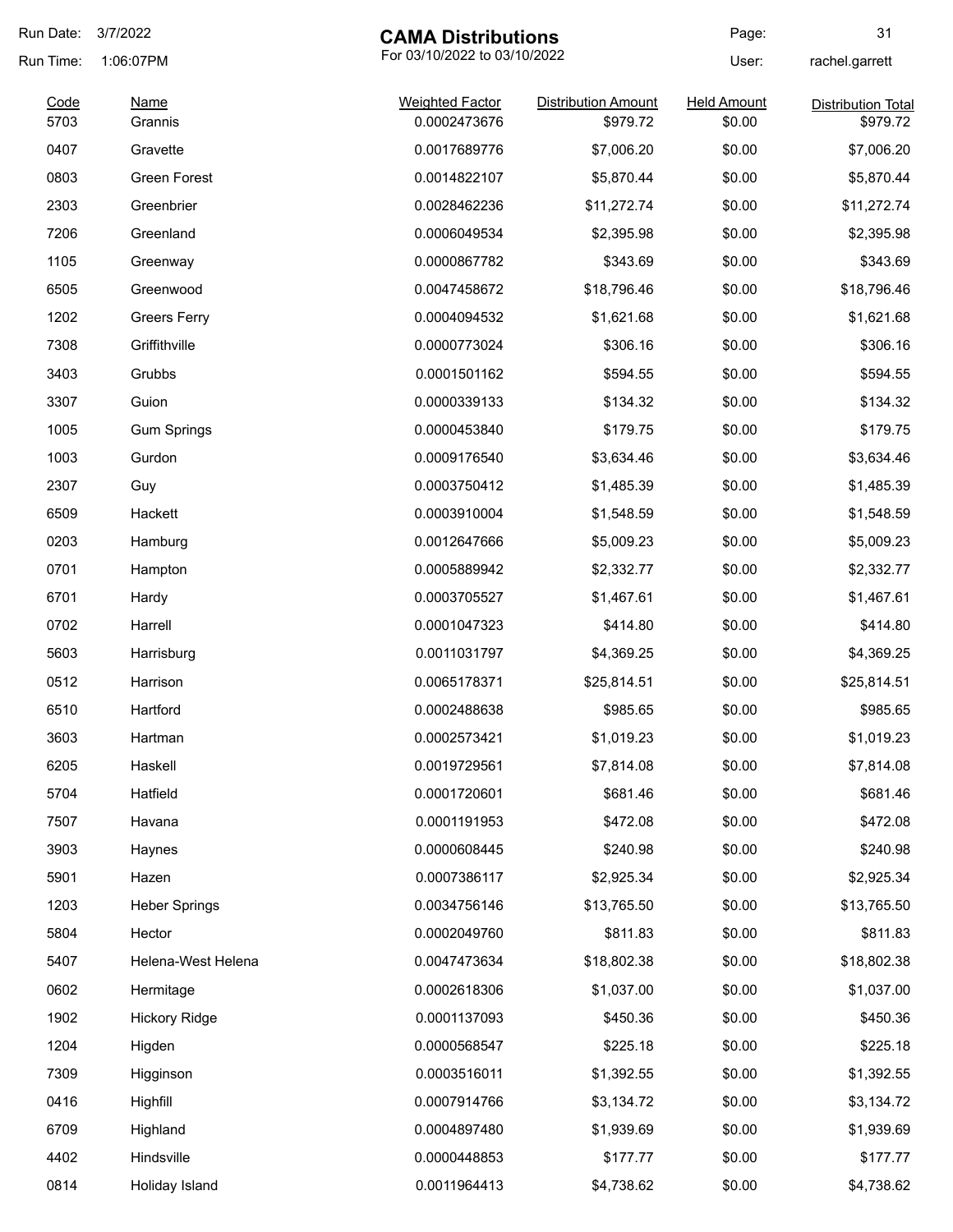# CAMA Distributions

For 03/10/2022 to 03/10/2022

Run Date: 3/7/2022
Run Time: 1:06:07PM
User: rachel.garrett

| Code | Name | Weighted Factor | Distribution Amount | Held Amount | Distribution Total |
|---|---|---|---|---|---|
| 5703 | Grannis | 0.0002473676 | $979.72 | $0.00 | $979.72 |
| 0407 | Gravette | 0.0017689776 | $7,006.20 | $0.00 | $7,006.20 |
| 0803 | Green Forest | 0.0014822107 | $5,870.44 | $0.00 | $5,870.44 |
| 2303 | Greenbrier | 0.0028462236 | $11,272.74 | $0.00 | $11,272.74 |
| 7206 | Greenland | 0.0006049534 | $2,395.98 | $0.00 | $2,395.98 |
| 1105 | Greenway | 0.0000867782 | $343.69 | $0.00 | $343.69 |
| 6505 | Greenwood | 0.0047458672 | $18,796.46 | $0.00 | $18,796.46 |
| 1202 | Greers Ferry | 0.0004094532 | $1,621.68 | $0.00 | $1,621.68 |
| 7308 | Griffithville | 0.0000773024 | $306.16 | $0.00 | $306.16 |
| 3403 | Grubbs | 0.0001501162 | $594.55 | $0.00 | $594.55 |
| 3307 | Guion | 0.0000339133 | $134.32 | $0.00 | $134.32 |
| 1005 | Gum Springs | 0.0000453840 | $179.75 | $0.00 | $179.75 |
| 1003 | Gurdon | 0.0009176540 | $3,634.46 | $0.00 | $3,634.46 |
| 2307 | Guy | 0.0003750412 | $1,485.39 | $0.00 | $1,485.39 |
| 6509 | Hackett | 0.0003910004 | $1,548.59 | $0.00 | $1,548.59 |
| 0203 | Hamburg | 0.0012647666 | $5,009.23 | $0.00 | $5,009.23 |
| 0701 | Hampton | 0.0005889942 | $2,332.77 | $0.00 | $2,332.77 |
| 6701 | Hardy | 0.0003705527 | $1,467.61 | $0.00 | $1,467.61 |
| 0702 | Harrell | 0.0001047323 | $414.80 | $0.00 | $414.80 |
| 5603 | Harrisburg | 0.0011031797 | $4,369.25 | $0.00 | $4,369.25 |
| 0512 | Harrison | 0.0065178371 | $25,814.51 | $0.00 | $25,814.51 |
| 6510 | Hartford | 0.0002488638 | $985.65 | $0.00 | $985.65 |
| 3603 | Hartman | 0.0002573421 | $1,019.23 | $0.00 | $1,019.23 |
| 6205 | Haskell | 0.0019729561 | $7,814.08 | $0.00 | $7,814.08 |
| 5704 | Hatfield | 0.0001720601 | $681.46 | $0.00 | $681.46 |
| 7507 | Havana | 0.0001191953 | $472.08 | $0.00 | $472.08 |
| 3903 | Haynes | 0.0000608445 | $240.98 | $0.00 | $240.98 |
| 5901 | Hazen | 0.0007386117 | $2,925.34 | $0.00 | $2,925.34 |
| 1203 | Heber Springs | 0.0034756146 | $13,765.50 | $0.00 | $13,765.50 |
| 5804 | Hector | 0.0002049760 | $811.83 | $0.00 | $811.83 |
| 5407 | Helena-West Helena | 0.0047473634 | $18,802.38 | $0.00 | $18,802.38 |
| 0602 | Hermitage | 0.0002618306 | $1,037.00 | $0.00 | $1,037.00 |
| 1902 | Hickory Ridge | 0.0001137093 | $450.36 | $0.00 | $450.36 |
| 1204 | Higden | 0.0000568547 | $225.18 | $0.00 | $225.18 |
| 7309 | Higginson | 0.0003516011 | $1,392.55 | $0.00 | $1,392.55 |
| 0416 | Highfill | 0.0007914766 | $3,134.72 | $0.00 | $3,134.72 |
| 6709 | Highland | 0.0004897480 | $1,939.69 | $0.00 | $1,939.69 |
| 4402 | Hindsville | 0.0000448853 | $177.77 | $0.00 | $177.77 |
| 0814 | Holiday Island | 0.0011964413 | $4,738.62 | $0.00 | $4,738.62 |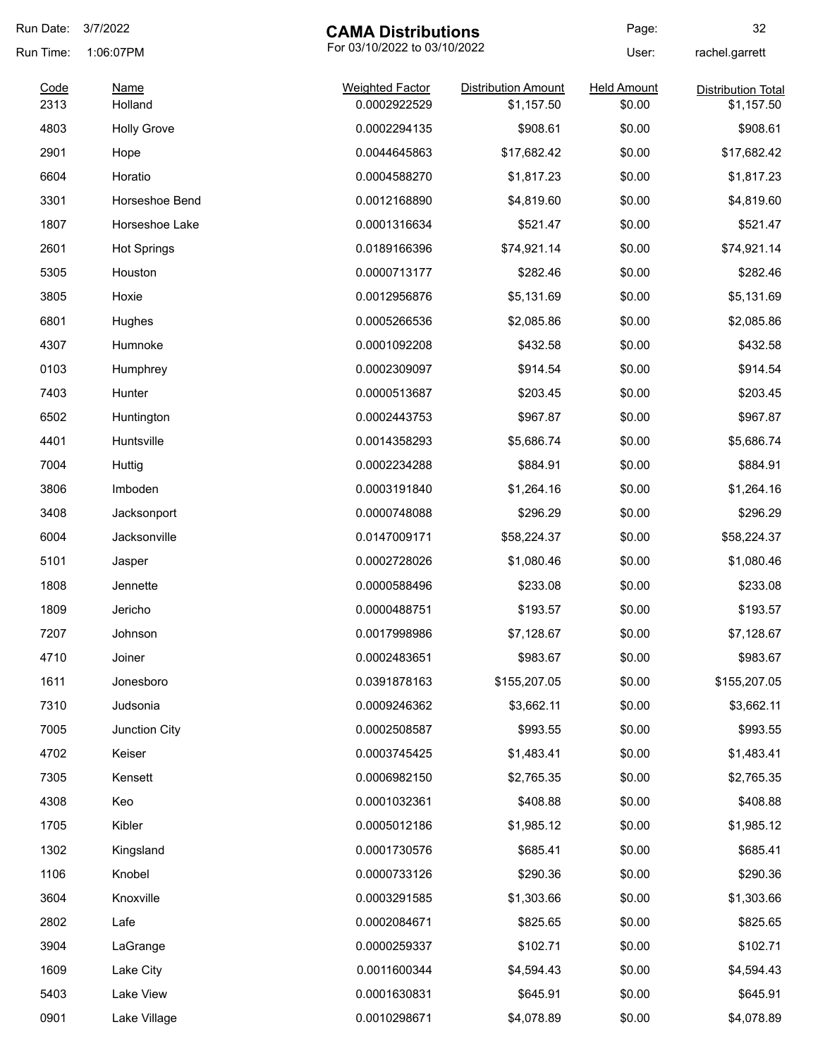# CAMA Distributions

For 03/10/2022 to 03/10/2022

Run Date: 3/7/2022
Run Time: 1:06:07PM
User: rachel.garrett

| Code | Name | Weighted Factor | Distribution Amount | Held Amount | Distribution Total |
|---|---|---|---|---|---|
| 2313 | Holland | 0.0002922529 | $1,157.50 | $0.00 | $1,157.50 |
| 4803 | Holly Grove | 0.0002294135 | $908.61 | $0.00 | $908.61 |
| 2901 | Hope | 0.0044645863 | $17,682.42 | $0.00 | $17,682.42 |
| 6604 | Horatio | 0.0004588270 | $1,817.23 | $0.00 | $1,817.23 |
| 3301 | Horseshoe Bend | 0.0012168890 | $4,819.60 | $0.00 | $4,819.60 |
| 1807 | Horseshoe Lake | 0.0001316634 | $521.47 | $0.00 | $521.47 |
| 2601 | Hot Springs | 0.0189166396 | $74,921.14 | $0.00 | $74,921.14 |
| 5305 | Houston | 0.0000713177 | $282.46 | $0.00 | $282.46 |
| 3805 | Hoxie | 0.0012956876 | $5,131.69 | $0.00 | $5,131.69 |
| 6801 | Hughes | 0.0005266536 | $2,085.86 | $0.00 | $2,085.86 |
| 4307 | Humnoke | 0.0001092208 | $432.58 | $0.00 | $432.58 |
| 0103 | Humphrey | 0.0002309097 | $914.54 | $0.00 | $914.54 |
| 7403 | Hunter | 0.0000513687 | $203.45 | $0.00 | $203.45 |
| 6502 | Huntington | 0.0002443753 | $967.87 | $0.00 | $967.87 |
| 4401 | Huntsville | 0.0014358293 | $5,686.74 | $0.00 | $5,686.74 |
| 7004 | Huttig | 0.0002234288 | $884.91 | $0.00 | $884.91 |
| 3806 | Imboden | 0.0003191840 | $1,264.16 | $0.00 | $1,264.16 |
| 3408 | Jacksonport | 0.0000748088 | $296.29 | $0.00 | $296.29 |
| 6004 | Jacksonville | 0.0147009171 | $58,224.37 | $0.00 | $58,224.37 |
| 5101 | Jasper | 0.0002728026 | $1,080.46 | $0.00 | $1,080.46 |
| 1808 | Jennette | 0.0000588496 | $233.08 | $0.00 | $233.08 |
| 1809 | Jericho | 0.0000488751 | $193.57 | $0.00 | $193.57 |
| 7207 | Johnson | 0.0017998986 | $7,128.67 | $0.00 | $7,128.67 |
| 4710 | Joiner | 0.0002483651 | $983.67 | $0.00 | $983.67 |
| 1611 | Jonesboro | 0.0391878163 | $155,207.05 | $0.00 | $155,207.05 |
| 7310 | Judsonia | 0.0009246362 | $3,662.11 | $0.00 | $3,662.11 |
| 7005 | Junction City | 0.0002508587 | $993.55 | $0.00 | $993.55 |
| 4702 | Keiser | 0.0003745425 | $1,483.41 | $0.00 | $1,483.41 |
| 7305 | Kensett | 0.0006982150 | $2,765.35 | $0.00 | $2,765.35 |
| 4308 | Keo | 0.0001032361 | $408.88 | $0.00 | $408.88 |
| 1705 | Kibler | 0.0005012186 | $1,985.12 | $0.00 | $1,985.12 |
| 1302 | Kingsland | 0.0001730576 | $685.41 | $0.00 | $685.41 |
| 1106 | Knobel | 0.0000733126 | $290.36 | $0.00 | $290.36 |
| 3604 | Knoxville | 0.0003291585 | $1,303.66 | $0.00 | $1,303.66 |
| 2802 | Lafe | 0.0002084671 | $825.65 | $0.00 | $825.65 |
| 3904 | LaGrange | 0.0000259337 | $102.71 | $0.00 | $102.71 |
| 1609 | Lake City | 0.0011600344 | $4,594.43 | $0.00 | $4,594.43 |
| 5403 | Lake View | 0.0001630831 | $645.91 | $0.00 | $645.91 |
| 0901 | Lake Village | 0.0010298671 | $4,078.89 | $0.00 | $4,078.89 |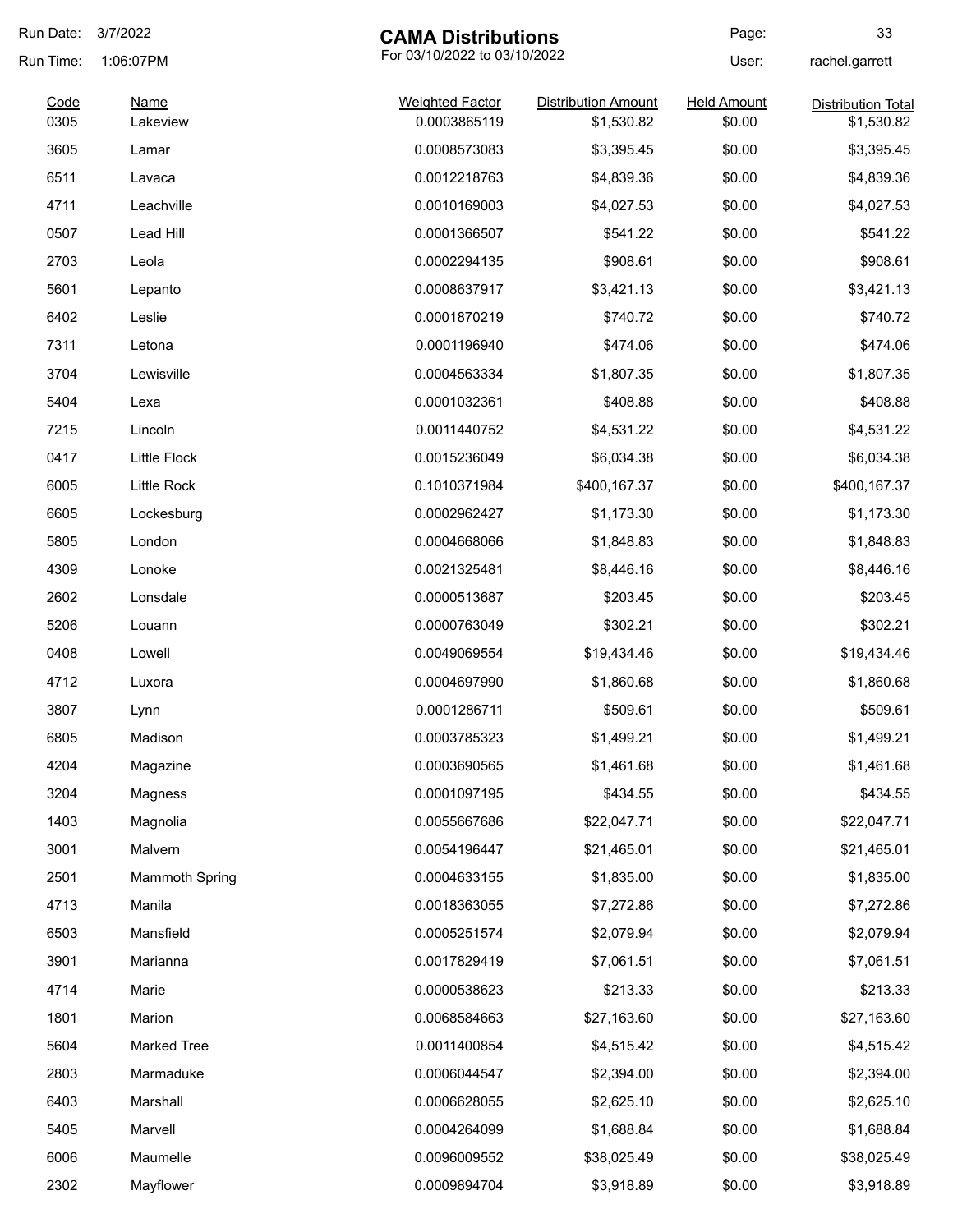# CAMA Distributions

For 03/10/2022 to 03/10/2022

Run Date: 3/7/2022
Run Time: 1:06:07PM
User: rachel.garrett

| Code | Name | Weighted Factor | Distribution Amount | Held Amount | Distribution Total |
|---|---|---|---|---|---|
| 0305 | Lakeview | 0.0003865119 | $1,530.82 | $0.00 | $1,530.82 |
| 3605 | Lamar | 0.0008573083 | $3,395.45 | $0.00 | $3,395.45 |
| 6511 | Lavaca | 0.0012218763 | $4,839.36 | $0.00 | $4,839.36 |
| 4711 | Leachville | 0.0010169003 | $4,027.53 | $0.00 | $4,027.53 |
| 0507 | Lead Hill | 0.0001366507 | $541.22 | $0.00 | $541.22 |
| 2703 | Leola | 0.0002294135 | $908.61 | $0.00 | $908.61 |
| 5601 | Lepanto | 0.0008637917 | $3,421.13 | $0.00 | $3,421.13 |
| 6402 | Leslie | 0.0001870219 | $740.72 | $0.00 | $740.72 |
| 7311 | Letona | 0.0001196940 | $474.06 | $0.00 | $474.06 |
| 3704 | Lewisville | 0.0004563334 | $1,807.35 | $0.00 | $1,807.35 |
| 5404 | Lexa | 0.0001032361 | $408.88 | $0.00 | $408.88 |
| 7215 | Lincoln | 0.0011440752 | $4,531.22 | $0.00 | $4,531.22 |
| 0417 | Little Flock | 0.0015236049 | $6,034.38 | $0.00 | $6,034.38 |
| 6005 | Little Rock | 0.1010371984 | $400,167.37 | $0.00 | $400,167.37 |
| 6605 | Lockesburg | 0.0002962427 | $1,173.30 | $0.00 | $1,173.30 |
| 5805 | London | 0.0004668066 | $1,848.83 | $0.00 | $1,848.83 |
| 4309 | Lonoke | 0.0021325481 | $8,446.16 | $0.00 | $8,446.16 |
| 2602 | Lonsdale | 0.0000513687 | $203.45 | $0.00 | $203.45 |
| 5206 | Louann | 0.0000763049 | $302.21 | $0.00 | $302.21 |
| 0408 | Lowell | 0.0049069554 | $19,434.46 | $0.00 | $19,434.46 |
| 4712 | Luxora | 0.0004697990 | $1,860.68 | $0.00 | $1,860.68 |
| 3807 | Lynn | 0.0001286711 | $509.61 | $0.00 | $509.61 |
| 6805 | Madison | 0.0003785323 | $1,499.21 | $0.00 | $1,499.21 |
| 4204 | Magazine | 0.0003690565 | $1,461.68 | $0.00 | $1,461.68 |
| 3204 | Magness | 0.0001097195 | $434.55 | $0.00 | $434.55 |
| 1403 | Magnolia | 0.0055667686 | $22,047.71 | $0.00 | $22,047.71 |
| 3001 | Malvern | 0.0054196447 | $21,465.01 | $0.00 | $21,465.01 |
| 2501 | Mammoth Spring | 0.0004633155 | $1,835.00 | $0.00 | $1,835.00 |
| 4713 | Manila | 0.0018363055 | $7,272.86 | $0.00 | $7,272.86 |
| 6503 | Mansfield | 0.0005251574 | $2,079.94 | $0.00 | $2,079.94 |
| 3901 | Marianna | 0.0017829419 | $7,061.51 | $0.00 | $7,061.51 |
| 4714 | Marie | 0.0000538623 | $213.33 | $0.00 | $213.33 |
| 1801 | Marion | 0.0068584663 | $27,163.60 | $0.00 | $27,163.60 |
| 5604 | Marked Tree | 0.0011400854 | $4,515.42 | $0.00 | $4,515.42 |
| 2803 | Marmaduke | 0.0006044547 | $2,394.00 | $0.00 | $2,394.00 |
| 6403 | Marshall | 0.0006628055 | $2,625.10 | $0.00 | $2,625.10 |
| 5405 | Marvell | 0.0004264099 | $1,688.84 | $0.00 | $1,688.84 |
| 6006 | Maumelle | 0.0096009552 | $38,025.49 | $0.00 | $38,025.49 |
| 2302 | Mayflower | 0.0009894704 | $3,918.89 | $0.00 | $3,918.89 |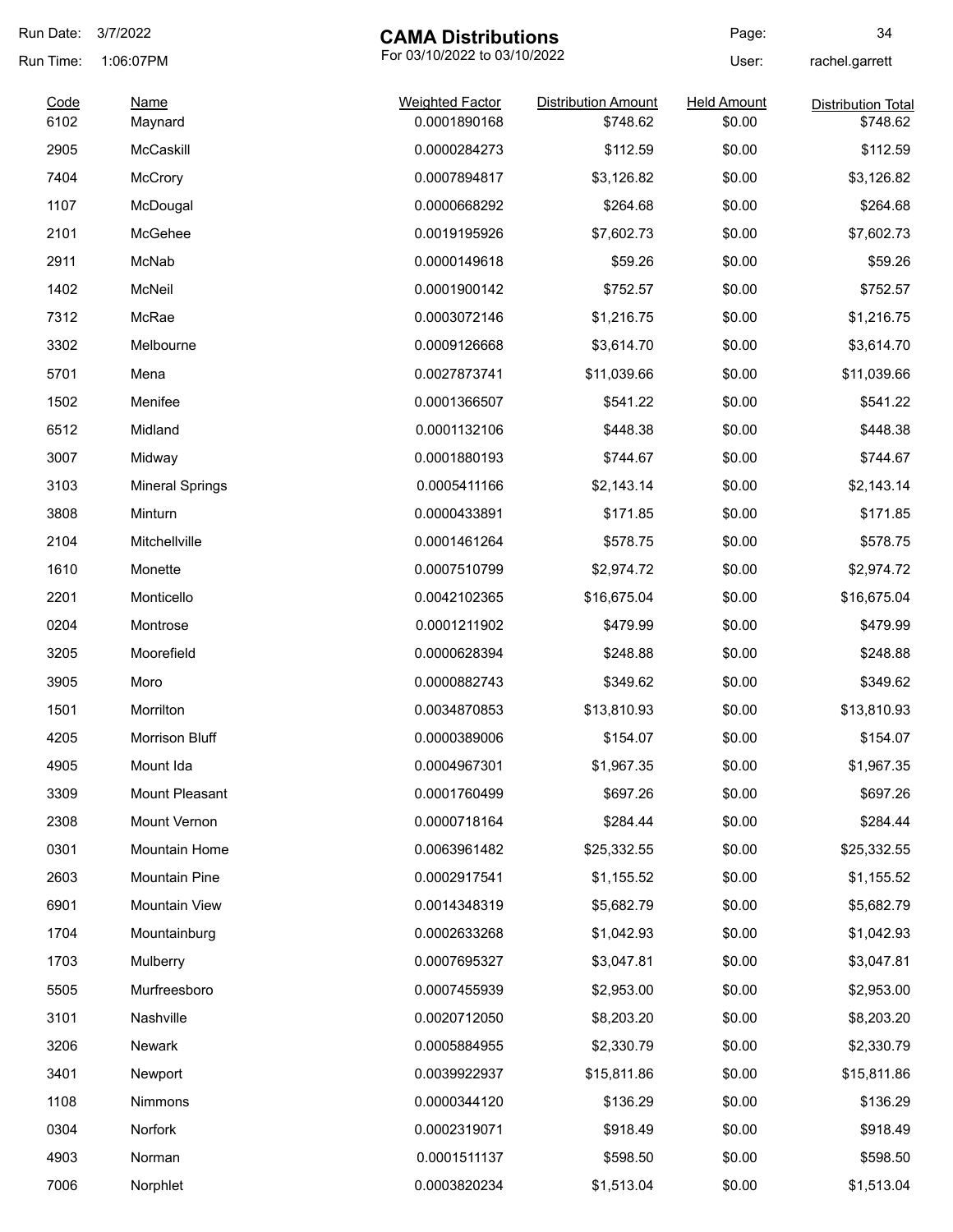# CAMA Distributions

For 03/10/2022 to 03/10/2022

Run Date: 3/7/2022
Run Time: 1:06:07PM
User: rachel.garrett

| Code | Name | Weighted Factor | Distribution Amount | Held Amount | Distribution Total |
|---|---|---|---|---|---|
| 6102 | Maynard | 0.0001890168 | $748.62 | $0.00 | $748.62 |
| 2905 | McCaskill | 0.0000284273 | $112.59 | $0.00 | $112.59 |
| 7404 | McCrory | 0.0007894817 | $3,126.82 | $0.00 | $3,126.82 |
| 1107 | McDougal | 0.0000668292 | $264.68 | $0.00 | $264.68 |
| 2101 | McGehee | 0.0019195926 | $7,602.73 | $0.00 | $7,602.73 |
| 2911 | McNab | 0.0000149618 | $59.26 | $0.00 | $59.26 |
| 1402 | McNeil | 0.0001900142 | $752.57 | $0.00 | $752.57 |
| 7312 | McRae | 0.0003072146 | $1,216.75 | $0.00 | $1,216.75 |
| 3302 | Melbourne | 0.0009126668 | $3,614.70 | $0.00 | $3,614.70 |
| 5701 | Mena | 0.0027873741 | $11,039.66 | $0.00 | $11,039.66 |
| 1502 | Menifee | 0.0001366507 | $541.22 | $0.00 | $541.22 |
| 6512 | Midland | 0.0001132106 | $448.38 | $0.00 | $448.38 |
| 3007 | Midway | 0.0001880193 | $744.67 | $0.00 | $744.67 |
| 3103 | Mineral Springs | 0.0005411166 | $2,143.14 | $0.00 | $2,143.14 |
| 3808 | Minturn | 0.0000433891 | $171.85 | $0.00 | $171.85 |
| 2104 | Mitchellville | 0.0001461264 | $578.75 | $0.00 | $578.75 |
| 1610 | Monette | 0.0007510799 | $2,974.72 | $0.00 | $2,974.72 |
| 2201 | Monticello | 0.0042102365 | $16,675.04 | $0.00 | $16,675.04 |
| 0204 | Montrose | 0.0001211902 | $479.99 | $0.00 | $479.99 |
| 3205 | Moorefield | 0.0000628394 | $248.88 | $0.00 | $248.88 |
| 3905 | Moro | 0.0000882743 | $349.62 | $0.00 | $349.62 |
| 1501 | Morrilton | 0.0034870853 | $13,810.93 | $0.00 | $13,810.93 |
| 4205 | Morrison Bluff | 0.0000389006 | $154.07 | $0.00 | $154.07 |
| 4905 | Mount Ida | 0.0004967301 | $1,967.35 | $0.00 | $1,967.35 |
| 3309 | Mount Pleasant | 0.0001760499 | $697.26 | $0.00 | $697.26 |
| 2308 | Mount Vernon | 0.0000718164 | $284.44 | $0.00 | $284.44 |
| 0301 | Mountain Home | 0.0063961482 | $25,332.55 | $0.00 | $25,332.55 |
| 2603 | Mountain Pine | 0.0002917541 | $1,155.52 | $0.00 | $1,155.52 |
| 6901 | Mountain View | 0.0014348319 | $5,682.79 | $0.00 | $5,682.79 |
| 1704 | Mountainburg | 0.0002633268 | $1,042.93 | $0.00 | $1,042.93 |
| 1703 | Mulberry | 0.0007695327 | $3,047.81 | $0.00 | $3,047.81 |
| 5505 | Murfreesboro | 0.0007455939 | $2,953.00 | $0.00 | $2,953.00 |
| 3101 | Nashville | 0.0020712050 | $8,203.20 | $0.00 | $8,203.20 |
| 3206 | Newark | 0.0005884955 | $2,330.79 | $0.00 | $2,330.79 |
| 3401 | Newport | 0.0039922937 | $15,811.86 | $0.00 | $15,811.86 |
| 1108 | Nimmons | 0.0000344120 | $136.29 | $0.00 | $136.29 |
| 0304 | Norfork | 0.0002319071 | $918.49 | $0.00 | $918.49 |
| 4903 | Norman | 0.0001511137 | $598.50 | $0.00 | $598.50 |
| 7006 | Norphlet | 0.0003820234 | $1,513.04 | $0.00 | $1,513.04 |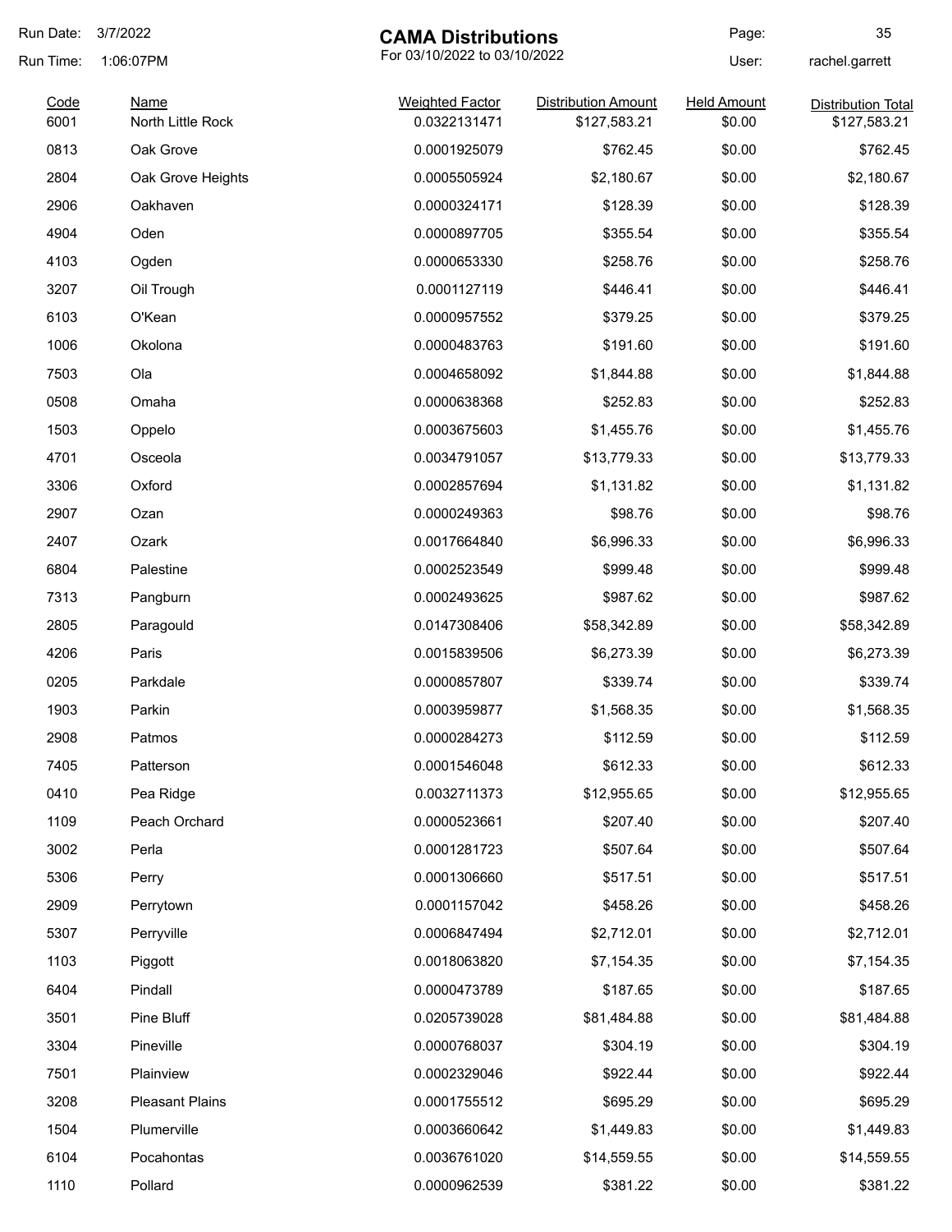Run Date: 3/7/2022
Run Time: 1:06:07PM

# CAMA Distributions

For 03/10/2022 to 03/10/2022

User: rachel.garrett

| Code | Name | Weighted Factor | Distribution Amount | Held Amount | Distribution Total |
|---|---|---|---|---|---|
| 6001 | North Little Rock | 0.0322131471 | $127,583.21 | $0.00 | $127,583.21 |
| 0813 | Oak Grove | 0.0001925079 | $762.45 | $0.00 | $762.45 |
| 2804 | Oak Grove Heights | 0.0005505924 | $2,180.67 | $0.00 | $2,180.67 |
| 2906 | Oakhaven | 0.0000324171 | $128.39 | $0.00 | $128.39 |
| 4904 | Oden | 0.0000897705 | $355.54 | $0.00 | $355.54 |
| 4103 | Ogden | 0.0000653330 | $258.76 | $0.00 | $258.76 |
| 3207 | Oil Trough | 0.0001127119 | $446.41 | $0.00 | $446.41 |
| 6103 | O'Kean | 0.0000957552 | $379.25 | $0.00 | $379.25 |
| 1006 | Okolona | 0.0000483763 | $191.60 | $0.00 | $191.60 |
| 7503 | Ola | 0.0004658092 | $1,844.88 | $0.00 | $1,844.88 |
| 0508 | Omaha | 0.0000638368 | $252.83 | $0.00 | $252.83 |
| 1503 | Oppelo | 0.0003675603 | $1,455.76 | $0.00 | $1,455.76 |
| 4701 | Osceola | 0.0034791057 | $13,779.33 | $0.00 | $13,779.33 |
| 3306 | Oxford | 0.0002857694 | $1,131.82 | $0.00 | $1,131.82 |
| 2907 | Ozan | 0.0000249363 | $98.76 | $0.00 | $98.76 |
| 2407 | Ozark | 0.0017664840 | $6,996.33 | $0.00 | $6,996.33 |
| 6804 | Palestine | 0.0002523549 | $999.48 | $0.00 | $999.48 |
| 7313 | Pangburn | 0.0002493625 | $987.62 | $0.00 | $987.62 |
| 2805 | Paragould | 0.0147308406 | $58,342.89 | $0.00 | $58,342.89 |
| 4206 | Paris | 0.0015839506 | $6,273.39 | $0.00 | $6,273.39 |
| 0205 | Parkdale | 0.0000857807 | $339.74 | $0.00 | $339.74 |
| 1903 | Parkin | 0.0003959877 | $1,568.35 | $0.00 | $1,568.35 |
| 2908 | Patmos | 0.0000284273 | $112.59 | $0.00 | $112.59 |
| 7405 | Patterson | 0.0001546048 | $612.33 | $0.00 | $612.33 |
| 0410 | Pea Ridge | 0.0032711373 | $12,955.65 | $0.00 | $12,955.65 |
| 1109 | Peach Orchard | 0.0000523661 | $207.40 | $0.00 | $207.40 |
| 3002 | Perla | 0.0001281723 | $507.64 | $0.00 | $507.64 |
| 5306 | Perry | 0.0001306660 | $517.51 | $0.00 | $517.51 |
| 2909 | Perrytown | 0.0001157042 | $458.26 | $0.00 | $458.26 |
| 5307 | Perryville | 0.0006847494 | $2,712.01 | $0.00 | $2,712.01 |
| 1103 | Piggott | 0.0018063820 | $7,154.35 | $0.00 | $7,154.35 |
| 6404 | Pindall | 0.0000473789 | $187.65 | $0.00 | $187.65 |
| 3501 | Pine Bluff | 0.0205739028 | $81,484.88 | $0.00 | $81,484.88 |
| 3304 | Pineville | 0.0000768037 | $304.19 | $0.00 | $304.19 |
| 7501 | Plainview | 0.0002329046 | $922.44 | $0.00 | $922.44 |
| 3208 | Pleasant Plains | 0.0001755512 | $695.29 | $0.00 | $695.29 |
| 1504 | Plumerville | 0.0003660642 | $1,449.83 | $0.00 | $1,449.83 |
| 6104 | Pocahontas | 0.0036761020 | $14,559.55 | $0.00 | $14,559.55 |
| 1110 | Pollard | 0.0000962539 | $381.22 | $0.00 | $381.22 |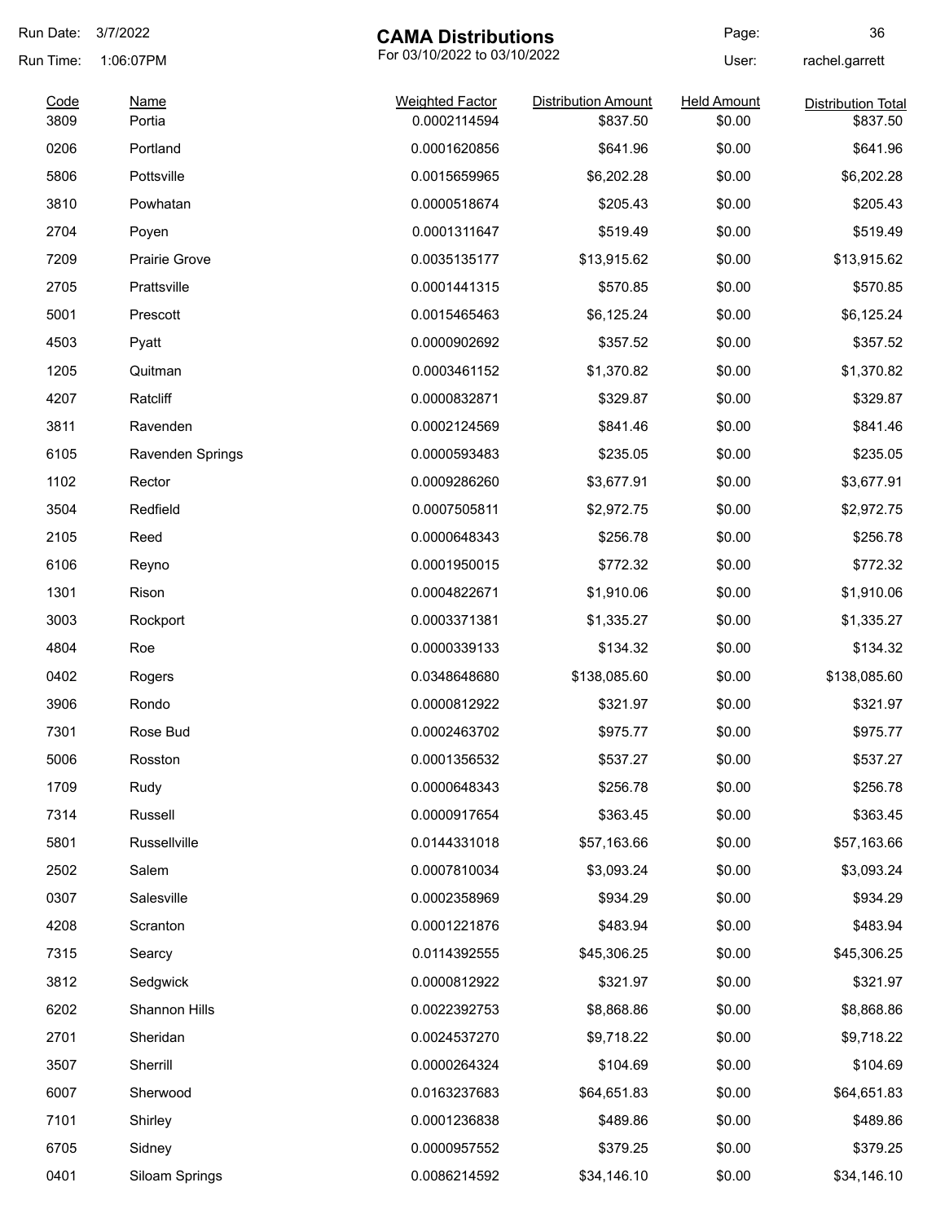# CAMA Distributions

For 03/10/2022 to 03/10/2022

Run Date: 3/7/2022
Run Time: 1:06:07PM
User: rachel.garrett

| Code | Name | Weighted Factor | Distribution Amount | Held Amount | Distribution Total |
|---|---|---|---|---|---|
| 3809 | Portia | 0.0002114594 | $837.50 | $0.00 | $837.50 |
| 0206 | Portland | 0.0001620856 | $641.96 | $0.00 | $641.96 |
| 5806 | Pottsville | 0.0015659965 | $6,202.28 | $0.00 | $6,202.28 |
| 3810 | Powhatan | 0.0000518674 | $205.43 | $0.00 | $205.43 |
| 2704 | Poyen | 0.0001311647 | $519.49 | $0.00 | $519.49 |
| 7209 | Prairie Grove | 0.0035135177 | $13,915.62 | $0.00 | $13,915.62 |
| 2705 | Prattsville | 0.0001441315 | $570.85 | $0.00 | $570.85 |
| 5001 | Prescott | 0.0015465463 | $6,125.24 | $0.00 | $6,125.24 |
| 4503 | Pyatt | 0.0000902692 | $357.52 | $0.00 | $357.52 |
| 1205 | Quitman | 0.0003461152 | $1,370.82 | $0.00 | $1,370.82 |
| 4207 | Ratcliff | 0.0000832871 | $329.87 | $0.00 | $329.87 |
| 3811 | Ravenden | 0.0002124569 | $841.46 | $0.00 | $841.46 |
| 6105 | Ravenden Springs | 0.0000593483 | $235.05 | $0.00 | $235.05 |
| 1102 | Rector | 0.0009286260 | $3,677.91 | $0.00 | $3,677.91 |
| 3504 | Redfield | 0.0007505811 | $2,972.75 | $0.00 | $2,972.75 |
| 2105 | Reed | 0.0000648343 | $256.78 | $0.00 | $256.78 |
| 6106 | Reyno | 0.0001950015 | $772.32 | $0.00 | $772.32 |
| 1301 | Rison | 0.0004822671 | $1,910.06 | $0.00 | $1,910.06 |
| 3003 | Rockport | 0.0003371381 | $1,335.27 | $0.00 | $1,335.27 |
| 4804 | Roe | 0.0000339133 | $134.32 | $0.00 | $134.32 |
| 0402 | Rogers | 0.0348648680 | $138,085.60 | $0.00 | $138,085.60 |
| 3906 | Rondo | 0.0000812922 | $321.97 | $0.00 | $321.97 |
| 7301 | Rose Bud | 0.0002463702 | $975.77 | $0.00 | $975.77 |
| 5006 | Rosston | 0.0001356532 | $537.27 | $0.00 | $537.27 |
| 1709 | Rudy | 0.0000648343 | $256.78 | $0.00 | $256.78 |
| 7314 | Russell | 0.0000917654 | $363.45 | $0.00 | $363.45 |
| 5801 | Russellville | 0.0144331018 | $57,163.66 | $0.00 | $57,163.66 |
| 2502 | Salem | 0.0007810034 | $3,093.24 | $0.00 | $3,093.24 |
| 0307 | Salesville | 0.0002358969 | $934.29 | $0.00 | $934.29 |
| 4208 | Scranton | 0.0001221876 | $483.94 | $0.00 | $483.94 |
| 7315 | Searcy | 0.0114392555 | $45,306.25 | $0.00 | $45,306.25 |
| 3812 | Sedgwick | 0.0000812922 | $321.97 | $0.00 | $321.97 |
| 6202 | Shannon Hills | 0.0022392753 | $8,868.86 | $0.00 | $8,868.86 |
| 2701 | Sheridan | 0.0024537270 | $9,718.22 | $0.00 | $9,718.22 |
| 3507 | Sherrill | 0.0000264324 | $104.69 | $0.00 | $104.69 |
| 6007 | Sherwood | 0.0163237683 | $64,651.83 | $0.00 | $64,651.83 |
| 7101 | Shirley | 0.0001236838 | $489.86 | $0.00 | $489.86 |
| 6705 | Sidney | 0.0000957552 | $379.25 | $0.00 | $379.25 |
| 0401 | Siloam Springs | 0.0086214592 | $34,146.10 | $0.00 | $34,146.10 |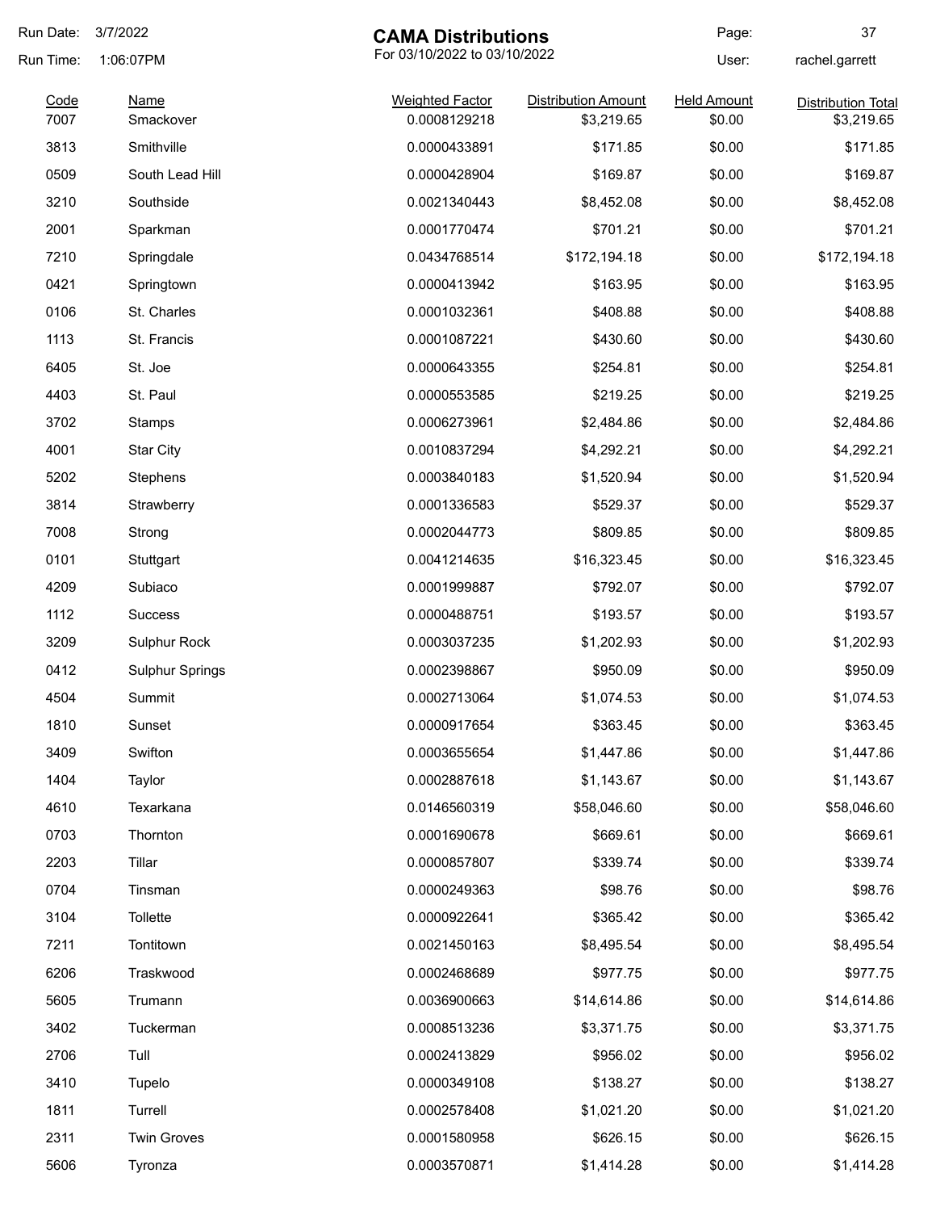# CAMA Distributions

For 03/10/2022 to 03/10/2022

Run Date: 3/7/2022
Run Time: 1:06:07PM
User: rachel.garrett

| Code | Name | Weighted Factor | Distribution Amount | Held Amount | Distribution Total |
|---|---|---|---|---|---|
| 7007 | Smackover | 0.0008129218 | $3,219.65 | $0.00 | $3,219.65 |
| 3813 | Smithville | 0.0000433891 | $171.85 | $0.00 | $171.85 |
| 0509 | South Lead Hill | 0.0000428904 | $169.87 | $0.00 | $169.87 |
| 3210 | Southside | 0.0021340443 | $8,452.08 | $0.00 | $8,452.08 |
| 2001 | Sparkman | 0.0001770474 | $701.21 | $0.00 | $701.21 |
| 7210 | Springdale | 0.0434768514 | $172,194.18 | $0.00 | $172,194.18 |
| 0421 | Springtown | 0.0000413942 | $163.95 | $0.00 | $163.95 |
| 0106 | St. Charles | 0.0001032361 | $408.88 | $0.00 | $408.88 |
| 1113 | St. Francis | 0.0001087221 | $430.60 | $0.00 | $430.60 |
| 6405 | St. Joe | 0.0000643355 | $254.81 | $0.00 | $254.81 |
| 4403 | St. Paul | 0.0000553585 | $219.25 | $0.00 | $219.25 |
| 3702 | Stamps | 0.0006273961 | $2,484.86 | $0.00 | $2,484.86 |
| 4001 | Star City | 0.0010837294 | $4,292.21 | $0.00 | $4,292.21 |
| 5202 | Stephens | 0.0003840183 | $1,520.94 | $0.00 | $1,520.94 |
| 3814 | Strawberry | 0.0001336583 | $529.37 | $0.00 | $529.37 |
| 7008 | Strong | 0.0002044773 | $809.85 | $0.00 | $809.85 |
| 0101 | Stuttgart | 0.0041214635 | $16,323.45 | $0.00 | $16,323.45 |
| 4209 | Subiaco | 0.0001999887 | $792.07 | $0.00 | $792.07 |
| 1112 | Success | 0.0000488751 | $193.57 | $0.00 | $193.57 |
| 3209 | Sulphur Rock | 0.0003037235 | $1,202.93 | $0.00 | $1,202.93 |
| 0412 | Sulphur Springs | 0.0002398867 | $950.09 | $0.00 | $950.09 |
| 4504 | Summit | 0.0002713064 | $1,074.53 | $0.00 | $1,074.53 |
| 1810 | Sunset | 0.0000917654 | $363.45 | $0.00 | $363.45 |
| 3409 | Swifton | 0.0003655654 | $1,447.86 | $0.00 | $1,447.86 |
| 1404 | Taylor | 0.0002887618 | $1,143.67 | $0.00 | $1,143.67 |
| 4610 | Texarkana | 0.0146560319 | $58,046.60 | $0.00 | $58,046.60 |
| 0703 | Thornton | 0.0001690678 | $669.61 | $0.00 | $669.61 |
| 2203 | Tillar | 0.0000857807 | $339.74 | $0.00 | $339.74 |
| 0704 | Tinsman | 0.0000249363 | $98.76 | $0.00 | $98.76 |
| 3104 | Tollette | 0.0000922641 | $365.42 | $0.00 | $365.42 |
| 7211 | Tontitown | 0.0021450163 | $8,495.54 | $0.00 | $8,495.54 |
| 6206 | Traskwood | 0.0002468689 | $977.75 | $0.00 | $977.75 |
| 5605 | Trumann | 0.0036900663 | $14,614.86 | $0.00 | $14,614.86 |
| 3402 | Tuckerman | 0.0008513236 | $3,371.75 | $0.00 | $3,371.75 |
| 2706 | Tull | 0.0002413829 | $956.02 | $0.00 | $956.02 |
| 3410 | Tupelo | 0.0000349108 | $138.27 | $0.00 | $138.27 |
| 1811 | Turrell | 0.0002578408 | $1,021.20 | $0.00 | $1,021.20 |
| 2311 | Twin Groves | 0.0001580958 | $626.15 | $0.00 | $626.15 |
| 5606 | Tyronza | 0.0003570871 | $1,414.28 | $0.00 | $1,414.28 |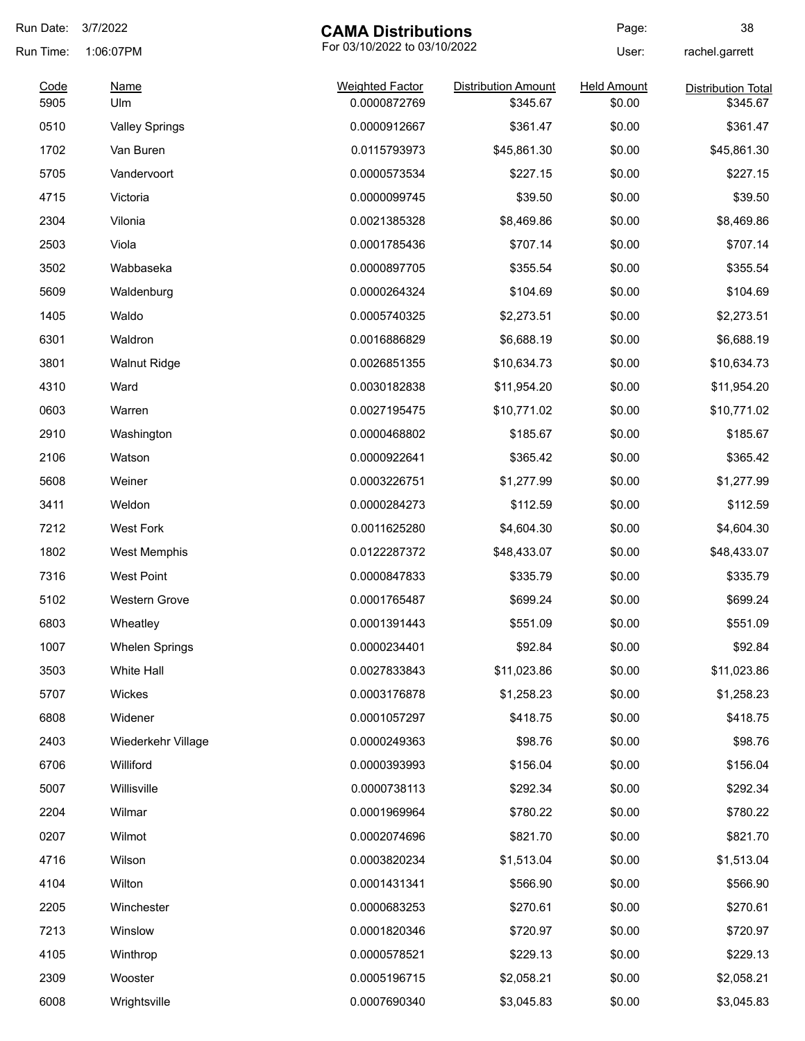# CAMA Distributions

For 03/10/2022 to 03/10/2022

Run Date: 3/7/2022
Run Time: 1:06:07PM
User: rachel.garrett

| Code | Name | Weighted Factor | Distribution Amount | Held Amount | Distribution Total |
|---|---|---|---|---|---|
| 5905 | Ulm | 0.0000872769 | $345.67 | $0.00 | $345.67 |
| 0510 | Valley Springs | 0.0000912667 | $361.47 | $0.00 | $361.47 |
| 1702 | Van Buren | 0.0115793973 | $45,861.30 | $0.00 | $45,861.30 |
| 5705 | Vandervoort | 0.0000573534 | $227.15 | $0.00 | $227.15 |
| 4715 | Victoria | 0.0000099745 | $39.50 | $0.00 | $39.50 |
| 2304 | Vilonia | 0.0021385328 | $8,469.86 | $0.00 | $8,469.86 |
| 2503 | Viola | 0.0001785436 | $707.14 | $0.00 | $707.14 |
| 3502 | Wabbaseka | 0.0000897705 | $355.54 | $0.00 | $355.54 |
| 5609 | Waldenburg | 0.0000264324 | $104.69 | $0.00 | $104.69 |
| 1405 | Waldo | 0.0005740325 | $2,273.51 | $0.00 | $2,273.51 |
| 6301 | Waldron | 0.0016886829 | $6,688.19 | $0.00 | $6,688.19 |
| 3801 | Walnut Ridge | 0.0026851355 | $10,634.73 | $0.00 | $10,634.73 |
| 4310 | Ward | 0.0030182838 | $11,954.20 | $0.00 | $11,954.20 |
| 0603 | Warren | 0.0027195475 | $10,771.02 | $0.00 | $10,771.02 |
| 2910 | Washington | 0.0000468802 | $185.67 | $0.00 | $185.67 |
| 2106 | Watson | 0.0000922641 | $365.42 | $0.00 | $365.42 |
| 5608 | Weiner | 0.0003226751 | $1,277.99 | $0.00 | $1,277.99 |
| 3411 | Weldon | 0.0000284273 | $112.59 | $0.00 | $112.59 |
| 7212 | West Fork | 0.0011625280 | $4,604.30 | $0.00 | $4,604.30 |
| 1802 | West Memphis | 0.0122287372 | $48,433.07 | $0.00 | $48,433.07 |
| 7316 | West Point | 0.0000847833 | $335.79 | $0.00 | $335.79 |
| 5102 | Western Grove | 0.0001765487 | $699.24 | $0.00 | $699.24 |
| 6803 | Wheatley | 0.0001391443 | $551.09 | $0.00 | $551.09 |
| 1007 | Whelen Springs | 0.0000234401 | $92.84 | $0.00 | $92.84 |
| 3503 | White Hall | 0.0027833843 | $11,023.86 | $0.00 | $11,023.86 |
| 5707 | Wickes | 0.0003176878 | $1,258.23 | $0.00 | $1,258.23 |
| 6808 | Widener | 0.0001057297 | $418.75 | $0.00 | $418.75 |
| 2403 | Wiederkehr Village | 0.0000249363 | $98.76 | $0.00 | $98.76 |
| 6706 | Williford | 0.0000393993 | $156.04 | $0.00 | $156.04 |
| 5007 | Willisville | 0.0000738113 | $292.34 | $0.00 | $292.34 |
| 2204 | Wilmar | 0.0001969964 | $780.22 | $0.00 | $780.22 |
| 0207 | Wilmot | 0.0002074696 | $821.70 | $0.00 | $821.70 |
| 4716 | Wilson | 0.0003820234 | $1,513.04 | $0.00 | $1,513.04 |
| 4104 | Wilton | 0.0001431341 | $566.90 | $0.00 | $566.90 |
| 2205 | Winchester | 0.0000683253 | $270.61 | $0.00 | $270.61 |
| 7213 | Winslow | 0.0001820346 | $720.97 | $0.00 | $720.97 |
| 4105 | Winthrop | 0.0000578521 | $229.13 | $0.00 | $229.13 |
| 2309 | Wooster | 0.0005196715 | $2,058.21 | $0.00 | $2,058.21 |
| 6008 | Wrightsville | 0.0007690340 | $3,045.83 | $0.00 | $3,045.83 |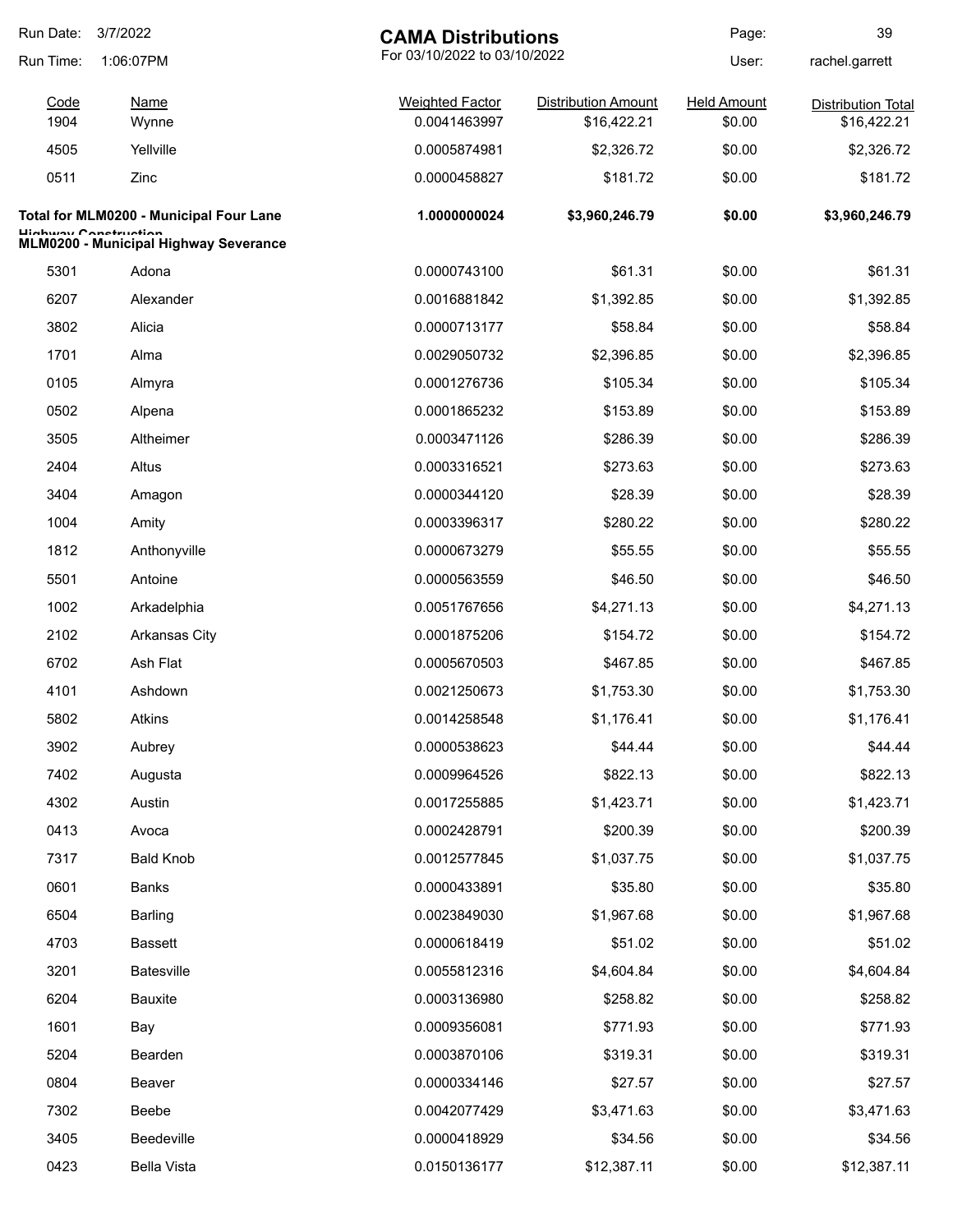# CAMA Distributions

For 03/10/2022 to 03/10/2022

Run Date: 3/7/2022
Run Time: 1:06:07PM
User: rachel.garrett

| Code | Name | Weighted Factor | Distribution Amount | Held Amount | Distribution Total |
|---|---|---|---|---|---|
| 1904 | Wynne | 0.0041463997 | $16,422.21 | $0.00 | $16,422.21 |
| 4505 | Yellville | 0.0005874981 | $2,326.72 | $0.00 | $2,326.72 |
| 0511 | Zinc | 0.0000458827 | $181.72 | $0.00 | $181.72 |
| **Total for MLM0200 - Municipal Four Lane Highway Construction** | | **1.0000000024** | **$3,960,246.79** | **$0.00** | **$3,960,246.79** |

**MLM0200 - Municipal Highway Severance**

| Code | Name | Weighted Factor | Distribution Amount | Held Amount | Distribution Total |
|---|---|---|---|---|---|
| 5301 | Adona | 0.0000743100 | $61.31 | $0.00 | $61.31 |
| 6207 | Alexander | 0.0016881842 | $1,392.85 | $0.00 | $1,392.85 |
| 3802 | Alicia | 0.0000713177 | $58.84 | $0.00 | $58.84 |
| 1701 | Alma | 0.0029050732 | $2,396.85 | $0.00 | $2,396.85 |
| 0105 | Almyra | 0.0001276736 | $105.34 | $0.00 | $105.34 |
| 0502 | Alpena | 0.0001865232 | $153.89 | $0.00 | $153.89 |
| 3505 | Altheimer | 0.0003471126 | $286.39 | $0.00 | $286.39 |
| 2404 | Altus | 0.0003316521 | $273.63 | $0.00 | $273.63 |
| 3404 | Amagon | 0.0000344120 | $28.39 | $0.00 | $28.39 |
| 1004 | Amity | 0.0003396317 | $280.22 | $0.00 | $280.22 |
| 1812 | Anthonyville | 0.0000673279 | $55.55 | $0.00 | $55.55 |
| 5501 | Antoine | 0.0000563559 | $46.50 | $0.00 | $46.50 |
| 1002 | Arkadelphia | 0.0051767656 | $4,271.13 | $0.00 | $4,271.13 |
| 2102 | Arkansas City | 0.0001875206 | $154.72 | $0.00 | $154.72 |
| 6702 | Ash Flat | 0.0005670503 | $467.85 | $0.00 | $467.85 |
| 4101 | Ashdown | 0.0021250673 | $1,753.30 | $0.00 | $1,753.30 |
| 5802 | Atkins | 0.0014258548 | $1,176.41 | $0.00 | $1,176.41 |
| 3902 | Aubrey | 0.0000538623 | $44.44 | $0.00 | $44.44 |
| 7402 | Augusta | 0.0009964526 | $822.13 | $0.00 | $822.13 |
| 4302 | Austin | 0.0017255885 | $1,423.71 | $0.00 | $1,423.71 |
| 0413 | Avoca | 0.0002428791 | $200.39 | $0.00 | $200.39 |
| 7317 | Bald Knob | 0.0012577845 | $1,037.75 | $0.00 | $1,037.75 |
| 0601 | Banks | 0.0000433891 | $35.80 | $0.00 | $35.80 |
| 6504 | Barling | 0.0023849030 | $1,967.68 | $0.00 | $1,967.68 |
| 4703 | Bassett | 0.0000618419 | $51.02 | $0.00 | $51.02 |
| 3201 | Batesville | 0.0055812316 | $4,604.84 | $0.00 | $4,604.84 |
| 6204 | Bauxite | 0.0003136980 | $258.82 | $0.00 | $258.82 |
| 1601 | Bay | 0.0009356081 | $771.93 | $0.00 | $771.93 |
| 5204 | Bearden | 0.0003870106 | $319.31 | $0.00 | $319.31 |
| 0804 | Beaver | 0.0000334146 | $27.57 | $0.00 | $27.57 |
| 7302 | Beebe | 0.0042077429 | $3,471.63 | $0.00 | $3,471.63 |
| 3405 | Beedeville | 0.0000418929 | $34.56 | $0.00 | $34.56 |
| 0423 | Bella Vista | 0.0150136177 | $12,387.11 | $0.00 | $12,387.11 |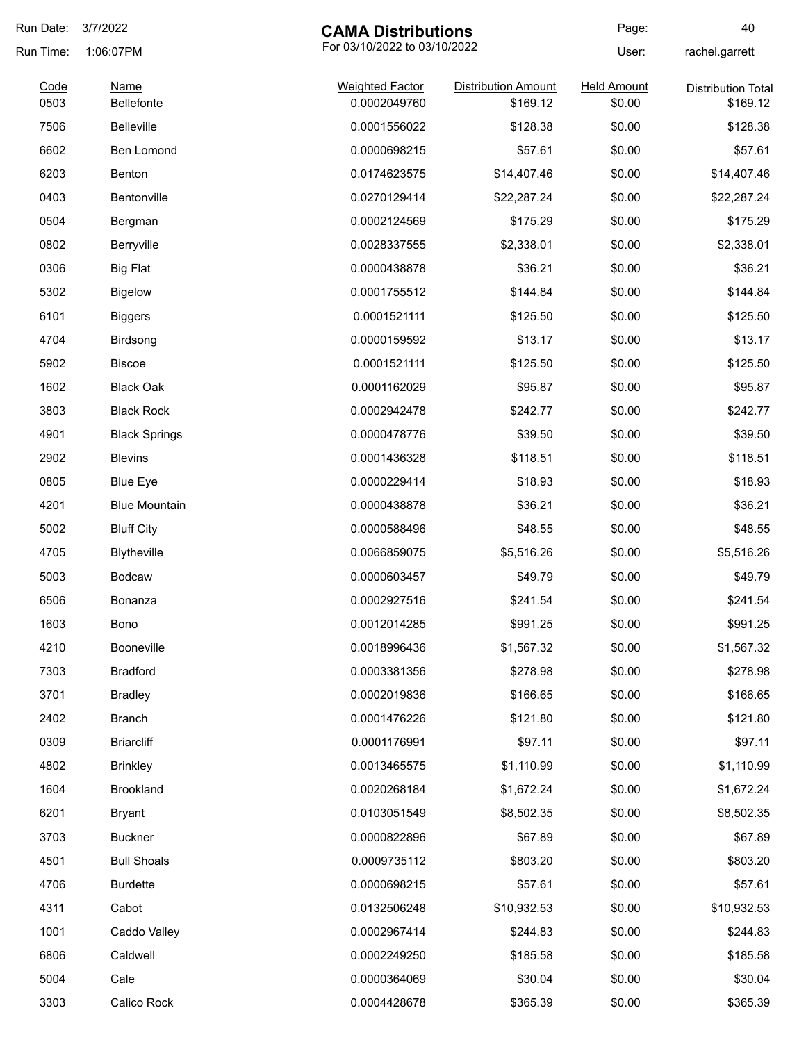# CAMA Distributions

For 03/10/2022 to 03/10/2022

Run Date: 3/7/2022
Run Time: 1:06:07PM
User: rachel.garrett

| Code | Name | Weighted Factor | Distribution Amount | Held Amount | Distribution Total |
|---|---|---|---|---|---|
| 0503 | Bellefonte | 0.0002049760 | $169.12 | $0.00 | $169.12 |
| 7506 | Belleville | 0.0001556022 | $128.38 | $0.00 | $128.38 |
| 6602 | Ben Lomond | 0.0000698215 | $57.61 | $0.00 | $57.61 |
| 6203 | Benton | 0.0174623575 | $14,407.46 | $0.00 | $14,407.46 |
| 0403 | Bentonville | 0.0270129414 | $22,287.24 | $0.00 | $22,287.24 |
| 0504 | Bergman | 0.0002124569 | $175.29 | $0.00 | $175.29 |
| 0802 | Berryville | 0.0028337555 | $2,338.01 | $0.00 | $2,338.01 |
| 0306 | Big Flat | 0.0000438878 | $36.21 | $0.00 | $36.21 |
| 5302 | Bigelow | 0.0001755512 | $144.84 | $0.00 | $144.84 |
| 6101 | Biggers | 0.0001521111 | $125.50 | $0.00 | $125.50 |
| 4704 | Birdsong | 0.0000159592 | $13.17 | $0.00 | $13.17 |
| 5902 | Biscoe | 0.0001521111 | $125.50 | $0.00 | $125.50 |
| 1602 | Black Oak | 0.0001162029 | $95.87 | $0.00 | $95.87 |
| 3803 | Black Rock | 0.0002942478 | $242.77 | $0.00 | $242.77 |
| 4901 | Black Springs | 0.0000478776 | $39.50 | $0.00 | $39.50 |
| 2902 | Blevins | 0.0001436328 | $118.51 | $0.00 | $118.51 |
| 0805 | Blue Eye | 0.0000229414 | $18.93 | $0.00 | $18.93 |
| 4201 | Blue Mountain | 0.0000438878 | $36.21 | $0.00 | $36.21 |
| 5002 | Bluff City | 0.0000588496 | $48.55 | $0.00 | $48.55 |
| 4705 | Blytheville | 0.0066859075 | $5,516.26 | $0.00 | $5,516.26 |
| 5003 | Bodcaw | 0.0000603457 | $49.79 | $0.00 | $49.79 |
| 6506 | Bonanza | 0.0002927516 | $241.54 | $0.00 | $241.54 |
| 1603 | Bono | 0.0012014285 | $991.25 | $0.00 | $991.25 |
| 4210 | Booneville | 0.0018996436 | $1,567.32 | $0.00 | $1,567.32 |
| 7303 | Bradford | 0.0003381356 | $278.98 | $0.00 | $278.98 |
| 3701 | Bradley | 0.0002019836 | $166.65 | $0.00 | $166.65 |
| 2402 | Branch | 0.0001476226 | $121.80 | $0.00 | $121.80 |
| 0309 | Briarcliff | 0.0001176991 | $97.11 | $0.00 | $97.11 |
| 4802 | Brinkley | 0.0013465575 | $1,110.99 | $0.00 | $1,110.99 |
| 1604 | Brookland | 0.0020268184 | $1,672.24 | $0.00 | $1,672.24 |
| 6201 | Bryant | 0.0103051549 | $8,502.35 | $0.00 | $8,502.35 |
| 3703 | Buckner | 0.0000822896 | $67.89 | $0.00 | $67.89 |
| 4501 | Bull Shoals | 0.0009735112 | $803.20 | $0.00 | $803.20 |
| 4706 | Burdette | 0.0000698215 | $57.61 | $0.00 | $57.61 |
| 4311 | Cabot | 0.0132506248 | $10,932.53 | $0.00 | $10,932.53 |
| 1001 | Caddo Valley | 0.0002967414 | $244.83 | $0.00 | $244.83 |
| 6806 | Caldwell | 0.0002249250 | $185.58 | $0.00 | $185.58 |
| 5004 | Cale | 0.0000364069 | $30.04 | $0.00 | $30.04 |
| 3303 | Calico Rock | 0.0004428678 | $365.39 | $0.00 | $365.39 |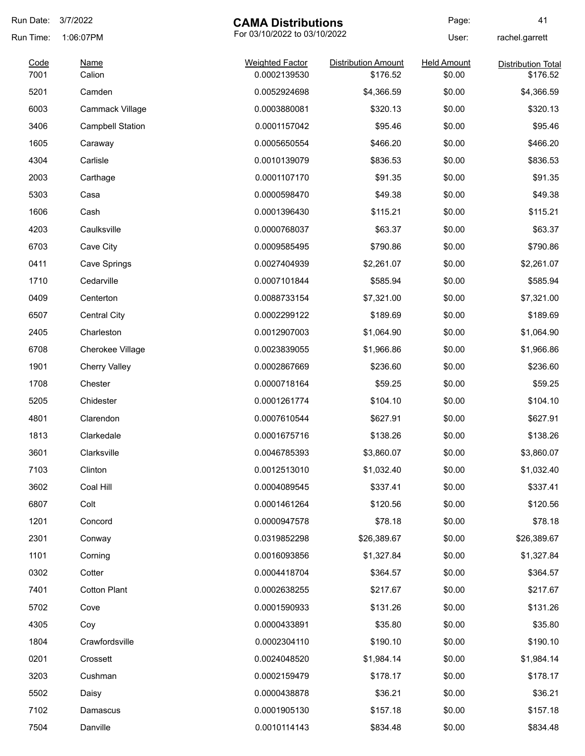Run Date: 3/7/2022
Run Time: 1:06:07PM

# CAMA Distributions

For 03/10/2022 to 03/10/2022

Page: 41
User: rachel.garrett

| Code | Name | Weighted Factor | Distribution Amount | Held Amount | Distribution Total |
|---|---|---|---|---|---|
| 7001 | Calion | 0.0002139530 | $176.52 | $0.00 | $176.52 |
| 5201 | Camden | 0.0052924698 | $4,366.59 | $0.00 | $4,366.59 |
| 6003 | Cammack Village | 0.0003880081 | $320.13 | $0.00 | $320.13 |
| 3406 | Campbell Station | 0.0001157042 | $95.46 | $0.00 | $95.46 |
| 1605 | Caraway | 0.0005650554 | $466.20 | $0.00 | $466.20 |
| 4304 | Carlisle | 0.0010139079 | $836.53 | $0.00 | $836.53 |
| 2003 | Carthage | 0.0001107170 | $91.35 | $0.00 | $91.35 |
| 5303 | Casa | 0.0000598470 | $49.38 | $0.00 | $49.38 |
| 1606 | Cash | 0.0001396430 | $115.21 | $0.00 | $115.21 |
| 4203 | Caulksville | 0.0000768037 | $63.37 | $0.00 | $63.37 |
| 6703 | Cave City | 0.0009585495 | $790.86 | $0.00 | $790.86 |
| 0411 | Cave Springs | 0.0027404939 | $2,261.07 | $0.00 | $2,261.07 |
| 1710 | Cedarville | 0.0007101844 | $585.94 | $0.00 | $585.94 |
| 0409 | Centerton | 0.0088733154 | $7,321.00 | $0.00 | $7,321.00 |
| 6507 | Central City | 0.0002299122 | $189.69 | $0.00 | $189.69 |
| 2405 | Charleston | 0.0012907003 | $1,064.90 | $0.00 | $1,064.90 |
| 6708 | Cherokee Village | 0.0023839055 | $1,966.86 | $0.00 | $1,966.86 |
| 1901 | Cherry Valley | 0.0002867669 | $236.60 | $0.00 | $236.60 |
| 1708 | Chester | 0.0000718164 | $59.25 | $0.00 | $59.25 |
| 5205 | Chidester | 0.0001261774 | $104.10 | $0.00 | $104.10 |
| 4801 | Clarendon | 0.0007610544 | $627.91 | $0.00 | $627.91 |
| 1813 | Clarkedale | 0.0001675716 | $138.26 | $0.00 | $138.26 |
| 3601 | Clarksville | 0.0046785393 | $3,860.07 | $0.00 | $3,860.07 |
| 7103 | Clinton | 0.0012513010 | $1,032.40 | $0.00 | $1,032.40 |
| 3602 | Coal Hill | 0.0004089545 | $337.41 | $0.00 | $337.41 |
| 6807 | Colt | 0.0001461264 | $120.56 | $0.00 | $120.56 |
| 1201 | Concord | 0.0000947578 | $78.18 | $0.00 | $78.18 |
| 2301 | Conway | 0.0319852298 | $26,389.67 | $0.00 | $26,389.67 |
| 1101 | Corning | 0.0016093856 | $1,327.84 | $0.00 | $1,327.84 |
| 0302 | Cotter | 0.0004418704 | $364.57 | $0.00 | $364.57 |
| 7401 | Cotton Plant | 0.0002638255 | $217.67 | $0.00 | $217.67 |
| 5702 | Cove | 0.0001590933 | $131.26 | $0.00 | $131.26 |
| 4305 | Coy | 0.0000433891 | $35.80 | $0.00 | $35.80 |
| 1804 | Crawfordsville | 0.0002304110 | $190.10 | $0.00 | $190.10 |
| 0201 | Crossett | 0.0024048520 | $1,984.14 | $0.00 | $1,984.14 |
| 3203 | Cushman | 0.0002159479 | $178.17 | $0.00 | $178.17 |
| 5502 | Daisy | 0.0000438878 | $36.21 | $0.00 | $36.21 |
| 7102 | Damascus | 0.0001905130 | $157.18 | $0.00 | $157.18 |
| 7504 | Danville | 0.0010114143 | $834.48 | $0.00 | $834.48 |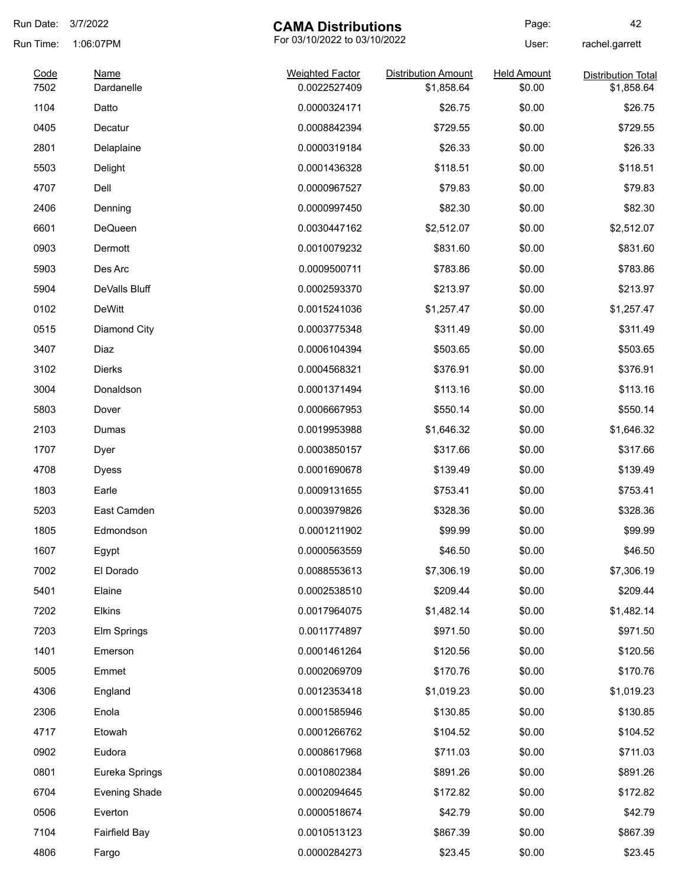# CAMA Distributions

For 03/10/2022 to 03/10/2022

Run Date: 3/7/2022
Run Time: 1:06:07PM
User: rachel.garrett

| Code | Name | Weighted Factor | Distribution Amount | Held Amount | Distribution Total |
|---|---|---|---|---|---|
| 7502 | Dardanelle | 0.0022527409 | $1,858.64 | $0.00 | $1,858.64 |
| 1104 | Datto | 0.0000324171 | $26.75 | $0.00 | $26.75 |
| 0405 | Decatur | 0.0008842394 | $729.55 | $0.00 | $729.55 |
| 2801 | Delaplaine | 0.0000319184 | $26.33 | $0.00 | $26.33 |
| 5503 | Delight | 0.0001436328 | $118.51 | $0.00 | $118.51 |
| 4707 | Dell | 0.0000967527 | $79.83 | $0.00 | $79.83 |
| 2406 | Denning | 0.0000997450 | $82.30 | $0.00 | $82.30 |
| 6601 | DeQueen | 0.0030447162 | $2,512.07 | $0.00 | $2,512.07 |
| 0903 | Dermott | 0.0010079232 | $831.60 | $0.00 | $831.60 |
| 5903 | Des Arc | 0.0009500711 | $783.86 | $0.00 | $783.86 |
| 5904 | DeValls Bluff | 0.0002593370 | $213.97 | $0.00 | $213.97 |
| 0102 | DeWitt | 0.0015241036 | $1,257.47 | $0.00 | $1,257.47 |
| 0515 | Diamond City | 0.0003775348 | $311.49 | $0.00 | $311.49 |
| 3407 | Diaz | 0.0006104394 | $503.65 | $0.00 | $503.65 |
| 3102 | Dierks | 0.0004568321 | $376.91 | $0.00 | $376.91 |
| 3004 | Donaldson | 0.0001371494 | $113.16 | $0.00 | $113.16 |
| 5803 | Dover | 0.0006667953 | $550.14 | $0.00 | $550.14 |
| 2103 | Dumas | 0.0019953988 | $1,646.32 | $0.00 | $1,646.32 |
| 1707 | Dyer | 0.0003850157 | $317.66 | $0.00 | $317.66 |
| 4708 | Dyess | 0.0001690678 | $139.49 | $0.00 | $139.49 |
| 1803 | Earle | 0.0009131655 | $753.41 | $0.00 | $753.41 |
| 5203 | East Camden | 0.0003979826 | $328.36 | $0.00 | $328.36 |
| 1805 | Edmondson | 0.0001211902 | $99.99 | $0.00 | $99.99 |
| 1607 | Egypt | 0.0000563559 | $46.50 | $0.00 | $46.50 |
| 7002 | El Dorado | 0.0088553613 | $7,306.19 | $0.00 | $7,306.19 |
| 5401 | Elaine | 0.0002538510 | $209.44 | $0.00 | $209.44 |
| 7202 | Elkins | 0.0017964075 | $1,482.14 | $0.00 | $1,482.14 |
| 7203 | Elm Springs | 0.0011774897 | $971.50 | $0.00 | $971.50 |
| 1401 | Emerson | 0.0001461264 | $120.56 | $0.00 | $120.56 |
| 5005 | Emmet | 0.0002069709 | $170.76 | $0.00 | $170.76 |
| 4306 | England | 0.0012353418 | $1,019.23 | $0.00 | $1,019.23 |
| 2306 | Enola | 0.0001585946 | $130.85 | $0.00 | $130.85 |
| 4717 | Etowah | 0.0001266762 | $104.52 | $0.00 | $104.52 |
| 0902 | Eudora | 0.0008617968 | $711.03 | $0.00 | $711.03 |
| 0801 | Eureka Springs | 0.0010802384 | $891.26 | $0.00 | $891.26 |
| 6704 | Evening Shade | 0.0002094645 | $172.82 | $0.00 | $172.82 |
| 0506 | Everton | 0.0000518674 | $42.79 | $0.00 | $42.79 |
| 7104 | Fairfield Bay | 0.0010513123 | $867.39 | $0.00 | $867.39 |
| 4806 | Fargo | 0.0000284273 | $23.45 | $0.00 | $23.45 |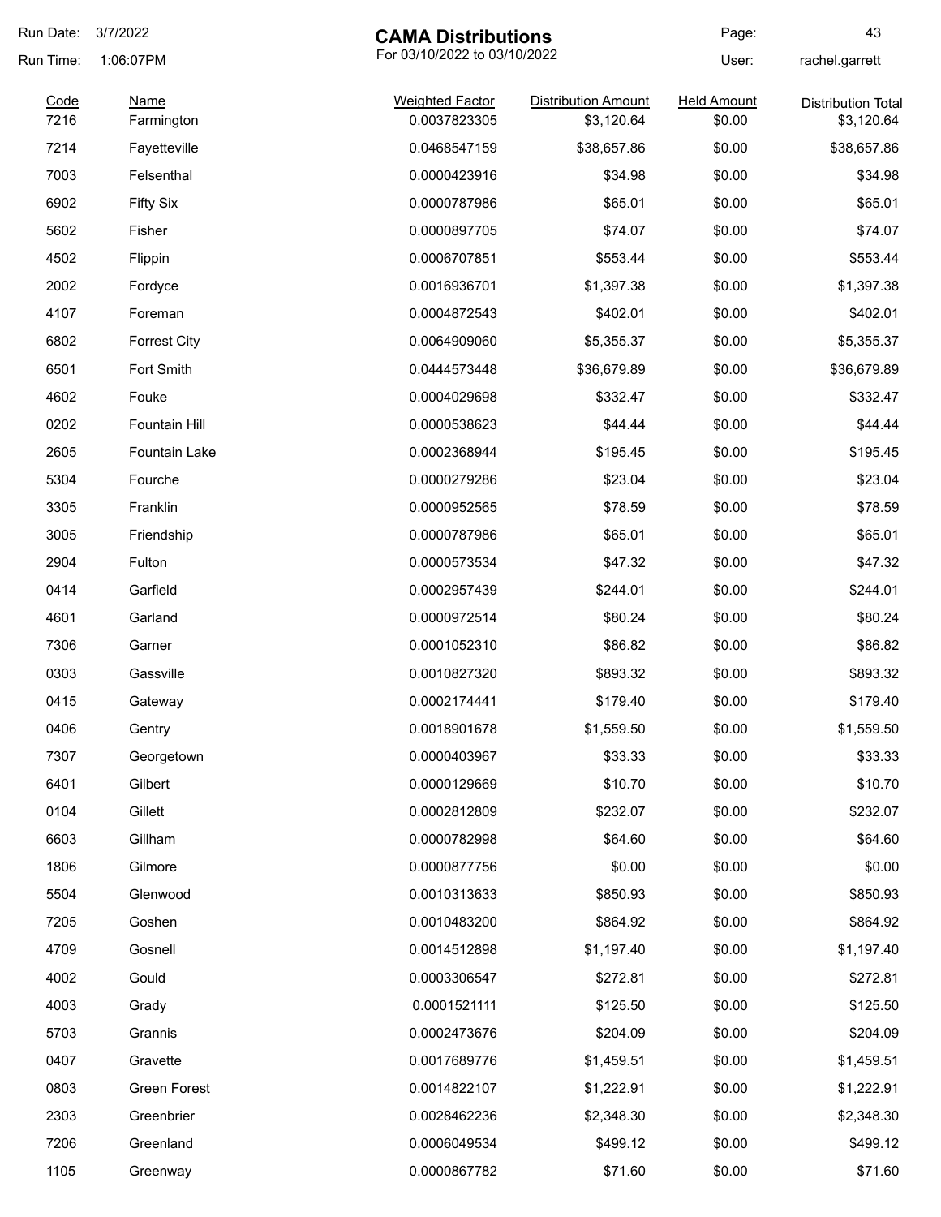# CAMA Distributions

For 03/10/2022 to 03/10/2022

Run Date: 3/7/2022
Run Time: 1:06:07PM
User: rachel.garrett

| Code | Name | Weighted Factor | Distribution Amount | Held Amount | Distribution Total |
|---|---|---|---|---|---|
| 7216 | Farmington | 0.0037823305 | $3,120.64 | $0.00 | $3,120.64 |
| 7214 | Fayetteville | 0.0468547159 | $38,657.86 | $0.00 | $38,657.86 |
| 7003 | Felsenthal | 0.0000423916 | $34.98 | $0.00 | $34.98 |
| 6902 | Fifty Six | 0.0000787986 | $65.01 | $0.00 | $65.01 |
| 5602 | Fisher | 0.0000897705 | $74.07 | $0.00 | $74.07 |
| 4502 | Flippin | 0.0006707851 | $553.44 | $0.00 | $553.44 |
| 2002 | Fordyce | 0.0016936701 | $1,397.38 | $0.00 | $1,397.38 |
| 4107 | Foreman | 0.0004872543 | $402.01 | $0.00 | $402.01 |
| 6802 | Forrest City | 0.0064909060 | $5,355.37 | $0.00 | $5,355.37 |
| 6501 | Fort Smith | 0.0444573448 | $36,679.89 | $0.00 | $36,679.89 |
| 4602 | Fouke | 0.0004029698 | $332.47 | $0.00 | $332.47 |
| 0202 | Fountain Hill | 0.0000538623 | $44.44 | $0.00 | $44.44 |
| 2605 | Fountain Lake | 0.0002368944 | $195.45 | $0.00 | $195.45 |
| 5304 | Fourche | 0.0000279286 | $23.04 | $0.00 | $23.04 |
| 3305 | Franklin | 0.0000952565 | $78.59 | $0.00 | $78.59 |
| 3005 | Friendship | 0.0000787986 | $65.01 | $0.00 | $65.01 |
| 2904 | Fulton | 0.0000573534 | $47.32 | $0.00 | $47.32 |
| 0414 | Garfield | 0.0002957439 | $244.01 | $0.00 | $244.01 |
| 4601 | Garland | 0.0000972514 | $80.24 | $0.00 | $80.24 |
| 7306 | Garner | 0.0001052310 | $86.82 | $0.00 | $86.82 |
| 0303 | Gassville | 0.0010827320 | $893.32 | $0.00 | $893.32 |
| 0415 | Gateway | 0.0002174441 | $179.40 | $0.00 | $179.40 |
| 0406 | Gentry | 0.0018901678 | $1,559.50 | $0.00 | $1,559.50 |
| 7307 | Georgetown | 0.0000403967 | $33.33 | $0.00 | $33.33 |
| 6401 | Gilbert | 0.0000129669 | $10.70 | $0.00 | $10.70 |
| 0104 | Gillett | 0.0002812809 | $232.07 | $0.00 | $232.07 |
| 6603 | Gillham | 0.0000782998 | $64.60 | $0.00 | $64.60 |
| 1806 | Gilmore | 0.0000877756 | $0.00 | $0.00 | $0.00 |
| 5504 | Glenwood | 0.0010313633 | $850.93 | $0.00 | $850.93 |
| 7205 | Goshen | 0.0010483200 | $864.92 | $0.00 | $864.92 |
| 4709 | Gosnell | 0.0014512898 | $1,197.40 | $0.00 | $1,197.40 |
| 4002 | Gould | 0.0003306547 | $272.81 | $0.00 | $272.81 |
| 4003 | Grady | 0.0001521111 | $125.50 | $0.00 | $125.50 |
| 5703 | Grannis | 0.0002473676 | $204.09 | $0.00 | $204.09 |
| 0407 | Gravette | 0.0017689776 | $1,459.51 | $0.00 | $1,459.51 |
| 0803 | Green Forest | 0.0014822107 | $1,222.91 | $0.00 | $1,222.91 |
| 2303 | Greenbrier | 0.0028462236 | $2,348.30 | $0.00 | $2,348.30 |
| 7206 | Greenland | 0.0006049534 | $499.12 | $0.00 | $499.12 |
| 1105 | Greenway | 0.0000867782 | $71.60 | $0.00 | $71.60 |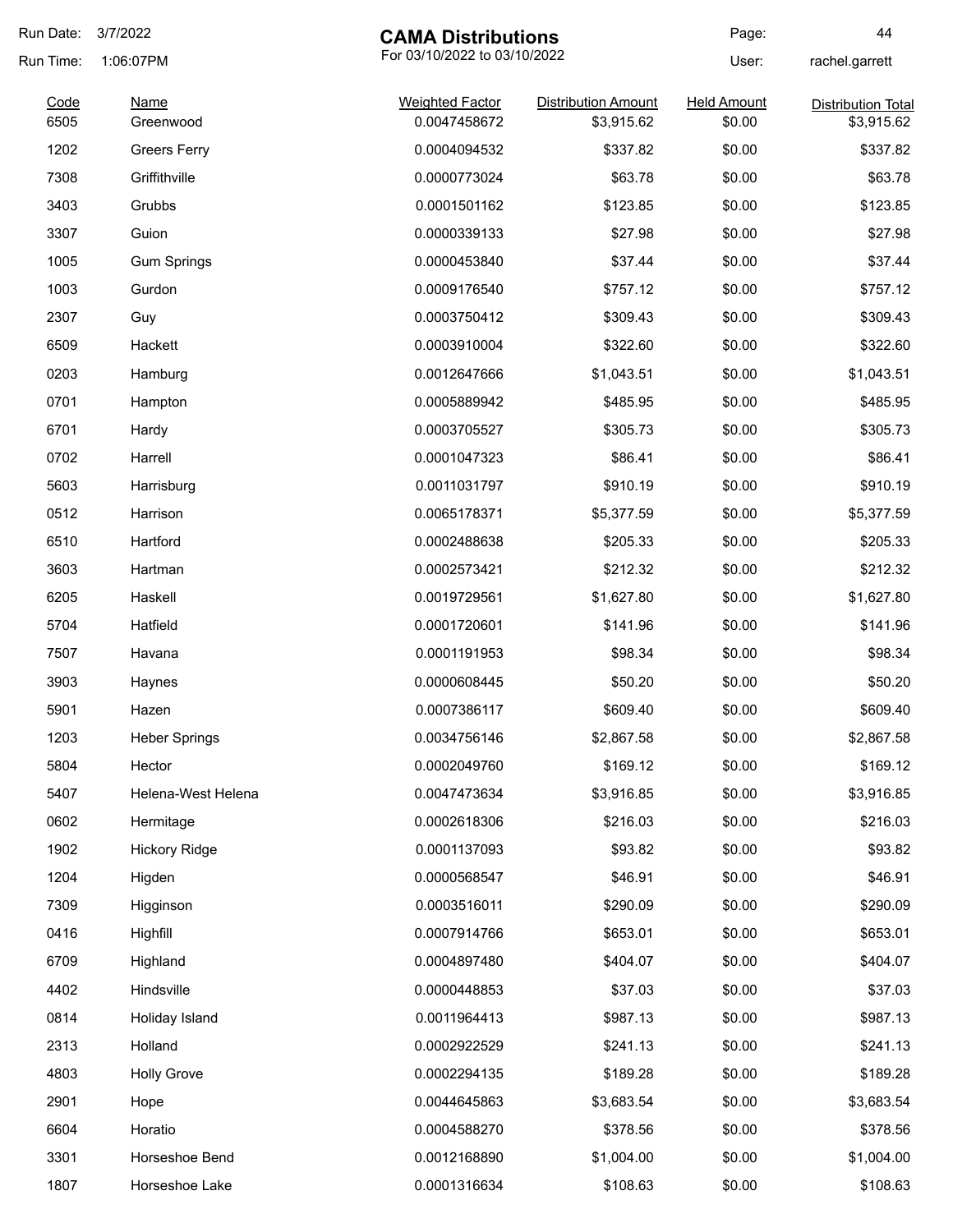Run Date: 3/7/2022
Run Time: 1:06:07PM

# CAMA Distributions

For 03/10/2022 to 03/10/2022

User: rachel.garrett

| Code | Name | Weighted Factor | Distribution Amount | Held Amount | Distribution Total |
|---|---|---|---|---|---|
| 6505 | Greenwood | 0.0047458672 | $3,915.62 | $0.00 | $3,915.62 |
| 1202 | Greers Ferry | 0.0004094532 | $337.82 | $0.00 | $337.82 |
| 7308 | Griffithville | 0.0000773024 | $63.78 | $0.00 | $63.78 |
| 3403 | Grubbs | 0.0001501162 | $123.85 | $0.00 | $123.85 |
| 3307 | Guion | 0.0000339133 | $27.98 | $0.00 | $27.98 |
| 1005 | Gum Springs | 0.0000453840 | $37.44 | $0.00 | $37.44 |
| 1003 | Gurdon | 0.0009176540 | $757.12 | $0.00 | $757.12 |
| 2307 | Guy | 0.0003750412 | $309.43 | $0.00 | $309.43 |
| 6509 | Hackett | 0.0003910004 | $322.60 | $0.00 | $322.60 |
| 0203 | Hamburg | 0.0012647666 | $1,043.51 | $0.00 | $1,043.51 |
| 0701 | Hampton | 0.0005889942 | $485.95 | $0.00 | $485.95 |
| 6701 | Hardy | 0.0003705527 | $305.73 | $0.00 | $305.73 |
| 0702 | Harrell | 0.0001047323 | $86.41 | $0.00 | $86.41 |
| 5603 | Harrisburg | 0.0011031797 | $910.19 | $0.00 | $910.19 |
| 0512 | Harrison | 0.0065178371 | $5,377.59 | $0.00 | $5,377.59 |
| 6510 | Hartford | 0.0002488638 | $205.33 | $0.00 | $205.33 |
| 3603 | Hartman | 0.0002573421 | $212.32 | $0.00 | $212.32 |
| 6205 | Haskell | 0.0019729561 | $1,627.80 | $0.00 | $1,627.80 |
| 5704 | Hatfield | 0.0001720601 | $141.96 | $0.00 | $141.96 |
| 7507 | Havana | 0.0001191953 | $98.34 | $0.00 | $98.34 |
| 3903 | Haynes | 0.0000608445 | $50.20 | $0.00 | $50.20 |
| 5901 | Hazen | 0.0007386117 | $609.40 | $0.00 | $609.40 |
| 1203 | Heber Springs | 0.0034756146 | $2,867.58 | $0.00 | $2,867.58 |
| 5804 | Hector | 0.0002049760 | $169.12 | $0.00 | $169.12 |
| 5407 | Helena-West Helena | 0.0047473634 | $3,916.85 | $0.00 | $3,916.85 |
| 0602 | Hermitage | 0.0002618306 | $216.03 | $0.00 | $216.03 |
| 1902 | Hickory Ridge | 0.0001137093 | $93.82 | $0.00 | $93.82 |
| 1204 | Higden | 0.0000568547 | $46.91 | $0.00 | $46.91 |
| 7309 | Higginson | 0.0003516011 | $290.09 | $0.00 | $290.09 |
| 0416 | Highfill | 0.0007914766 | $653.01 | $0.00 | $653.01 |
| 6709 | Highland | 0.0004897480 | $404.07 | $0.00 | $404.07 |
| 4402 | Hindsville | 0.0000448853 | $37.03 | $0.00 | $37.03 |
| 0814 | Holiday Island | 0.0011964413 | $987.13 | $0.00 | $987.13 |
| 2313 | Holland | 0.0002922529 | $241.13 | $0.00 | $241.13 |
| 4803 | Holly Grove | 0.0002294135 | $189.28 | $0.00 | $189.28 |
| 2901 | Hope | 0.0044645863 | $3,683.54 | $0.00 | $3,683.54 |
| 6604 | Horatio | 0.0004588270 | $378.56 | $0.00 | $378.56 |
| 3301 | Horseshoe Bend | 0.0012168890 | $1,004.00 | $0.00 | $1,004.00 |
| 1807 | Horseshoe Lake | 0.0001316634 | $108.63 | $0.00 | $108.63 |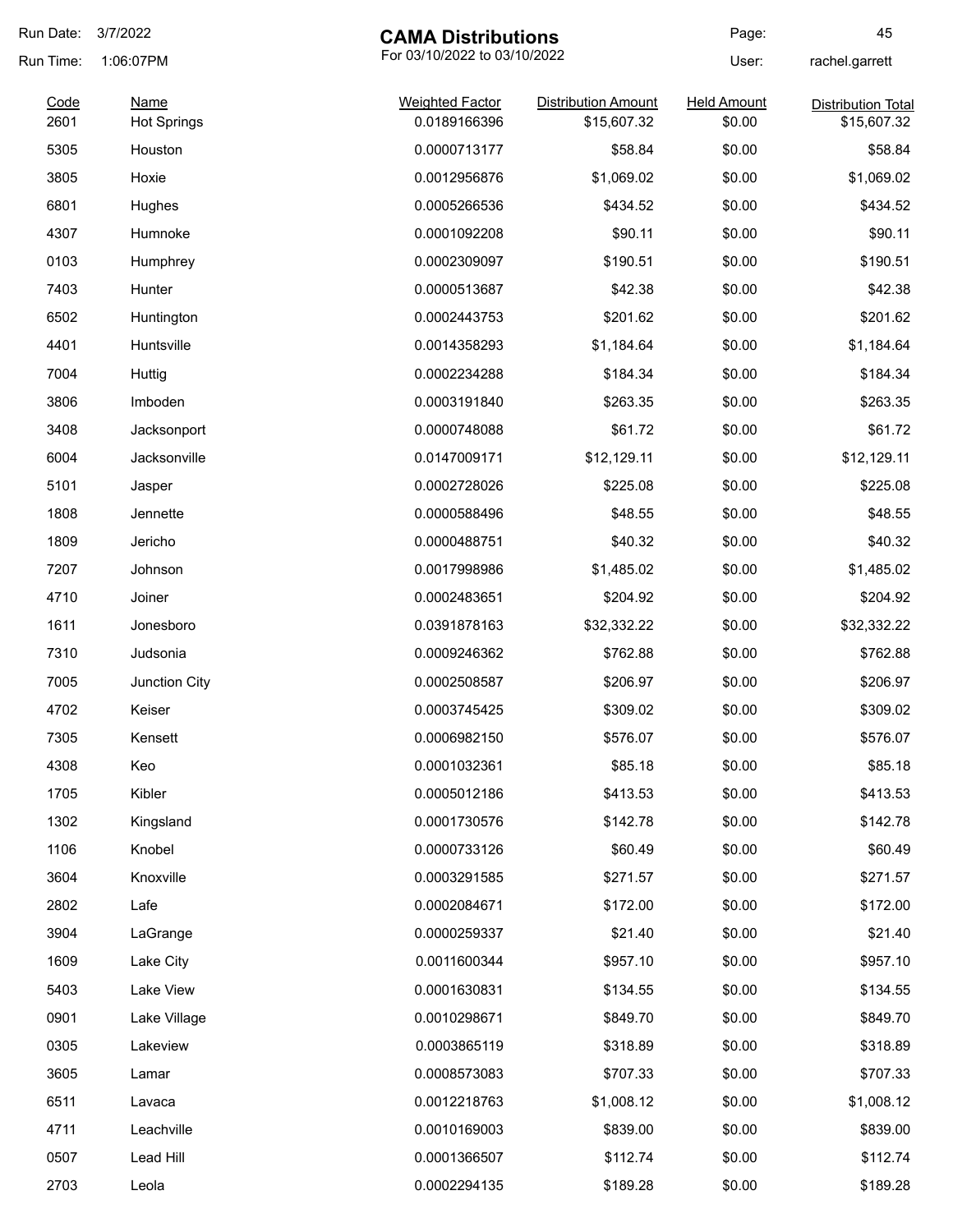Run Date: 3/7/2022

Run Time: 1:06:07PM

# CAMA Distributions

For 03/10/2022 to 03/10/2022

User: rachel.garrett

| Code | Name | Weighted Factor | Distribution Amount | Held Amount | Distribution Total |
|---|---|---|---|---|---|
| 2601 | Hot Springs | 0.0189166396 | $15,607.32 | $0.00 | $15,607.32 |
| 5305 | Houston | 0.0000713177 | $58.84 | $0.00 | $58.84 |
| 3805 | Hoxie | 0.0012956876 | $1,069.02 | $0.00 | $1,069.02 |
| 6801 | Hughes | 0.0005266536 | $434.52 | $0.00 | $434.52 |
| 4307 | Humnoke | 0.0001092208 | $90.11 | $0.00 | $90.11 |
| 0103 | Humphrey | 0.0002309097 | $190.51 | $0.00 | $190.51 |
| 7403 | Hunter | 0.0000513687 | $42.38 | $0.00 | $42.38 |
| 6502 | Huntington | 0.0002443753 | $201.62 | $0.00 | $201.62 |
| 4401 | Huntsville | 0.0014358293 | $1,184.64 | $0.00 | $1,184.64 |
| 7004 | Huttig | 0.0002234288 | $184.34 | $0.00 | $184.34 |
| 3806 | Imboden | 0.0003191840 | $263.35 | $0.00 | $263.35 |
| 3408 | Jacksonport | 0.0000748088 | $61.72 | $0.00 | $61.72 |
| 6004 | Jacksonville | 0.0147009171 | $12,129.11 | $0.00 | $12,129.11 |
| 5101 | Jasper | 0.0002728026 | $225.08 | $0.00 | $225.08 |
| 1808 | Jennette | 0.0000588496 | $48.55 | $0.00 | $48.55 |
| 1809 | Jericho | 0.0000488751 | $40.32 | $0.00 | $40.32 |
| 7207 | Johnson | 0.0017998986 | $1,485.02 | $0.00 | $1,485.02 |
| 4710 | Joiner | 0.0002483651 | $204.92 | $0.00 | $204.92 |
| 1611 | Jonesboro | 0.0391878163 | $32,332.22 | $0.00 | $32,332.22 |
| 7310 | Judsonia | 0.0009246362 | $762.88 | $0.00 | $762.88 |
| 7005 | Junction City | 0.0002508587 | $206.97 | $0.00 | $206.97 |
| 4702 | Keiser | 0.0003745425 | $309.02 | $0.00 | $309.02 |
| 7305 | Kensett | 0.0006982150 | $576.07 | $0.00 | $576.07 |
| 4308 | Keo | 0.0001032361 | $85.18 | $0.00 | $85.18 |
| 1705 | Kibler | 0.0005012186 | $413.53 | $0.00 | $413.53 |
| 1302 | Kingsland | 0.0001730576 | $142.78 | $0.00 | $142.78 |
| 1106 | Knobel | 0.0000733126 | $60.49 | $0.00 | $60.49 |
| 3604 | Knoxville | 0.0003291585 | $271.57 | $0.00 | $271.57 |
| 2802 | Lafe | 0.0002084671 | $172.00 | $0.00 | $172.00 |
| 3904 | LaGrange | 0.0000259337 | $21.40 | $0.00 | $21.40 |
| 1609 | Lake City | 0.0011600344 | $957.10 | $0.00 | $957.10 |
| 5403 | Lake View | 0.0001630831 | $134.55 | $0.00 | $134.55 |
| 0901 | Lake Village | 0.0010298671 | $849.70 | $0.00 | $849.70 |
| 0305 | Lakeview | 0.0003865119 | $318.89 | $0.00 | $318.89 |
| 3605 | Lamar | 0.0008573083 | $707.33 | $0.00 | $707.33 |
| 6511 | Lavaca | 0.0012218763 | $1,008.12 | $0.00 | $1,008.12 |
| 4711 | Leachville | 0.0010169003 | $839.00 | $0.00 | $839.00 |
| 0507 | Lead Hill | 0.0001366507 | $112.74 | $0.00 | $112.74 |
| 2703 | Leola | 0.0002294135 | $189.28 | $0.00 | $189.28 |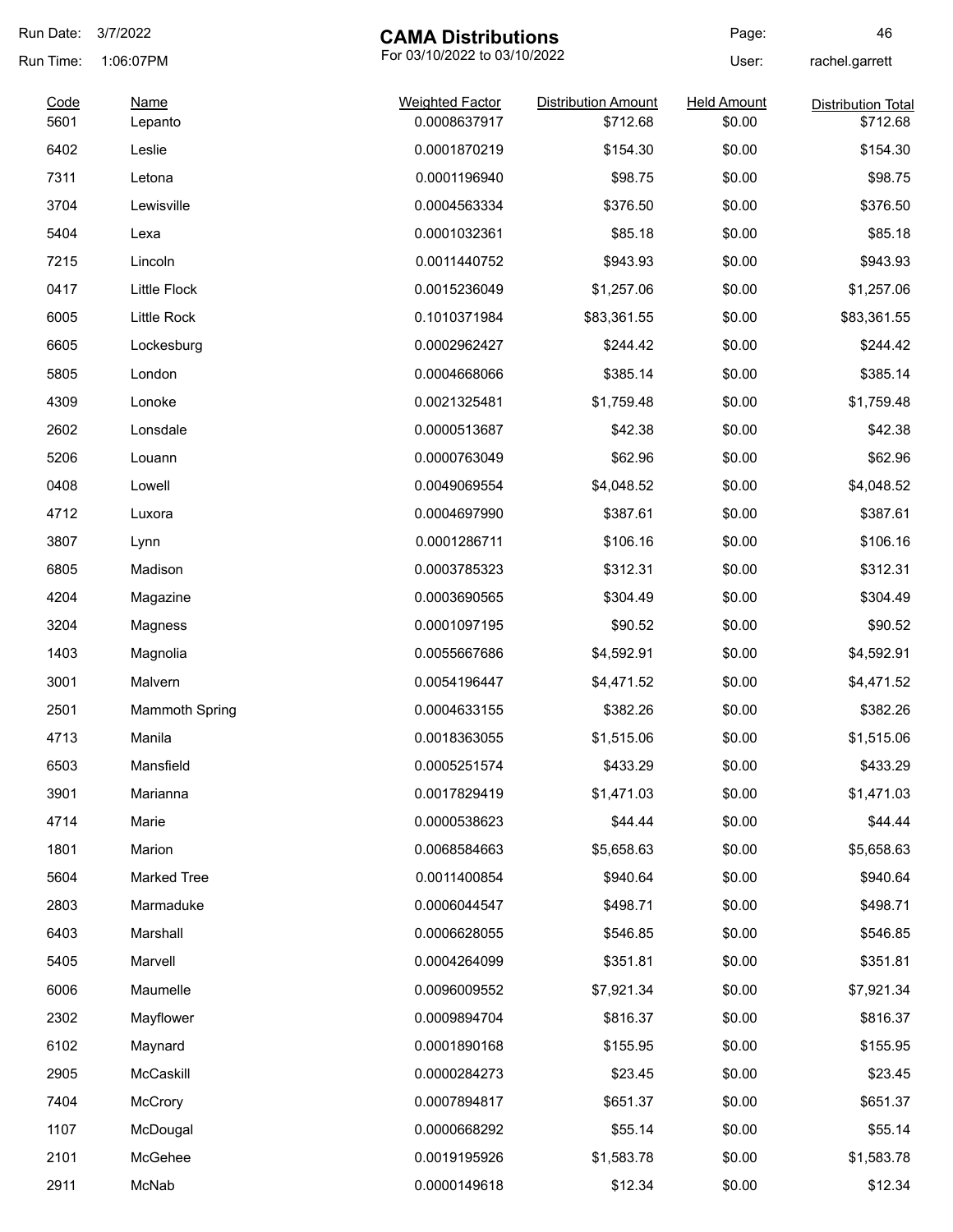# CAMA Distributions

For 03/10/2022 to 03/10/2022

Run Date: 3/7/2022
Run Time: 1:06:07PM
User: rachel.garrett

| Code | Name | Weighted Factor | Distribution Amount | Held Amount | Distribution Total |
|---|---|---|---|---|---|
| 5601 | Lepanto | 0.0008637917 | $712.68 | $0.00 | $712.68 |
| 6402 | Leslie | 0.0001870219 | $154.30 | $0.00 | $154.30 |
| 7311 | Letona | 0.0001196940 | $98.75 | $0.00 | $98.75 |
| 3704 | Lewisville | 0.0004563334 | $376.50 | $0.00 | $376.50 |
| 5404 | Lexa | 0.0001032361 | $85.18 | $0.00 | $85.18 |
| 7215 | Lincoln | 0.0011440752 | $943.93 | $0.00 | $943.93 |
| 0417 | Little Flock | 0.0015236049 | $1,257.06 | $0.00 | $1,257.06 |
| 6005 | Little Rock | 0.1010371984 | $83,361.55 | $0.00 | $83,361.55 |
| 6605 | Lockesburg | 0.0002962427 | $244.42 | $0.00 | $244.42 |
| 5805 | London | 0.0004668066 | $385.14 | $0.00 | $385.14 |
| 4309 | Lonoke | 0.0021325481 | $1,759.48 | $0.00 | $1,759.48 |
| 2602 | Lonsdale | 0.0000513687 | $42.38 | $0.00 | $42.38 |
| 5206 | Louann | 0.0000763049 | $62.96 | $0.00 | $62.96 |
| 0408 | Lowell | 0.0049069554 | $4,048.52 | $0.00 | $4,048.52 |
| 4712 | Luxora | 0.0004697990 | $387.61 | $0.00 | $387.61 |
| 3807 | Lynn | 0.0001286711 | $106.16 | $0.00 | $106.16 |
| 6805 | Madison | 0.0003785323 | $312.31 | $0.00 | $312.31 |
| 4204 | Magazine | 0.0003690565 | $304.49 | $0.00 | $304.49 |
| 3204 | Magness | 0.0001097195 | $90.52 | $0.00 | $90.52 |
| 1403 | Magnolia | 0.0055667686 | $4,592.91 | $0.00 | $4,592.91 |
| 3001 | Malvern | 0.0054196447 | $4,471.52 | $0.00 | $4,471.52 |
| 2501 | Mammoth Spring | 0.0004633155 | $382.26 | $0.00 | $382.26 |
| 4713 | Manila | 0.0018363055 | $1,515.06 | $0.00 | $1,515.06 |
| 6503 | Mansfield | 0.0005251574 | $433.29 | $0.00 | $433.29 |
| 3901 | Marianna | 0.0017829419 | $1,471.03 | $0.00 | $1,471.03 |
| 4714 | Marie | 0.0000538623 | $44.44 | $0.00 | $44.44 |
| 1801 | Marion | 0.0068584663 | $5,658.63 | $0.00 | $5,658.63 |
| 5604 | Marked Tree | 0.0011400854 | $940.64 | $0.00 | $940.64 |
| 2803 | Marmaduke | 0.0006044547 | $498.71 | $0.00 | $498.71 |
| 6403 | Marshall | 0.0006628055 | $546.85 | $0.00 | $546.85 |
| 5405 | Marvell | 0.0004264099 | $351.81 | $0.00 | $351.81 |
| 6006 | Maumelle | 0.0096009552 | $7,921.34 | $0.00 | $7,921.34 |
| 2302 | Mayflower | 0.0009894704 | $816.37 | $0.00 | $816.37 |
| 6102 | Maynard | 0.0001890168 | $155.95 | $0.00 | $155.95 |
| 2905 | McCaskill | 0.0000284273 | $23.45 | $0.00 | $23.45 |
| 7404 | McCrory | 0.0007894817 | $651.37 | $0.00 | $651.37 |
| 1107 | McDougal | 0.0000668292 | $55.14 | $0.00 | $55.14 |
| 2101 | McGehee | 0.0019195926 | $1,583.78 | $0.00 | $1,583.78 |
| 2911 | McNab | 0.0000149618 | $12.34 | $0.00 | $12.34 |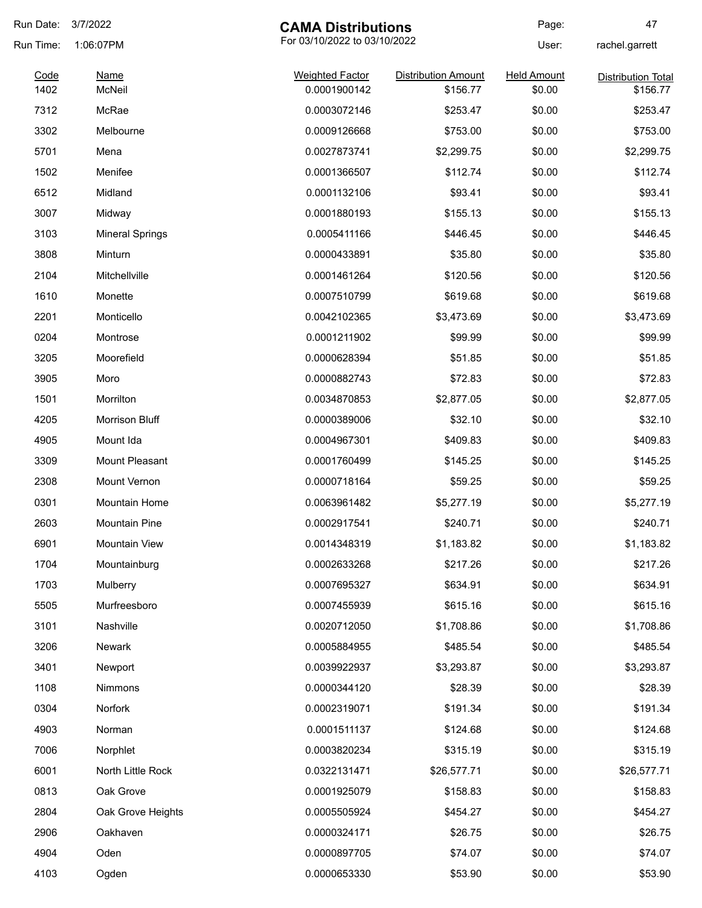# CAMA Distributions

For 03/10/2022 to 03/10/2022

Run Date: 3/7/2022
Run Time: 1:06:07PM
User: rachel.garrett

| Code | Name | Weighted Factor | Distribution Amount | Held Amount | Distribution Total |
|---|---|---|---|---|---|
| 1402 | McNeil | 0.0001900142 | $156.77 | $0.00 | $156.77 |
| 7312 | McRae | 0.0003072146 | $253.47 | $0.00 | $253.47 |
| 3302 | Melbourne | 0.0009126668 | $753.00 | $0.00 | $753.00 |
| 5701 | Mena | 0.0027873741 | $2,299.75 | $0.00 | $2,299.75 |
| 1502 | Menifee | 0.0001366507 | $112.74 | $0.00 | $112.74 |
| 6512 | Midland | 0.0001132106 | $93.41 | $0.00 | $93.41 |
| 3007 | Midway | 0.0001880193 | $155.13 | $0.00 | $155.13 |
| 3103 | Mineral Springs | 0.0005411166 | $446.45 | $0.00 | $446.45 |
| 3808 | Minturn | 0.0000433891 | $35.80 | $0.00 | $35.80 |
| 2104 | Mitchellville | 0.0001461264 | $120.56 | $0.00 | $120.56 |
| 1610 | Monette | 0.0007510799 | $619.68 | $0.00 | $619.68 |
| 2201 | Monticello | 0.0042102365 | $3,473.69 | $0.00 | $3,473.69 |
| 0204 | Montrose | 0.0001211902 | $99.99 | $0.00 | $99.99 |
| 3205 | Moorefield | 0.0000628394 | $51.85 | $0.00 | $51.85 |
| 3905 | Moro | 0.0000882743 | $72.83 | $0.00 | $72.83 |
| 1501 | Morrilton | 0.0034870853 | $2,877.05 | $0.00 | $2,877.05 |
| 4205 | Morrison Bluff | 0.0000389006 | $32.10 | $0.00 | $32.10 |
| 4905 | Mount Ida | 0.0004967301 | $409.83 | $0.00 | $409.83 |
| 3309 | Mount Pleasant | 0.0001760499 | $145.25 | $0.00 | $145.25 |
| 2308 | Mount Vernon | 0.0000718164 | $59.25 | $0.00 | $59.25 |
| 0301 | Mountain Home | 0.0063961482 | $5,277.19 | $0.00 | $5,277.19 |
| 2603 | Mountain Pine | 0.0002917541 | $240.71 | $0.00 | $240.71 |
| 6901 | Mountain View | 0.0014348319 | $1,183.82 | $0.00 | $1,183.82 |
| 1704 | Mountainburg | 0.0002633268 | $217.26 | $0.00 | $217.26 |
| 1703 | Mulberry | 0.0007695327 | $634.91 | $0.00 | $634.91 |
| 5505 | Murfreesboro | 0.0007455939 | $615.16 | $0.00 | $615.16 |
| 3101 | Nashville | 0.0020712050 | $1,708.86 | $0.00 | $1,708.86 |
| 3206 | Newark | 0.0005884955 | $485.54 | $0.00 | $485.54 |
| 3401 | Newport | 0.0039922937 | $3,293.87 | $0.00 | $3,293.87 |
| 1108 | Nimmons | 0.0000344120 | $28.39 | $0.00 | $28.39 |
| 0304 | Norfork | 0.0002319071 | $191.34 | $0.00 | $191.34 |
| 4903 | Norman | 0.0001511137 | $124.68 | $0.00 | $124.68 |
| 7006 | Norphlet | 0.0003820234 | $315.19 | $0.00 | $315.19 |
| 6001 | North Little Rock | 0.0322131471 | $26,577.71 | $0.00 | $26,577.71 |
| 0813 | Oak Grove | 0.0001925079 | $158.83 | $0.00 | $158.83 |
| 2804 | Oak Grove Heights | 0.0005505924 | $454.27 | $0.00 | $454.27 |
| 2906 | Oakhaven | 0.0000324171 | $26.75 | $0.00 | $26.75 |
| 4904 | Oden | 0.0000897705 | $74.07 | $0.00 | $74.07 |
| 4103 | Ogden | 0.0000653330 | $53.90 | $0.00 | $53.90 |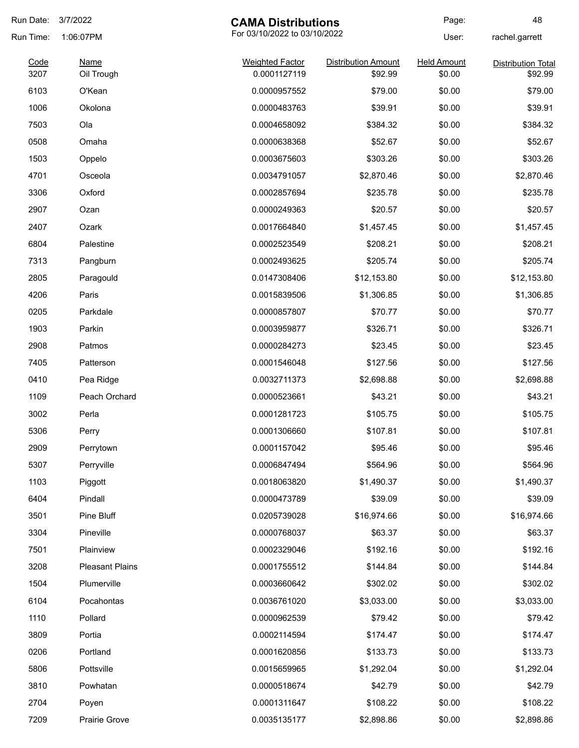# CAMA Distributions

For 03/10/2022 to 03/10/2022

Run Date: 3/7/2022
Run Time: 1:06:07PM
User: rachel.garrett

| Code | Name | Weighted Factor | Distribution Amount | Held Amount | Distribution Total |
|---|---|---|---|---|---|
| 3207 | Oil Trough | 0.0001127119 | $92.99 | $0.00 | $92.99 |
| 6103 | O'Kean | 0.0000957552 | $79.00 | $0.00 | $79.00 |
| 1006 | Okolona | 0.0000483763 | $39.91 | $0.00 | $39.91 |
| 7503 | Ola | 0.0004658092 | $384.32 | $0.00 | $384.32 |
| 0508 | Omaha | 0.0000638368 | $52.67 | $0.00 | $52.67 |
| 1503 | Oppelo | 0.0003675603 | $303.26 | $0.00 | $303.26 |
| 4701 | Osceola | 0.0034791057 | $2,870.46 | $0.00 | $2,870.46 |
| 3306 | Oxford | 0.0002857694 | $235.78 | $0.00 | $235.78 |
| 2907 | Ozan | 0.0000249363 | $20.57 | $0.00 | $20.57 |
| 2407 | Ozark | 0.0017664840 | $1,457.45 | $0.00 | $1,457.45 |
| 6804 | Palestine | 0.0002523549 | $208.21 | $0.00 | $208.21 |
| 7313 | Pangburn | 0.0002493625 | $205.74 | $0.00 | $205.74 |
| 2805 | Paragould | 0.0147308406 | $12,153.80 | $0.00 | $12,153.80 |
| 4206 | Paris | 0.0015839506 | $1,306.85 | $0.00 | $1,306.85 |
| 0205 | Parkdale | 0.0000857807 | $70.77 | $0.00 | $70.77 |
| 1903 | Parkin | 0.0003959877 | $326.71 | $0.00 | $326.71 |
| 2908 | Patmos | 0.0000284273 | $23.45 | $0.00 | $23.45 |
| 7405 | Patterson | 0.0001546048 | $127.56 | $0.00 | $127.56 |
| 0410 | Pea Ridge | 0.0032711373 | $2,698.88 | $0.00 | $2,698.88 |
| 1109 | Peach Orchard | 0.0000523661 | $43.21 | $0.00 | $43.21 |
| 3002 | Perla | 0.0001281723 | $105.75 | $0.00 | $105.75 |
| 5306 | Perry | 0.0001306660 | $107.81 | $0.00 | $107.81 |
| 2909 | Perrytown | 0.0001157042 | $95.46 | $0.00 | $95.46 |
| 5307 | Perryville | 0.0006847494 | $564.96 | $0.00 | $564.96 |
| 1103 | Piggott | 0.0018063820 | $1,490.37 | $0.00 | $1,490.37 |
| 6404 | Pindall | 0.0000473789 | $39.09 | $0.00 | $39.09 |
| 3501 | Pine Bluff | 0.0205739028 | $16,974.66 | $0.00 | $16,974.66 |
| 3304 | Pineville | 0.0000768037 | $63.37 | $0.00 | $63.37 |
| 7501 | Plainview | 0.0002329046 | $192.16 | $0.00 | $192.16 |
| 3208 | Pleasant Plains | 0.0001755512 | $144.84 | $0.00 | $144.84 |
| 1504 | Plumerville | 0.0003660642 | $302.02 | $0.00 | $302.02 |
| 6104 | Pocahontas | 0.0036761020 | $3,033.00 | $0.00 | $3,033.00 |
| 1110 | Pollard | 0.0000962539 | $79.42 | $0.00 | $79.42 |
| 3809 | Portia | 0.0002114594 | $174.47 | $0.00 | $174.47 |
| 0206 | Portland | 0.0001620856 | $133.73 | $0.00 | $133.73 |
| 5806 | Pottsville | 0.0015659965 | $1,292.04 | $0.00 | $1,292.04 |
| 3810 | Powhatan | 0.0000518674 | $42.79 | $0.00 | $42.79 |
| 2704 | Poyen | 0.0001311647 | $108.22 | $0.00 | $108.22 |
| 7209 | Prairie Grove | 0.0035135177 | $2,898.86 | $0.00 | $2,898.86 |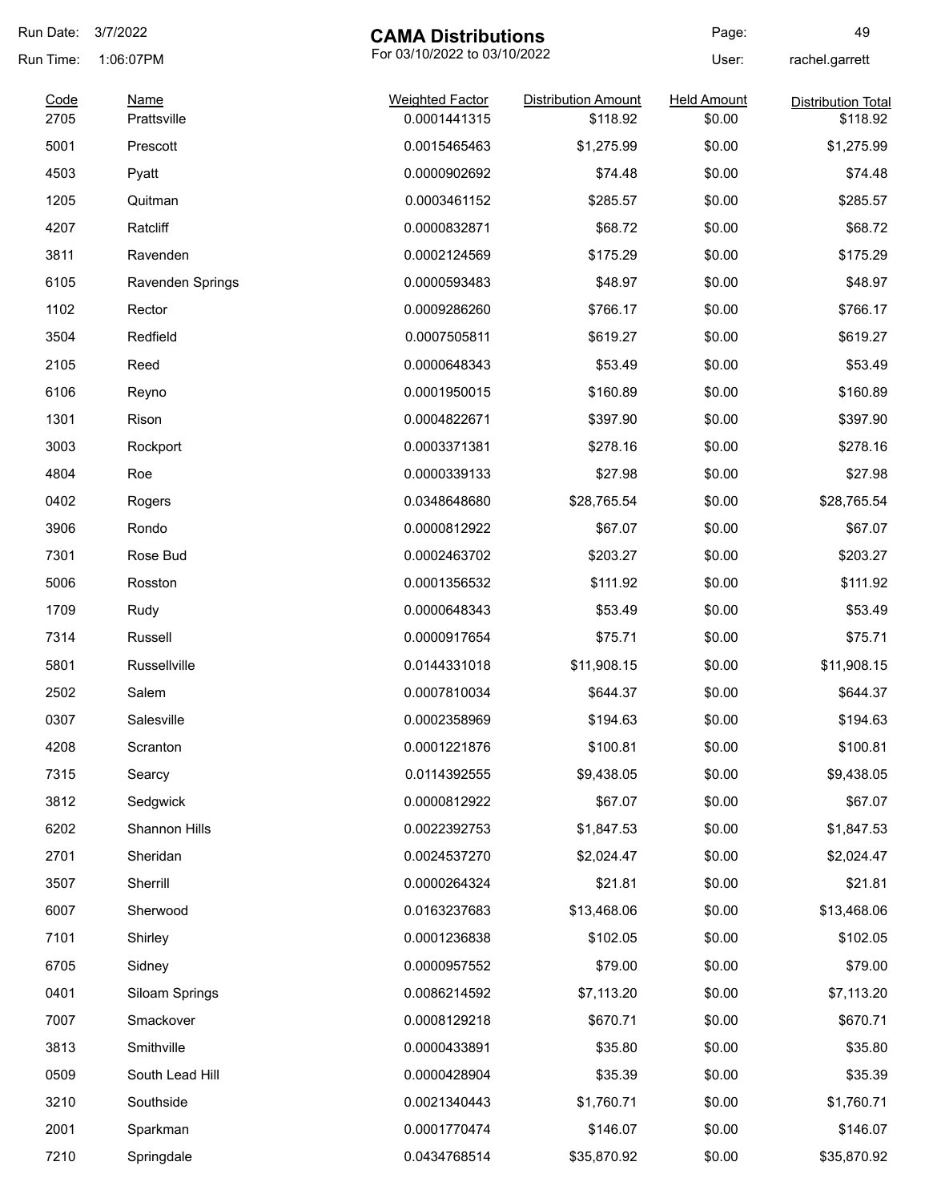Run Date: 3/7/2022

Run Time: 1:06:07PM

# CAMA Distributions

For 03/10/2022 to 03/10/2022

User: rachel.garrett

| Code | Name | Weighted Factor | Distribution Amount | Held Amount | Distribution Total |
|---|---|---|---|---|---|
| 2705 | Prattsville | 0.0001441315 | $118.92 | $0.00 | $118.92 |
| 5001 | Prescott | 0.0015465463 | $1,275.99 | $0.00 | $1,275.99 |
| 4503 | Pyatt | 0.0000902692 | $74.48 | $0.00 | $74.48 |
| 1205 | Quitman | 0.0003461152 | $285.57 | $0.00 | $285.57 |
| 4207 | Ratcliff | 0.0000832871 | $68.72 | $0.00 | $68.72 |
| 3811 | Ravenden | 0.0002124569 | $175.29 | $0.00 | $175.29 |
| 6105 | Ravenden Springs | 0.0000593483 | $48.97 | $0.00 | $48.97 |
| 1102 | Rector | 0.0009286260 | $766.17 | $0.00 | $766.17 |
| 3504 | Redfield | 0.0007505811 | $619.27 | $0.00 | $619.27 |
| 2105 | Reed | 0.0000648343 | $53.49 | $0.00 | $53.49 |
| 6106 | Reyno | 0.0001950015 | $160.89 | $0.00 | $160.89 |
| 1301 | Rison | 0.0004822671 | $397.90 | $0.00 | $397.90 |
| 3003 | Rockport | 0.0003371381 | $278.16 | $0.00 | $278.16 |
| 4804 | Roe | 0.0000339133 | $27.98 | $0.00 | $27.98 |
| 0402 | Rogers | 0.0348648680 | $28,765.54 | $0.00 | $28,765.54 |
| 3906 | Rondo | 0.0000812922 | $67.07 | $0.00 | $67.07 |
| 7301 | Rose Bud | 0.0002463702 | $203.27 | $0.00 | $203.27 |
| 5006 | Rosston | 0.0001356532 | $111.92 | $0.00 | $111.92 |
| 1709 | Rudy | 0.0000648343 | $53.49 | $0.00 | $53.49 |
| 7314 | Russell | 0.0000917654 | $75.71 | $0.00 | $75.71 |
| 5801 | Russellville | 0.0144331018 | $11,908.15 | $0.00 | $11,908.15 |
| 2502 | Salem | 0.0007810034 | $644.37 | $0.00 | $644.37 |
| 0307 | Salesville | 0.0002358969 | $194.63 | $0.00 | $194.63 |
| 4208 | Scranton | 0.0001221876 | $100.81 | $0.00 | $100.81 |
| 7315 | Searcy | 0.0114392555 | $9,438.05 | $0.00 | $9,438.05 |
| 3812 | Sedgwick | 0.0000812922 | $67.07 | $0.00 | $67.07 |
| 6202 | Shannon Hills | 0.0022392753 | $1,847.53 | $0.00 | $1,847.53 |
| 2701 | Sheridan | 0.0024537270 | $2,024.47 | $0.00 | $2,024.47 |
| 3507 | Sherrill | 0.0000264324 | $21.81 | $0.00 | $21.81 |
| 6007 | Sherwood | 0.0163237683 | $13,468.06 | $0.00 | $13,468.06 |
| 7101 | Shirley | 0.0001236838 | $102.05 | $0.00 | $102.05 |
| 6705 | Sidney | 0.0000957552 | $79.00 | $0.00 | $79.00 |
| 0401 | Siloam Springs | 0.0086214592 | $7,113.20 | $0.00 | $7,113.20 |
| 7007 | Smackover | 0.0008129218 | $670.71 | $0.00 | $670.71 |
| 3813 | Smithville | 0.0000433891 | $35.80 | $0.00 | $35.80 |
| 0509 | South Lead Hill | 0.0000428904 | $35.39 | $0.00 | $35.39 |
| 3210 | Southside | 0.0021340443 | $1,760.71 | $0.00 | $1,760.71 |
| 2001 | Sparkman | 0.0001770474 | $146.07 | $0.00 | $146.07 |
| 7210 | Springdale | 0.0434768514 | $35,870.92 | $0.00 | $35,870.92 |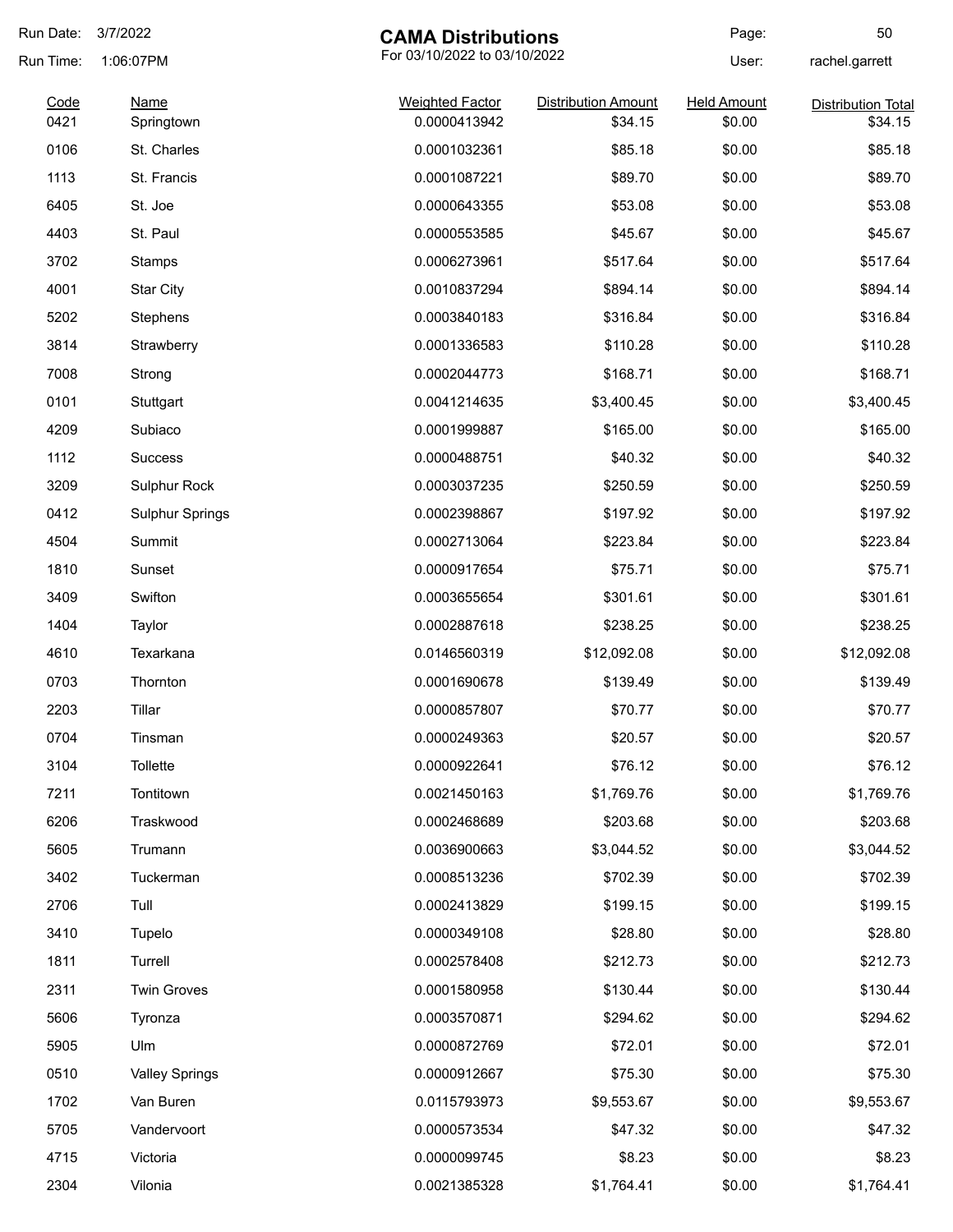# CAMA Distributions

For 03/10/2022 to 03/10/2022

Run Date: 3/7/2022
Run Time: 1:06:07PM
User: rachel.garrett

| Code | Name | Weighted Factor | Distribution Amount | Held Amount | Distribution Total |
|---|---|---|---|---|---|
| 0421 | Springtown | 0.0000413942 | $34.15 | $0.00 | $34.15 |
| 0106 | St. Charles | 0.0001032361 | $85.18 | $0.00 | $85.18 |
| 1113 | St. Francis | 0.0001087221 | $89.70 | $0.00 | $89.70 |
| 6405 | St. Joe | 0.0000643355 | $53.08 | $0.00 | $53.08 |
| 4403 | St. Paul | 0.0000553585 | $45.67 | $0.00 | $45.67 |
| 3702 | Stamps | 0.0006273961 | $517.64 | $0.00 | $517.64 |
| 4001 | Star City | 0.0010837294 | $894.14 | $0.00 | $894.14 |
| 5202 | Stephens | 0.0003840183 | $316.84 | $0.00 | $316.84 |
| 3814 | Strawberry | 0.0001336583 | $110.28 | $0.00 | $110.28 |
| 7008 | Strong | 0.0002044773 | $168.71 | $0.00 | $168.71 |
| 0101 | Stuttgart | 0.0041214635 | $3,400.45 | $0.00 | $3,400.45 |
| 4209 | Subiaco | 0.0001999887 | $165.00 | $0.00 | $165.00 |
| 1112 | Success | 0.0000488751 | $40.32 | $0.00 | $40.32 |
| 3209 | Sulphur Rock | 0.0003037235 | $250.59 | $0.00 | $250.59 |
| 0412 | Sulphur Springs | 0.0002398867 | $197.92 | $0.00 | $197.92 |
| 4504 | Summit | 0.0002713064 | $223.84 | $0.00 | $223.84 |
| 1810 | Sunset | 0.0000917654 | $75.71 | $0.00 | $75.71 |
| 3409 | Swifton | 0.0003655654 | $301.61 | $0.00 | $301.61 |
| 1404 | Taylor | 0.0002887618 | $238.25 | $0.00 | $238.25 |
| 4610 | Texarkana | 0.0146560319 | $12,092.08 | $0.00 | $12,092.08 |
| 0703 | Thornton | 0.0001690678 | $139.49 | $0.00 | $139.49 |
| 2203 | Tillar | 0.0000857807 | $70.77 | $0.00 | $70.77 |
| 0704 | Tinsman | 0.0000249363 | $20.57 | $0.00 | $20.57 |
| 3104 | Tollette | 0.0000922641 | $76.12 | $0.00 | $76.12 |
| 7211 | Tontitown | 0.0021450163 | $1,769.76 | $0.00 | $1,769.76 |
| 6206 | Traskwood | 0.0002468689 | $203.68 | $0.00 | $203.68 |
| 5605 | Trumann | 0.0036900663 | $3,044.52 | $0.00 | $3,044.52 |
| 3402 | Tuckerman | 0.0008513236 | $702.39 | $0.00 | $702.39 |
| 2706 | Tull | 0.0002413829 | $199.15 | $0.00 | $199.15 |
| 3410 | Tupelo | 0.0000349108 | $28.80 | $0.00 | $28.80 |
| 1811 | Turrell | 0.0002578408 | $212.73 | $0.00 | $212.73 |
| 2311 | Twin Groves | 0.0001580958 | $130.44 | $0.00 | $130.44 |
| 5606 | Tyronza | 0.0003570871 | $294.62 | $0.00 | $294.62 |
| 5905 | Ulm | 0.0000872769 | $72.01 | $0.00 | $72.01 |
| 0510 | Valley Springs | 0.0000912667 | $75.30 | $0.00 | $75.30 |
| 1702 | Van Buren | 0.0115793973 | $9,553.67 | $0.00 | $9,553.67 |
| 5705 | Vandervoort | 0.0000573534 | $47.32 | $0.00 | $47.32 |
| 4715 | Victoria | 0.0000099745 | $8.23 | $0.00 | $8.23 |
| 2304 | Vilonia | 0.0021385328 | $1,764.41 | $0.00 | $1,764.41 |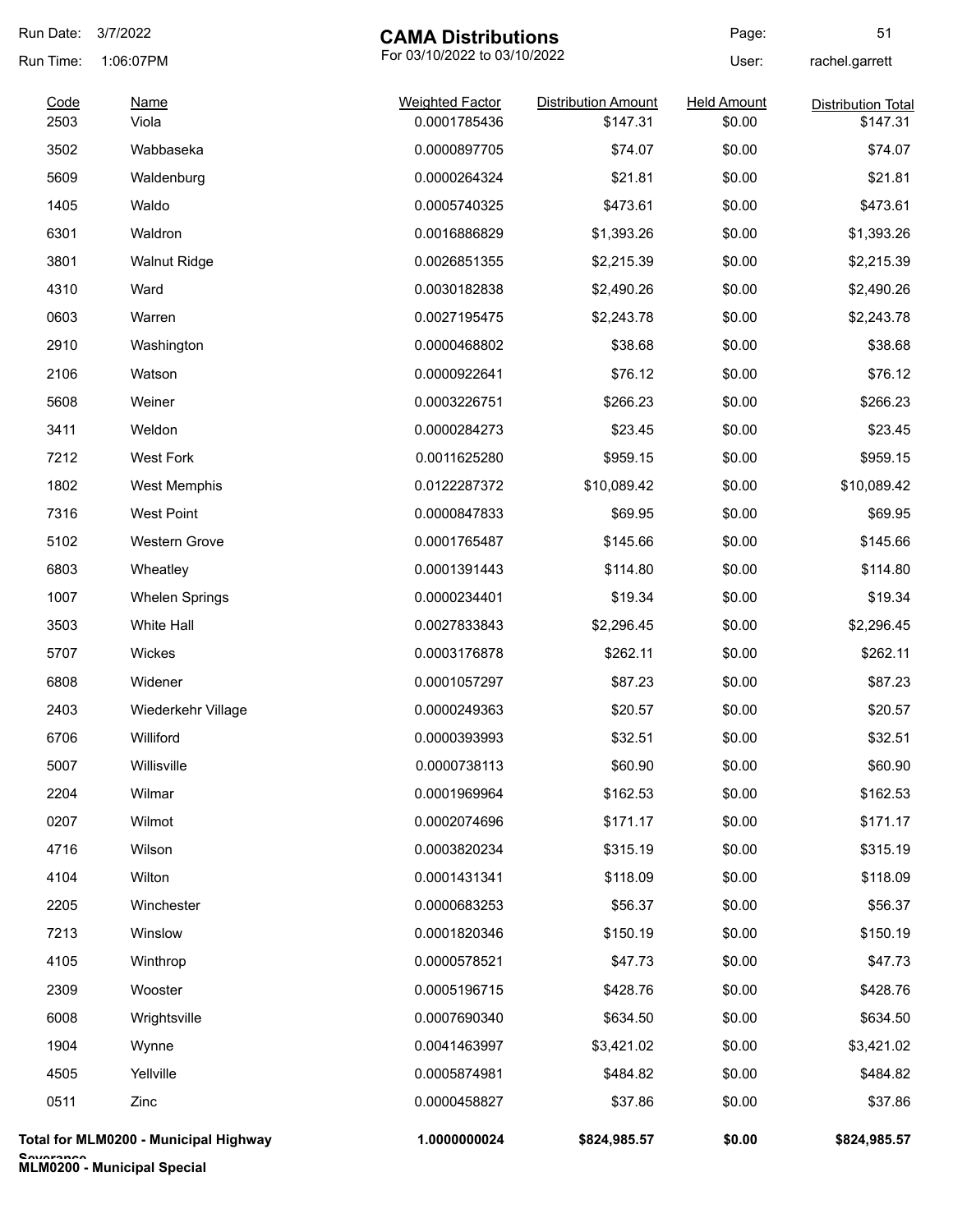# CAMA Distributions

For 03/10/2022 to 03/10/2022

Run Date: 3/7/2022
Run Time: 1:06:07PM
User: rachel.garrett

| Code | Name | Weighted Factor | Distribution Amount | Held Amount | Distribution Total |
|---|---|---|---|---|---|
| 2503 | Viola | 0.0001785436 | $147.31 | $0.00 | $147.31 |
| 3502 | Wabbaseka | 0.0000897705 | $74.07 | $0.00 | $74.07 |
| 5609 | Waldenburg | 0.0000264324 | $21.81 | $0.00 | $21.81 |
| 1405 | Waldo | 0.0005740325 | $473.61 | $0.00 | $473.61 |
| 6301 | Waldron | 0.0016886829 | $1,393.26 | $0.00 | $1,393.26 |
| 3801 | Walnut Ridge | 0.0026851355 | $2,215.39 | $0.00 | $2,215.39 |
| 4310 | Ward | 0.0030182838 | $2,490.26 | $0.00 | $2,490.26 |
| 0603 | Warren | 0.0027195475 | $2,243.78 | $0.00 | $2,243.78 |
| 2910 | Washington | 0.0000468802 | $38.68 | $0.00 | $38.68 |
| 2106 | Watson | 0.0000922641 | $76.12 | $0.00 | $76.12 |
| 5608 | Weiner | 0.0003226751 | $266.23 | $0.00 | $266.23 |
| 3411 | Weldon | 0.0000284273 | $23.45 | $0.00 | $23.45 |
| 7212 | West Fork | 0.0011625280 | $959.15 | $0.00 | $959.15 |
| 1802 | West Memphis | 0.0122287372 | $10,089.42 | $0.00 | $10,089.42 |
| 7316 | West Point | 0.0000847833 | $69.95 | $0.00 | $69.95 |
| 5102 | Western Grove | 0.0001765487 | $145.66 | $0.00 | $145.66 |
| 6803 | Wheatley | 0.0001391443 | $114.80 | $0.00 | $114.80 |
| 1007 | Whelen Springs | 0.0000234401 | $19.34 | $0.00 | $19.34 |
| 3503 | White Hall | 0.0027833843 | $2,296.45 | $0.00 | $2,296.45 |
| 5707 | Wickes | 0.0003176878 | $262.11 | $0.00 | $262.11 |
| 6808 | Widener | 0.0001057297 | $87.23 | $0.00 | $87.23 |
| 2403 | Wiederkehr Village | 0.0000249363 | $20.57 | $0.00 | $20.57 |
| 6706 | Williford | 0.0000393993 | $32.51 | $0.00 | $32.51 |
| 5007 | Willisville | 0.0000738113 | $60.90 | $0.00 | $60.90 |
| 2204 | Wilmar | 0.0001969964 | $162.53 | $0.00 | $162.53 |
| 0207 | Wilmot | 0.0002074696 | $171.17 | $0.00 | $171.17 |
| 4716 | Wilson | 0.0003820234 | $315.19 | $0.00 | $315.19 |
| 4104 | Wilton | 0.0001431341 | $118.09 | $0.00 | $118.09 |
| 2205 | Winchester | 0.0000683253 | $56.37 | $0.00 | $56.37 |
| 7213 | Winslow | 0.0001820346 | $150.19 | $0.00 | $150.19 |
| 4105 | Winthrop | 0.0000578521 | $47.73 | $0.00 | $47.73 |
| 2309 | Wooster | 0.0005196715 | $428.76 | $0.00 | $428.76 |
| 6008 | Wrightsville | 0.0007690340 | $634.50 | $0.00 | $634.50 |
| 1904 | Wynne | 0.0041463997 | $3,421.02 | $0.00 | $3,421.02 |
| 4505 | Yellville | 0.0005874981 | $484.82 | $0.00 | $484.82 |
| 0511 | Zinc | 0.0000458827 | $37.86 | $0.00 | $37.86 |
| **Total for MLM0200 - Municipal Highway Severance** | | **1.0000000024** | **$824,985.57** | **$0.00** | **$824,985.57** |

**MLM0200 - Municipal Special**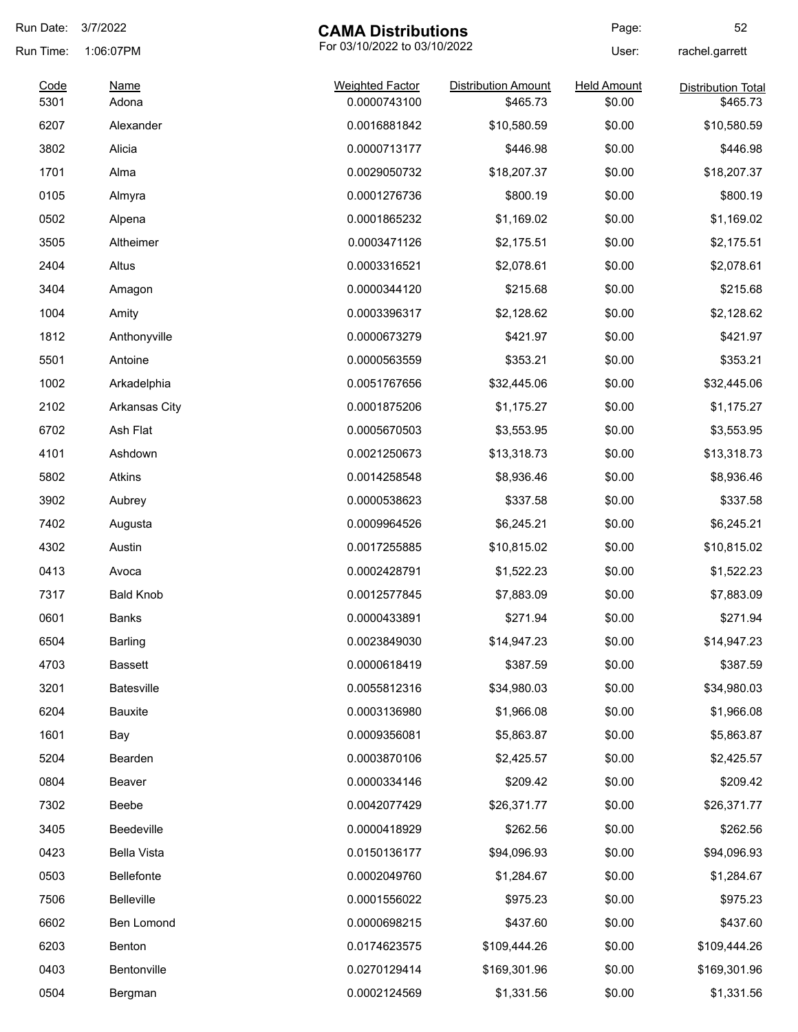Run Date: 3/7/2022

Run Time: 1:06:07PM

# CAMA Distributions

For 03/10/2022 to 03/10/2022

User: rachel.garrett

| Code | Name | Weighted Factor | Distribution Amount | Held Amount | Distribution Total |
|---|---|---|---|---|---|
| 5301 | Adona | 0.0000743100 | $465.73 | $0.00 | $465.73 |
| 6207 | Alexander | 0.0016881842 | $10,580.59 | $0.00 | $10,580.59 |
| 3802 | Alicia | 0.0000713177 | $446.98 | $0.00 | $446.98 |
| 1701 | Alma | 0.0029050732 | $18,207.37 | $0.00 | $18,207.37 |
| 0105 | Almyra | 0.0001276736 | $800.19 | $0.00 | $800.19 |
| 0502 | Alpena | 0.0001865232 | $1,169.02 | $0.00 | $1,169.02 |
| 3505 | Altheimer | 0.0003471126 | $2,175.51 | $0.00 | $2,175.51 |
| 2404 | Altus | 0.0003316521 | $2,078.61 | $0.00 | $2,078.61 |
| 3404 | Amagon | 0.0000344120 | $215.68 | $0.00 | $215.68 |
| 1004 | Amity | 0.0003396317 | $2,128.62 | $0.00 | $2,128.62 |
| 1812 | Anthonyville | 0.0000673279 | $421.97 | $0.00 | $421.97 |
| 5501 | Antoine | 0.0000563559 | $353.21 | $0.00 | $353.21 |
| 1002 | Arkadelphia | 0.0051767656 | $32,445.06 | $0.00 | $32,445.06 |
| 2102 | Arkansas City | 0.0001875206 | $1,175.27 | $0.00 | $1,175.27 |
| 6702 | Ash Flat | 0.0005670503 | $3,553.95 | $0.00 | $3,553.95 |
| 4101 | Ashdown | 0.0021250673 | $13,318.73 | $0.00 | $13,318.73 |
| 5802 | Atkins | 0.0014258548 | $8,936.46 | $0.00 | $8,936.46 |
| 3902 | Aubrey | 0.0000538623 | $337.58 | $0.00 | $337.58 |
| 7402 | Augusta | 0.0009964526 | $6,245.21 | $0.00 | $6,245.21 |
| 4302 | Austin | 0.0017255885 | $10,815.02 | $0.00 | $10,815.02 |
| 0413 | Avoca | 0.0002428791 | $1,522.23 | $0.00 | $1,522.23 |
| 7317 | Bald Knob | 0.0012577845 | $7,883.09 | $0.00 | $7,883.09 |
| 0601 | Banks | 0.0000433891 | $271.94 | $0.00 | $271.94 |
| 6504 | Barling | 0.0023849030 | $14,947.23 | $0.00 | $14,947.23 |
| 4703 | Bassett | 0.0000618419 | $387.59 | $0.00 | $387.59 |
| 3201 | Batesville | 0.0055812316 | $34,980.03 | $0.00 | $34,980.03 |
| 6204 | Bauxite | 0.0003136980 | $1,966.08 | $0.00 | $1,966.08 |
| 1601 | Bay | 0.0009356081 | $5,863.87 | $0.00 | $5,863.87 |
| 5204 | Bearden | 0.0003870106 | $2,425.57 | $0.00 | $2,425.57 |
| 0804 | Beaver | 0.0000334146 | $209.42 | $0.00 | $209.42 |
| 7302 | Beebe | 0.0042077429 | $26,371.77 | $0.00 | $26,371.77 |
| 3405 | Beedeville | 0.0000418929 | $262.56 | $0.00 | $262.56 |
| 0423 | Bella Vista | 0.0150136177 | $94,096.93 | $0.00 | $94,096.93 |
| 0503 | Bellefonte | 0.0002049760 | $1,284.67 | $0.00 | $1,284.67 |
| 7506 | Belleville | 0.0001556022 | $975.23 | $0.00 | $975.23 |
| 6602 | Ben Lomond | 0.0000698215 | $437.60 | $0.00 | $437.60 |
| 6203 | Benton | 0.0174623575 | $109,444.26 | $0.00 | $109,444.26 |
| 0403 | Bentonville | 0.0270129414 | $169,301.96 | $0.00 | $169,301.96 |
| 0504 | Bergman | 0.0002124569 | $1,331.56 | $0.00 | $1,331.56 |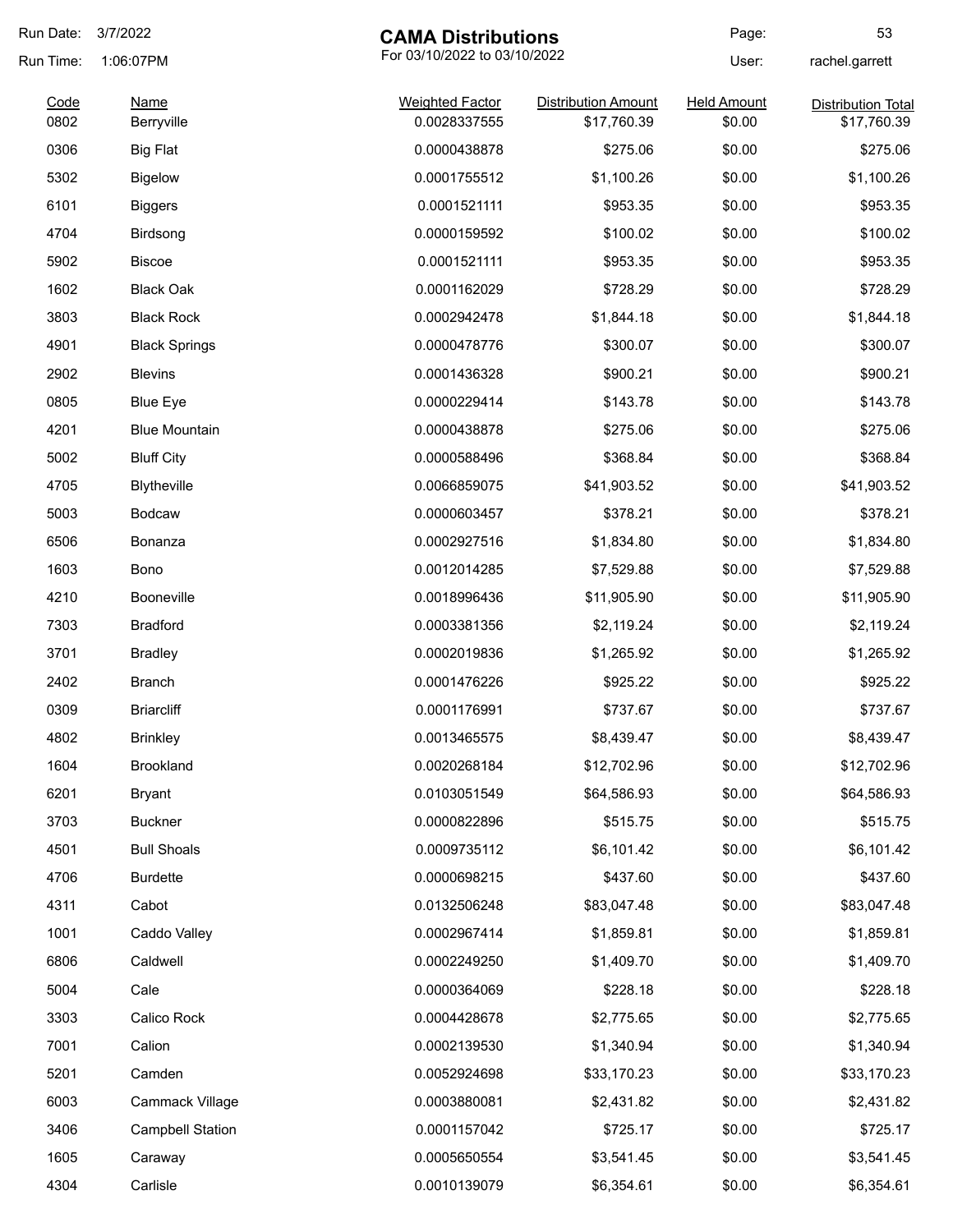Run Date: 3/7/2022

Run Time: 1:06:07PM

# CAMA Distributions

For 03/10/2022 to 03/10/2022

User: rachel.garrett

| Code | Name | Weighted Factor | Distribution Amount | Held Amount | Distribution Total |
|---|---|---|---|---|---|
| 0802 | Berryville | 0.0028337555 | $17,760.39 | $0.00 | $17,760.39 |
| 0306 | Big Flat | 0.0000438878 | $275.06 | $0.00 | $275.06 |
| 5302 | Bigelow | 0.0001755512 | $1,100.26 | $0.00 | $1,100.26 |
| 6101 | Biggers | 0.0001521111 | $953.35 | $0.00 | $953.35 |
| 4704 | Birdsong | 0.0000159592 | $100.02 | $0.00 | $100.02 |
| 5902 | Biscoe | 0.0001521111 | $953.35 | $0.00 | $953.35 |
| 1602 | Black Oak | 0.0001162029 | $728.29 | $0.00 | $728.29 |
| 3803 | Black Rock | 0.0002942478 | $1,844.18 | $0.00 | $1,844.18 |
| 4901 | Black Springs | 0.0000478776 | $300.07 | $0.00 | $300.07 |
| 2902 | Blevins | 0.0001436328 | $900.21 | $0.00 | $900.21 |
| 0805 | Blue Eye | 0.0000229414 | $143.78 | $0.00 | $143.78 |
| 4201 | Blue Mountain | 0.0000438878 | $275.06 | $0.00 | $275.06 |
| 5002 | Bluff City | 0.0000588496 | $368.84 | $0.00 | $368.84 |
| 4705 | Blytheville | 0.0066859075 | $41,903.52 | $0.00 | $41,903.52 |
| 5003 | Bodcaw | 0.0000603457 | $378.21 | $0.00 | $378.21 |
| 6506 | Bonanza | 0.0002927516 | $1,834.80 | $0.00 | $1,834.80 |
| 1603 | Bono | 0.0012014285 | $7,529.88 | $0.00 | $7,529.88 |
| 4210 | Booneville | 0.0018996436 | $11,905.90 | $0.00 | $11,905.90 |
| 7303 | Bradford | 0.0003381356 | $2,119.24 | $0.00 | $2,119.24 |
| 3701 | Bradley | 0.0002019836 | $1,265.92 | $0.00 | $1,265.92 |
| 2402 | Branch | 0.0001476226 | $925.22 | $0.00 | $925.22 |
| 0309 | Briarcliff | 0.0001176991 | $737.67 | $0.00 | $737.67 |
| 4802 | Brinkley | 0.0013465575 | $8,439.47 | $0.00 | $8,439.47 |
| 1604 | Brookland | 0.0020268184 | $12,702.96 | $0.00 | $12,702.96 |
| 6201 | Bryant | 0.0103051549 | $64,586.93 | $0.00 | $64,586.93 |
| 3703 | Buckner | 0.0000822896 | $515.75 | $0.00 | $515.75 |
| 4501 | Bull Shoals | 0.0009735112 | $6,101.42 | $0.00 | $6,101.42 |
| 4706 | Burdette | 0.0000698215 | $437.60 | $0.00 | $437.60 |
| 4311 | Cabot | 0.0132506248 | $83,047.48 | $0.00 | $83,047.48 |
| 1001 | Caddo Valley | 0.0002967414 | $1,859.81 | $0.00 | $1,859.81 |
| 6806 | Caldwell | 0.0002249250 | $1,409.70 | $0.00 | $1,409.70 |
| 5004 | Cale | 0.0000364069 | $228.18 | $0.00 | $228.18 |
| 3303 | Calico Rock | 0.0004428678 | $2,775.65 | $0.00 | $2,775.65 |
| 7001 | Calion | 0.0002139530 | $1,340.94 | $0.00 | $1,340.94 |
| 5201 | Camden | 0.0052924698 | $33,170.23 | $0.00 | $33,170.23 |
| 6003 | Cammack Village | 0.0003880081 | $2,431.82 | $0.00 | $2,431.82 |
| 3406 | Campbell Station | 0.0001157042 | $725.17 | $0.00 | $725.17 |
| 1605 | Caraway | 0.0005650554 | $3,541.45 | $0.00 | $3,541.45 |
| 4304 | Carlisle | 0.0010139079 | $6,354.61 | $0.00 | $6,354.61 |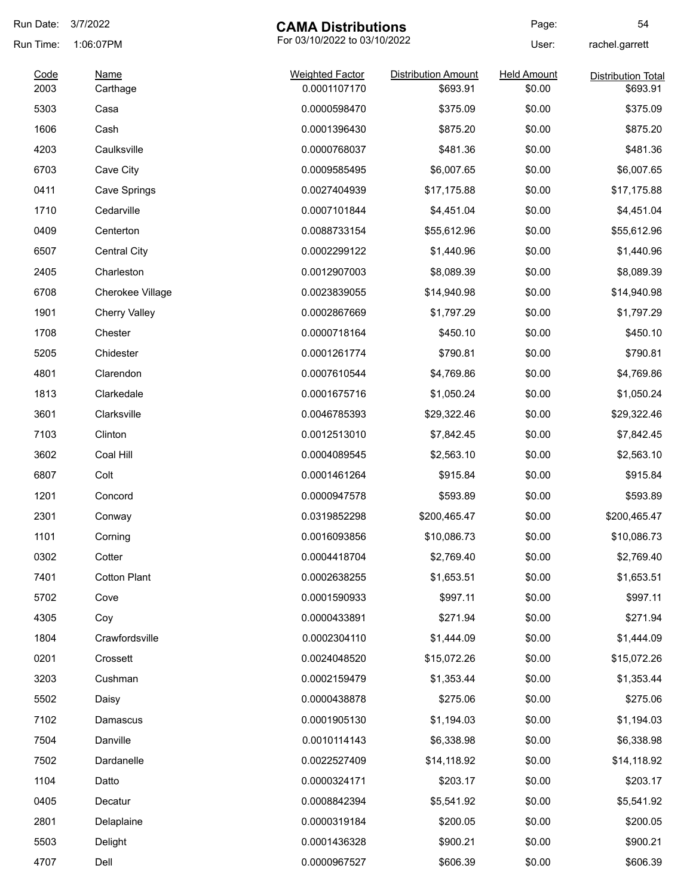Run Date: 3/7/2022
Run Time: 1:06:07PM

# CAMA Distributions

For 03/10/2022 to 03/10/2022

Page: 54
User: rachel.garrett

| Code | Name | Weighted Factor | Distribution Amount | Held Amount | Distribution Total |
|---|---|---|---|---|---|
| 2003 | Carthage | 0.0001107170 | $693.91 | $0.00 | $693.91 |
| 5303 | Casa | 0.0000598470 | $375.09 | $0.00 | $375.09 |
| 1606 | Cash | 0.0001396430 | $875.20 | $0.00 | $875.20 |
| 4203 | Caulksville | 0.0000768037 | $481.36 | $0.00 | $481.36 |
| 6703 | Cave City | 0.0009585495 | $6,007.65 | $0.00 | $6,007.65 |
| 0411 | Cave Springs | 0.0027404939 | $17,175.88 | $0.00 | $17,175.88 |
| 1710 | Cedarville | 0.0007101844 | $4,451.04 | $0.00 | $4,451.04 |
| 0409 | Centerton | 0.0088733154 | $55,612.96 | $0.00 | $55,612.96 |
| 6507 | Central City | 0.0002299122 | $1,440.96 | $0.00 | $1,440.96 |
| 2405 | Charleston | 0.0012907003 | $8,089.39 | $0.00 | $8,089.39 |
| 6708 | Cherokee Village | 0.0023839055 | $14,940.98 | $0.00 | $14,940.98 |
| 1901 | Cherry Valley | 0.0002867669 | $1,797.29 | $0.00 | $1,797.29 |
| 1708 | Chester | 0.0000718164 | $450.10 | $0.00 | $450.10 |
| 5205 | Chidester | 0.0001261774 | $790.81 | $0.00 | $790.81 |
| 4801 | Clarendon | 0.0007610544 | $4,769.86 | $0.00 | $4,769.86 |
| 1813 | Clarkedale | 0.0001675716 | $1,050.24 | $0.00 | $1,050.24 |
| 3601 | Clarksville | 0.0046785393 | $29,322.46 | $0.00 | $29,322.46 |
| 7103 | Clinton | 0.0012513010 | $7,842.45 | $0.00 | $7,842.45 |
| 3602 | Coal Hill | 0.0004089545 | $2,563.10 | $0.00 | $2,563.10 |
| 6807 | Colt | 0.0001461264 | $915.84 | $0.00 | $915.84 |
| 1201 | Concord | 0.0000947578 | $593.89 | $0.00 | $593.89 |
| 2301 | Conway | 0.0319852298 | $200,465.47 | $0.00 | $200,465.47 |
| 1101 | Corning | 0.0016093856 | $10,086.73 | $0.00 | $10,086.73 |
| 0302 | Cotter | 0.0004418704 | $2,769.40 | $0.00 | $2,769.40 |
| 7401 | Cotton Plant | 0.0002638255 | $1,653.51 | $0.00 | $1,653.51 |
| 5702 | Cove | 0.0001590933 | $997.11 | $0.00 | $997.11 |
| 4305 | Coy | 0.0000433891 | $271.94 | $0.00 | $271.94 |
| 1804 | Crawfordsville | 0.0002304110 | $1,444.09 | $0.00 | $1,444.09 |
| 0201 | Crossett | 0.0024048520 | $15,072.26 | $0.00 | $15,072.26 |
| 3203 | Cushman | 0.0002159479 | $1,353.44 | $0.00 | $1,353.44 |
| 5502 | Daisy | 0.0000438878 | $275.06 | $0.00 | $275.06 |
| 7102 | Damascus | 0.0001905130 | $1,194.03 | $0.00 | $1,194.03 |
| 7504 | Danville | 0.0010114143 | $6,338.98 | $0.00 | $6,338.98 |
| 7502 | Dardanelle | 0.0022527409 | $14,118.92 | $0.00 | $14,118.92 |
| 1104 | Datto | 0.0000324171 | $203.17 | $0.00 | $203.17 |
| 0405 | Decatur | 0.0008842394 | $5,541.92 | $0.00 | $5,541.92 |
| 2801 | Delaplaine | 0.0000319184 | $200.05 | $0.00 | $200.05 |
| 5503 | Delight | 0.0001436328 | $900.21 | $0.00 | $900.21 |
| 4707 | Dell | 0.0000967527 | $606.39 | $0.00 | $606.39 |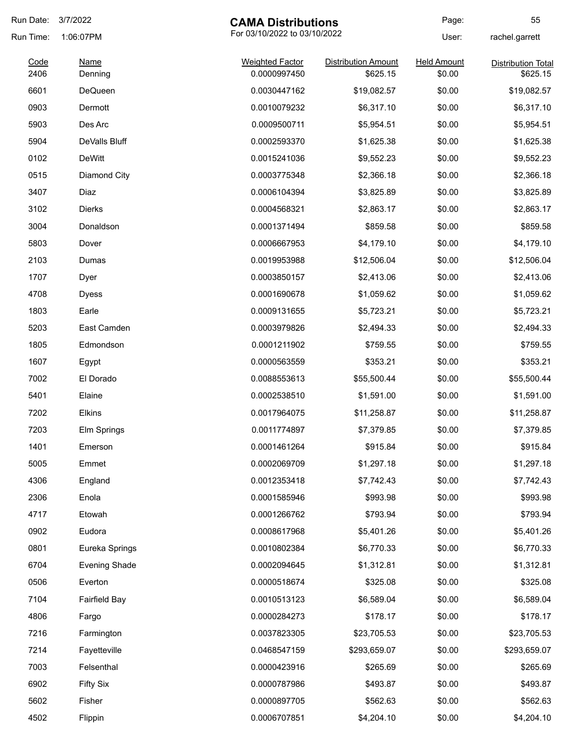# CAMA Distributions

For 03/10/2022 to 03/10/2022

Run Date: 3/7/2022
Run Time: 1:06:07PM
User: rachel.garrett

| Code | Name | Weighted Factor | Distribution Amount | Held Amount | Distribution Total |
|---|---|---|---|---|---|
| 2406 | Denning | 0.0000997450 | $625.15 | $0.00 | $625.15 |
| 6601 | DeQueen | 0.0030447162 | $19,082.57 | $0.00 | $19,082.57 |
| 0903 | Dermott | 0.0010079232 | $6,317.10 | $0.00 | $6,317.10 |
| 5903 | Des Arc | 0.0009500711 | $5,954.51 | $0.00 | $5,954.51 |
| 5904 | DeValls Bluff | 0.0002593370 | $1,625.38 | $0.00 | $1,625.38 |
| 0102 | DeWitt | 0.0015241036 | $9,552.23 | $0.00 | $9,552.23 |
| 0515 | Diamond City | 0.0003775348 | $2,366.18 | $0.00 | $2,366.18 |
| 3407 | Diaz | 0.0006104394 | $3,825.89 | $0.00 | $3,825.89 |
| 3102 | Dierks | 0.0004568321 | $2,863.17 | $0.00 | $2,863.17 |
| 3004 | Donaldson | 0.0001371494 | $859.58 | $0.00 | $859.58 |
| 5803 | Dover | 0.0006667953 | $4,179.10 | $0.00 | $4,179.10 |
| 2103 | Dumas | 0.0019953988 | $12,506.04 | $0.00 | $12,506.04 |
| 1707 | Dyer | 0.0003850157 | $2,413.06 | $0.00 | $2,413.06 |
| 4708 | Dyess | 0.0001690678 | $1,059.62 | $0.00 | $1,059.62 |
| 1803 | Earle | 0.0009131655 | $5,723.21 | $0.00 | $5,723.21 |
| 5203 | East Camden | 0.0003979826 | $2,494.33 | $0.00 | $2,494.33 |
| 1805 | Edmondson | 0.0001211902 | $759.55 | $0.00 | $759.55 |
| 1607 | Egypt | 0.0000563559 | $353.21 | $0.00 | $353.21 |
| 7002 | El Dorado | 0.0088553613 | $55,500.44 | $0.00 | $55,500.44 |
| 5401 | Elaine | 0.0002538510 | $1,591.00 | $0.00 | $1,591.00 |
| 7202 | Elkins | 0.0017964075 | $11,258.87 | $0.00 | $11,258.87 |
| 7203 | Elm Springs | 0.0011774897 | $7,379.85 | $0.00 | $7,379.85 |
| 1401 | Emerson | 0.0001461264 | $915.84 | $0.00 | $915.84 |
| 5005 | Emmet | 0.0002069709 | $1,297.18 | $0.00 | $1,297.18 |
| 4306 | England | 0.0012353418 | $7,742.43 | $0.00 | $7,742.43 |
| 2306 | Enola | 0.0001585946 | $993.98 | $0.00 | $993.98 |
| 4717 | Etowah | 0.0001266762 | $793.94 | $0.00 | $793.94 |
| 0902 | Eudora | 0.0008617968 | $5,401.26 | $0.00 | $5,401.26 |
| 0801 | Eureka Springs | 0.0010802384 | $6,770.33 | $0.00 | $6,770.33 |
| 6704 | Evening Shade | 0.0002094645 | $1,312.81 | $0.00 | $1,312.81 |
| 0506 | Everton | 0.0000518674 | $325.08 | $0.00 | $325.08 |
| 7104 | Fairfield Bay | 0.0010513123 | $6,589.04 | $0.00 | $6,589.04 |
| 4806 | Fargo | 0.0000284273 | $178.17 | $0.00 | $178.17 |
| 7216 | Farmington | 0.0037823305 | $23,705.53 | $0.00 | $23,705.53 |
| 7214 | Fayetteville | 0.0468547159 | $293,659.07 | $0.00 | $293,659.07 |
| 7003 | Felsenthal | 0.0000423916 | $265.69 | $0.00 | $265.69 |
| 6902 | Fifty Six | 0.0000787986 | $493.87 | $0.00 | $493.87 |
| 5602 | Fisher | 0.0000897705 | $562.63 | $0.00 | $562.63 |
| 4502 | Flippin | 0.0006707851 | $4,204.10 | $0.00 | $4,204.10 |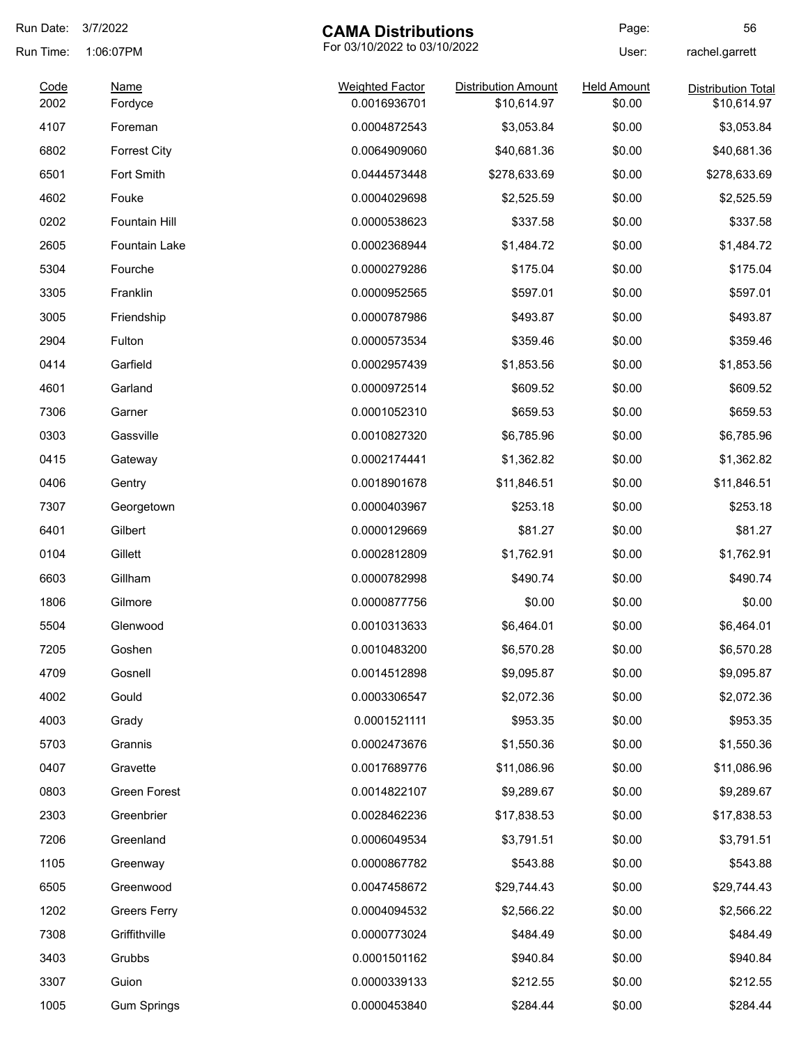# CAMA Distributions

For 03/10/2022 to 03/10/2022

Run Date: 3/7/2022
Run Time: 1:06:07PM

User: rachel.garrett

| Code | Name | Weighted Factor | Distribution Amount | Held Amount | Distribution Total |
|---|---|---|---|---|---|
| 2002 | Fordyce | 0.0016936701 | $10,614.97 | $0.00 | $10,614.97 |
| 4107 | Foreman | 0.0004872543 | $3,053.84 | $0.00 | $3,053.84 |
| 6802 | Forrest City | 0.0064909060 | $40,681.36 | $0.00 | $40,681.36 |
| 6501 | Fort Smith | 0.0444573448 | $278,633.69 | $0.00 | $278,633.69 |
| 4602 | Fouke | 0.0004029698 | $2,525.59 | $0.00 | $2,525.59 |
| 0202 | Fountain Hill | 0.0000538623 | $337.58 | $0.00 | $337.58 |
| 2605 | Fountain Lake | 0.0002368944 | $1,484.72 | $0.00 | $1,484.72 |
| 5304 | Fourche | 0.0000279286 | $175.04 | $0.00 | $175.04 |
| 3305 | Franklin | 0.0000952565 | $597.01 | $0.00 | $597.01 |
| 3005 | Friendship | 0.0000787986 | $493.87 | $0.00 | $493.87 |
| 2904 | Fulton | 0.0000573534 | $359.46 | $0.00 | $359.46 |
| 0414 | Garfield | 0.0002957439 | $1,853.56 | $0.00 | $1,853.56 |
| 4601 | Garland | 0.0000972514 | $609.52 | $0.00 | $609.52 |
| 7306 | Garner | 0.0001052310 | $659.53 | $0.00 | $659.53 |
| 0303 | Gassville | 0.0010827320 | $6,785.96 | $0.00 | $6,785.96 |
| 0415 | Gateway | 0.0002174441 | $1,362.82 | $0.00 | $1,362.82 |
| 0406 | Gentry | 0.0018901678 | $11,846.51 | $0.00 | $11,846.51 |
| 7307 | Georgetown | 0.0000403967 | $253.18 | $0.00 | $253.18 |
| 6401 | Gilbert | 0.0000129669 | $81.27 | $0.00 | $81.27 |
| 0104 | Gillett | 0.0002812809 | $1,762.91 | $0.00 | $1,762.91 |
| 6603 | Gillham | 0.0000782998 | $490.74 | $0.00 | $490.74 |
| 1806 | Gilmore | 0.0000877756 | $0.00 | $0.00 | $0.00 |
| 5504 | Glenwood | 0.0010313633 | $6,464.01 | $0.00 | $6,464.01 |
| 7205 | Goshen | 0.0010483200 | $6,570.28 | $0.00 | $6,570.28 |
| 4709 | Gosnell | 0.0014512898 | $9,095.87 | $0.00 | $9,095.87 |
| 4002 | Gould | 0.0003306547 | $2,072.36 | $0.00 | $2,072.36 |
| 4003 | Grady | 0.0001521111 | $953.35 | $0.00 | $953.35 |
| 5703 | Grannis | 0.0002473676 | $1,550.36 | $0.00 | $1,550.36 |
| 0407 | Gravette | 0.0017689776 | $11,086.96 | $0.00 | $11,086.96 |
| 0803 | Green Forest | 0.0014822107 | $9,289.67 | $0.00 | $9,289.67 |
| 2303 | Greenbrier | 0.0028462236 | $17,838.53 | $0.00 | $17,838.53 |
| 7206 | Greenland | 0.0006049534 | $3,791.51 | $0.00 | $3,791.51 |
| 1105 | Greenway | 0.0000867782 | $543.88 | $0.00 | $543.88 |
| 6505 | Greenwood | 0.0047458672 | $29,744.43 | $0.00 | $29,744.43 |
| 1202 | Greers Ferry | 0.0004094532 | $2,566.22 | $0.00 | $2,566.22 |
| 7308 | Griffithville | 0.0000773024 | $484.49 | $0.00 | $484.49 |
| 3403 | Grubbs | 0.0001501162 | $940.84 | $0.00 | $940.84 |
| 3307 | Guion | 0.0000339133 | $212.55 | $0.00 | $212.55 |
| 1005 | Gum Springs | 0.0000453840 | $284.44 | $0.00 | $284.44 |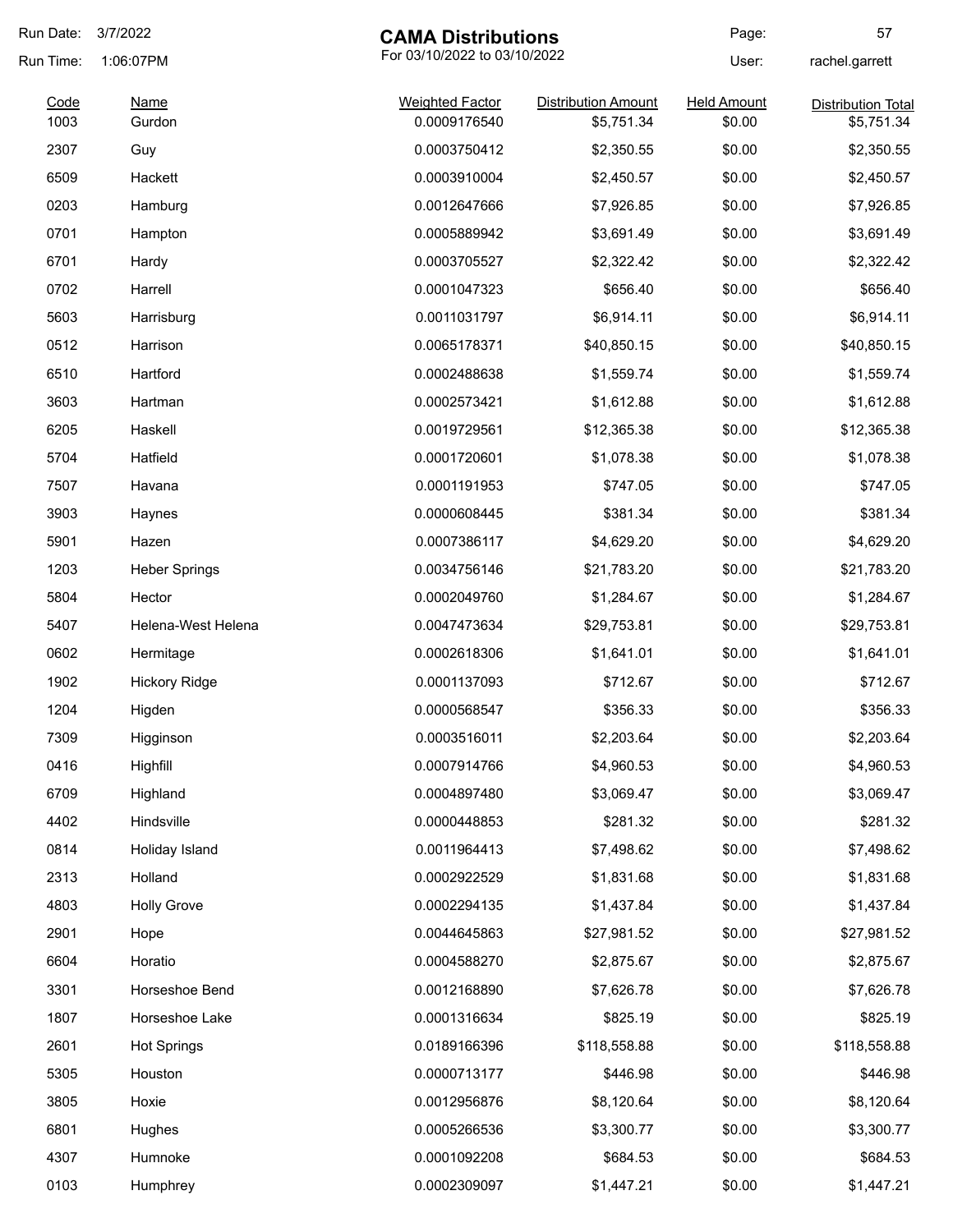# CAMA Distributions

For 03/10/2022 to 03/10/2022

Run Date: 3/7/2022
Run Time: 1:06:07PM
User: rachel.garrett

| Code | Name | Weighted Factor | Distribution Amount | Held Amount | Distribution Total |
|---|---|---|---|---|---|
| 1003 | Gurdon | 0.0009176540 | $5,751.34 | $0.00 | $5,751.34 |
| 2307 | Guy | 0.0003750412 | $2,350.55 | $0.00 | $2,350.55 |
| 6509 | Hackett | 0.0003910004 | $2,450.57 | $0.00 | $2,450.57 |
| 0203 | Hamburg | 0.0012647666 | $7,926.85 | $0.00 | $7,926.85 |
| 0701 | Hampton | 0.0005889942 | $3,691.49 | $0.00 | $3,691.49 |
| 6701 | Hardy | 0.0003705527 | $2,322.42 | $0.00 | $2,322.42 |
| 0702 | Harrell | 0.0001047323 | $656.40 | $0.00 | $656.40 |
| 5603 | Harrisburg | 0.0011031797 | $6,914.11 | $0.00 | $6,914.11 |
| 0512 | Harrison | 0.0065178371 | $40,850.15 | $0.00 | $40,850.15 |
| 6510 | Hartford | 0.0002488638 | $1,559.74 | $0.00 | $1,559.74 |
| 3603 | Hartman | 0.0002573421 | $1,612.88 | $0.00 | $1,612.88 |
| 6205 | Haskell | 0.0019729561 | $12,365.38 | $0.00 | $12,365.38 |
| 5704 | Hatfield | 0.0001720601 | $1,078.38 | $0.00 | $1,078.38 |
| 7507 | Havana | 0.0001191953 | $747.05 | $0.00 | $747.05 |
| 3903 | Haynes | 0.0000608445 | $381.34 | $0.00 | $381.34 |
| 5901 | Hazen | 0.0007386117 | $4,629.20 | $0.00 | $4,629.20 |
| 1203 | Heber Springs | 0.0034756146 | $21,783.20 | $0.00 | $21,783.20 |
| 5804 | Hector | 0.0002049760 | $1,284.67 | $0.00 | $1,284.67 |
| 5407 | Helena-West Helena | 0.0047473634 | $29,753.81 | $0.00 | $29,753.81 |
| 0602 | Hermitage | 0.0002618306 | $1,641.01 | $0.00 | $1,641.01 |
| 1902 | Hickory Ridge | 0.0001137093 | $712.67 | $0.00 | $712.67 |
| 1204 | Higden | 0.0000568547 | $356.33 | $0.00 | $356.33 |
| 7309 | Higginson | 0.0003516011 | $2,203.64 | $0.00 | $2,203.64 |
| 0416 | Highfill | 0.0007914766 | $4,960.53 | $0.00 | $4,960.53 |
| 6709 | Highland | 0.0004897480 | $3,069.47 | $0.00 | $3,069.47 |
| 4402 | Hindsville | 0.0000448853 | $281.32 | $0.00 | $281.32 |
| 0814 | Holiday Island | 0.0011964413 | $7,498.62 | $0.00 | $7,498.62 |
| 2313 | Holland | 0.0002922529 | $1,831.68 | $0.00 | $1,831.68 |
| 4803 | Holly Grove | 0.0002294135 | $1,437.84 | $0.00 | $1,437.84 |
| 2901 | Hope | 0.0044645863 | $27,981.52 | $0.00 | $27,981.52 |
| 6604 | Horatio | 0.0004588270 | $2,875.67 | $0.00 | $2,875.67 |
| 3301 | Horseshoe Bend | 0.0012168890 | $7,626.78 | $0.00 | $7,626.78 |
| 1807 | Horseshoe Lake | 0.0001316634 | $825.19 | $0.00 | $825.19 |
| 2601 | Hot Springs | 0.0189166396 | $118,558.88 | $0.00 | $118,558.88 |
| 5305 | Houston | 0.0000713177 | $446.98 | $0.00 | $446.98 |
| 3805 | Hoxie | 0.0012956876 | $8,120.64 | $0.00 | $8,120.64 |
| 6801 | Hughes | 0.0005266536 | $3,300.77 | $0.00 | $3,300.77 |
| 4307 | Humnoke | 0.0001092208 | $684.53 | $0.00 | $684.53 |
| 0103 | Humphrey | 0.0002309097 | $1,447.21 | $0.00 | $1,447.21 |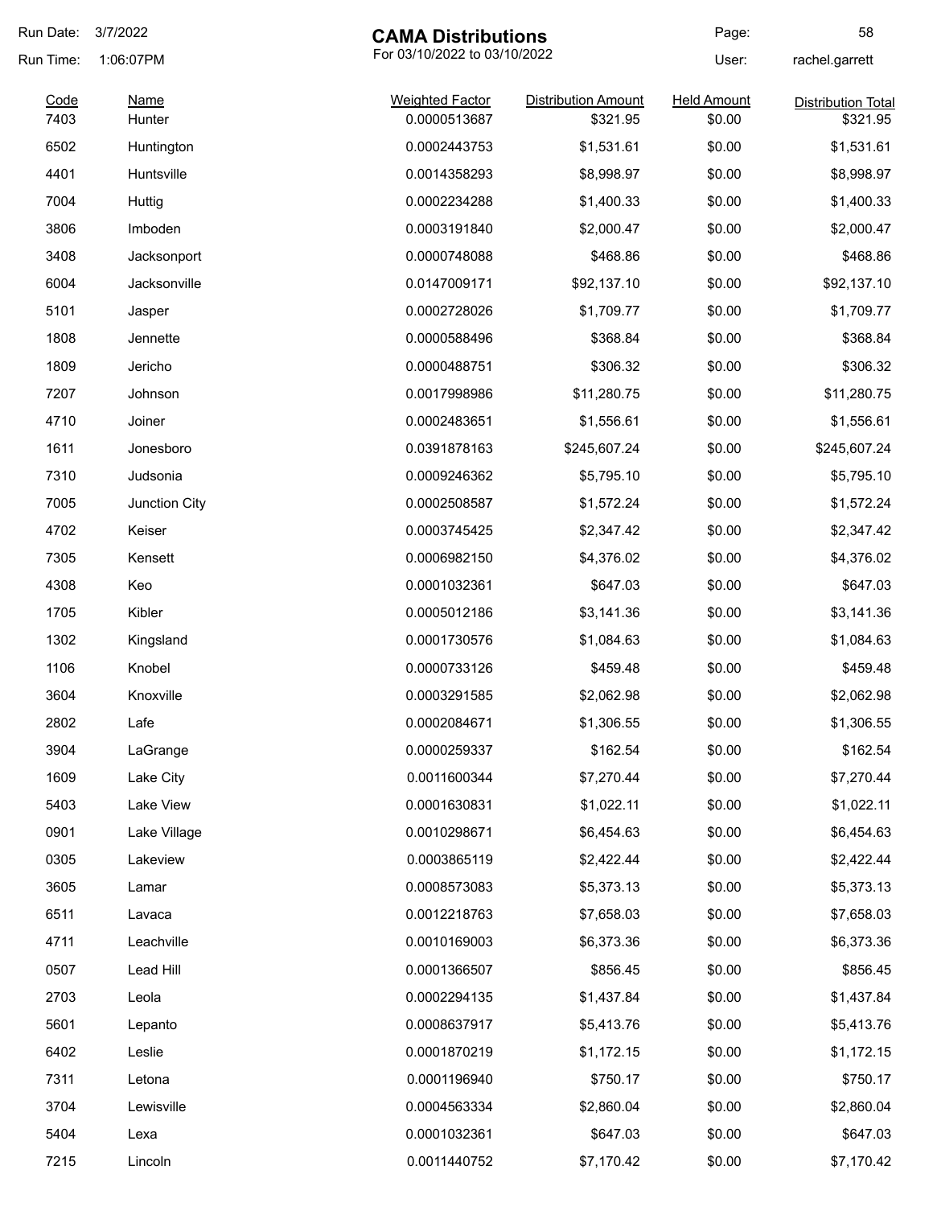# CAMA Distributions

For 03/10/2022 to 03/10/2022

Run Date: 3/7/2022
Run Time: 1:06:07PM
User: rachel.garrett

| Code | Name | Weighted Factor | Distribution Amount | Held Amount | Distribution Total |
|---|---|---|---|---|---|
| 7403 | Hunter | 0.0000513687 | $321.95 | $0.00 | $321.95 |
| 6502 | Huntington | 0.0002443753 | $1,531.61 | $0.00 | $1,531.61 |
| 4401 | Huntsville | 0.0014358293 | $8,998.97 | $0.00 | $8,998.97 |
| 7004 | Huttig | 0.0002234288 | $1,400.33 | $0.00 | $1,400.33 |
| 3806 | Imboden | 0.0003191840 | $2,000.47 | $0.00 | $2,000.47 |
| 3408 | Jacksonport | 0.0000748088 | $468.86 | $0.00 | $468.86 |
| 6004 | Jacksonville | 0.0147009171 | $92,137.10 | $0.00 | $92,137.10 |
| 5101 | Jasper | 0.0002728026 | $1,709.77 | $0.00 | $1,709.77 |
| 1808 | Jennette | 0.0000588496 | $368.84 | $0.00 | $368.84 |
| 1809 | Jericho | 0.0000488751 | $306.32 | $0.00 | $306.32 |
| 7207 | Johnson | 0.0017998986 | $11,280.75 | $0.00 | $11,280.75 |
| 4710 | Joiner | 0.0002483651 | $1,556.61 | $0.00 | $1,556.61 |
| 1611 | Jonesboro | 0.0391878163 | $245,607.24 | $0.00 | $245,607.24 |
| 7310 | Judsonia | 0.0009246362 | $5,795.10 | $0.00 | $5,795.10 |
| 7005 | Junction City | 0.0002508587 | $1,572.24 | $0.00 | $1,572.24 |
| 4702 | Keiser | 0.0003745425 | $2,347.42 | $0.00 | $2,347.42 |
| 7305 | Kensett | 0.0006982150 | $4,376.02 | $0.00 | $4,376.02 |
| 4308 | Keo | 0.0001032361 | $647.03 | $0.00 | $647.03 |
| 1705 | Kibler | 0.0005012186 | $3,141.36 | $0.00 | $3,141.36 |
| 1302 | Kingsland | 0.0001730576 | $1,084.63 | $0.00 | $1,084.63 |
| 1106 | Knobel | 0.0000733126 | $459.48 | $0.00 | $459.48 |
| 3604 | Knoxville | 0.0003291585 | $2,062.98 | $0.00 | $2,062.98 |
| 2802 | Lafe | 0.0002084671 | $1,306.55 | $0.00 | $1,306.55 |
| 3904 | LaGrange | 0.0000259337 | $162.54 | $0.00 | $162.54 |
| 1609 | Lake City | 0.0011600344 | $7,270.44 | $0.00 | $7,270.44 |
| 5403 | Lake View | 0.0001630831 | $1,022.11 | $0.00 | $1,022.11 |
| 0901 | Lake Village | 0.0010298671 | $6,454.63 | $0.00 | $6,454.63 |
| 0305 | Lakeview | 0.0003865119 | $2,422.44 | $0.00 | $2,422.44 |
| 3605 | Lamar | 0.0008573083 | $5,373.13 | $0.00 | $5,373.13 |
| 6511 | Lavaca | 0.0012218763 | $7,658.03 | $0.00 | $7,658.03 |
| 4711 | Leachville | 0.0010169003 | $6,373.36 | $0.00 | $6,373.36 |
| 0507 | Lead Hill | 0.0001366507 | $856.45 | $0.00 | $856.45 |
| 2703 | Leola | 0.0002294135 | $1,437.84 | $0.00 | $1,437.84 |
| 5601 | Lepanto | 0.0008637917 | $5,413.76 | $0.00 | $5,413.76 |
| 6402 | Leslie | 0.0001870219 | $1,172.15 | $0.00 | $1,172.15 |
| 7311 | Letona | 0.0001196940 | $750.17 | $0.00 | $750.17 |
| 3704 | Lewisville | 0.0004563334 | $2,860.04 | $0.00 | $2,860.04 |
| 5404 | Lexa | 0.0001032361 | $647.03 | $0.00 | $647.03 |
| 7215 | Lincoln | 0.0011440752 | $7,170.42 | $0.00 | $7,170.42 |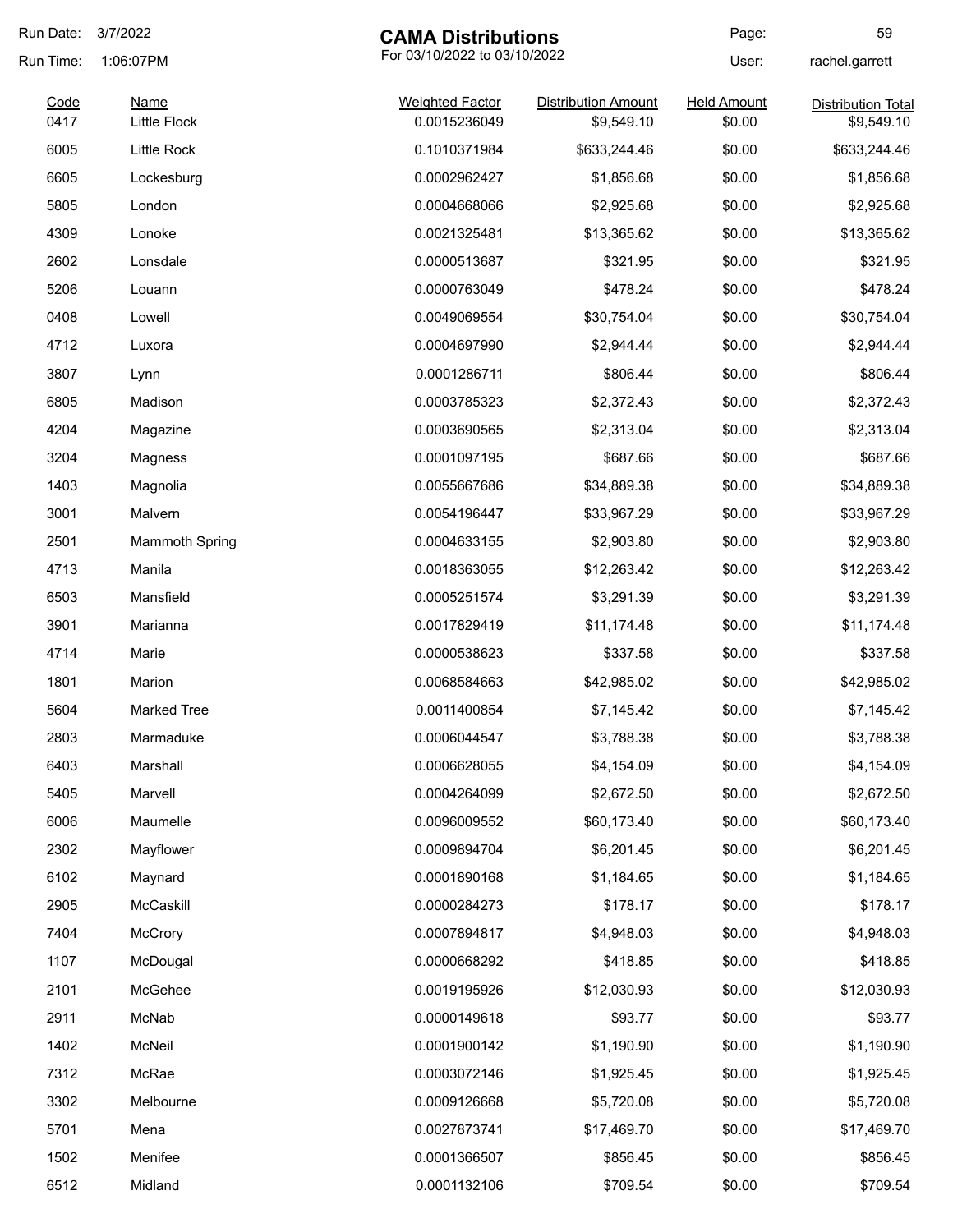# CAMA Distributions

For 03/10/2022 to 03/10/2022

Run Date: 3/7/2022
Run Time: 1:06:07PM
User: rachel.garrett

| Code | Name | Weighted Factor | Distribution Amount | Held Amount | Distribution Total |
|---|---|---|---|---|---|
| 0417 | Little Flock | 0.0015236049 | $9,549.10 | $0.00 | $9,549.10 |
| 6005 | Little Rock | 0.1010371984 | $633,244.46 | $0.00 | $633,244.46 |
| 6605 | Lockesburg | 0.0002962427 | $1,856.68 | $0.00 | $1,856.68 |
| 5805 | London | 0.0004668066 | $2,925.68 | $0.00 | $2,925.68 |
| 4309 | Lonoke | 0.0021325481 | $13,365.62 | $0.00 | $13,365.62 |
| 2602 | Lonsdale | 0.0000513687 | $321.95 | $0.00 | $321.95 |
| 5206 | Louann | 0.0000763049 | $478.24 | $0.00 | $478.24 |
| 0408 | Lowell | 0.0049069554 | $30,754.04 | $0.00 | $30,754.04 |
| 4712 | Luxora | 0.0004697990 | $2,944.44 | $0.00 | $2,944.44 |
| 3807 | Lynn | 0.0001286711 | $806.44 | $0.00 | $806.44 |
| 6805 | Madison | 0.0003785323 | $2,372.43 | $0.00 | $2,372.43 |
| 4204 | Magazine | 0.0003690565 | $2,313.04 | $0.00 | $2,313.04 |
| 3204 | Magness | 0.0001097195 | $687.66 | $0.00 | $687.66 |
| 1403 | Magnolia | 0.0055667686 | $34,889.38 | $0.00 | $34,889.38 |
| 3001 | Malvern | 0.0054196447 | $33,967.29 | $0.00 | $33,967.29 |
| 2501 | Mammoth Spring | 0.0004633155 | $2,903.80 | $0.00 | $2,903.80 |
| 4713 | Manila | 0.0018363055 | $12,263.42 | $0.00 | $12,263.42 |
| 6503 | Mansfield | 0.0005251574 | $3,291.39 | $0.00 | $3,291.39 |
| 3901 | Marianna | 0.0017829419 | $11,174.48 | $0.00 | $11,174.48 |
| 4714 | Marie | 0.0000538623 | $337.58 | $0.00 | $337.58 |
| 1801 | Marion | 0.0068584663 | $42,985.02 | $0.00 | $42,985.02 |
| 5604 | Marked Tree | 0.0011400854 | $7,145.42 | $0.00 | $7,145.42 |
| 2803 | Marmaduke | 0.0006044547 | $3,788.38 | $0.00 | $3,788.38 |
| 6403 | Marshall | 0.0006628055 | $4,154.09 | $0.00 | $4,154.09 |
| 5405 | Marvell | 0.0004264099 | $2,672.50 | $0.00 | $2,672.50 |
| 6006 | Maumelle | 0.0096009552 | $60,173.40 | $0.00 | $60,173.40 |
| 2302 | Mayflower | 0.0009894704 | $6,201.45 | $0.00 | $6,201.45 |
| 6102 | Maynard | 0.0001890168 | $1,184.65 | $0.00 | $1,184.65 |
| 2905 | McCaskill | 0.0000284273 | $178.17 | $0.00 | $178.17 |
| 7404 | McCrory | 0.0007894817 | $4,948.03 | $0.00 | $4,948.03 |
| 1107 | McDougal | 0.0000668292 | $418.85 | $0.00 | $418.85 |
| 2101 | McGehee | 0.0019195926 | $12,030.93 | $0.00 | $12,030.93 |
| 2911 | McNab | 0.0000149618 | $93.77 | $0.00 | $93.77 |
| 1402 | McNeil | 0.0001900142 | $1,190.90 | $0.00 | $1,190.90 |
| 7312 | McRae | 0.0003072146 | $1,925.45 | $0.00 | $1,925.45 |
| 3302 | Melbourne | 0.0009126668 | $5,720.08 | $0.00 | $5,720.08 |
| 5701 | Mena | 0.0027873741 | $17,469.70 | $0.00 | $17,469.70 |
| 1502 | Menifee | 0.0001366507 | $856.45 | $0.00 | $856.45 |
| 6512 | Midland | 0.0001132106 | $709.54 | $0.00 | $709.54 |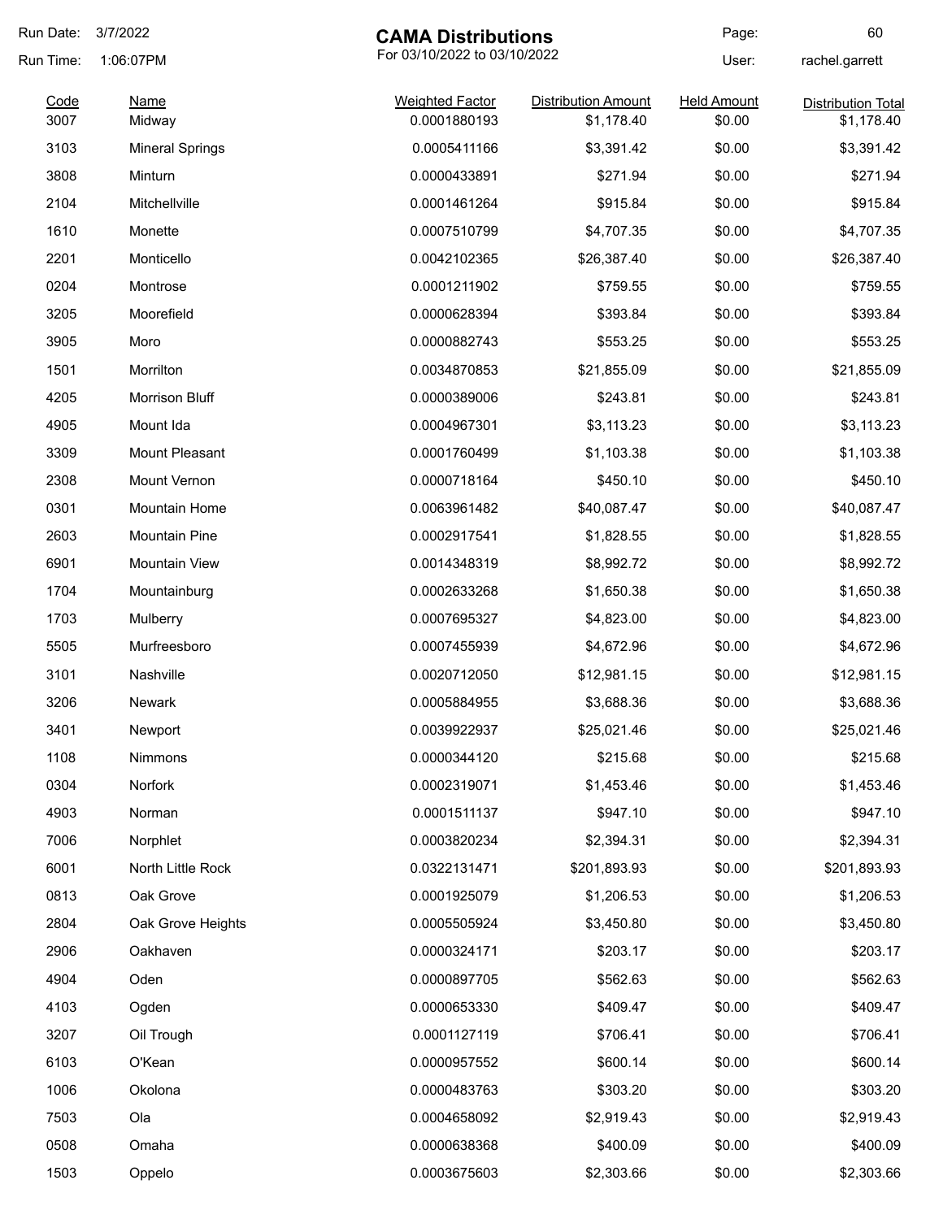Run Date: 3/7/2022

Run Time: 1:06:07PM

# CAMA Distributions

For 03/10/2022 to 03/10/2022

User: rachel.garrett

| Code | Name | Weighted Factor | Distribution Amount | Held Amount | Distribution Total |
|---|---|---|---|---|---|
| 3007 | Midway | 0.0001880193 | $1,178.40 | $0.00 | $1,178.40 |
| 3103 | Mineral Springs | 0.0005411166 | $3,391.42 | $0.00 | $3,391.42 |
| 3808 | Minturn | 0.0000433891 | $271.94 | $0.00 | $271.94 |
| 2104 | Mitchellville | 0.0001461264 | $915.84 | $0.00 | $915.84 |
| 1610 | Monette | 0.0007510799 | $4,707.35 | $0.00 | $4,707.35 |
| 2201 | Monticello | 0.0042102365 | $26,387.40 | $0.00 | $26,387.40 |
| 0204 | Montrose | 0.0001211902 | $759.55 | $0.00 | $759.55 |
| 3205 | Moorefield | 0.0000628394 | $393.84 | $0.00 | $393.84 |
| 3905 | Moro | 0.0000882743 | $553.25 | $0.00 | $553.25 |
| 1501 | Morrilton | 0.0034870853 | $21,855.09 | $0.00 | $21,855.09 |
| 4205 | Morrison Bluff | 0.0000389006 | $243.81 | $0.00 | $243.81 |
| 4905 | Mount Ida | 0.0004967301 | $3,113.23 | $0.00 | $3,113.23 |
| 3309 | Mount Pleasant | 0.0001760499 | $1,103.38 | $0.00 | $1,103.38 |
| 2308 | Mount Vernon | 0.0000718164 | $450.10 | $0.00 | $450.10 |
| 0301 | Mountain Home | 0.0063961482 | $40,087.47 | $0.00 | $40,087.47 |
| 2603 | Mountain Pine | 0.0002917541 | $1,828.55 | $0.00 | $1,828.55 |
| 6901 | Mountain View | 0.0014348319 | $8,992.72 | $0.00 | $8,992.72 |
| 1704 | Mountainburg | 0.0002633268 | $1,650.38 | $0.00 | $1,650.38 |
| 1703 | Mulberry | 0.0007695327 | $4,823.00 | $0.00 | $4,823.00 |
| 5505 | Murfreesboro | 0.0007455939 | $4,672.96 | $0.00 | $4,672.96 |
| 3101 | Nashville | 0.0020712050 | $12,981.15 | $0.00 | $12,981.15 |
| 3206 | Newark | 0.0005884955 | $3,688.36 | $0.00 | $3,688.36 |
| 3401 | Newport | 0.0039922937 | $25,021.46 | $0.00 | $25,021.46 |
| 1108 | Nimmons | 0.0000344120 | $215.68 | $0.00 | $215.68 |
| 0304 | Norfork | 0.0002319071 | $1,453.46 | $0.00 | $1,453.46 |
| 4903 | Norman | 0.0001511137 | $947.10 | $0.00 | $947.10 |
| 7006 | Norphlet | 0.0003820234 | $2,394.31 | $0.00 | $2,394.31 |
| 6001 | North Little Rock | 0.0322131471 | $201,893.93 | $0.00 | $201,893.93 |
| 0813 | Oak Grove | 0.0001925079 | $1,206.53 | $0.00 | $1,206.53 |
| 2804 | Oak Grove Heights | 0.0005505924 | $3,450.80 | $0.00 | $3,450.80 |
| 2906 | Oakhaven | 0.0000324171 | $203.17 | $0.00 | $203.17 |
| 4904 | Oden | 0.0000897705 | $562.63 | $0.00 | $562.63 |
| 4103 | Ogden | 0.0000653330 | $409.47 | $0.00 | $409.47 |
| 3207 | Oil Trough | 0.0001127119 | $706.41 | $0.00 | $706.41 |
| 6103 | O'Kean | 0.0000957552 | $600.14 | $0.00 | $600.14 |
| 1006 | Okolona | 0.0000483763 | $303.20 | $0.00 | $303.20 |
| 7503 | Ola | 0.0004658092 | $2,919.43 | $0.00 | $2,919.43 |
| 0508 | Omaha | 0.0000638368 | $400.09 | $0.00 | $400.09 |
| 1503 | Oppelo | 0.0003675603 | $2,303.66 | $0.00 | $2,303.66 |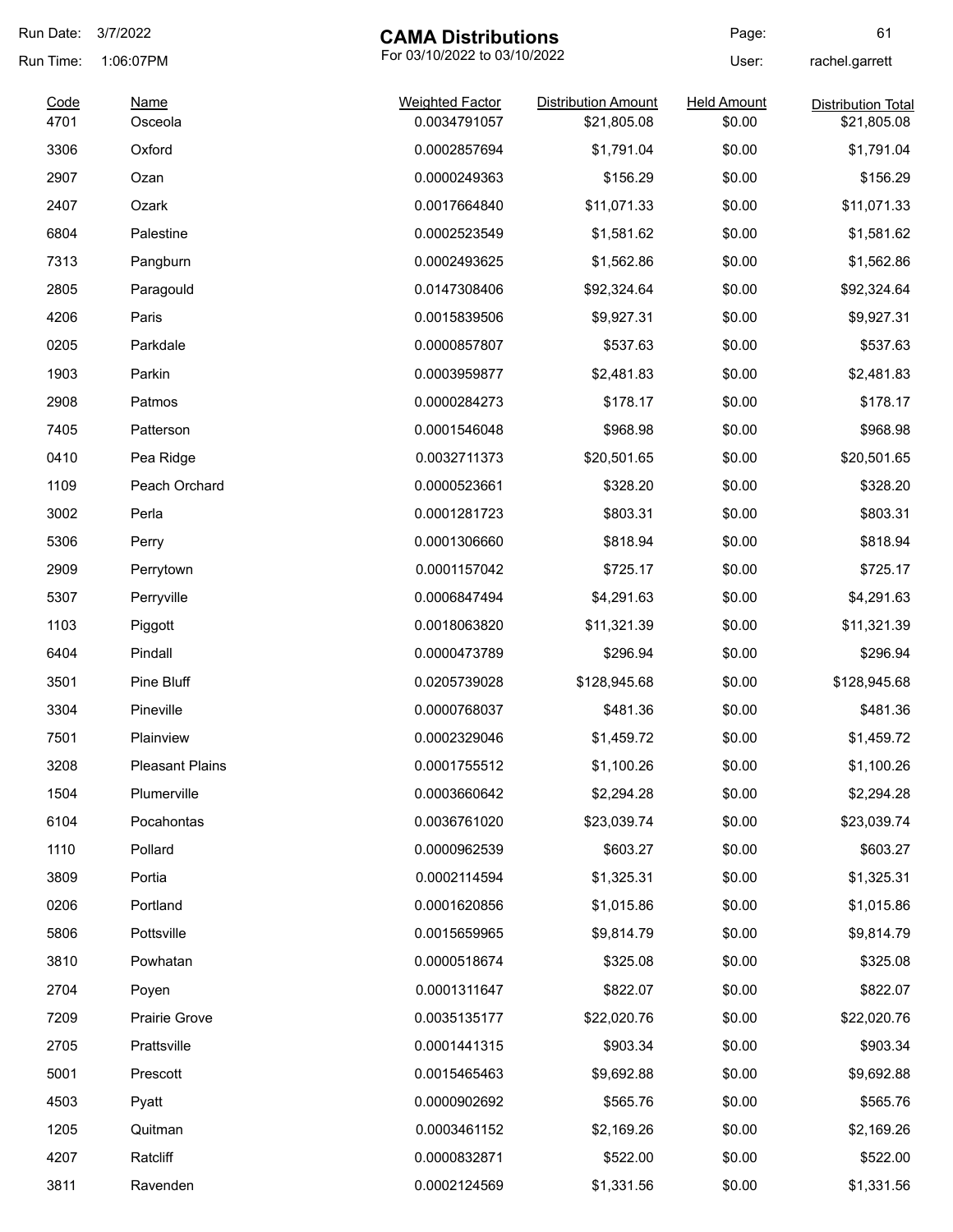# CAMA Distributions

For 03/10/2022 to 03/10/2022

Run Date: 3/7/2022
Run Time: 1:06:07PM
User: rachel.garrett

| Code | Name | Weighted Factor | Distribution Amount | Held Amount | Distribution Total |
|---|---|---|---|---|---|
| 4701 | Osceola | 0.0034791057 | $21,805.08 | $0.00 | $21,805.08 |
| 3306 | Oxford | 0.0002857694 | $1,791.04 | $0.00 | $1,791.04 |
| 2907 | Ozan | 0.0000249363 | $156.29 | $0.00 | $156.29 |
| 2407 | Ozark | 0.0017664840 | $11,071.33 | $0.00 | $11,071.33 |
| 6804 | Palestine | 0.0002523549 | $1,581.62 | $0.00 | $1,581.62 |
| 7313 | Pangburn | 0.0002493625 | $1,562.86 | $0.00 | $1,562.86 |
| 2805 | Paragould | 0.0147308406 | $92,324.64 | $0.00 | $92,324.64 |
| 4206 | Paris | 0.0015839506 | $9,927.31 | $0.00 | $9,927.31 |
| 0205 | Parkdale | 0.0000857807 | $537.63 | $0.00 | $537.63 |
| 1903 | Parkin | 0.0003959877 | $2,481.83 | $0.00 | $2,481.83 |
| 2908 | Patmos | 0.0000284273 | $178.17 | $0.00 | $178.17 |
| 7405 | Patterson | 0.0001546048 | $968.98 | $0.00 | $968.98 |
| 0410 | Pea Ridge | 0.0032711373 | $20,501.65 | $0.00 | $20,501.65 |
| 1109 | Peach Orchard | 0.0000523661 | $328.20 | $0.00 | $328.20 |
| 3002 | Perla | 0.0001281723 | $803.31 | $0.00 | $803.31 |
| 5306 | Perry | 0.0001306660 | $818.94 | $0.00 | $818.94 |
| 2909 | Perrytown | 0.0001157042 | $725.17 | $0.00 | $725.17 |
| 5307 | Perryville | 0.0006847494 | $4,291.63 | $0.00 | $4,291.63 |
| 1103 | Piggott | 0.0018063820 | $11,321.39 | $0.00 | $11,321.39 |
| 6404 | Pindall | 0.0000473789 | $296.94 | $0.00 | $296.94 |
| 3501 | Pine Bluff | 0.0205739028 | $128,945.68 | $0.00 | $128,945.68 |
| 3304 | Pineville | 0.0000768037 | $481.36 | $0.00 | $481.36 |
| 7501 | Plainview | 0.0002329046 | $1,459.72 | $0.00 | $1,459.72 |
| 3208 | Pleasant Plains | 0.0001755512 | $1,100.26 | $0.00 | $1,100.26 |
| 1504 | Plumerville | 0.0003660642 | $2,294.28 | $0.00 | $2,294.28 |
| 6104 | Pocahontas | 0.0036761020 | $23,039.74 | $0.00 | $23,039.74 |
| 1110 | Pollard | 0.0000962539 | $603.27 | $0.00 | $603.27 |
| 3809 | Portia | 0.0002114594 | $1,325.31 | $0.00 | $1,325.31 |
| 0206 | Portland | 0.0001620856 | $1,015.86 | $0.00 | $1,015.86 |
| 5806 | Pottsville | 0.0015659965 | $9,814.79 | $0.00 | $9,814.79 |
| 3810 | Powhatan | 0.0000518674 | $325.08 | $0.00 | $325.08 |
| 2704 | Poyen | 0.0001311647 | $822.07 | $0.00 | $822.07 |
| 7209 | Prairie Grove | 0.0035135177 | $22,020.76 | $0.00 | $22,020.76 |
| 2705 | Prattsville | 0.0001441315 | $903.34 | $0.00 | $903.34 |
| 5001 | Prescott | 0.0015465463 | $9,692.88 | $0.00 | $9,692.88 |
| 4503 | Pyatt | 0.0000902692 | $565.76 | $0.00 | $565.76 |
| 1205 | Quitman | 0.0003461152 | $2,169.26 | $0.00 | $2,169.26 |
| 4207 | Ratcliff | 0.0000832871 | $522.00 | $0.00 | $522.00 |
| 3811 | Ravenden | 0.0002124569 | $1,331.56 | $0.00 | $1,331.56 |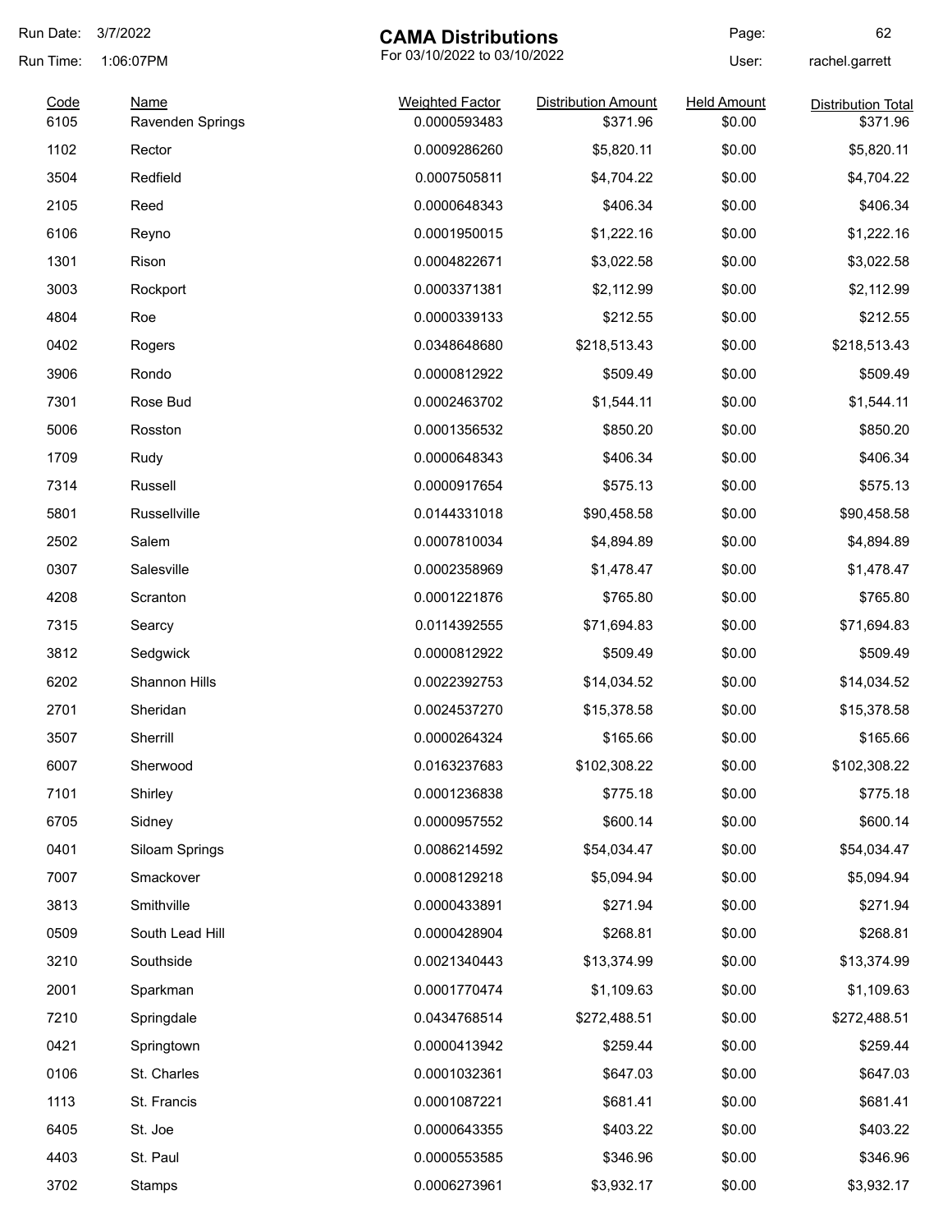# CAMA Distributions

For 03/10/2022 to 03/10/2022

Run Date: 3/7/2022
Run Time: 1:06:07PM
User: rachel.garrett

| Code | Name | Weighted Factor | Distribution Amount | Held Amount | Distribution Total |
|---|---|---|---|---|---|
| 6105 | Ravenden Springs | 0.0000593483 | $371.96 | $0.00 | $371.96 |
| 1102 | Rector | 0.0009286260 | $5,820.11 | $0.00 | $5,820.11 |
| 3504 | Redfield | 0.0007505811 | $4,704.22 | $0.00 | $4,704.22 |
| 2105 | Reed | 0.0000648343 | $406.34 | $0.00 | $406.34 |
| 6106 | Reyno | 0.0001950015 | $1,222.16 | $0.00 | $1,222.16 |
| 1301 | Rison | 0.0004822671 | $3,022.58 | $0.00 | $3,022.58 |
| 3003 | Rockport | 0.0003371381 | $2,112.99 | $0.00 | $2,112.99 |
| 4804 | Roe | 0.0000339133 | $212.55 | $0.00 | $212.55 |
| 0402 | Rogers | 0.0348648680 | $218,513.43 | $0.00 | $218,513.43 |
| 3906 | Rondo | 0.0000812922 | $509.49 | $0.00 | $509.49 |
| 7301 | Rose Bud | 0.0002463702 | $1,544.11 | $0.00 | $1,544.11 |
| 5006 | Rosston | 0.0001356532 | $850.20 | $0.00 | $850.20 |
| 1709 | Rudy | 0.0000648343 | $406.34 | $0.00 | $406.34 |
| 7314 | Russell | 0.0000917654 | $575.13 | $0.00 | $575.13 |
| 5801 | Russellville | 0.0144331018 | $90,458.58 | $0.00 | $90,458.58 |
| 2502 | Salem | 0.0007810034 | $4,894.89 | $0.00 | $4,894.89 |
| 0307 | Salesville | 0.0002358969 | $1,478.47 | $0.00 | $1,478.47 |
| 4208 | Scranton | 0.0001221876 | $765.80 | $0.00 | $765.80 |
| 7315 | Searcy | 0.0114392555 | $71,694.83 | $0.00 | $71,694.83 |
| 3812 | Sedgwick | 0.0000812922 | $509.49 | $0.00 | $509.49 |
| 6202 | Shannon Hills | 0.0022392753 | $14,034.52 | $0.00 | $14,034.52 |
| 2701 | Sheridan | 0.0024537270 | $15,378.58 | $0.00 | $15,378.58 |
| 3507 | Sherrill | 0.0000264324 | $165.66 | $0.00 | $165.66 |
| 6007 | Sherwood | 0.0163237683 | $102,308.22 | $0.00 | $102,308.22 |
| 7101 | Shirley | 0.0001236838 | $775.18 | $0.00 | $775.18 |
| 6705 | Sidney | 0.0000957552 | $600.14 | $0.00 | $600.14 |
| 0401 | Siloam Springs | 0.0086214592 | $54,034.47 | $0.00 | $54,034.47 |
| 7007 | Smackover | 0.0008129218 | $5,094.94 | $0.00 | $5,094.94 |
| 3813 | Smithville | 0.0000433891 | $271.94 | $0.00 | $271.94 |
| 0509 | South Lead Hill | 0.0000428904 | $268.81 | $0.00 | $268.81 |
| 3210 | Southside | 0.0021340443 | $13,374.99 | $0.00 | $13,374.99 |
| 2001 | Sparkman | 0.0001770474 | $1,109.63 | $0.00 | $1,109.63 |
| 7210 | Springdale | 0.0434768514 | $272,488.51 | $0.00 | $272,488.51 |
| 0421 | Springtown | 0.0000413942 | $259.44 | $0.00 | $259.44 |
| 0106 | St. Charles | 0.0001032361 | $647.03 | $0.00 | $647.03 |
| 1113 | St. Francis | 0.0001087221 | $681.41 | $0.00 | $681.41 |
| 6405 | St. Joe | 0.0000643355 | $403.22 | $0.00 | $403.22 |
| 4403 | St. Paul | 0.0000553585 | $346.96 | $0.00 | $346.96 |
| 3702 | Stamps | 0.0006273961 | $3,932.17 | $0.00 | $3,932.17 |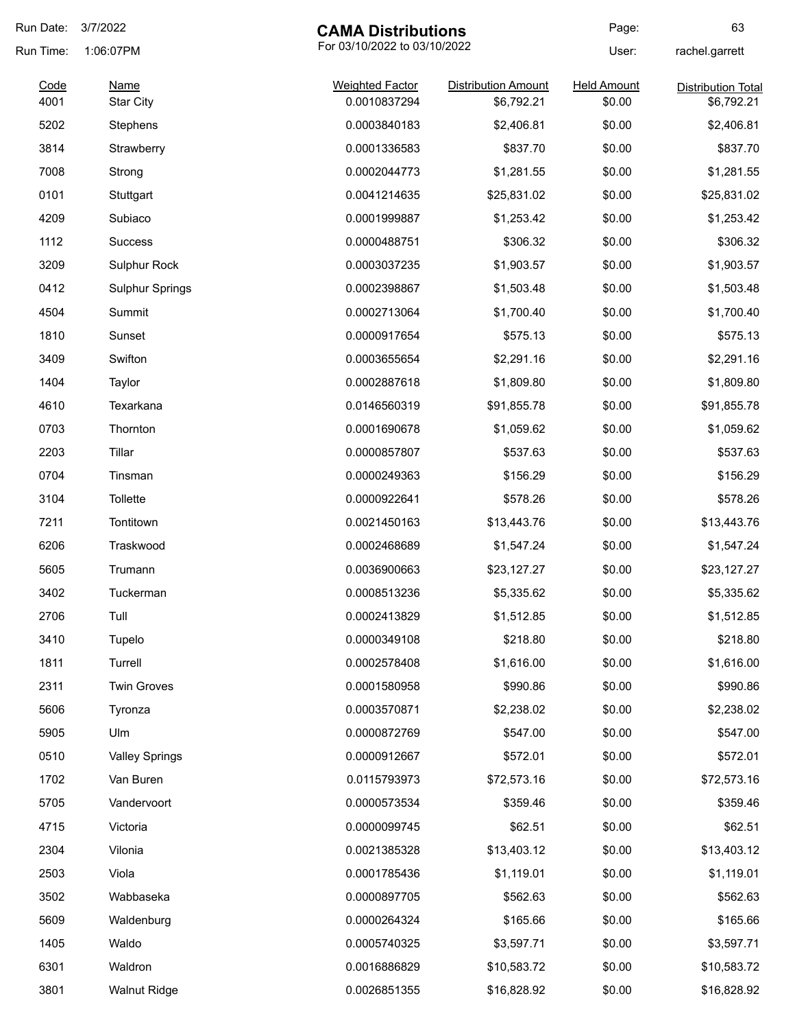# CAMA Distributions

For 03/10/2022 to 03/10/2022

Run Date: 3/7/2022
Run Time: 1:06:07PM
User: rachel.garrett

| Code | Name | Weighted Factor | Distribution Amount | Held Amount | Distribution Total |
|---|---|---|---|---|---|
| 4001 | Star City | 0.0010837294 | $6,792.21 | $0.00 | $6,792.21 |
| 5202 | Stephens | 0.0003840183 | $2,406.81 | $0.00 | $2,406.81 |
| 3814 | Strawberry | 0.0001336583 | $837.70 | $0.00 | $837.70 |
| 7008 | Strong | 0.0002044773 | $1,281.55 | $0.00 | $1,281.55 |
| 0101 | Stuttgart | 0.0041214635 | $25,831.02 | $0.00 | $25,831.02 |
| 4209 | Subiaco | 0.0001999887 | $1,253.42 | $0.00 | $1,253.42 |
| 1112 | Success | 0.0000488751 | $306.32 | $0.00 | $306.32 |
| 3209 | Sulphur Rock | 0.0003037235 | $1,903.57 | $0.00 | $1,903.57 |
| 0412 | Sulphur Springs | 0.0002398867 | $1,503.48 | $0.00 | $1,503.48 |
| 4504 | Summit | 0.0002713064 | $1,700.40 | $0.00 | $1,700.40 |
| 1810 | Sunset | 0.0000917654 | $575.13 | $0.00 | $575.13 |
| 3409 | Swifton | 0.0003655654 | $2,291.16 | $0.00 | $2,291.16 |
| 1404 | Taylor | 0.0002887618 | $1,809.80 | $0.00 | $1,809.80 |
| 4610 | Texarkana | 0.0146560319 | $91,855.78 | $0.00 | $91,855.78 |
| 0703 | Thornton | 0.0001690678 | $1,059.62 | $0.00 | $1,059.62 |
| 2203 | Tillar | 0.0000857807 | $537.63 | $0.00 | $537.63 |
| 0704 | Tinsman | 0.0000249363 | $156.29 | $0.00 | $156.29 |
| 3104 | Tollette | 0.0000922641 | $578.26 | $0.00 | $578.26 |
| 7211 | Tontitown | 0.0021450163 | $13,443.76 | $0.00 | $13,443.76 |
| 6206 | Traskwood | 0.0002468689 | $1,547.24 | $0.00 | $1,547.24 |
| 5605 | Trumann | 0.0036900663 | $23,127.27 | $0.00 | $23,127.27 |
| 3402 | Tuckerman | 0.0008513236 | $5,335.62 | $0.00 | $5,335.62 |
| 2706 | Tull | 0.0002413829 | $1,512.85 | $0.00 | $1,512.85 |
| 3410 | Tupelo | 0.0000349108 | $218.80 | $0.00 | $218.80 |
| 1811 | Turrell | 0.0002578408 | $1,616.00 | $0.00 | $1,616.00 |
| 2311 | Twin Groves | 0.0001580958 | $990.86 | $0.00 | $990.86 |
| 5606 | Tyronza | 0.0003570871 | $2,238.02 | $0.00 | $2,238.02 |
| 5905 | Ulm | 0.0000872769 | $547.00 | $0.00 | $547.00 |
| 0510 | Valley Springs | 0.0000912667 | $572.01 | $0.00 | $572.01 |
| 1702 | Van Buren | 0.0115793973 | $72,573.16 | $0.00 | $72,573.16 |
| 5705 | Vandervoort | 0.0000573534 | $359.46 | $0.00 | $359.46 |
| 4715 | Victoria | 0.0000099745 | $62.51 | $0.00 | $62.51 |
| 2304 | Vilonia | 0.0021385328 | $13,403.12 | $0.00 | $13,403.12 |
| 2503 | Viola | 0.0001785436 | $1,119.01 | $0.00 | $1,119.01 |
| 3502 | Wabbaseka | 0.0000897705 | $562.63 | $0.00 | $562.63 |
| 5609 | Waldenburg | 0.0000264324 | $165.66 | $0.00 | $165.66 |
| 1405 | Waldo | 0.0005740325 | $3,597.71 | $0.00 | $3,597.71 |
| 6301 | Waldron | 0.0016886829 | $10,583.72 | $0.00 | $10,583.72 |
| 3801 | Walnut Ridge | 0.0026851355 | $16,828.92 | $0.00 | $16,828.92 |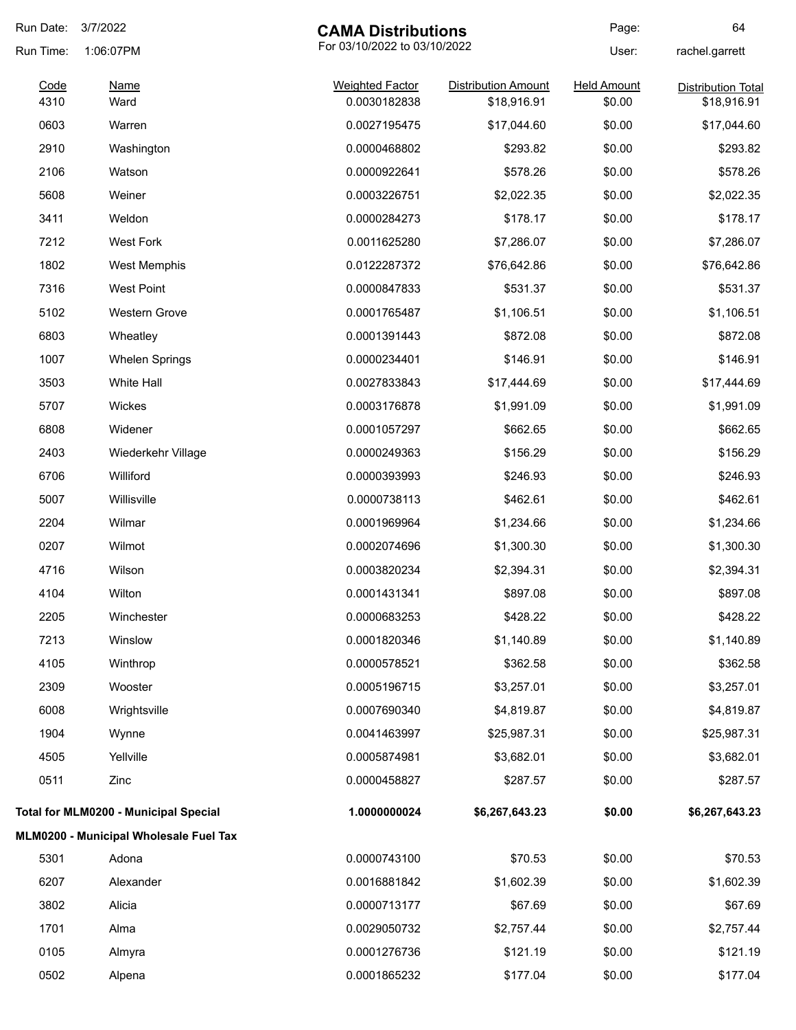Run Date: 3/7/2022
Run Time: 1:06:07PM

# CAMA Distributions

For 03/10/2022 to 03/10/2022

User: rachel.garrett

| Code | Name | Weighted Factor | Distribution Amount | Held Amount | Distribution Total |
|---|---|---|---|---|---|
| 4310 | Ward | 0.0030182838 | $18,916.91 | $0.00 | $18,916.91 |
| 0603 | Warren | 0.0027195475 | $17,044.60 | $0.00 | $17,044.60 |
| 2910 | Washington | 0.0000468802 | $293.82 | $0.00 | $293.82 |
| 2106 | Watson | 0.0000922641 | $578.26 | $0.00 | $578.26 |
| 5608 | Weiner | 0.0003226751 | $2,022.35 | $0.00 | $2,022.35 |
| 3411 | Weldon | 0.0000284273 | $178.17 | $0.00 | $178.17 |
| 7212 | West Fork | 0.0011625280 | $7,286.07 | $0.00 | $7,286.07 |
| 1802 | West Memphis | 0.0122287372 | $76,642.86 | $0.00 | $76,642.86 |
| 7316 | West Point | 0.0000847833 | $531.37 | $0.00 | $531.37 |
| 5102 | Western Grove | 0.0001765487 | $1,106.51 | $0.00 | $1,106.51 |
| 6803 | Wheatley | 0.0001391443 | $872.08 | $0.00 | $872.08 |
| 1007 | Whelen Springs | 0.0000234401 | $146.91 | $0.00 | $146.91 |
| 3503 | White Hall | 0.0027833843 | $17,444.69 | $0.00 | $17,444.69 |
| 5707 | Wickes | 0.0003176878 | $1,991.09 | $0.00 | $1,991.09 |
| 6808 | Widener | 0.0001057297 | $662.65 | $0.00 | $662.65 |
| 2403 | Wiederkehr Village | 0.0000249363 | $156.29 | $0.00 | $156.29 |
| 6706 | Williford | 0.0000393993 | $246.93 | $0.00 | $246.93 |
| 5007 | Willisville | 0.0000738113 | $462.61 | $0.00 | $462.61 |
| 2204 | Wilmar | 0.0001969964 | $1,234.66 | $0.00 | $1,234.66 |
| 0207 | Wilmot | 0.0002074696 | $1,300.30 | $0.00 | $1,300.30 |
| 4716 | Wilson | 0.0003820234 | $2,394.31 | $0.00 | $2,394.31 |
| 4104 | Wilton | 0.0001431341 | $897.08 | $0.00 | $897.08 |
| 2205 | Winchester | 0.0000683253 | $428.22 | $0.00 | $428.22 |
| 7213 | Winslow | 0.0001820346 | $1,140.89 | $0.00 | $1,140.89 |
| 4105 | Winthrop | 0.0000578521 | $362.58 | $0.00 | $362.58 |
| 2309 | Wooster | 0.0005196715 | $3,257.01 | $0.00 | $3,257.01 |
| 6008 | Wrightsville | 0.0007690340 | $4,819.87 | $0.00 | $4,819.87 |
| 1904 | Wynne | 0.0041463997 | $25,987.31 | $0.00 | $25,987.31 |
| 4505 | Yellville | 0.0005874981 | $3,682.01 | $0.00 | $3,682.01 |
| 0511 | Zinc | 0.0000458827 | $287.57 | $0.00 | $287.57 |
| **Total for MLM0200 - Municipal Special** | | **1.0000000024** | **$6,267,643.23** | **$0.00** | **$6,267,643.23** |

**MLM0200 - Municipal Wholesale Fuel Tax**

| Code | Name | Weighted Factor | Distribution Amount | Held Amount | Distribution Total |
|---|---|---|---|---|---|
| 5301 | Adona | 0.0000743100 | $70.53 | $0.00 | $70.53 |
| 6207 | Alexander | 0.0016881842 | $1,602.39 | $0.00 | $1,602.39 |
| 3802 | Alicia | 0.0000713177 | $67.69 | $0.00 | $67.69 |
| 1701 | Alma | 0.0029050732 | $2,757.44 | $0.00 | $2,757.44 |
| 0105 | Almyra | 0.0001276736 | $121.19 | $0.00 | $121.19 |
| 0502 | Alpena | 0.0001865232 | $177.04 | $0.00 | $177.04 |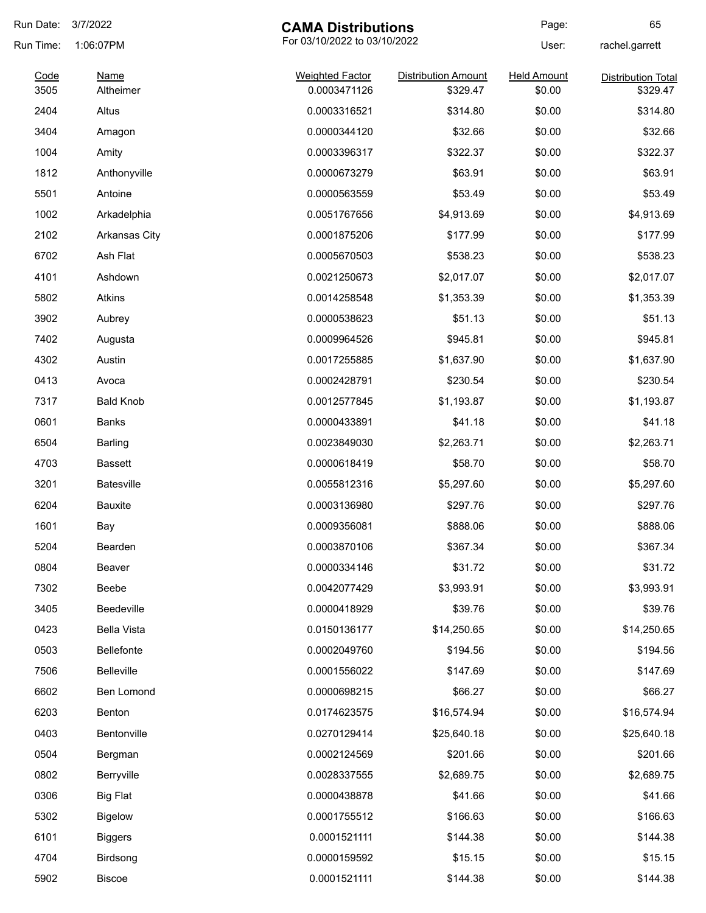Run Date: 3/7/2022
Run Time: 1:06:07PM

# CAMA Distributions

For 03/10/2022 to 03/10/2022

User: rachel.garrett

| Code | Name | Weighted Factor | Distribution Amount | Held Amount | Distribution Total |
|---|---|---|---|---|---|
| 3505 | Altheimer | 0.0003471126 | $329.47 | $0.00 | $329.47 |
| 2404 | Altus | 0.0003316521 | $314.80 | $0.00 | $314.80 |
| 3404 | Amagon | 0.0000344120 | $32.66 | $0.00 | $32.66 |
| 1004 | Amity | 0.0003396317 | $322.37 | $0.00 | $322.37 |
| 1812 | Anthonyville | 0.0000673279 | $63.91 | $0.00 | $63.91 |
| 5501 | Antoine | 0.0000563559 | $53.49 | $0.00 | $53.49 |
| 1002 | Arkadelphia | 0.0051767656 | $4,913.69 | $0.00 | $4,913.69 |
| 2102 | Arkansas City | 0.0001875206 | $177.99 | $0.00 | $177.99 |
| 6702 | Ash Flat | 0.0005670503 | $538.23 | $0.00 | $538.23 |
| 4101 | Ashdown | 0.0021250673 | $2,017.07 | $0.00 | $2,017.07 |
| 5802 | Atkins | 0.0014258548 | $1,353.39 | $0.00 | $1,353.39 |
| 3902 | Aubrey | 0.0000538623 | $51.13 | $0.00 | $51.13 |
| 7402 | Augusta | 0.0009964526 | $945.81 | $0.00 | $945.81 |
| 4302 | Austin | 0.0017255885 | $1,637.90 | $0.00 | $1,637.90 |
| 0413 | Avoca | 0.0002428791 | $230.54 | $0.00 | $230.54 |
| 7317 | Bald Knob | 0.0012577845 | $1,193.87 | $0.00 | $1,193.87 |
| 0601 | Banks | 0.0000433891 | $41.18 | $0.00 | $41.18 |
| 6504 | Barling | 0.0023849030 | $2,263.71 | $0.00 | $2,263.71 |
| 4703 | Bassett | 0.0000618419 | $58.70 | $0.00 | $58.70 |
| 3201 | Batesville | 0.0055812316 | $5,297.60 | $0.00 | $5,297.60 |
| 6204 | Bauxite | 0.0003136980 | $297.76 | $0.00 | $297.76 |
| 1601 | Bay | 0.0009356081 | $888.06 | $0.00 | $888.06 |
| 5204 | Bearden | 0.0003870106 | $367.34 | $0.00 | $367.34 |
| 0804 | Beaver | 0.0000334146 | $31.72 | $0.00 | $31.72 |
| 7302 | Beebe | 0.0042077429 | $3,993.91 | $0.00 | $3,993.91 |
| 3405 | Beedeville | 0.0000418929 | $39.76 | $0.00 | $39.76 |
| 0423 | Bella Vista | 0.0150136177 | $14,250.65 | $0.00 | $14,250.65 |
| 0503 | Bellefonte | 0.0002049760 | $194.56 | $0.00 | $194.56 |
| 7506 | Belleville | 0.0001556022 | $147.69 | $0.00 | $147.69 |
| 6602 | Ben Lomond | 0.0000698215 | $66.27 | $0.00 | $66.27 |
| 6203 | Benton | 0.0174623575 | $16,574.94 | $0.00 | $16,574.94 |
| 0403 | Bentonville | 0.0270129414 | $25,640.18 | $0.00 | $25,640.18 |
| 0504 | Bergman | 0.0002124569 | $201.66 | $0.00 | $201.66 |
| 0802 | Berryville | 0.0028337555 | $2,689.75 | $0.00 | $2,689.75 |
| 0306 | Big Flat | 0.0000438878 | $41.66 | $0.00 | $41.66 |
| 5302 | Bigelow | 0.0001755512 | $166.63 | $0.00 | $166.63 |
| 6101 | Biggers | 0.0001521111 | $144.38 | $0.00 | $144.38 |
| 4704 | Birdsong | 0.0000159592 | $15.15 | $0.00 | $15.15 |
| 5902 | Biscoe | 0.0001521111 | $144.38 | $0.00 | $144.38 |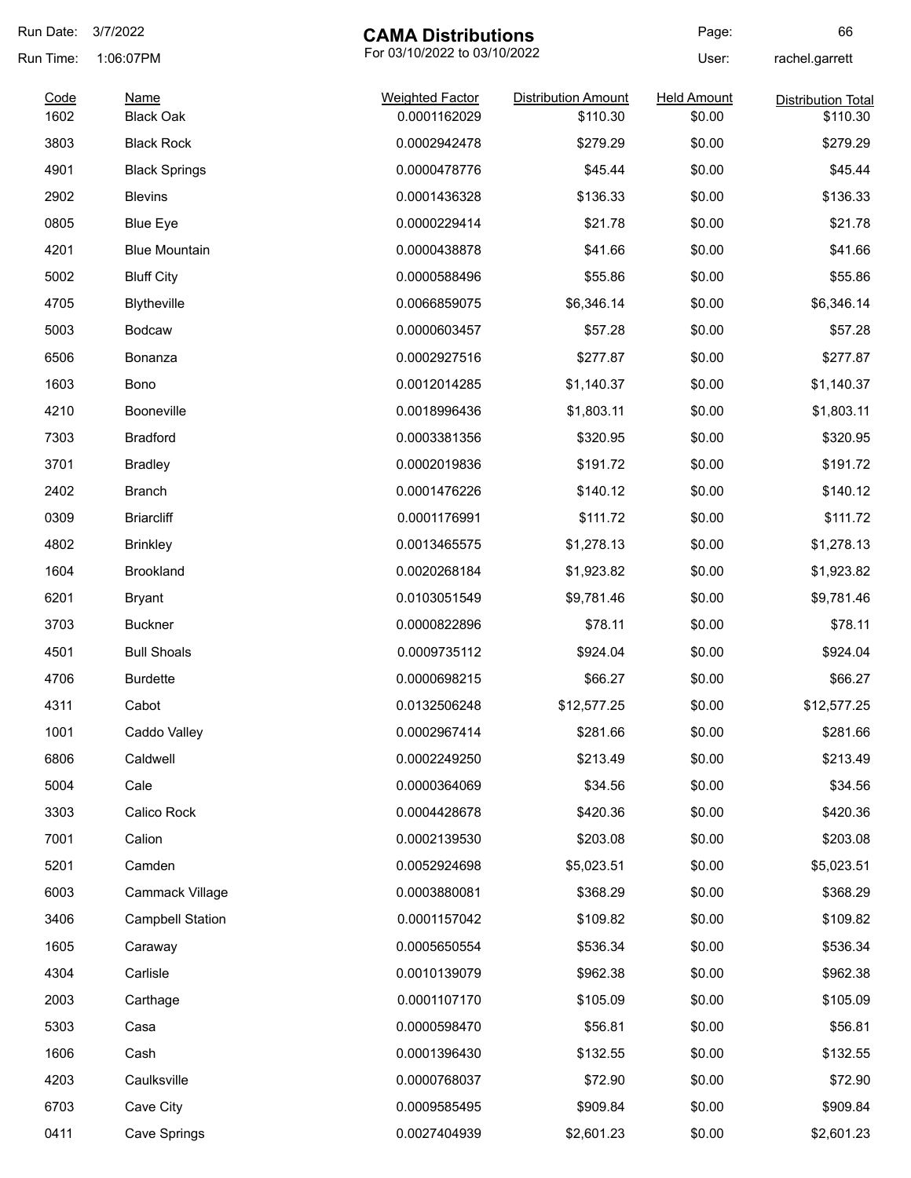Run Date: 3/7/2022
Run Time: 1:06:07PM

# CAMA Distributions

For 03/10/2022 to 03/10/2022

User: rachel.garrett

| Code | Name | Weighted Factor | Distribution Amount | Held Amount | Distribution Total |
|---|---|---|---|---|---|
| 1602 | Black Oak | 0.0001162029 | $110.30 | $0.00 | $110.30 |
| 3803 | Black Rock | 0.0002942478 | $279.29 | $0.00 | $279.29 |
| 4901 | Black Springs | 0.0000478776 | $45.44 | $0.00 | $45.44 |
| 2902 | Blevins | 0.0001436328 | $136.33 | $0.00 | $136.33 |
| 0805 | Blue Eye | 0.0000229414 | $21.78 | $0.00 | $21.78 |
| 4201 | Blue Mountain | 0.0000438878 | $41.66 | $0.00 | $41.66 |
| 5002 | Bluff City | 0.0000588496 | $55.86 | $0.00 | $55.86 |
| 4705 | Blytheville | 0.0066859075 | $6,346.14 | $0.00 | $6,346.14 |
| 5003 | Bodcaw | 0.0000603457 | $57.28 | $0.00 | $57.28 |
| 6506 | Bonanza | 0.0002927516 | $277.87 | $0.00 | $277.87 |
| 1603 | Bono | 0.0012014285 | $1,140.37 | $0.00 | $1,140.37 |
| 4210 | Booneville | 0.0018996436 | $1,803.11 | $0.00 | $1,803.11 |
| 7303 | Bradford | 0.0003381356 | $320.95 | $0.00 | $320.95 |
| 3701 | Bradley | 0.0002019836 | $191.72 | $0.00 | $191.72 |
| 2402 | Branch | 0.0001476226 | $140.12 | $0.00 | $140.12 |
| 0309 | Briarcliff | 0.0001176991 | $111.72 | $0.00 | $111.72 |
| 4802 | Brinkley | 0.0013465575 | $1,278.13 | $0.00 | $1,278.13 |
| 1604 | Brookland | 0.0020268184 | $1,923.82 | $0.00 | $1,923.82 |
| 6201 | Bryant | 0.0103051549 | $9,781.46 | $0.00 | $9,781.46 |
| 3703 | Buckner | 0.0000822896 | $78.11 | $0.00 | $78.11 |
| 4501 | Bull Shoals | 0.0009735112 | $924.04 | $0.00 | $924.04 |
| 4706 | Burdette | 0.0000698215 | $66.27 | $0.00 | $66.27 |
| 4311 | Cabot | 0.0132506248 | $12,577.25 | $0.00 | $12,577.25 |
| 1001 | Caddo Valley | 0.0002967414 | $281.66 | $0.00 | $281.66 |
| 6806 | Caldwell | 0.0002249250 | $213.49 | $0.00 | $213.49 |
| 5004 | Cale | 0.0000364069 | $34.56 | $0.00 | $34.56 |
| 3303 | Calico Rock | 0.0004428678 | $420.36 | $0.00 | $420.36 |
| 7001 | Calion | 0.0002139530 | $203.08 | $0.00 | $203.08 |
| 5201 | Camden | 0.0052924698 | $5,023.51 | $0.00 | $5,023.51 |
| 6003 | Cammack Village | 0.0003880081 | $368.29 | $0.00 | $368.29 |
| 3406 | Campbell Station | 0.0001157042 | $109.82 | $0.00 | $109.82 |
| 1605 | Caraway | 0.0005650554 | $536.34 | $0.00 | $536.34 |
| 4304 | Carlisle | 0.0010139079 | $962.38 | $0.00 | $962.38 |
| 2003 | Carthage | 0.0001107170 | $105.09 | $0.00 | $105.09 |
| 5303 | Casa | 0.0000598470 | $56.81 | $0.00 | $56.81 |
| 1606 | Cash | 0.0001396430 | $132.55 | $0.00 | $132.55 |
| 4203 | Caulksville | 0.0000768037 | $72.90 | $0.00 | $72.90 |
| 6703 | Cave City | 0.0009585495 | $909.84 | $0.00 | $909.84 |
| 0411 | Cave Springs | 0.0027404939 | $2,601.23 | $0.00 | $2,601.23 |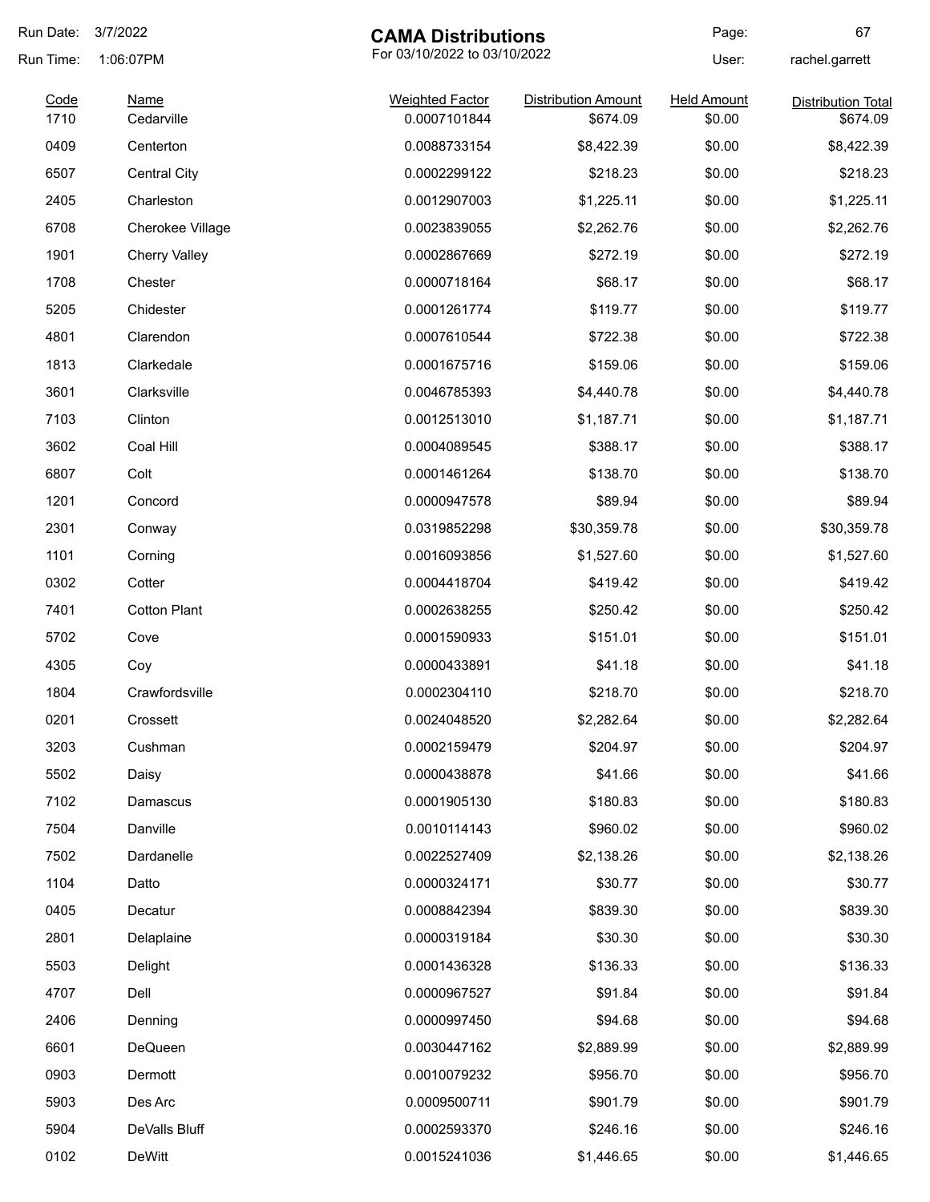Run Date: 3/7/2022
Run Time: 1:06:07PM

# CAMA Distributions

For 03/10/2022 to 03/10/2022

User: rachel.garrett

| Code | Name | Weighted Factor | Distribution Amount | Held Amount | Distribution Total |
|---|---|---|---|---|---|
| 1710 | Cedarville | 0.0007101844 | $674.09 | $0.00 | $674.09 |
| 0409 | Centerton | 0.0088733154 | $8,422.39 | $0.00 | $8,422.39 |
| 6507 | Central City | 0.0002299122 | $218.23 | $0.00 | $218.23 |
| 2405 | Charleston | 0.0012907003 | $1,225.11 | $0.00 | $1,225.11 |
| 6708 | Cherokee Village | 0.0023839055 | $2,262.76 | $0.00 | $2,262.76 |
| 1901 | Cherry Valley | 0.0002867669 | $272.19 | $0.00 | $272.19 |
| 1708 | Chester | 0.0000718164 | $68.17 | $0.00 | $68.17 |
| 5205 | Chidester | 0.0001261774 | $119.77 | $0.00 | $119.77 |
| 4801 | Clarendon | 0.0007610544 | $722.38 | $0.00 | $722.38 |
| 1813 | Clarkedale | 0.0001675716 | $159.06 | $0.00 | $159.06 |
| 3601 | Clarksville | 0.0046785393 | $4,440.78 | $0.00 | $4,440.78 |
| 7103 | Clinton | 0.0012513010 | $1,187.71 | $0.00 | $1,187.71 |
| 3602 | Coal Hill | 0.0004089545 | $388.17 | $0.00 | $388.17 |
| 6807 | Colt | 0.0001461264 | $138.70 | $0.00 | $138.70 |
| 1201 | Concord | 0.0000947578 | $89.94 | $0.00 | $89.94 |
| 2301 | Conway | 0.0319852298 | $30,359.78 | $0.00 | $30,359.78 |
| 1101 | Corning | 0.0016093856 | $1,527.60 | $0.00 | $1,527.60 |
| 0302 | Cotter | 0.0004418704 | $419.42 | $0.00 | $419.42 |
| 7401 | Cotton Plant | 0.0002638255 | $250.42 | $0.00 | $250.42 |
| 5702 | Cove | 0.0001590933 | $151.01 | $0.00 | $151.01 |
| 4305 | Coy | 0.0000433891 | $41.18 | $0.00 | $41.18 |
| 1804 | Crawfordsville | 0.0002304110 | $218.70 | $0.00 | $218.70 |
| 0201 | Crossett | 0.0024048520 | $2,282.64 | $0.00 | $2,282.64 |
| 3203 | Cushman | 0.0002159479 | $204.97 | $0.00 | $204.97 |
| 5502 | Daisy | 0.0000438878 | $41.66 | $0.00 | $41.66 |
| 7102 | Damascus | 0.0001905130 | $180.83 | $0.00 | $180.83 |
| 7504 | Danville | 0.0010114143 | $960.02 | $0.00 | $960.02 |
| 7502 | Dardanelle | 0.0022527409 | $2,138.26 | $0.00 | $2,138.26 |
| 1104 | Datto | 0.0000324171 | $30.77 | $0.00 | $30.77 |
| 0405 | Decatur | 0.0008842394 | $839.30 | $0.00 | $839.30 |
| 2801 | Delaplaine | 0.0000319184 | $30.30 | $0.00 | $30.30 |
| 5503 | Delight | 0.0001436328 | $136.33 | $0.00 | $136.33 |
| 4707 | Dell | 0.0000967527 | $91.84 | $0.00 | $91.84 |
| 2406 | Denning | 0.0000997450 | $94.68 | $0.00 | $94.68 |
| 6601 | DeQueen | 0.0030447162 | $2,889.99 | $0.00 | $2,889.99 |
| 0903 | Dermott | 0.0010079232 | $956.70 | $0.00 | $956.70 |
| 5903 | Des Arc | 0.0009500711 | $901.79 | $0.00 | $901.79 |
| 5904 | DeValls Bluff | 0.0002593370 | $246.16 | $0.00 | $246.16 |
| 0102 | DeWitt | 0.0015241036 | $1,446.65 | $0.00 | $1,446.65 |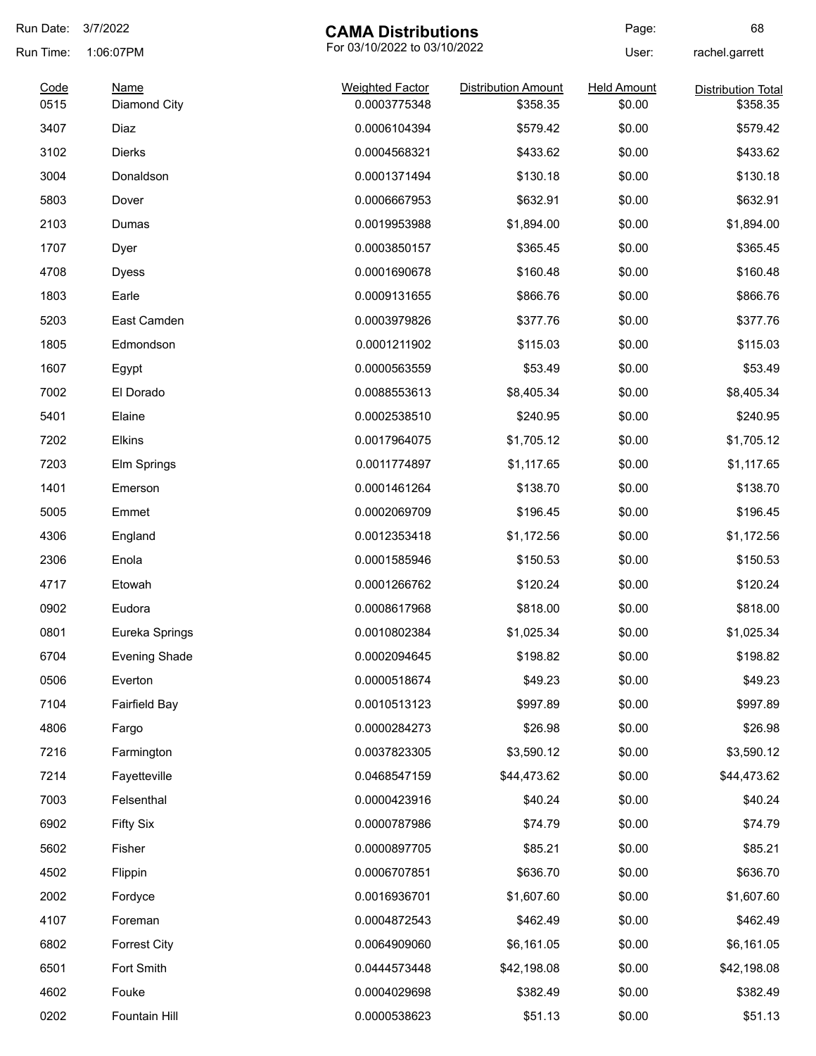Run Date: 3/7/2022
Run Time: 1:06:07PM

# CAMA Distributions

For 03/10/2022 to 03/10/2022

User: rachel.garrett

| Code | Name | Weighted Factor | Distribution Amount | Held Amount | Distribution Total |
|---|---|---|---|---|---|
| 0515 | Diamond City | 0.0003775348 | $358.35 | $0.00 | $358.35 |
| 3407 | Diaz | 0.0006104394 | $579.42 | $0.00 | $579.42 |
| 3102 | Dierks | 0.0004568321 | $433.62 | $0.00 | $433.62 |
| 3004 | Donaldson | 0.0001371494 | $130.18 | $0.00 | $130.18 |
| 5803 | Dover | 0.0006667953 | $632.91 | $0.00 | $632.91 |
| 2103 | Dumas | 0.0019953988 | $1,894.00 | $0.00 | $1,894.00 |
| 1707 | Dyer | 0.0003850157 | $365.45 | $0.00 | $365.45 |
| 4708 | Dyess | 0.0001690678 | $160.48 | $0.00 | $160.48 |
| 1803 | Earle | 0.0009131655 | $866.76 | $0.00 | $866.76 |
| 5203 | East Camden | 0.0003979826 | $377.76 | $0.00 | $377.76 |
| 1805 | Edmondson | 0.0001211902 | $115.03 | $0.00 | $115.03 |
| 1607 | Egypt | 0.0000563559 | $53.49 | $0.00 | $53.49 |
| 7002 | El Dorado | 0.0088553613 | $8,405.34 | $0.00 | $8,405.34 |
| 5401 | Elaine | 0.0002538510 | $240.95 | $0.00 | $240.95 |
| 7202 | Elkins | 0.0017964075 | $1,705.12 | $0.00 | $1,705.12 |
| 7203 | Elm Springs | 0.0011774897 | $1,117.65 | $0.00 | $1,117.65 |
| 1401 | Emerson | 0.0001461264 | $138.70 | $0.00 | $138.70 |
| 5005 | Emmet | 0.0002069709 | $196.45 | $0.00 | $196.45 |
| 4306 | England | 0.0012353418 | $1,172.56 | $0.00 | $1,172.56 |
| 2306 | Enola | 0.0001585946 | $150.53 | $0.00 | $150.53 |
| 4717 | Etowah | 0.0001266762 | $120.24 | $0.00 | $120.24 |
| 0902 | Eudora | 0.0008617968 | $818.00 | $0.00 | $818.00 |
| 0801 | Eureka Springs | 0.0010802384 | $1,025.34 | $0.00 | $1,025.34 |
| 6704 | Evening Shade | 0.0002094645 | $198.82 | $0.00 | $198.82 |
| 0506 | Everton | 0.0000518674 | $49.23 | $0.00 | $49.23 |
| 7104 | Fairfield Bay | 0.0010513123 | $997.89 | $0.00 | $997.89 |
| 4806 | Fargo | 0.0000284273 | $26.98 | $0.00 | $26.98 |
| 7216 | Farmington | 0.0037823305 | $3,590.12 | $0.00 | $3,590.12 |
| 7214 | Fayetteville | 0.0468547159 | $44,473.62 | $0.00 | $44,473.62 |
| 7003 | Felsenthal | 0.0000423916 | $40.24 | $0.00 | $40.24 |
| 6902 | Fifty Six | 0.0000787986 | $74.79 | $0.00 | $74.79 |
| 5602 | Fisher | 0.0000897705 | $85.21 | $0.00 | $85.21 |
| 4502 | Flippin | 0.0006707851 | $636.70 | $0.00 | $636.70 |
| 2002 | Fordyce | 0.0016936701 | $1,607.60 | $0.00 | $1,607.60 |
| 4107 | Foreman | 0.0004872543 | $462.49 | $0.00 | $462.49 |
| 6802 | Forrest City | 0.0064909060 | $6,161.05 | $0.00 | $6,161.05 |
| 6501 | Fort Smith | 0.0444573448 | $42,198.08 | $0.00 | $42,198.08 |
| 4602 | Fouke | 0.0004029698 | $382.49 | $0.00 | $382.49 |
| 0202 | Fountain Hill | 0.0000538623 | $51.13 | $0.00 | $51.13 |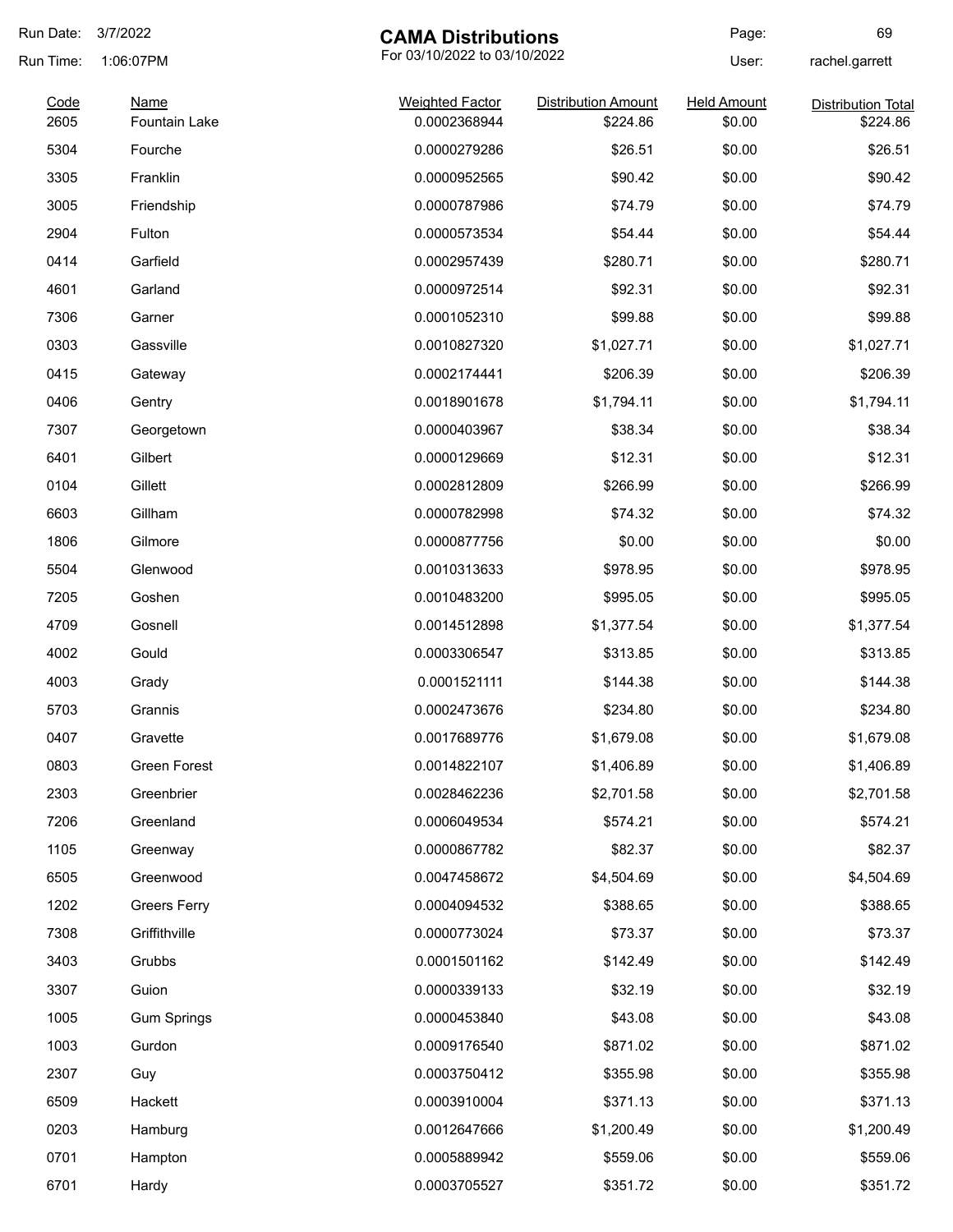# CAMA Distributions

For 03/10/2022 to 03/10/2022

Run Date: 3/7/2022
Run Time: 1:06:07PM
User: rachel.garrett

| Code | Name | Weighted Factor | Distribution Amount | Held Amount | Distribution Total |
|---|---|---|---|---|---|
| 2605 | Fountain Lake | 0.0002368944 | $224.86 | $0.00 | $224.86 |
| 5304 | Fourche | 0.0000279286 | $26.51 | $0.00 | $26.51 |
| 3305 | Franklin | 0.0000952565 | $90.42 | $0.00 | $90.42 |
| 3005 | Friendship | 0.0000787986 | $74.79 | $0.00 | $74.79 |
| 2904 | Fulton | 0.0000573534 | $54.44 | $0.00 | $54.44 |
| 0414 | Garfield | 0.0002957439 | $280.71 | $0.00 | $280.71 |
| 4601 | Garland | 0.0000972514 | $92.31 | $0.00 | $92.31 |
| 7306 | Garner | 0.0001052310 | $99.88 | $0.00 | $99.88 |
| 0303 | Gassville | 0.0010827320 | $1,027.71 | $0.00 | $1,027.71 |
| 0415 | Gateway | 0.0002174441 | $206.39 | $0.00 | $206.39 |
| 0406 | Gentry | 0.0018901678 | $1,794.11 | $0.00 | $1,794.11 |
| 7307 | Georgetown | 0.0000403967 | $38.34 | $0.00 | $38.34 |
| 6401 | Gilbert | 0.0000129669 | $12.31 | $0.00 | $12.31 |
| 0104 | Gillett | 0.0002812809 | $266.99 | $0.00 | $266.99 |
| 6603 | Gillham | 0.0000782998 | $74.32 | $0.00 | $74.32 |
| 1806 | Gilmore | 0.0000877756 | $0.00 | $0.00 | $0.00 |
| 5504 | Glenwood | 0.0010313633 | $978.95 | $0.00 | $978.95 |
| 7205 | Goshen | 0.0010483200 | $995.05 | $0.00 | $995.05 |
| 4709 | Gosnell | 0.0014512898 | $1,377.54 | $0.00 | $1,377.54 |
| 4002 | Gould | 0.0003306547 | $313.85 | $0.00 | $313.85 |
| 4003 | Grady | 0.0001521111 | $144.38 | $0.00 | $144.38 |
| 5703 | Grannis | 0.0002473676 | $234.80 | $0.00 | $234.80 |
| 0407 | Gravette | 0.0017689776 | $1,679.08 | $0.00 | $1,679.08 |
| 0803 | Green Forest | 0.0014822107 | $1,406.89 | $0.00 | $1,406.89 |
| 2303 | Greenbrier | 0.0028462236 | $2,701.58 | $0.00 | $2,701.58 |
| 7206 | Greenland | 0.0006049534 | $574.21 | $0.00 | $574.21 |
| 1105 | Greenway | 0.0000867782 | $82.37 | $0.00 | $82.37 |
| 6505 | Greenwood | 0.0047458672 | $4,504.69 | $0.00 | $4,504.69 |
| 1202 | Greers Ferry | 0.0004094532 | $388.65 | $0.00 | $388.65 |
| 7308 | Griffithville | 0.0000773024 | $73.37 | $0.00 | $73.37 |
| 3403 | Grubbs | 0.0001501162 | $142.49 | $0.00 | $142.49 |
| 3307 | Guion | 0.0000339133 | $32.19 | $0.00 | $32.19 |
| 1005 | Gum Springs | 0.0000453840 | $43.08 | $0.00 | $43.08 |
| 1003 | Gurdon | 0.0009176540 | $871.02 | $0.00 | $871.02 |
| 2307 | Guy | 0.0003750412 | $355.98 | $0.00 | $355.98 |
| 6509 | Hackett | 0.0003910004 | $371.13 | $0.00 | $371.13 |
| 0203 | Hamburg | 0.0012647666 | $1,200.49 | $0.00 | $1,200.49 |
| 0701 | Hampton | 0.0005889942 | $559.06 | $0.00 | $559.06 |
| 6701 | Hardy | 0.0003705527 | $351.72 | $0.00 | $351.72 |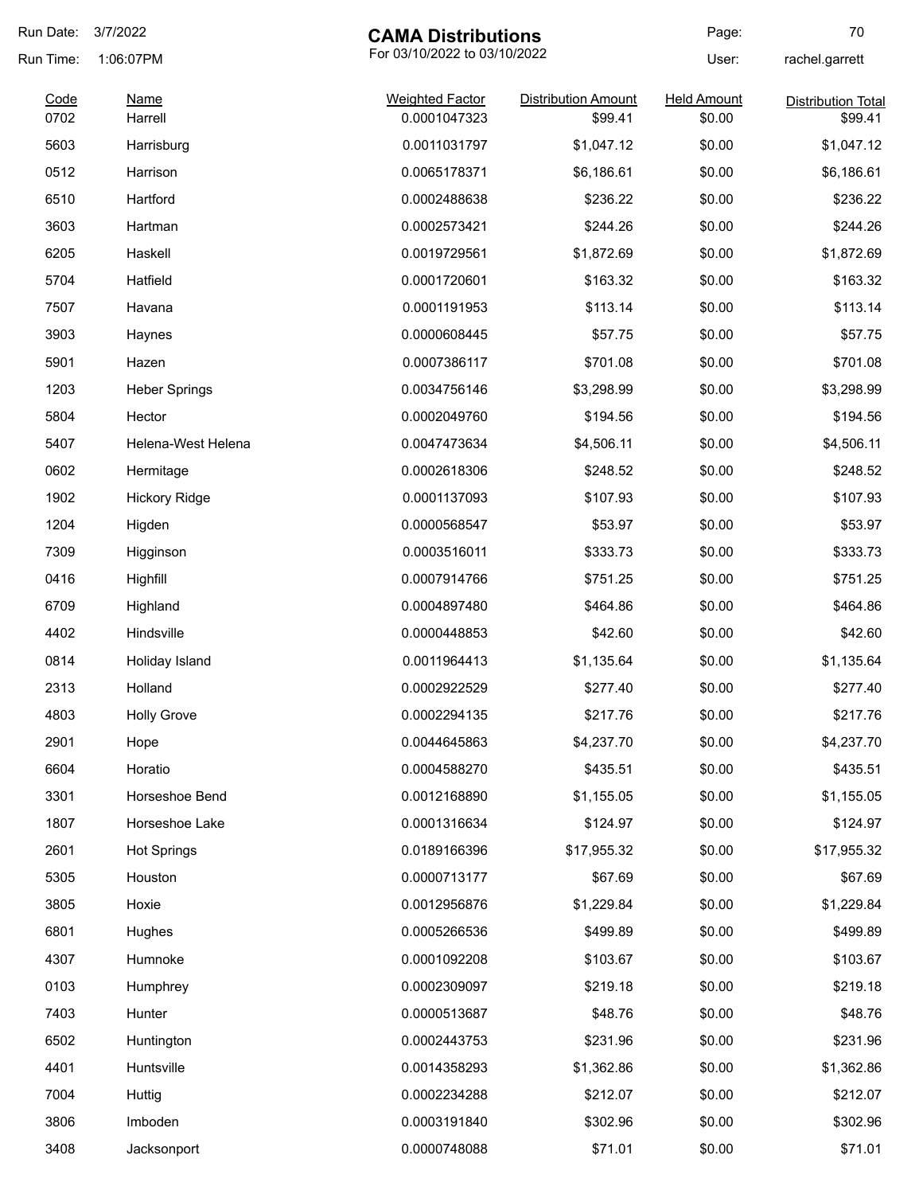# CAMA Distributions

For 03/10/2022 to 03/10/2022

Run Date: 3/7/2022
Run Time: 1:06:07PM
User: rachel.garrett

| Code | Name | Weighted Factor | Distribution Amount | Held Amount | Distribution Total |
|---|---|---|---|---|---|
| 0702 | Harrell | 0.0001047323 | $99.41 | $0.00 | $99.41 |
| 5603 | Harrisburg | 0.0011031797 | $1,047.12 | $0.00 | $1,047.12 |
| 0512 | Harrison | 0.0065178371 | $6,186.61 | $0.00 | $6,186.61 |
| 6510 | Hartford | 0.0002488638 | $236.22 | $0.00 | $236.22 |
| 3603 | Hartman | 0.0002573421 | $244.26 | $0.00 | $244.26 |
| 6205 | Haskell | 0.0019729561 | $1,872.69 | $0.00 | $1,872.69 |
| 5704 | Hatfield | 0.0001720601 | $163.32 | $0.00 | $163.32 |
| 7507 | Havana | 0.0001191953 | $113.14 | $0.00 | $113.14 |
| 3903 | Haynes | 0.0000608445 | $57.75 | $0.00 | $57.75 |
| 5901 | Hazen | 0.0007386117 | $701.08 | $0.00 | $701.08 |
| 1203 | Heber Springs | 0.0034756146 | $3,298.99 | $0.00 | $3,298.99 |
| 5804 | Hector | 0.0002049760 | $194.56 | $0.00 | $194.56 |
| 5407 | Helena-West Helena | 0.0047473634 | $4,506.11 | $0.00 | $4,506.11 |
| 0602 | Hermitage | 0.0002618306 | $248.52 | $0.00 | $248.52 |
| 1902 | Hickory Ridge | 0.0001137093 | $107.93 | $0.00 | $107.93 |
| 1204 | Higden | 0.0000568547 | $53.97 | $0.00 | $53.97 |
| 7309 | Higginson | 0.0003516011 | $333.73 | $0.00 | $333.73 |
| 0416 | Highfill | 0.0007914766 | $751.25 | $0.00 | $751.25 |
| 6709 | Highland | 0.0004897480 | $464.86 | $0.00 | $464.86 |
| 4402 | Hindsville | 0.0000448853 | $42.60 | $0.00 | $42.60 |
| 0814 | Holiday Island | 0.0011964413 | $1,135.64 | $0.00 | $1,135.64 |
| 2313 | Holland | 0.0002922529 | $277.40 | $0.00 | $277.40 |
| 4803 | Holly Grove | 0.0002294135 | $217.76 | $0.00 | $217.76 |
| 2901 | Hope | 0.0044645863 | $4,237.70 | $0.00 | $4,237.70 |
| 6604 | Horatio | 0.0004588270 | $435.51 | $0.00 | $435.51 |
| 3301 | Horseshoe Bend | 0.0012168890 | $1,155.05 | $0.00 | $1,155.05 |
| 1807 | Horseshoe Lake | 0.0001316634 | $124.97 | $0.00 | $124.97 |
| 2601 | Hot Springs | 0.0189166396 | $17,955.32 | $0.00 | $17,955.32 |
| 5305 | Houston | 0.0000713177 | $67.69 | $0.00 | $67.69 |
| 3805 | Hoxie | 0.0012956876 | $1,229.84 | $0.00 | $1,229.84 |
| 6801 | Hughes | 0.0005266536 | $499.89 | $0.00 | $499.89 |
| 4307 | Humnoke | 0.0001092208 | $103.67 | $0.00 | $103.67 |
| 0103 | Humphrey | 0.0002309097 | $219.18 | $0.00 | $219.18 |
| 7403 | Hunter | 0.0000513687 | $48.76 | $0.00 | $48.76 |
| 6502 | Huntington | 0.0002443753 | $231.96 | $0.00 | $231.96 |
| 4401 | Huntsville | 0.0014358293 | $1,362.86 | $0.00 | $1,362.86 |
| 7004 | Huttig | 0.0002234288 | $212.07 | $0.00 | $212.07 |
| 3806 | Imboden | 0.0003191840 | $302.96 | $0.00 | $302.96 |
| 3408 | Jacksonport | 0.0000748088 | $71.01 | $0.00 | $71.01 |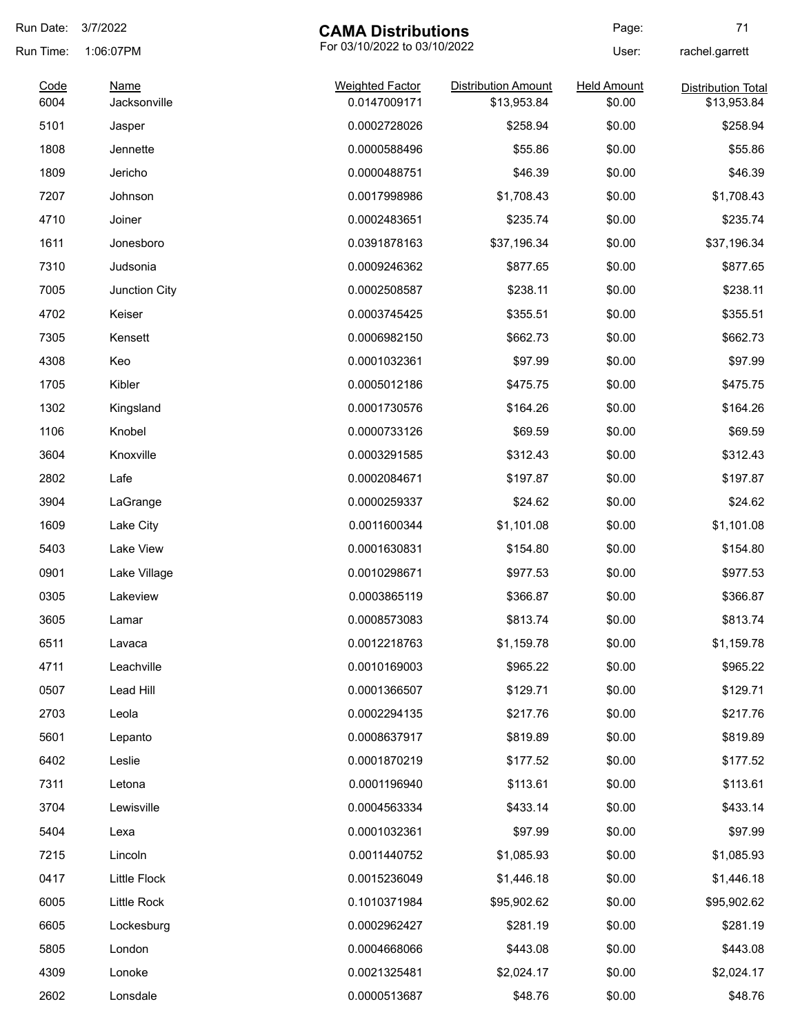# CAMA Distributions

For 03/10/2022 to 03/10/2022

Run Date: 3/7/2022
Run Time: 1:06:07PM
User: rachel.garrett

| Code | Name | Weighted Factor | Distribution Amount | Held Amount | Distribution Total |
|---|---|---|---|---|---|
| 6004 | Jacksonville | 0.0147009171 | $13,953.84 | $0.00 | $13,953.84 |
| 5101 | Jasper | 0.0002728026 | $258.94 | $0.00 | $258.94 |
| 1808 | Jennette | 0.0000588496 | $55.86 | $0.00 | $55.86 |
| 1809 | Jericho | 0.0000488751 | $46.39 | $0.00 | $46.39 |
| 7207 | Johnson | 0.0017998986 | $1,708.43 | $0.00 | $1,708.43 |
| 4710 | Joiner | 0.0002483651 | $235.74 | $0.00 | $235.74 |
| 1611 | Jonesboro | 0.0391878163 | $37,196.34 | $0.00 | $37,196.34 |
| 7310 | Judsonia | 0.0009246362 | $877.65 | $0.00 | $877.65 |
| 7005 | Junction City | 0.0002508587 | $238.11 | $0.00 | $238.11 |
| 4702 | Keiser | 0.0003745425 | $355.51 | $0.00 | $355.51 |
| 7305 | Kensett | 0.0006982150 | $662.73 | $0.00 | $662.73 |
| 4308 | Keo | 0.0001032361 | $97.99 | $0.00 | $97.99 |
| 1705 | Kibler | 0.0005012186 | $475.75 | $0.00 | $475.75 |
| 1302 | Kingsland | 0.0001730576 | $164.26 | $0.00 | $164.26 |
| 1106 | Knobel | 0.0000733126 | $69.59 | $0.00 | $69.59 |
| 3604 | Knoxville | 0.0003291585 | $312.43 | $0.00 | $312.43 |
| 2802 | Lafe | 0.0002084671 | $197.87 | $0.00 | $197.87 |
| 3904 | LaGrange | 0.0000259337 | $24.62 | $0.00 | $24.62 |
| 1609 | Lake City | 0.0011600344 | $1,101.08 | $0.00 | $1,101.08 |
| 5403 | Lake View | 0.0001630831 | $154.80 | $0.00 | $154.80 |
| 0901 | Lake Village | 0.0010298671 | $977.53 | $0.00 | $977.53 |
| 0305 | Lakeview | 0.0003865119 | $366.87 | $0.00 | $366.87 |
| 3605 | Lamar | 0.0008573083 | $813.74 | $0.00 | $813.74 |
| 6511 | Lavaca | 0.0012218763 | $1,159.78 | $0.00 | $1,159.78 |
| 4711 | Leachville | 0.0010169003 | $965.22 | $0.00 | $965.22 |
| 0507 | Lead Hill | 0.0001366507 | $129.71 | $0.00 | $129.71 |
| 2703 | Leola | 0.0002294135 | $217.76 | $0.00 | $217.76 |
| 5601 | Lepanto | 0.0008637917 | $819.89 | $0.00 | $819.89 |
| 6402 | Leslie | 0.0001870219 | $177.52 | $0.00 | $177.52 |
| 7311 | Letona | 0.0001196940 | $113.61 | $0.00 | $113.61 |
| 3704 | Lewisville | 0.0004563334 | $433.14 | $0.00 | $433.14 |
| 5404 | Lexa | 0.0001032361 | $97.99 | $0.00 | $97.99 |
| 7215 | Lincoln | 0.0011440752 | $1,085.93 | $0.00 | $1,085.93 |
| 0417 | Little Flock | 0.0015236049 | $1,446.18 | $0.00 | $1,446.18 |
| 6005 | Little Rock | 0.1010371984 | $95,902.62 | $0.00 | $95,902.62 |
| 6605 | Lockesburg | 0.0002962427 | $281.19 | $0.00 | $281.19 |
| 5805 | London | 0.0004668066 | $443.08 | $0.00 | $443.08 |
| 4309 | Lonoke | 0.0021325481 | $2,024.17 | $0.00 | $2,024.17 |
| 2602 | Lonsdale | 0.0000513687 | $48.76 | $0.00 | $48.76 |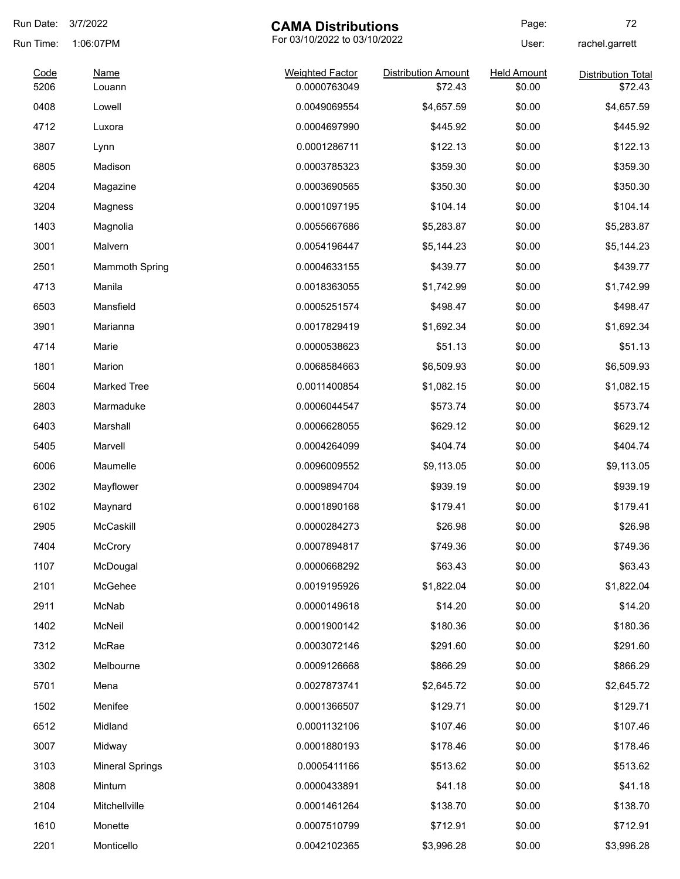Run Date: 3/7/2022
Run Time: 1:06:07PM

# CAMA Distributions

For 03/10/2022 to 03/10/2022

User: rachel.garrett

| Code | Name | Weighted Factor | Distribution Amount | Held Amount | Distribution Total |
|---|---|---|---|---|---|
| 5206 | Louann | 0.0000763049 | $72.43 | $0.00 | $72.43 |
| 0408 | Lowell | 0.0049069554 | $4,657.59 | $0.00 | $4,657.59 |
| 4712 | Luxora | 0.0004697990 | $445.92 | $0.00 | $445.92 |
| 3807 | Lynn | 0.0001286711 | $122.13 | $0.00 | $122.13 |
| 6805 | Madison | 0.0003785323 | $359.30 | $0.00 | $359.30 |
| 4204 | Magazine | 0.0003690565 | $350.30 | $0.00 | $350.30 |
| 3204 | Magness | 0.0001097195 | $104.14 | $0.00 | $104.14 |
| 1403 | Magnolia | 0.0055667686 | $5,283.87 | $0.00 | $5,283.87 |
| 3001 | Malvern | 0.0054196447 | $5,144.23 | $0.00 | $5,144.23 |
| 2501 | Mammoth Spring | 0.0004633155 | $439.77 | $0.00 | $439.77 |
| 4713 | Manila | 0.0018363055 | $1,742.99 | $0.00 | $1,742.99 |
| 6503 | Mansfield | 0.0005251574 | $498.47 | $0.00 | $498.47 |
| 3901 | Marianna | 0.0017829419 | $1,692.34 | $0.00 | $1,692.34 |
| 4714 | Marie | 0.0000538623 | $51.13 | $0.00 | $51.13 |
| 1801 | Marion | 0.0068584663 | $6,509.93 | $0.00 | $6,509.93 |
| 5604 | Marked Tree | 0.0011400854 | $1,082.15 | $0.00 | $1,082.15 |
| 2803 | Marmaduke | 0.0006044547 | $573.74 | $0.00 | $573.74 |
| 6403 | Marshall | 0.0006628055 | $629.12 | $0.00 | $629.12 |
| 5405 | Marvell | 0.0004264099 | $404.74 | $0.00 | $404.74 |
| 6006 | Maumelle | 0.0096009552 | $9,113.05 | $0.00 | $9,113.05 |
| 2302 | Mayflower | 0.0009894704 | $939.19 | $0.00 | $939.19 |
| 6102 | Maynard | 0.0001890168 | $179.41 | $0.00 | $179.41 |
| 2905 | McCaskill | 0.0000284273 | $26.98 | $0.00 | $26.98 |
| 7404 | McCrory | 0.0007894817 | $749.36 | $0.00 | $749.36 |
| 1107 | McDougal | 0.0000668292 | $63.43 | $0.00 | $63.43 |
| 2101 | McGehee | 0.0019195926 | $1,822.04 | $0.00 | $1,822.04 |
| 2911 | McNab | 0.0000149618 | $14.20 | $0.00 | $14.20 |
| 1402 | McNeil | 0.0001900142 | $180.36 | $0.00 | $180.36 |
| 7312 | McRae | 0.0003072146 | $291.60 | $0.00 | $291.60 |
| 3302 | Melbourne | 0.0009126668 | $866.29 | $0.00 | $866.29 |
| 5701 | Mena | 0.0027873741 | $2,645.72 | $0.00 | $2,645.72 |
| 1502 | Menifee | 0.0001366507 | $129.71 | $0.00 | $129.71 |
| 6512 | Midland | 0.0001132106 | $107.46 | $0.00 | $107.46 |
| 3007 | Midway | 0.0001880193 | $178.46 | $0.00 | $178.46 |
| 3103 | Mineral Springs | 0.0005411166 | $513.62 | $0.00 | $513.62 |
| 3808 | Minturn | 0.0000433891 | $41.18 | $0.00 | $41.18 |
| 2104 | Mitchellville | 0.0001461264 | $138.70 | $0.00 | $138.70 |
| 1610 | Monette | 0.0007510799 | $712.91 | $0.00 | $712.91 |
| 2201 | Monticello | 0.0042102365 | $3,996.28 | $0.00 | $3,996.28 |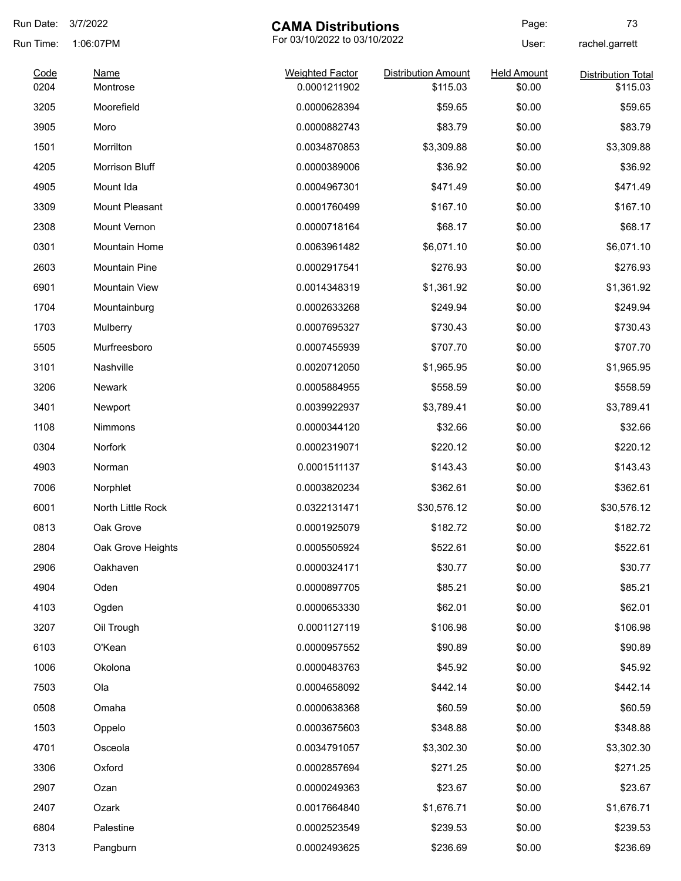# CAMA Distributions

For 03/10/2022 to 03/10/2022

Run Date: 3/7/2022
Run Time: 1:06:07PM
User: rachel.garrett

| Code | Name | Weighted Factor | Distribution Amount | Held Amount | Distribution Total |
|---|---|---|---|---|---|
| 0204 | Montrose | 0.0001211902 | $115.03 | $0.00 | $115.03 |
| 3205 | Moorefield | 0.0000628394 | $59.65 | $0.00 | $59.65 |
| 3905 | Moro | 0.0000882743 | $83.79 | $0.00 | $83.79 |
| 1501 | Morrilton | 0.0034870853 | $3,309.88 | $0.00 | $3,309.88 |
| 4205 | Morrison Bluff | 0.0000389006 | $36.92 | $0.00 | $36.92 |
| 4905 | Mount Ida | 0.0004967301 | $471.49 | $0.00 | $471.49 |
| 3309 | Mount Pleasant | 0.0001760499 | $167.10 | $0.00 | $167.10 |
| 2308 | Mount Vernon | 0.0000718164 | $68.17 | $0.00 | $68.17 |
| 0301 | Mountain Home | 0.0063961482 | $6,071.10 | $0.00 | $6,071.10 |
| 2603 | Mountain Pine | 0.0002917541 | $276.93 | $0.00 | $276.93 |
| 6901 | Mountain View | 0.0014348319 | $1,361.92 | $0.00 | $1,361.92 |
| 1704 | Mountainburg | 0.0002633268 | $249.94 | $0.00 | $249.94 |
| 1703 | Mulberry | 0.0007695327 | $730.43 | $0.00 | $730.43 |
| 5505 | Murfreesboro | 0.0007455939 | $707.70 | $0.00 | $707.70 |
| 3101 | Nashville | 0.0020712050 | $1,965.95 | $0.00 | $1,965.95 |
| 3206 | Newark | 0.0005884955 | $558.59 | $0.00 | $558.59 |
| 3401 | Newport | 0.0039922937 | $3,789.41 | $0.00 | $3,789.41 |
| 1108 | Nimmons | 0.0000344120 | $32.66 | $0.00 | $32.66 |
| 0304 | Norfork | 0.0002319071 | $220.12 | $0.00 | $220.12 |
| 4903 | Norman | 0.0001511137 | $143.43 | $0.00 | $143.43 |
| 7006 | Norphlet | 0.0003820234 | $362.61 | $0.00 | $362.61 |
| 6001 | North Little Rock | 0.0322131471 | $30,576.12 | $0.00 | $30,576.12 |
| 0813 | Oak Grove | 0.0001925079 | $182.72 | $0.00 | $182.72 |
| 2804 | Oak Grove Heights | 0.0005505924 | $522.61 | $0.00 | $522.61 |
| 2906 | Oakhaven | 0.0000324171 | $30.77 | $0.00 | $30.77 |
| 4904 | Oden | 0.0000897705 | $85.21 | $0.00 | $85.21 |
| 4103 | Ogden | 0.0000653330 | $62.01 | $0.00 | $62.01 |
| 3207 | Oil Trough | 0.0001127119 | $106.98 | $0.00 | $106.98 |
| 6103 | O'Kean | 0.0000957552 | $90.89 | $0.00 | $90.89 |
| 1006 | Okolona | 0.0000483763 | $45.92 | $0.00 | $45.92 |
| 7503 | Ola | 0.0004658092 | $442.14 | $0.00 | $442.14 |
| 0508 | Omaha | 0.0000638368 | $60.59 | $0.00 | $60.59 |
| 1503 | Oppelo | 0.0003675603 | $348.88 | $0.00 | $348.88 |
| 4701 | Osceola | 0.0034791057 | $3,302.30 | $0.00 | $3,302.30 |
| 3306 | Oxford | 0.0002857694 | $271.25 | $0.00 | $271.25 |
| 2907 | Ozan | 0.0000249363 | $23.67 | $0.00 | $23.67 |
| 2407 | Ozark | 0.0017664840 | $1,676.71 | $0.00 | $1,676.71 |
| 6804 | Palestine | 0.0002523549 | $239.53 | $0.00 | $239.53 |
| 7313 | Pangburn | 0.0002493625 | $236.69 | $0.00 | $236.69 |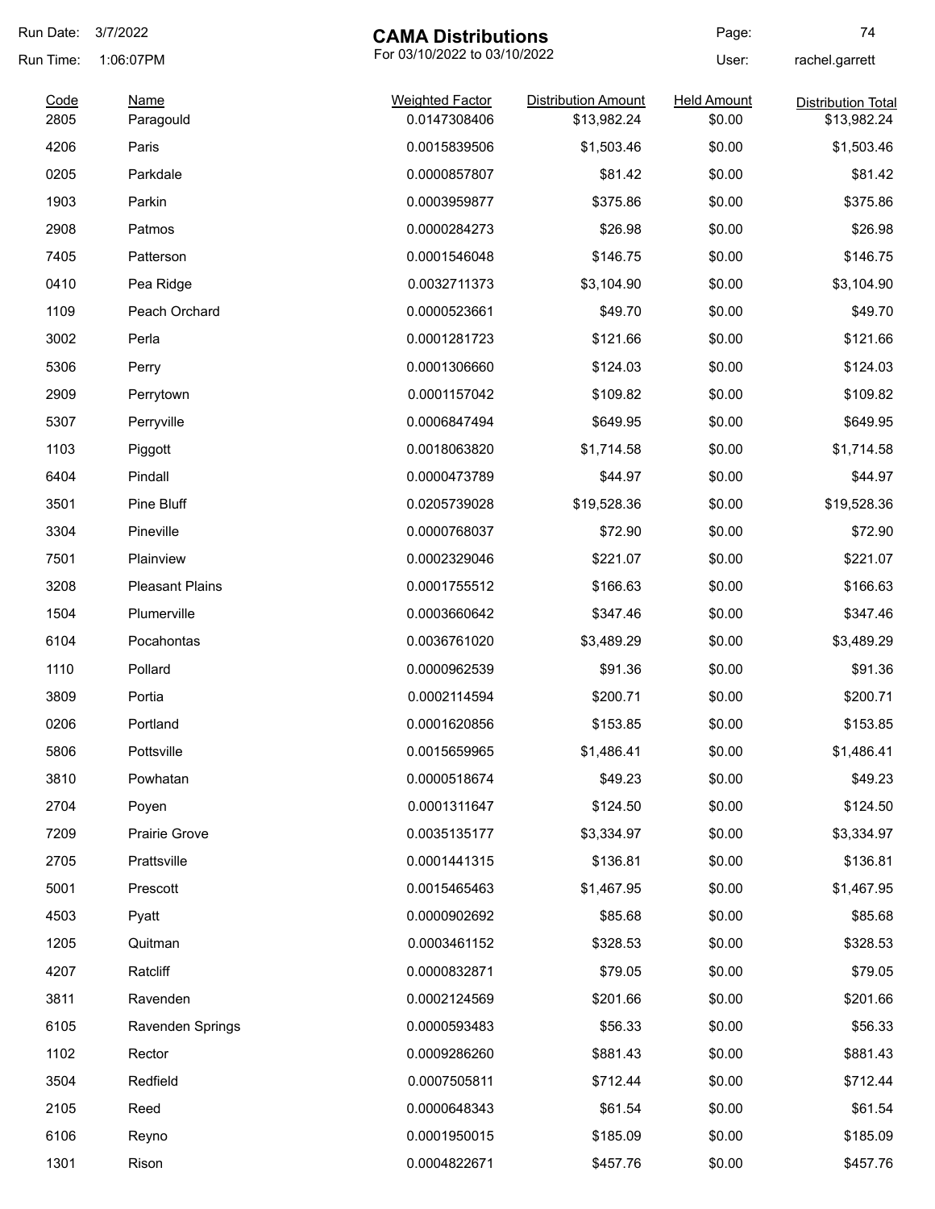# CAMA Distributions

For 03/10/2022 to 03/10/2022

Run Date: 3/7/2022
Run Time: 1:06:07PM
User: rachel.garrett

| Code | Name | Weighted Factor | Distribution Amount | Held Amount | Distribution Total |
|---|---|---|---|---|---|
| 2805 | Paragould | 0.0147308406 | $13,982.24 | $0.00 | $13,982.24 |
| 4206 | Paris | 0.0015839506 | $1,503.46 | $0.00 | $1,503.46 |
| 0205 | Parkdale | 0.0000857807 | $81.42 | $0.00 | $81.42 |
| 1903 | Parkin | 0.0003959877 | $375.86 | $0.00 | $375.86 |
| 2908 | Patmos | 0.0000284273 | $26.98 | $0.00 | $26.98 |
| 7405 | Patterson | 0.0001546048 | $146.75 | $0.00 | $146.75 |
| 0410 | Pea Ridge | 0.0032711373 | $3,104.90 | $0.00 | $3,104.90 |
| 1109 | Peach Orchard | 0.0000523661 | $49.70 | $0.00 | $49.70 |
| 3002 | Perla | 0.0001281723 | $121.66 | $0.00 | $121.66 |
| 5306 | Perry | 0.0001306660 | $124.03 | $0.00 | $124.03 |
| 2909 | Perrytown | 0.0001157042 | $109.82 | $0.00 | $109.82 |
| 5307 | Perryville | 0.0006847494 | $649.95 | $0.00 | $649.95 |
| 1103 | Piggott | 0.0018063820 | $1,714.58 | $0.00 | $1,714.58 |
| 6404 | Pindall | 0.0000473789 | $44.97 | $0.00 | $44.97 |
| 3501 | Pine Bluff | 0.0205739028 | $19,528.36 | $0.00 | $19,528.36 |
| 3304 | Pineville | 0.0000768037 | $72.90 | $0.00 | $72.90 |
| 7501 | Plainview | 0.0002329046 | $221.07 | $0.00 | $221.07 |
| 3208 | Pleasant Plains | 0.0001755512 | $166.63 | $0.00 | $166.63 |
| 1504 | Plumerville | 0.0003660642 | $347.46 | $0.00 | $347.46 |
| 6104 | Pocahontas | 0.0036761020 | $3,489.29 | $0.00 | $3,489.29 |
| 1110 | Pollard | 0.0000962539 | $91.36 | $0.00 | $91.36 |
| 3809 | Portia | 0.0002114594 | $200.71 | $0.00 | $200.71 |
| 0206 | Portland | 0.0001620856 | $153.85 | $0.00 | $153.85 |
| 5806 | Pottsville | 0.0015659965 | $1,486.41 | $0.00 | $1,486.41 |
| 3810 | Powhatan | 0.0000518674 | $49.23 | $0.00 | $49.23 |
| 2704 | Poyen | 0.0001311647 | $124.50 | $0.00 | $124.50 |
| 7209 | Prairie Grove | 0.0035135177 | $3,334.97 | $0.00 | $3,334.97 |
| 2705 | Prattsville | 0.0001441315 | $136.81 | $0.00 | $136.81 |
| 5001 | Prescott | 0.0015465463 | $1,467.95 | $0.00 | $1,467.95 |
| 4503 | Pyatt | 0.0000902692 | $85.68 | $0.00 | $85.68 |
| 1205 | Quitman | 0.0003461152 | $328.53 | $0.00 | $328.53 |
| 4207 | Ratcliff | 0.0000832871 | $79.05 | $0.00 | $79.05 |
| 3811 | Ravenden | 0.0002124569 | $201.66 | $0.00 | $201.66 |
| 6105 | Ravenden Springs | 0.0000593483 | $56.33 | $0.00 | $56.33 |
| 1102 | Rector | 0.0009286260 | $881.43 | $0.00 | $881.43 |
| 3504 | Redfield | 0.0007505811 | $712.44 | $0.00 | $712.44 |
| 2105 | Reed | 0.0000648343 | $61.54 | $0.00 | $61.54 |
| 6106 | Reyno | 0.0001950015 | $185.09 | $0.00 | $185.09 |
| 1301 | Rison | 0.0004822671 | $457.76 | $0.00 | $457.76 |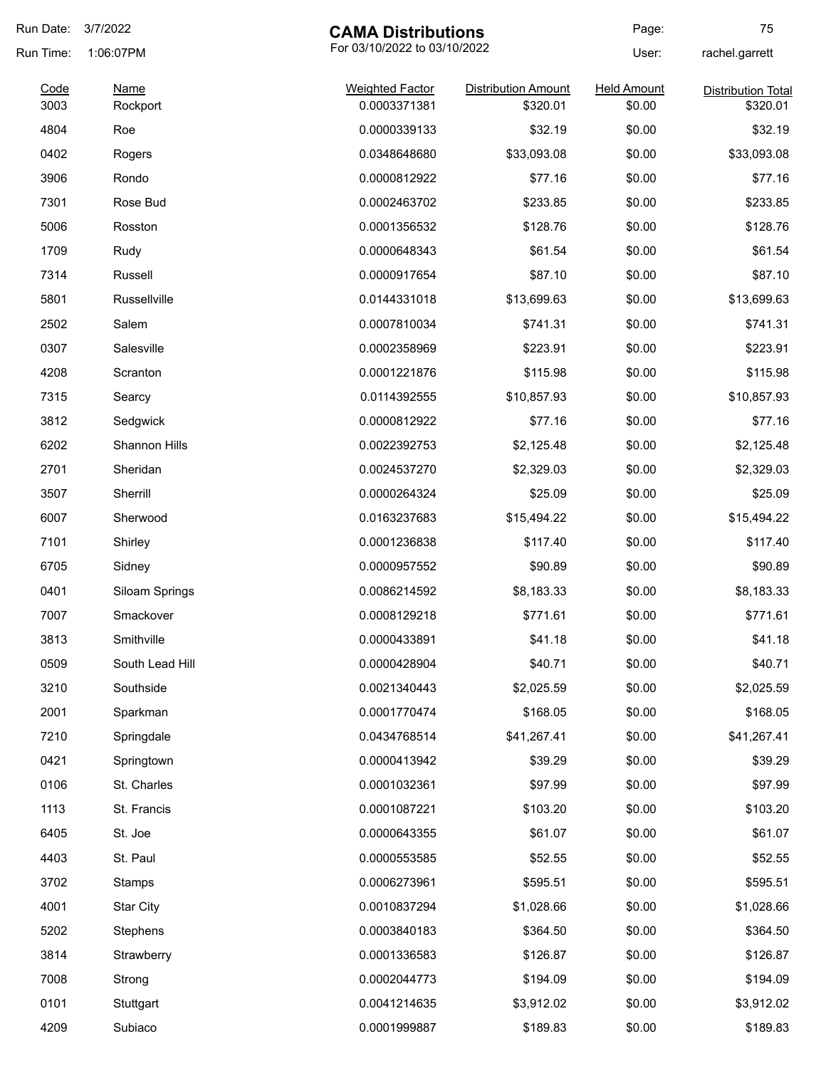# CAMA Distributions

For 03/10/2022 to 03/10/2022

Run Date: 3/7/2022
Run Time: 1:06:07PM
User: rachel.garrett

| Code | Name | Weighted Factor | Distribution Amount | Held Amount | Distribution Total |
|---|---|---|---|---|---|
| 3003 | Rockport | 0.0003371381 | $320.01 | $0.00 | $320.01 |
| 4804 | Roe | 0.0000339133 | $32.19 | $0.00 | $32.19 |
| 0402 | Rogers | 0.0348648680 | $33,093.08 | $0.00 | $33,093.08 |
| 3906 | Rondo | 0.0000812922 | $77.16 | $0.00 | $77.16 |
| 7301 | Rose Bud | 0.0002463702 | $233.85 | $0.00 | $233.85 |
| 5006 | Rosston | 0.0001356532 | $128.76 | $0.00 | $128.76 |
| 1709 | Rudy | 0.0000648343 | $61.54 | $0.00 | $61.54 |
| 7314 | Russell | 0.0000917654 | $87.10 | $0.00 | $87.10 |
| 5801 | Russellville | 0.0144331018 | $13,699.63 | $0.00 | $13,699.63 |
| 2502 | Salem | 0.0007810034 | $741.31 | $0.00 | $741.31 |
| 0307 | Salesville | 0.0002358969 | $223.91 | $0.00 | $223.91 |
| 4208 | Scranton | 0.0001221876 | $115.98 | $0.00 | $115.98 |
| 7315 | Searcy | 0.0114392555 | $10,857.93 | $0.00 | $10,857.93 |
| 3812 | Sedgwick | 0.0000812922 | $77.16 | $0.00 | $77.16 |
| 6202 | Shannon Hills | 0.0022392753 | $2,125.48 | $0.00 | $2,125.48 |
| 2701 | Sheridan | 0.0024537270 | $2,329.03 | $0.00 | $2,329.03 |
| 3507 | Sherrill | 0.0000264324 | $25.09 | $0.00 | $25.09 |
| 6007 | Sherwood | 0.0163237683 | $15,494.22 | $0.00 | $15,494.22 |
| 7101 | Shirley | 0.0001236838 | $117.40 | $0.00 | $117.40 |
| 6705 | Sidney | 0.0000957552 | $90.89 | $0.00 | $90.89 |
| 0401 | Siloam Springs | 0.0086214592 | $8,183.33 | $0.00 | $8,183.33 |
| 7007 | Smackover | 0.0008129218 | $771.61 | $0.00 | $771.61 |
| 3813 | Smithville | 0.0000433891 | $41.18 | $0.00 | $41.18 |
| 0509 | South Lead Hill | 0.0000428904 | $40.71 | $0.00 | $40.71 |
| 3210 | Southside | 0.0021340443 | $2,025.59 | $0.00 | $2,025.59 |
| 2001 | Sparkman | 0.0001770474 | $168.05 | $0.00 | $168.05 |
| 7210 | Springdale | 0.0434768514 | $41,267.41 | $0.00 | $41,267.41 |
| 0421 | Springtown | 0.0000413942 | $39.29 | $0.00 | $39.29 |
| 0106 | St. Charles | 0.0001032361 | $97.99 | $0.00 | $97.99 |
| 1113 | St. Francis | 0.0001087221 | $103.20 | $0.00 | $103.20 |
| 6405 | St. Joe | 0.0000643355 | $61.07 | $0.00 | $61.07 |
| 4403 | St. Paul | 0.0000553585 | $52.55 | $0.00 | $52.55 |
| 3702 | Stamps | 0.0006273961 | $595.51 | $0.00 | $595.51 |
| 4001 | Star City | 0.0010837294 | $1,028.66 | $0.00 | $1,028.66 |
| 5202 | Stephens | 0.0003840183 | $364.50 | $0.00 | $364.50 |
| 3814 | Strawberry | 0.0001336583 | $126.87 | $0.00 | $126.87 |
| 7008 | Strong | 0.0002044773 | $194.09 | $0.00 | $194.09 |
| 0101 | Stuttgart | 0.0041214635 | $3,912.02 | $0.00 | $3,912.02 |
| 4209 | Subiaco | 0.0001999887 | $189.83 | $0.00 | $189.83 |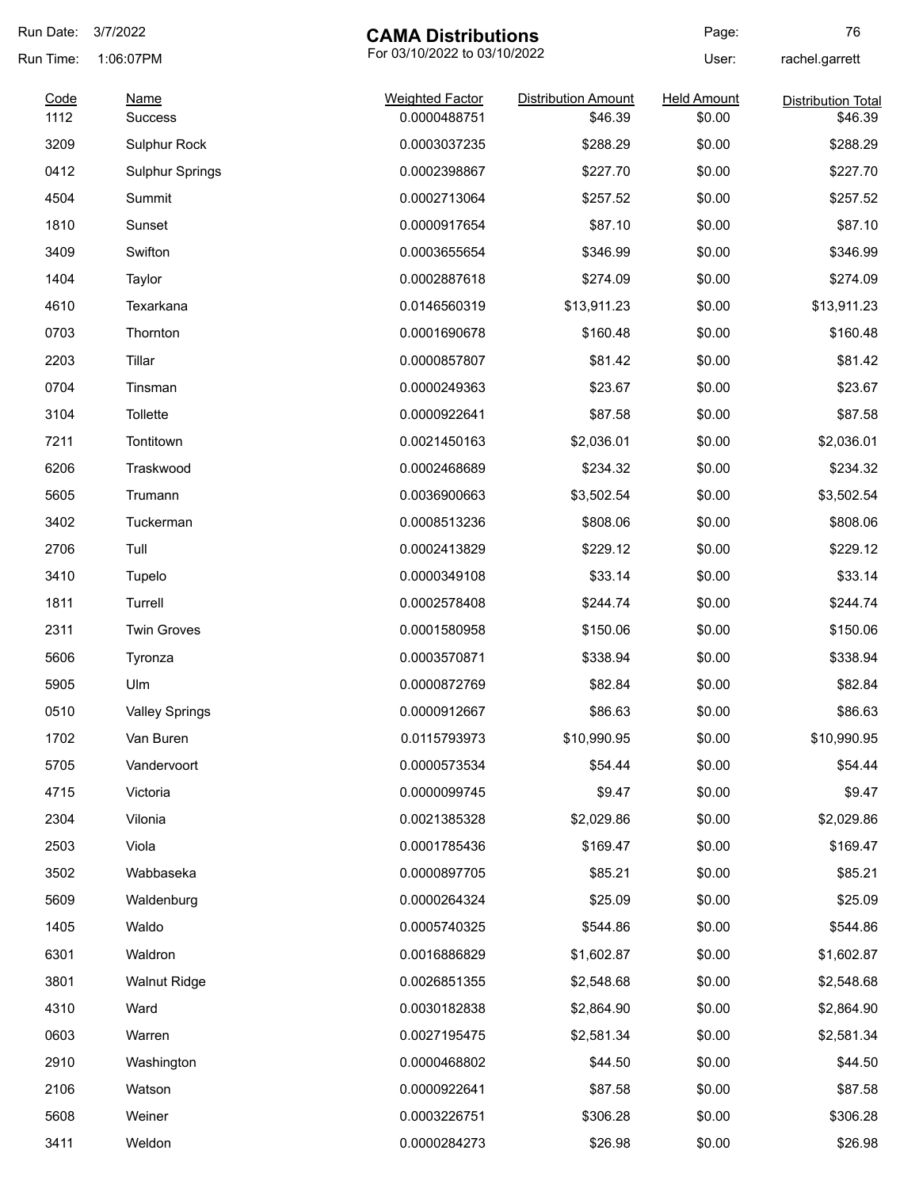# CAMA Distributions

For 03/10/2022 to 03/10/2022

Run Date: 3/7/2022
Run Time: 1:06:07PM
User: rachel.garrett

| Code | Name | Weighted Factor | Distribution Amount | Held Amount | Distribution Total |
|---|---|---|---|---|---|
| 1112 | Success | 0.0000488751 | $46.39 | $0.00 | $46.39 |
| 3209 | Sulphur Rock | 0.0003037235 | $288.29 | $0.00 | $288.29 |
| 0412 | Sulphur Springs | 0.0002398867 | $227.70 | $0.00 | $227.70 |
| 4504 | Summit | 0.0002713064 | $257.52 | $0.00 | $257.52 |
| 1810 | Sunset | 0.0000917654 | $87.10 | $0.00 | $87.10 |
| 3409 | Swifton | 0.0003655654 | $346.99 | $0.00 | $346.99 |
| 1404 | Taylor | 0.0002887618 | $274.09 | $0.00 | $274.09 |
| 4610 | Texarkana | 0.0146560319 | $13,911.23 | $0.00 | $13,911.23 |
| 0703 | Thornton | 0.0001690678 | $160.48 | $0.00 | $160.48 |
| 2203 | Tillar | 0.0000857807 | $81.42 | $0.00 | $81.42 |
| 0704 | Tinsman | 0.0000249363 | $23.67 | $0.00 | $23.67 |
| 3104 | Tollette | 0.0000922641 | $87.58 | $0.00 | $87.58 |
| 7211 | Tontitown | 0.0021450163 | $2,036.01 | $0.00 | $2,036.01 |
| 6206 | Traskwood | 0.0002468689 | $234.32 | $0.00 | $234.32 |
| 5605 | Trumann | 0.0036900663 | $3,502.54 | $0.00 | $3,502.54 |
| 3402 | Tuckerman | 0.0008513236 | $808.06 | $0.00 | $808.06 |
| 2706 | Tull | 0.0002413829 | $229.12 | $0.00 | $229.12 |
| 3410 | Tupelo | 0.0000349108 | $33.14 | $0.00 | $33.14 |
| 1811 | Turrell | 0.0002578408 | $244.74 | $0.00 | $244.74 |
| 2311 | Twin Groves | 0.0001580958 | $150.06 | $0.00 | $150.06 |
| 5606 | Tyronza | 0.0003570871 | $338.94 | $0.00 | $338.94 |
| 5905 | Ulm | 0.0000872769 | $82.84 | $0.00 | $82.84 |
| 0510 | Valley Springs | 0.0000912667 | $86.63 | $0.00 | $86.63 |
| 1702 | Van Buren | 0.0115793973 | $10,990.95 | $0.00 | $10,990.95 |
| 5705 | Vandervoort | 0.0000573534 | $54.44 | $0.00 | $54.44 |
| 4715 | Victoria | 0.0000099745 | $9.47 | $0.00 | $9.47 |
| 2304 | Vilonia | 0.0021385328 | $2,029.86 | $0.00 | $2,029.86 |
| 2503 | Viola | 0.0001785436 | $169.47 | $0.00 | $169.47 |
| 3502 | Wabbaseka | 0.0000897705 | $85.21 | $0.00 | $85.21 |
| 5609 | Waldenburg | 0.0000264324 | $25.09 | $0.00 | $25.09 |
| 1405 | Waldo | 0.0005740325 | $544.86 | $0.00 | $544.86 |
| 6301 | Waldron | 0.0016886829 | $1,602.87 | $0.00 | $1,602.87 |
| 3801 | Walnut Ridge | 0.0026851355 | $2,548.68 | $0.00 | $2,548.68 |
| 4310 | Ward | 0.0030182838 | $2,864.90 | $0.00 | $2,864.90 |
| 0603 | Warren | 0.0027195475 | $2,581.34 | $0.00 | $2,581.34 |
| 2910 | Washington | 0.0000468802 | $44.50 | $0.00 | $44.50 |
| 2106 | Watson | 0.0000922641 | $87.58 | $0.00 | $87.58 |
| 5608 | Weiner | 0.0003226751 | $306.28 | $0.00 | $306.28 |
| 3411 | Weldon | 0.0000284273 | $26.98 | $0.00 | $26.98 |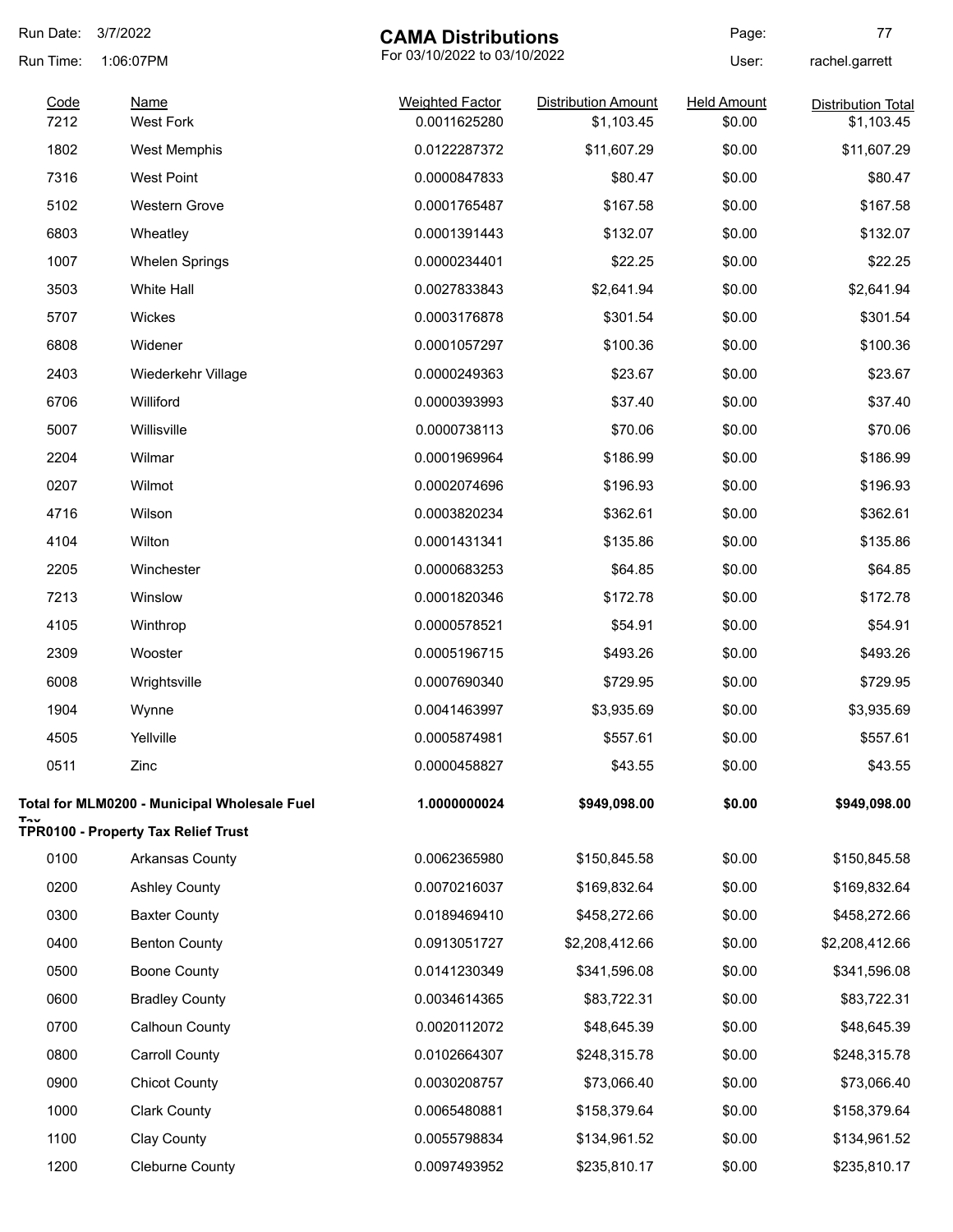# CAMA Distributions

For 03/10/2022 to 03/10/2022

Run Date: 3/7/2022
Run Time: 1:06:07PM
User: rachel.garrett

| Code | Name | Weighted Factor | Distribution Amount | Held Amount | Distribution Total |
|---|---|---|---|---|---|
| 7212 | West Fork | 0.0011625280 | $1,103.45 | $0.00 | $1,103.45 |
| 1802 | West Memphis | 0.0122287372 | $11,607.29 | $0.00 | $11,607.29 |
| 7316 | West Point | 0.0000847833 | $80.47 | $0.00 | $80.47 |
| 5102 | Western Grove | 0.0001765487 | $167.58 | $0.00 | $167.58 |
| 6803 | Wheatley | 0.0001391443 | $132.07 | $0.00 | $132.07 |
| 1007 | Whelen Springs | 0.0000234401 | $22.25 | $0.00 | $22.25 |
| 3503 | White Hall | 0.0027833843 | $2,641.94 | $0.00 | $2,641.94 |
| 5707 | Wickes | 0.0003176878 | $301.54 | $0.00 | $301.54 |
| 6808 | Widener | 0.0001057297 | $100.36 | $0.00 | $100.36 |
| 2403 | Wiederkehr Village | 0.0000249363 | $23.67 | $0.00 | $23.67 |
| 6706 | Williford | 0.0000393993 | $37.40 | $0.00 | $37.40 |
| 5007 | Willisville | 0.0000738113 | $70.06 | $0.00 | $70.06 |
| 2204 | Wilmar | 0.0001969964 | $186.99 | $0.00 | $186.99 |
| 0207 | Wilmot | 0.0002074696 | $196.93 | $0.00 | $196.93 |
| 4716 | Wilson | 0.0003820234 | $362.61 | $0.00 | $362.61 |
| 4104 | Wilton | 0.0001431341 | $135.86 | $0.00 | $135.86 |
| 2205 | Winchester | 0.0000683253 | $64.85 | $0.00 | $64.85 |
| 7213 | Winslow | 0.0001820346 | $172.78 | $0.00 | $172.78 |
| 4105 | Winthrop | 0.0000578521 | $54.91 | $0.00 | $54.91 |
| 2309 | Wooster | 0.0005196715 | $493.26 | $0.00 | $493.26 |
| 6008 | Wrightsville | 0.0007690340 | $729.95 | $0.00 | $729.95 |
| 1904 | Wynne | 0.0041463997 | $3,935.69 | $0.00 | $3,935.69 |
| 4505 | Yellville | 0.0005874981 | $557.61 | $0.00 | $557.61 |
| 0511 | Zinc | 0.0000458827 | $43.55 | $0.00 | $43.55 |
| **Total for MLM0200 - Municipal Wholesale Fuel Tax** | | **1.0000000024** | **$949,098.00** | **$0.00** | **$949,098.00** |
| **TPR0100 - Property Tax Relief Trust** | | | | | |
| 0100 | Arkansas County | 0.0062365980 | $150,845.58 | $0.00 | $150,845.58 |
| 0200 | Ashley County | 0.0070216037 | $169,832.64 | $0.00 | $169,832.64 |
| 0300 | Baxter County | 0.0189469410 | $458,272.66 | $0.00 | $458,272.66 |
| 0400 | Benton County | 0.0913051727 | $2,208,412.66 | $0.00 | $2,208,412.66 |
| 0500 | Boone County | 0.0141230349 | $341,596.08 | $0.00 | $341,596.08 |
| 0600 | Bradley County | 0.0034614365 | $83,722.31 | $0.00 | $83,722.31 |
| 0700 | Calhoun County | 0.0020112072 | $48,645.39 | $0.00 | $48,645.39 |
| 0800 | Carroll County | 0.0102664307 | $248,315.78 | $0.00 | $248,315.78 |
| 0900 | Chicot County | 0.0030208757 | $73,066.40 | $0.00 | $73,066.40 |
| 1000 | Clark County | 0.0065480881 | $158,379.64 | $0.00 | $158,379.64 |
| 1100 | Clay County | 0.0055798834 | $134,961.52 | $0.00 | $134,961.52 |
| 1200 | Cleburne County | 0.0097493952 | $235,810.17 | $0.00 | $235,810.17 |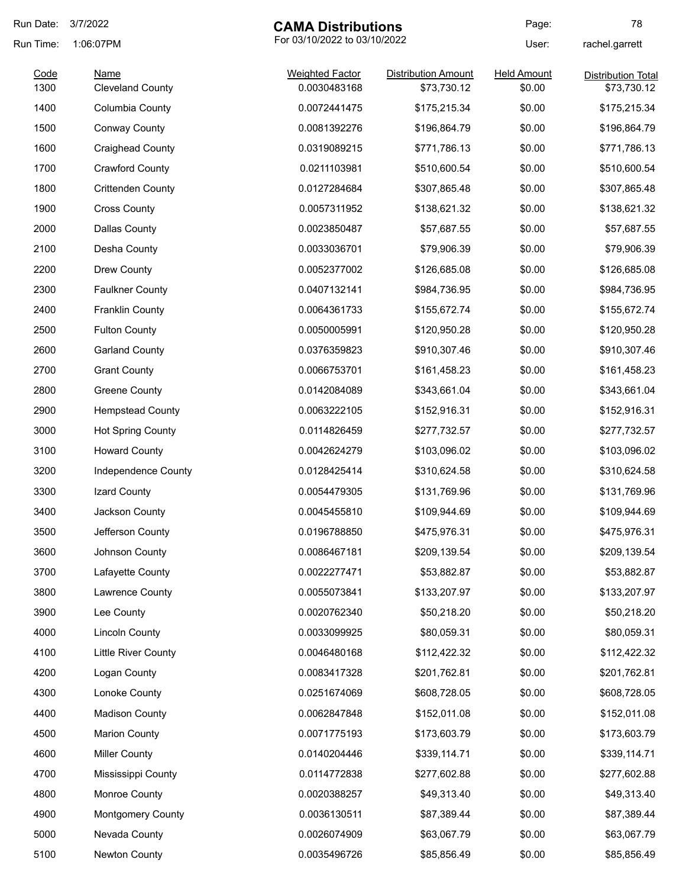# CAMA Distributions

For 03/10/2022 to 03/10/2022

Run Date: 3/7/2022
Run Time: 1:06:07PM
User: rachel.garrett

| Code | Name | Weighted Factor | Distribution Amount | Held Amount | Distribution Total |
|---|---|---|---|---|---|
| 1300 | Cleveland County | 0.0030483168 | $73,730.12 | $0.00 | $73,730.12 |
| 1400 | Columbia County | 0.0072441475 | $175,215.34 | $0.00 | $175,215.34 |
| 1500 | Conway County | 0.0081392276 | $196,864.79 | $0.00 | $196,864.79 |
| 1600 | Craighead County | 0.0319089215 | $771,786.13 | $0.00 | $771,786.13 |
| 1700 | Crawford County | 0.0211103981 | $510,600.54 | $0.00 | $510,600.54 |
| 1800 | Crittenden County | 0.0127284684 | $307,865.48 | $0.00 | $307,865.48 |
| 1900 | Cross County | 0.0057311952 | $138,621.32 | $0.00 | $138,621.32 |
| 2000 | Dallas County | 0.0023850487 | $57,687.55 | $0.00 | $57,687.55 |
| 2100 | Desha County | 0.0033036701 | $79,906.39 | $0.00 | $79,906.39 |
| 2200 | Drew County | 0.0052377002 | $126,685.08 | $0.00 | $126,685.08 |
| 2300 | Faulkner County | 0.0407132141 | $984,736.95 | $0.00 | $984,736.95 |
| 2400 | Franklin County | 0.0064361733 | $155,672.74 | $0.00 | $155,672.74 |
| 2500 | Fulton County | 0.0050005991 | $120,950.28 | $0.00 | $120,950.28 |
| 2600 | Garland County | 0.0376359823 | $910,307.46 | $0.00 | $910,307.46 |
| 2700 | Grant County | 0.0066753701 | $161,458.23 | $0.00 | $161,458.23 |
| 2800 | Greene County | 0.0142084089 | $343,661.04 | $0.00 | $343,661.04 |
| 2900 | Hempstead County | 0.0063222105 | $152,916.31 | $0.00 | $152,916.31 |
| 3000 | Hot Spring County | 0.0114826459 | $277,732.57 | $0.00 | $277,732.57 |
| 3100 | Howard County | 0.0042624279 | $103,096.02 | $0.00 | $103,096.02 |
| 3200 | Independence County | 0.0128425414 | $310,624.58 | $0.00 | $310,624.58 |
| 3300 | Izard County | 0.0054479305 | $131,769.96 | $0.00 | $131,769.96 |
| 3400 | Jackson County | 0.0045455810 | $109,944.69 | $0.00 | $109,944.69 |
| 3500 | Jefferson County | 0.0196788850 | $475,976.31 | $0.00 | $475,976.31 |
| 3600 | Johnson County | 0.0086467181 | $209,139.54 | $0.00 | $209,139.54 |
| 3700 | Lafayette County | 0.0022277471 | $53,882.87 | $0.00 | $53,882.87 |
| 3800 | Lawrence County | 0.0055073841 | $133,207.97 | $0.00 | $133,207.97 |
| 3900 | Lee County | 0.0020762340 | $50,218.20 | $0.00 | $50,218.20 |
| 4000 | Lincoln County | 0.0033099925 | $80,059.31 | $0.00 | $80,059.31 |
| 4100 | Little River County | 0.0046480168 | $112,422.32 | $0.00 | $112,422.32 |
| 4200 | Logan County | 0.0083417328 | $201,762.81 | $0.00 | $201,762.81 |
| 4300 | Lonoke County | 0.0251674069 | $608,728.05 | $0.00 | $608,728.05 |
| 4400 | Madison County | 0.0062847848 | $152,011.08 | $0.00 | $152,011.08 |
| 4500 | Marion County | 0.0071775193 | $173,603.79 | $0.00 | $173,603.79 |
| 4600 | Miller County | 0.0140204446 | $339,114.71 | $0.00 | $339,114.71 |
| 4700 | Mississippi County | 0.0114772838 | $277,602.88 | $0.00 | $277,602.88 |
| 4800 | Monroe County | 0.0020388257 | $49,313.40 | $0.00 | $49,313.40 |
| 4900 | Montgomery County | 0.0036130511 | $87,389.44 | $0.00 | $87,389.44 |
| 5000 | Nevada County | 0.0026074909 | $63,067.79 | $0.00 | $63,067.79 |
| 5100 | Newton County | 0.0035496726 | $85,856.49 | $0.00 | $85,856.49 |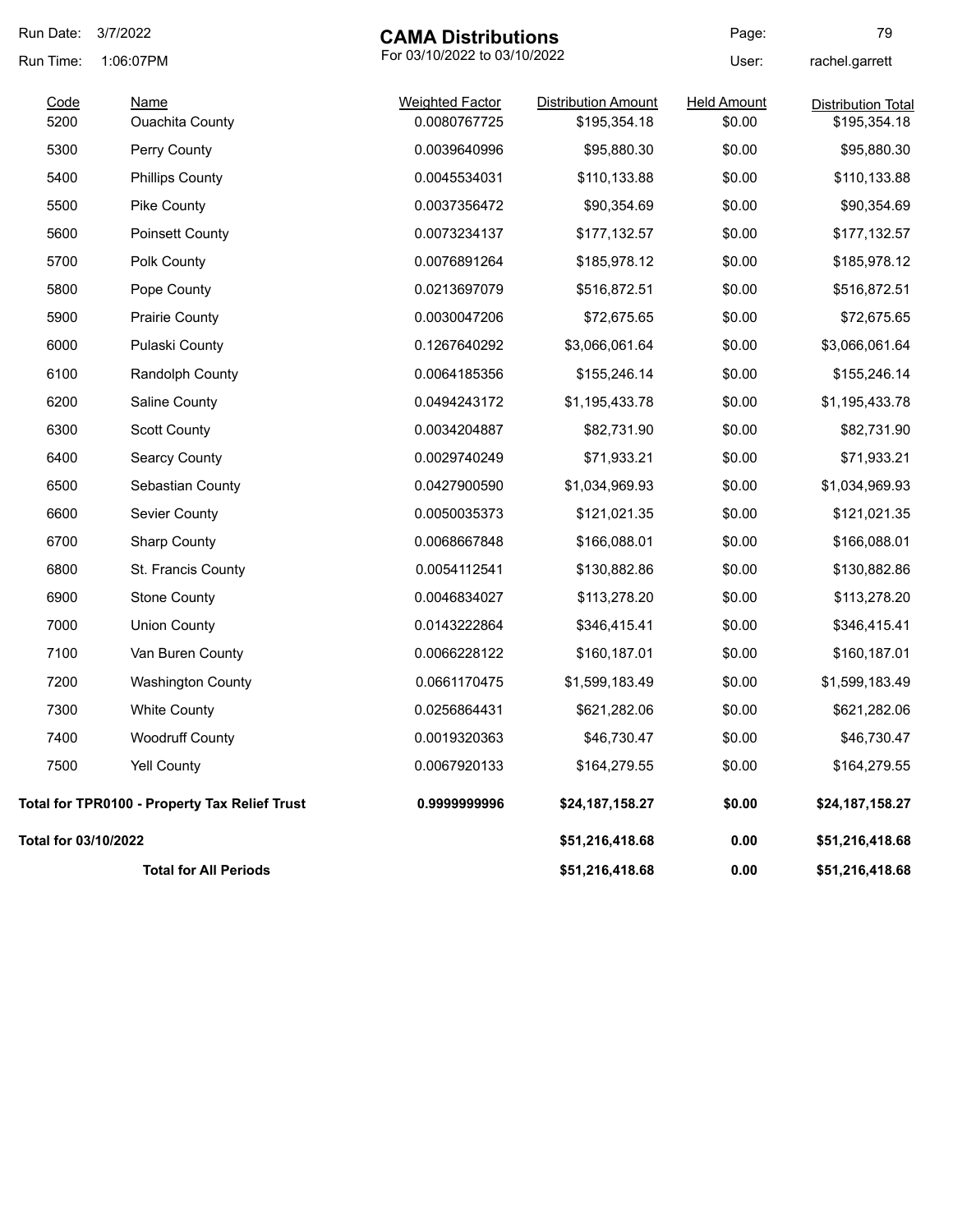# CAMA Distributions

For 03/10/2022 to 03/10/2022

Run Date: 3/7/2022
Run Time: 1:06:07PM
User: rachel.garrett

| Code | Name | Weighted Factor | Distribution Amount | Held Amount | Distribution Total |
|---|---|---|---|---|---|
| 5200 | Ouachita County | 0.0080767725 | $195,354.18 | $0.00 | $195,354.18 |
| 5300 | Perry County | 0.0039640996 | $95,880.30 | $0.00 | $95,880.30 |
| 5400 | Phillips County | 0.0045534031 | $110,133.88 | $0.00 | $110,133.88 |
| 5500 | Pike County | 0.0037356472 | $90,354.69 | $0.00 | $90,354.69 |
| 5600 | Poinsett County | 0.0073234137 | $177,132.57 | $0.00 | $177,132.57 |
| 5700 | Polk County | 0.0076891264 | $185,978.12 | $0.00 | $185,978.12 |
| 5800 | Pope County | 0.0213697079 | $516,872.51 | $0.00 | $516,872.51 |
| 5900 | Prairie County | 0.0030047206 | $72,675.65 | $0.00 | $72,675.65 |
| 6000 | Pulaski County | 0.1267640292 | $3,066,061.64 | $0.00 | $3,066,061.64 |
| 6100 | Randolph County | 0.0064185356 | $155,246.14 | $0.00 | $155,246.14 |
| 6200 | Saline County | 0.0494243172 | $1,195,433.78 | $0.00 | $1,195,433.78 |
| 6300 | Scott County | 0.0034204887 | $82,731.90 | $0.00 | $82,731.90 |
| 6400 | Searcy County | 0.0029740249 | $71,933.21 | $0.00 | $71,933.21 |
| 6500 | Sebastian County | 0.0427900590 | $1,034,969.93 | $0.00 | $1,034,969.93 |
| 6600 | Sevier County | 0.0050035373 | $121,021.35 | $0.00 | $121,021.35 |
| 6700 | Sharp County | 0.0068667848 | $166,088.01 | $0.00 | $166,088.01 |
| 6800 | St. Francis County | 0.0054112541 | $130,882.86 | $0.00 | $130,882.86 |
| 6900 | Stone County | 0.0046834027 | $113,278.20 | $0.00 | $113,278.20 |
| 7000 | Union County | 0.0143222864 | $346,415.41 | $0.00 | $346,415.41 |
| 7100 | Van Buren County | 0.0066228122 | $160,187.01 | $0.00 | $160,187.01 |
| 7200 | Washington County | 0.0661170475 | $1,599,183.49 | $0.00 | $1,599,183.49 |
| 7300 | White County | 0.0256864431 | $621,282.06 | $0.00 | $621,282.06 |
| 7400 | Woodruff County | 0.0019320363 | $46,730.47 | $0.00 | $46,730.47 |
| 7500 | Yell County | 0.0067920133 | $164,279.55 | $0.00 | $164,279.55 |
| **Total for TPR0100 - Property Tax Relief Trust** | | **0.9999999996** | **$24,187,158.27** | **$0.00** | **$24,187,158.27** |
| **Total for 03/10/2022** | | | **$51,216,418.68** | **0.00** | **$51,216,418.68** |
| | **Total for All Periods** | | **$51,216,418.68** | **0.00** | **$51,216,418.68** |